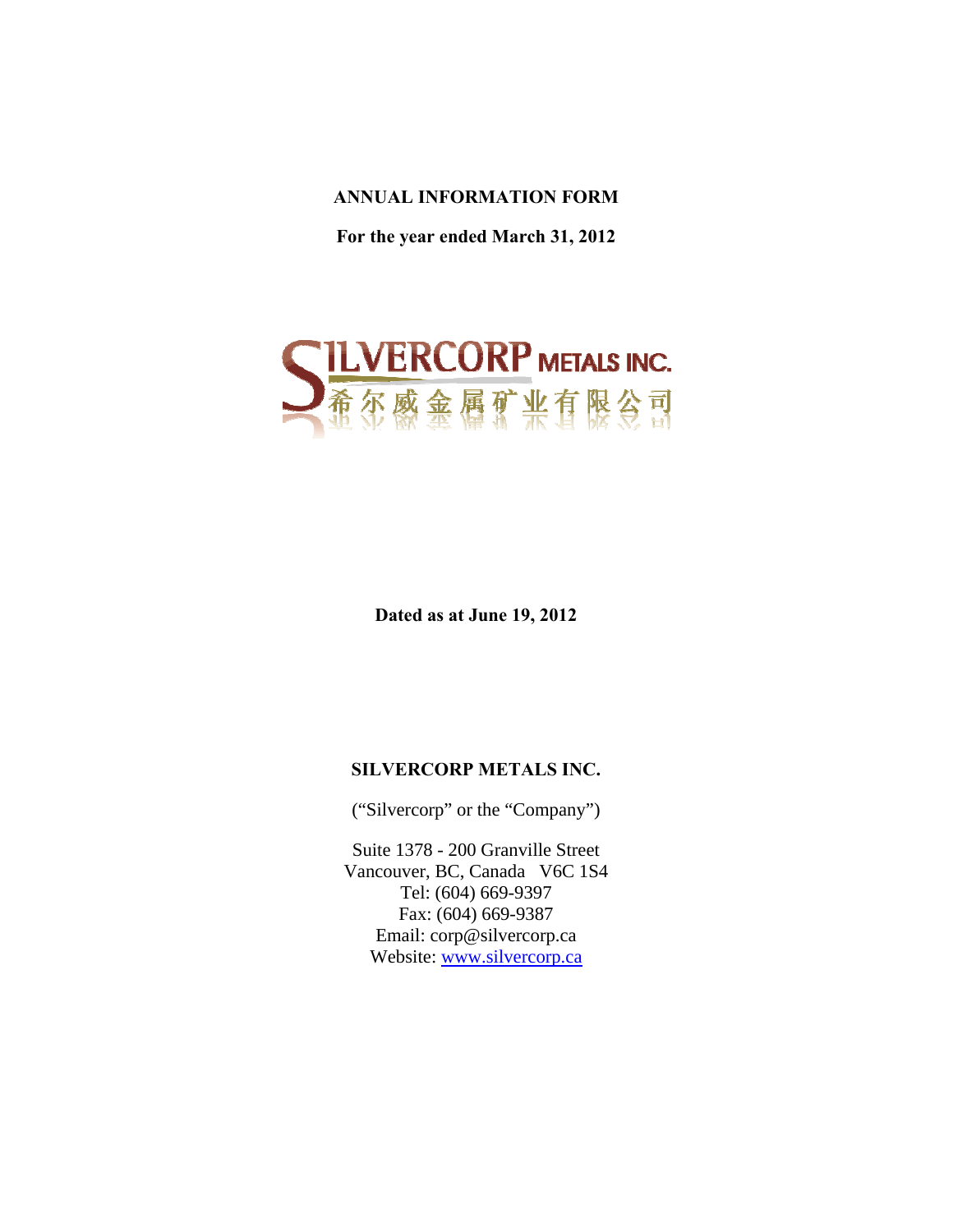**ANNUAL INFORMATION FORM**

**For the year ended March 31, 2012**

SILVERCORP METALS INC.

希尔威金属矿业有限公司

**Dated as at June 19, 2012**

**SILVERCORP METALS INC.**

("Silvercorp" or the "Company")

Suite 1378 - 200 Granville Street
Vancouver, BC, Canada V6C 1S4
Tel: (604) 669-9397
Fax: (604) 669-9387
Email: corp@silvercorp.ca
Website: www.silvercorp.ca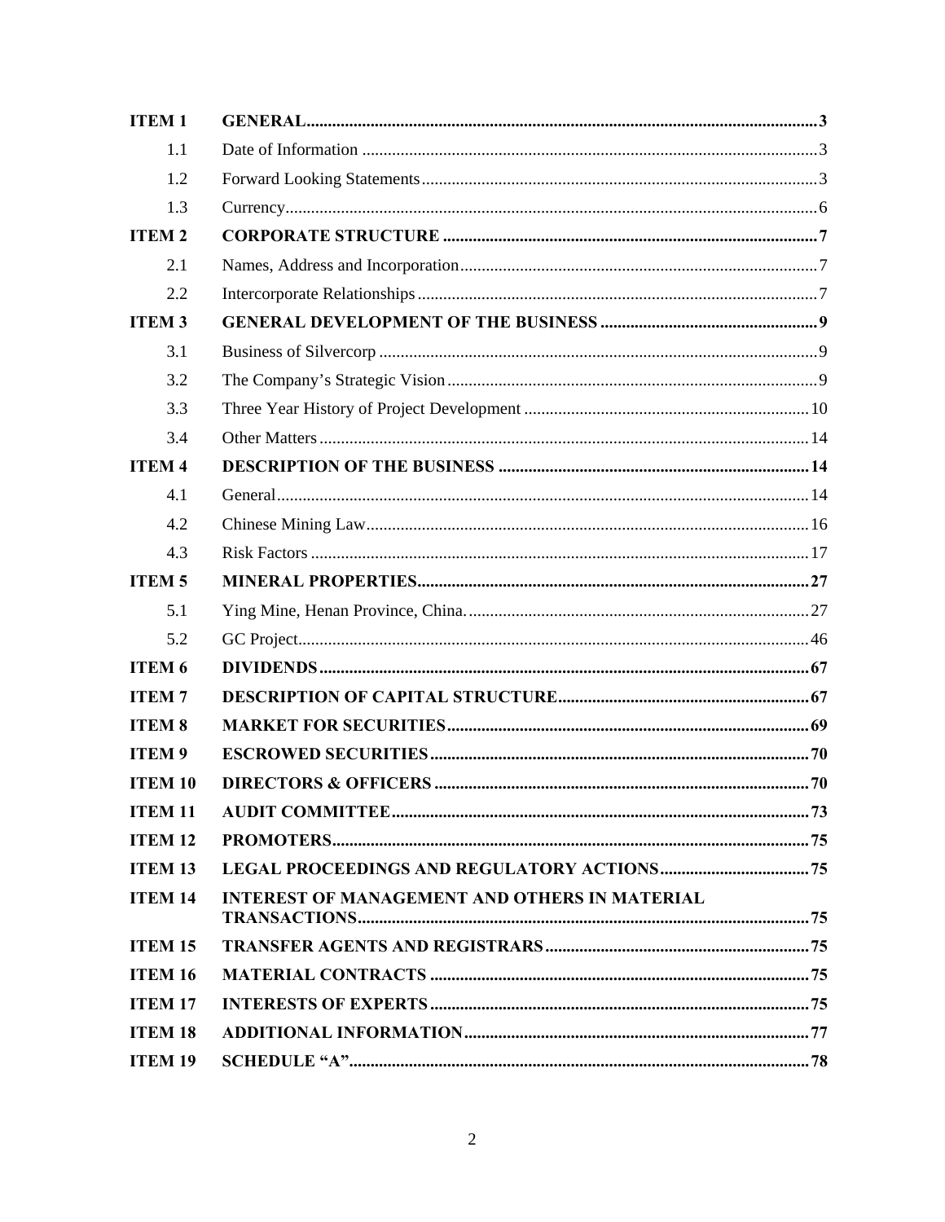| | | |
|---|---|---|
| **ITEM 1** | **GENERAL** | **3** |
| 1.1 | Date of Information | 3 |
| 1.2 | Forward Looking Statements | 3 |
| 1.3 | Currency | 6 |
| **ITEM 2** | **CORPORATE STRUCTURE** | **7** |
| 2.1 | Names, Address and Incorporation | 7 |
| 2.2 | Intercorporate Relationships | 7 |
| **ITEM 3** | **GENERAL DEVELOPMENT OF THE BUSINESS** | **9** |
| 3.1 | Business of Silvercorp | 9 |
| 3.2 | The Company's Strategic Vision | 9 |
| 3.3 | Three Year History of Project Development | 10 |
| 3.4 | Other Matters | 14 |
| **ITEM 4** | **DESCRIPTION OF THE BUSINESS** | **14** |
| 4.1 | General | 14 |
| 4.2 | Chinese Mining Law | 16 |
| 4.3 | Risk Factors | 17 |
| **ITEM 5** | **MINERAL PROPERTIES** | **27** |
| 5.1 | Ying Mine, Henan Province, China. | 27 |
| 5.2 | GC Project | 46 |
| **ITEM 6** | **DIVIDENDS** | **67** |
| **ITEM 7** | **DESCRIPTION OF CAPITAL STRUCTURE** | **67** |
| **ITEM 8** | **MARKET FOR SECURITIES** | **69** |
| **ITEM 9** | **ESCROWED SECURITIES** | **70** |
| **ITEM 10** | **DIRECTORS & OFFICERS** | **70** |
| **ITEM 11** | **AUDIT COMMITTEE** | **73** |
| **ITEM 12** | **PROMOTERS** | **75** |
| **ITEM 13** | **LEGAL PROCEEDINGS AND REGULATORY ACTIONS** | **75** |
| **ITEM 14** | **INTEREST OF MANAGEMENT AND OTHERS IN MATERIAL TRANSACTIONS** | **75** |
| **ITEM 15** | **TRANSFER AGENTS AND REGISTRARS** | **75** |
| **ITEM 16** | **MATERIAL CONTRACTS** | **75** |
| **ITEM 17** | **INTERESTS OF EXPERTS** | **75** |
| **ITEM 18** | **ADDITIONAL INFORMATION** | **77** |
| **ITEM 19** | **SCHEDULE "A"** | **78** |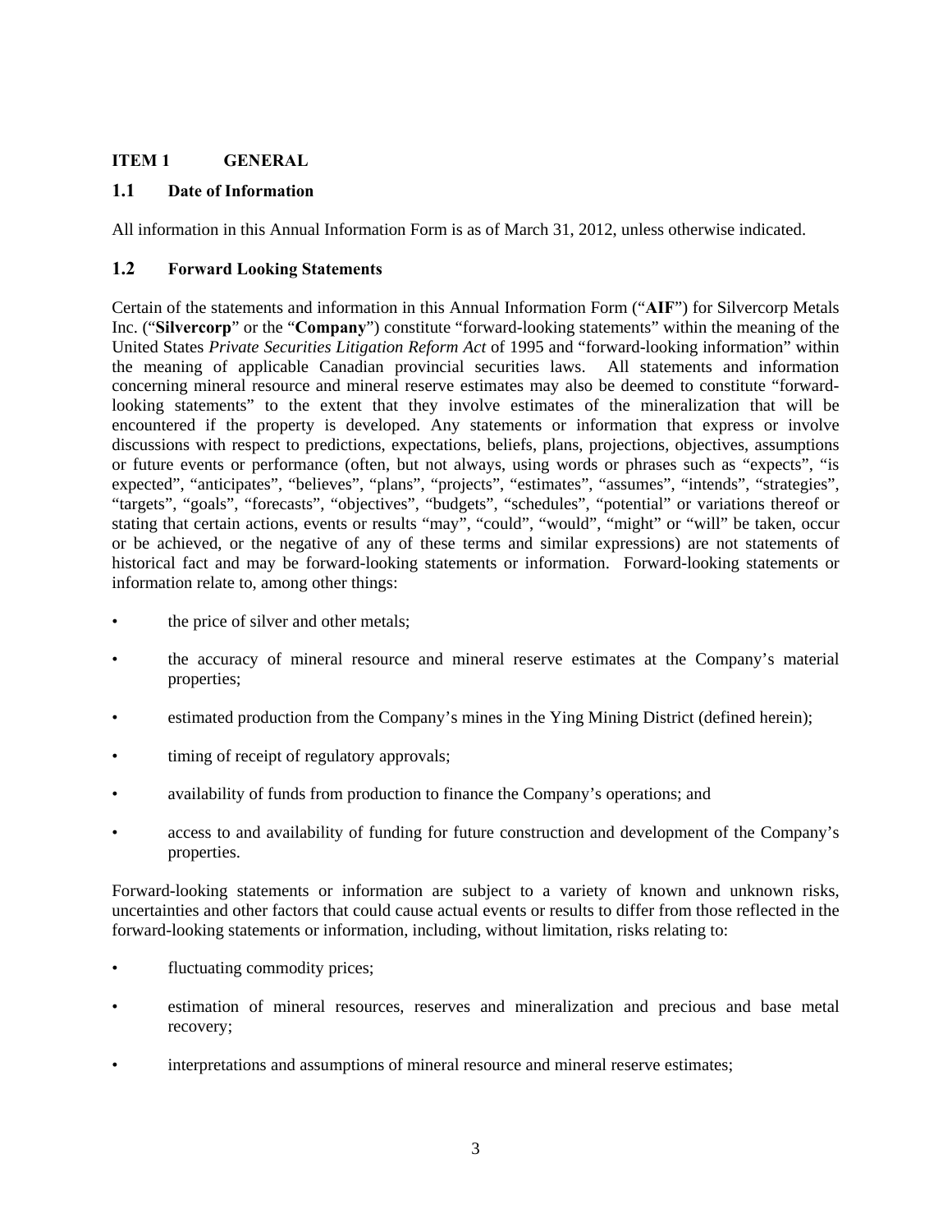## ITEM 1 GENERAL

### 1.1 Date of Information

All information in this Annual Information Form is as of March 31, 2012, unless otherwise indicated.

### 1.2 Forward Looking Statements

Certain of the statements and information in this Annual Information Form ("**AIF**") for Silvercorp Metals Inc. ("**Silvercorp**" or the "**Company**") constitute "forward-looking statements" within the meaning of the United States *Private Securities Litigation Reform Act* of 1995 and "forward-looking information" within the meaning of applicable Canadian provincial securities laws. All statements and information concerning mineral resource and mineral reserve estimates may also be deemed to constitute "forward-looking statements" to the extent that they involve estimates of the mineralization that will be encountered if the property is developed. Any statements or information that express or involve discussions with respect to predictions, expectations, beliefs, plans, projections, objectives, assumptions or future events or performance (often, but not always, using words or phrases such as "expects", "is expected", "anticipates", "believes", "plans", "projects", "estimates", "assumes", "intends", "strategies", "targets", "goals", "forecasts", "objectives", "budgets", "schedules", "potential" or variations thereof or stating that certain actions, events or results "may", "could", "would", "might" or "will" be taken, occur or be achieved, or the negative of any of these terms and similar expressions) are not statements of historical fact and may be forward-looking statements or information. Forward-looking statements or information relate to, among other things:

- the price of silver and other metals;
- the accuracy of mineral resource and mineral reserve estimates at the Company's material properties;
- estimated production from the Company's mines in the Ying Mining District (defined herein);
- timing of receipt of regulatory approvals;
- availability of funds from production to finance the Company's operations; and
- access to and availability of funding for future construction and development of the Company's properties.

Forward-looking statements or information are subject to a variety of known and unknown risks, uncertainties and other factors that could cause actual events or results to differ from those reflected in the forward-looking statements or information, including, without limitation, risks relating to:

- fluctuating commodity prices;
- estimation of mineral resources, reserves and mineralization and precious and base metal recovery;
- interpretations and assumptions of mineral resource and mineral reserve estimates;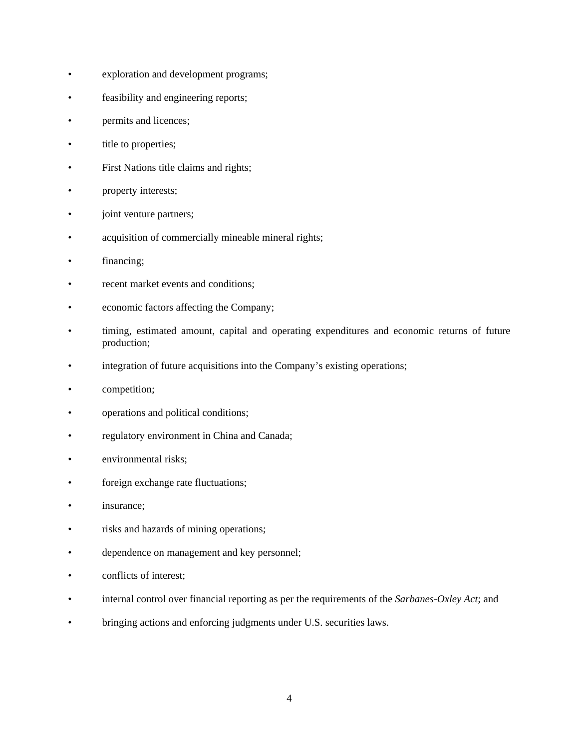- exploration and development programs;
- feasibility and engineering reports;
- permits and licences;
- title to properties;
- First Nations title claims and rights;
- property interests;
- joint venture partners;
- acquisition of commercially mineable mineral rights;
- financing;
- recent market events and conditions;
- economic factors affecting the Company;
- timing, estimated amount, capital and operating expenditures and economic returns of future production;
- integration of future acquisitions into the Company's existing operations;
- competition;
- operations and political conditions;
- regulatory environment in China and Canada;
- environmental risks;
- foreign exchange rate fluctuations;
- insurance;
- risks and hazards of mining operations;
- dependence on management and key personnel;
- conflicts of interest;
- internal control over financial reporting as per the requirements of the *Sarbanes-Oxley Act*; and
- bringing actions and enforcing judgments under U.S. securities laws.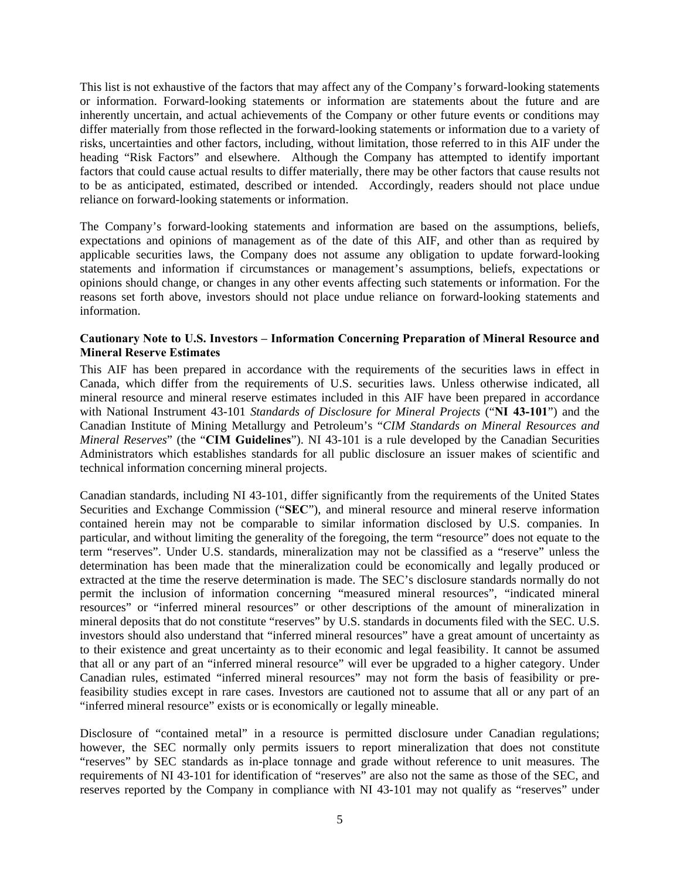This list is not exhaustive of the factors that may affect any of the Company's forward-looking statements or information. Forward-looking statements or information are statements about the future and are inherently uncertain, and actual achievements of the Company or other future events or conditions may differ materially from those reflected in the forward-looking statements or information due to a variety of risks, uncertainties and other factors, including, without limitation, those referred to in this AIF under the heading "Risk Factors" and elsewhere. Although the Company has attempted to identify important factors that could cause actual results to differ materially, there may be other factors that cause results not to be as anticipated, estimated, described or intended. Accordingly, readers should not place undue reliance on forward-looking statements or information.

The Company's forward-looking statements and information are based on the assumptions, beliefs, expectations and opinions of management as of the date of this AIF, and other than as required by applicable securities laws, the Company does not assume any obligation to update forward-looking statements and information if circumstances or management's assumptions, beliefs, expectations or opinions should change, or changes in any other events affecting such statements or information. For the reasons set forth above, investors should not place undue reliance on forward-looking statements and information.

**Cautionary Note to U.S. Investors – Information Concerning Preparation of Mineral Resource and Mineral Reserve Estimates**

This AIF has been prepared in accordance with the requirements of the securities laws in effect in Canada, which differ from the requirements of U.S. securities laws. Unless otherwise indicated, all mineral resource and mineral reserve estimates included in this AIF have been prepared in accordance with National Instrument 43-101 *Standards of Disclosure for Mineral Projects* ("**NI 43-101**") and the Canadian Institute of Mining Metallurgy and Petroleum's "*CIM Standards on Mineral Resources and Mineral Reserves*" (the "**CIM Guidelines**"). NI 43-101 is a rule developed by the Canadian Securities Administrators which establishes standards for all public disclosure an issuer makes of scientific and technical information concerning mineral projects.

Canadian standards, including NI 43-101, differ significantly from the requirements of the United States Securities and Exchange Commission ("**SEC**"), and mineral resource and mineral reserve information contained herein may not be comparable to similar information disclosed by U.S. companies. In particular, and without limiting the generality of the foregoing, the term "resource" does not equate to the term "reserves". Under U.S. standards, mineralization may not be classified as a "reserve" unless the determination has been made that the mineralization could be economically and legally produced or extracted at the time the reserve determination is made. The SEC's disclosure standards normally do not permit the inclusion of information concerning "measured mineral resources", "indicated mineral resources" or "inferred mineral resources" or other descriptions of the amount of mineralization in mineral deposits that do not constitute "reserves" by U.S. standards in documents filed with the SEC. U.S. investors should also understand that "inferred mineral resources" have a great amount of uncertainty as to their existence and great uncertainty as to their economic and legal feasibility. It cannot be assumed that all or any part of an "inferred mineral resource" will ever be upgraded to a higher category. Under Canadian rules, estimated "inferred mineral resources" may not form the basis of feasibility or pre-feasibility studies except in rare cases. Investors are cautioned not to assume that all or any part of an "inferred mineral resource" exists or is economically or legally mineable.

Disclosure of "contained metal" in a resource is permitted disclosure under Canadian regulations; however, the SEC normally only permits issuers to report mineralization that does not constitute "reserves" by SEC standards as in-place tonnage and grade without reference to unit measures. The requirements of NI 43-101 for identification of "reserves" are also not the same as those of the SEC, and reserves reported by the Company in compliance with NI 43-101 may not qualify as "reserves" under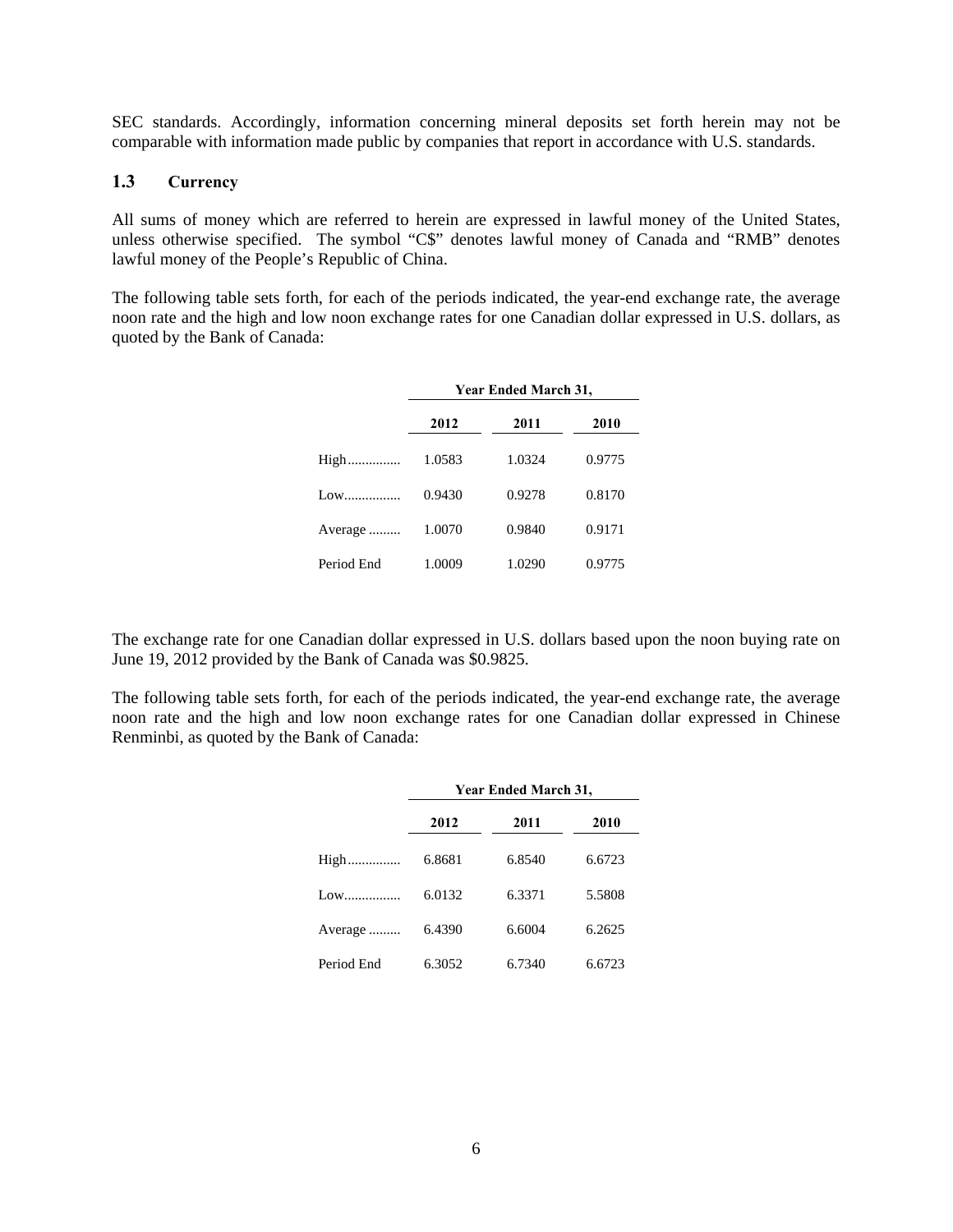SEC standards. Accordingly, information concerning mineral deposits set forth herein may not be comparable with information made public by companies that report in accordance with U.S. standards.

### 1.3 Currency

All sums of money which are referred to herein are expressed in lawful money of the United States, unless otherwise specified. The symbol "C$" denotes lawful money of Canada and "RMB" denotes lawful money of the People's Republic of China.

The following table sets forth, for each of the periods indicated, the year-end exchange rate, the average noon rate and the high and low noon exchange rates for one Canadian dollar expressed in U.S. dollars, as quoted by the Bank of Canada:

| | Year Ended March 31, | | |
|---|---|---|---|
| | 2012 | 2011 | 2010 |
| High............... | 1.0583 | 1.0324 | 0.9775 |
| Low................ | 0.9430 | 0.9278 | 0.8170 |
| Average ......... | 1.0070 | 0.9840 | 0.9171 |
| Period End | 1.0009 | 1.0290 | 0.9775 |

The exchange rate for one Canadian dollar expressed in U.S. dollars based upon the noon buying rate on June 19, 2012 provided by the Bank of Canada was $0.9825.

The following table sets forth, for each of the periods indicated, the year-end exchange rate, the average noon rate and the high and low noon exchange rates for one Canadian dollar expressed in Chinese Renminbi, as quoted by the Bank of Canada:

| | Year Ended March 31, | | |
|---|---|---|---|
| | 2012 | 2011 | 2010 |
| High............... | 6.8681 | 6.8540 | 6.6723 |
| Low................ | 6.0132 | 6.3371 | 5.5808 |
| Average ......... | 6.4390 | 6.6004 | 6.2625 |
| Period End | 6.3052 | 6.7340 | 6.6723 |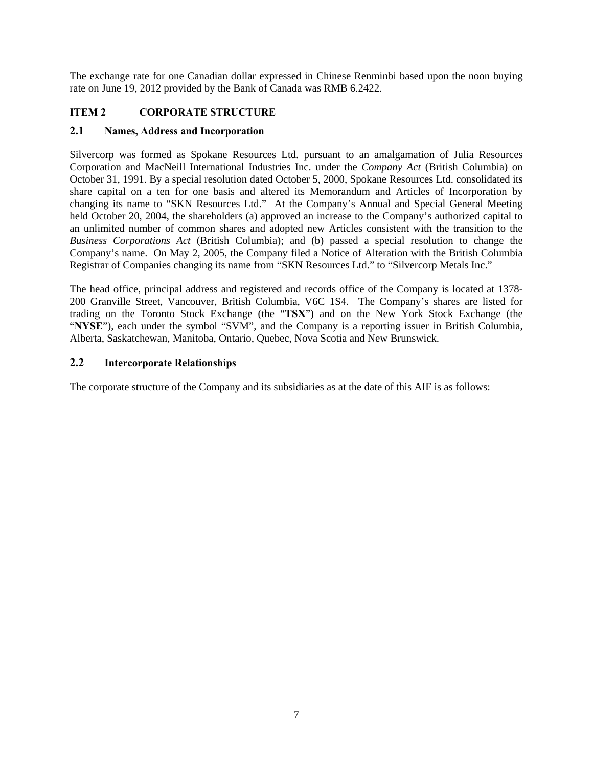The exchange rate for one Canadian dollar expressed in Chinese Renminbi based upon the noon buying rate on June 19, 2012 provided by the Bank of Canada was RMB 6.2422.

## ITEM 2 CORPORATE STRUCTURE

### 2.1 Names, Address and Incorporation

Silvercorp was formed as Spokane Resources Ltd. pursuant to an amalgamation of Julia Resources Corporation and MacNeill International Industries Inc. under the *Company Act* (British Columbia) on October 31, 1991. By a special resolution dated October 5, 2000, Spokane Resources Ltd. consolidated its share capital on a ten for one basis and altered its Memorandum and Articles of Incorporation by changing its name to "SKN Resources Ltd." At the Company's Annual and Special General Meeting held October 20, 2004, the shareholders (a) approved an increase to the Company's authorized capital to an unlimited number of common shares and adopted new Articles consistent with the transition to the *Business Corporations Act* (British Columbia); and (b) passed a special resolution to change the Company's name. On May 2, 2005, the Company filed a Notice of Alteration with the British Columbia Registrar of Companies changing its name from "SKN Resources Ltd." to "Silvercorp Metals Inc."

The head office, principal address and registered and records office of the Company is located at 1378-200 Granville Street, Vancouver, British Columbia, V6C 1S4. The Company's shares are listed for trading on the Toronto Stock Exchange (the "**TSX**") and on the New York Stock Exchange (the "**NYSE**"), each under the symbol "SVM", and the Company is a reporting issuer in British Columbia, Alberta, Saskatchewan, Manitoba, Ontario, Quebec, Nova Scotia and New Brunswick.

### 2.2 Intercorporate Relationships

The corporate structure of the Company and its subsidiaries as at the date of this AIF is as follows: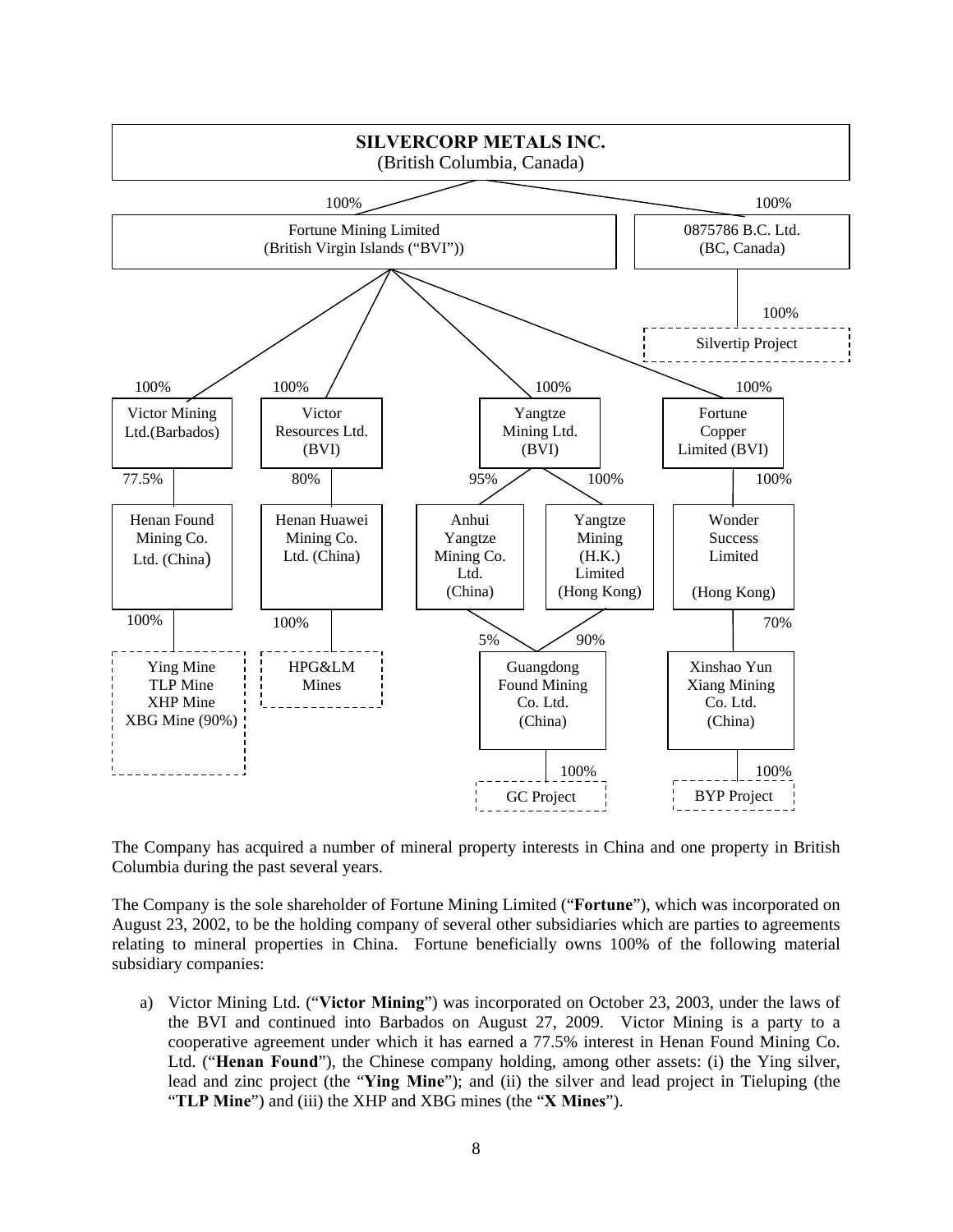**SILVERCORP METALS INC.**
(British Columbia, Canada)

- 100% — Fortune Mining Limited (British Virgin Islands ("BVI"))
  - 100% — Victor Mining Ltd.(Barbados)
    - 77.5% — Henan Found Mining Co. Ltd. (China)
      - 100% — Ying Mine, TLP Mine, XHP Mine, XBG Mine (90%)
  - 100% — Victor Resources Ltd. (BVI)
    - 80% — Henan Huawei Mining Co. Ltd. (China)
      - 100% — HPG&LM Mines
  - 100% — Yangtze Mining Ltd. (BVI)
    - 95% — Anhui Yangtze Mining Co. Ltd. (China)
      - 5% — Guangdong Found Mining Co. Ltd. (China)
    - 100% — Yangtze Mining (H.K.) Limited (Hong Kong)
      - 90% — Guangdong Found Mining Co. Ltd. (China)
        - 100% — GC Project
  - 100% — Fortune Copper Limited (BVI)
    - 100% — Wonder Success Limited (Hong Kong)
      - 70% — Xinshao Yun Xiang Mining Co. Ltd. (China)
        - 100% — BYP Project
- 100% — 0875786 B.C. Ltd. (BC, Canada)
  - 100% — Silvertip Project

The Company has acquired a number of mineral property interests in China and one property in British Columbia during the past several years.

The Company is the sole shareholder of Fortune Mining Limited ("**Fortune**"), which was incorporated on August 23, 2002, to be the holding company of several other subsidiaries which are parties to agreements relating to mineral properties in China. Fortune beneficially owns 100% of the following material subsidiary companies:

a) Victor Mining Ltd. ("**Victor Mining**") was incorporated on October 23, 2003, under the laws of the BVI and continued into Barbados on August 27, 2009. Victor Mining is a party to a cooperative agreement under which it has earned a 77.5% interest in Henan Found Mining Co. Ltd. ("**Henan Found**"), the Chinese company holding, among other assets: (i) the Ying silver, lead and zinc project (the "**Ying Mine**"); and (ii) the silver and lead project in Tieluping (the "**TLP Mine**") and (iii) the XHP and XBG mines (the "**X Mines**").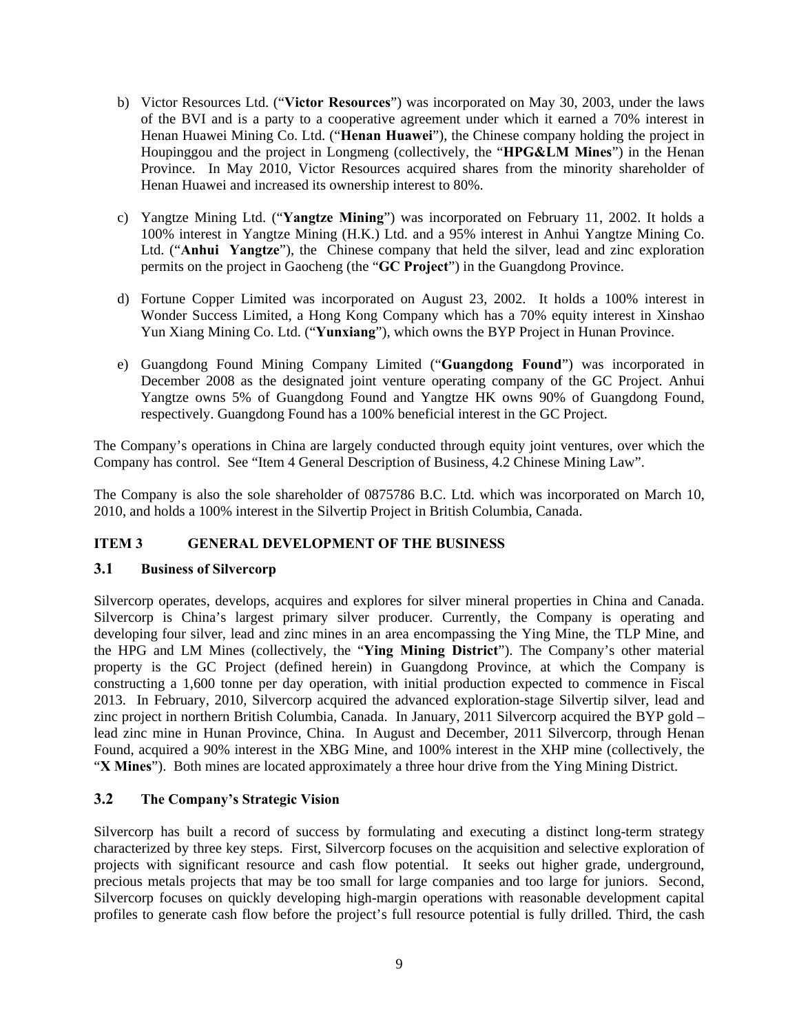b) Victor Resources Ltd. ("**Victor Resources**") was incorporated on May 30, 2003, under the laws of the BVI and is a party to a cooperative agreement under which it earned a 70% interest in Henan Huawei Mining Co. Ltd. ("**Henan Huawei**"), the Chinese company holding the project in Houpinggou and the project in Longmeng (collectively, the "**HPG&LM Mines**") in the Henan Province. In May 2010, Victor Resources acquired shares from the minority shareholder of Henan Huawei and increased its ownership interest to 80%.

c) Yangtze Mining Ltd. ("**Yangtze Mining**") was incorporated on February 11, 2002. It holds a 100% interest in Yangtze Mining (H.K.) Ltd. and a 95% interest in Anhui Yangtze Mining Co. Ltd. ("**Anhui Yangtze**"), the Chinese company that held the silver, lead and zinc exploration permits on the project in Gaocheng (the "**GC Project**") in the Guangdong Province.

d) Fortune Copper Limited was incorporated on August 23, 2002. It holds a 100% interest in Wonder Success Limited, a Hong Kong Company which has a 70% equity interest in Xinshao Yun Xiang Mining Co. Ltd. ("**Yunxiang**"), which owns the BYP Project in Hunan Province.

e) Guangdong Found Mining Company Limited ("**Guangdong Found**") was incorporated in December 2008 as the designated joint venture operating company of the GC Project. Anhui Yangtze owns 5% of Guangdong Found and Yangtze HK owns 90% of Guangdong Found, respectively. Guangdong Found has a 100% beneficial interest in the GC Project.

The Company's operations in China are largely conducted through equity joint ventures, over which the Company has control. See "Item 4 General Description of Business, 4.2 Chinese Mining Law".

The Company is also the sole shareholder of 0875786 B.C. Ltd. which was incorporated on March 10, 2010, and holds a 100% interest in the Silvertip Project in British Columbia, Canada.

## ITEM 3 GENERAL DEVELOPMENT OF THE BUSINESS

### 3.1 Business of Silvercorp

Silvercorp operates, develops, acquires and explores for silver mineral properties in China and Canada. Silvercorp is China's largest primary silver producer. Currently, the Company is operating and developing four silver, lead and zinc mines in an area encompassing the Ying Mine, the TLP Mine, and the HPG and LM Mines (collectively, the "**Ying Mining District**"). The Company's other material property is the GC Project (defined herein) in Guangdong Province, at which the Company is constructing a 1,600 tonne per day operation, with initial production expected to commence in Fiscal 2013. In February, 2010, Silvercorp acquired the advanced exploration-stage Silvertip silver, lead and zinc project in northern British Columbia, Canada. In January, 2011 Silvercorp acquired the BYP gold – lead zinc mine in Hunan Province, China. In August and December, 2011 Silvercorp, through Henan Found, acquired a 90% interest in the XBG Mine, and 100% interest in the XHP mine (collectively, the "**X Mines**"). Both mines are located approximately a three hour drive from the Ying Mining District.

### 3.2 The Company's Strategic Vision

Silvercorp has built a record of success by formulating and executing a distinct long-term strategy characterized by three key steps. First, Silvercorp focuses on the acquisition and selective exploration of projects with significant resource and cash flow potential. It seeks out higher grade, underground, precious metals projects that may be too small for large companies and too large for juniors. Second, Silvercorp focuses on quickly developing high-margin operations with reasonable development capital profiles to generate cash flow before the project's full resource potential is fully drilled. Third, the cash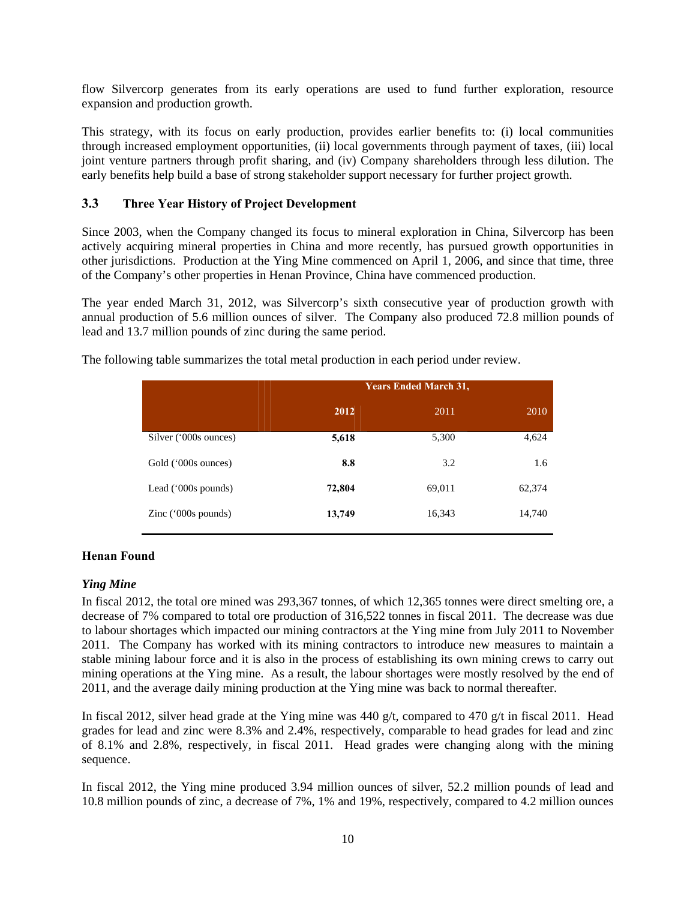flow Silvercorp generates from its early operations are used to fund further exploration, resource expansion and production growth.

This strategy, with its focus on early production, provides earlier benefits to: (i) local communities through increased employment opportunities, (ii) local governments through payment of taxes, (iii) local joint venture partners through profit sharing, and (iv) Company shareholders through less dilution. The early benefits help build a base of strong stakeholder support necessary for further project growth.

## 3.3 Three Year History of Project Development

Since 2003, when the Company changed its focus to mineral exploration in China, Silvercorp has been actively acquiring mineral properties in China and more recently, has pursued growth opportunities in other jurisdictions. Production at the Ying Mine commenced on April 1, 2006, and since that time, three of the Company's other properties in Henan Province, China have commenced production.

The year ended March 31, 2012, was Silvercorp's sixth consecutive year of production growth with annual production of 5.6 million ounces of silver. The Company also produced 72.8 million pounds of lead and 13.7 million pounds of zinc during the same period.

The following table summarizes the total metal production in each period under review.

| | Years Ended March 31, | | |
|---|---|---|---|
| | **2012** | 2011 | 2010 |
| Silver ('000s ounces) | **5,618** | 5,300 | 4,624 |
| Gold ('000s ounces) | **8.8** | 3.2 | 1.6 |
| Lead ('000s pounds) | **72,804** | 69,011 | 62,374 |
| Zinc ('000s pounds) | **13,749** | 16,343 | 14,740 |

**Henan Found**

***Ying Mine***

In fiscal 2012, the total ore mined was 293,367 tonnes, of which 12,365 tonnes were direct smelting ore, a decrease of 7% compared to total ore production of 316,522 tonnes in fiscal 2011. The decrease was due to labour shortages which impacted our mining contractors at the Ying mine from July 2011 to November 2011. The Company has worked with its mining contractors to introduce new measures to maintain a stable mining labour force and it is also in the process of establishing its own mining crews to carry out mining operations at the Ying mine. As a result, the labour shortages were mostly resolved by the end of 2011, and the average daily mining production at the Ying mine was back to normal thereafter.

In fiscal 2012, silver head grade at the Ying mine was 440 g/t, compared to 470 g/t in fiscal 2011. Head grades for lead and zinc were 8.3% and 2.4%, respectively, comparable to head grades for lead and zinc of 8.1% and 2.8%, respectively, in fiscal 2011. Head grades were changing along with the mining sequence.

In fiscal 2012, the Ying mine produced 3.94 million ounces of silver, 52.2 million pounds of lead and 10.8 million pounds of zinc, a decrease of 7%, 1% and 19%, respectively, compared to 4.2 million ounces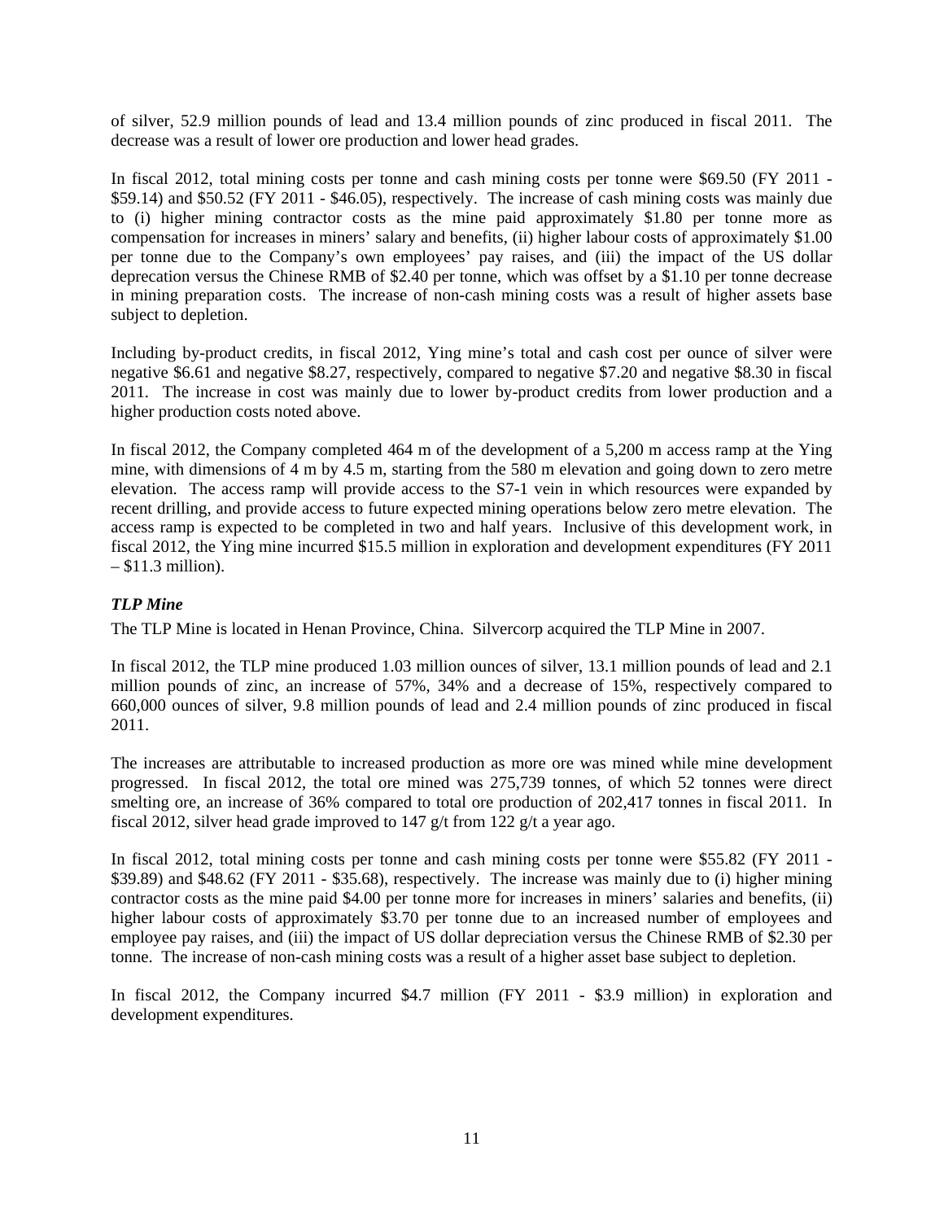of silver, 52.9 million pounds of lead and 13.4 million pounds of zinc produced in fiscal 2011. The decrease was a result of lower ore production and lower head grades.

In fiscal 2012, total mining costs per tonne and cash mining costs per tonne were $69.50 (FY 2011 - $59.14) and $50.52 (FY 2011 - $46.05), respectively. The increase of cash mining costs was mainly due to (i) higher mining contractor costs as the mine paid approximately $1.80 per tonne more as compensation for increases in miners' salary and benefits, (ii) higher labour costs of approximately $1.00 per tonne due to the Company's own employees' pay raises, and (iii) the impact of the US dollar deprecation versus the Chinese RMB of $2.40 per tonne, which was offset by a $1.10 per tonne decrease in mining preparation costs. The increase of non-cash mining costs was a result of higher assets base subject to depletion.

Including by-product credits, in fiscal 2012, Ying mine's total and cash cost per ounce of silver were negative $6.61 and negative $8.27, respectively, compared to negative $7.20 and negative $8.30 in fiscal 2011. The increase in cost was mainly due to lower by-product credits from lower production and a higher production costs noted above.

In fiscal 2012, the Company completed 464 m of the development of a 5,200 m access ramp at the Ying mine, with dimensions of 4 m by 4.5 m, starting from the 580 m elevation and going down to zero metre elevation. The access ramp will provide access to the S7-1 vein in which resources were expanded by recent drilling, and provide access to future expected mining operations below zero metre elevation. The access ramp is expected to be completed in two and half years. Inclusive of this development work, in fiscal 2012, the Ying mine incurred $15.5 million in exploration and development expenditures (FY 2011 – $11.3 million).

### *TLP Mine*

The TLP Mine is located in Henan Province, China. Silvercorp acquired the TLP Mine in 2007.

In fiscal 2012, the TLP mine produced 1.03 million ounces of silver, 13.1 million pounds of lead and 2.1 million pounds of zinc, an increase of 57%, 34% and a decrease of 15%, respectively compared to 660,000 ounces of silver, 9.8 million pounds of lead and 2.4 million pounds of zinc produced in fiscal 2011.

The increases are attributable to increased production as more ore was mined while mine development progressed. In fiscal 2012, the total ore mined was 275,739 tonnes, of which 52 tonnes were direct smelting ore, an increase of 36% compared to total ore production of 202,417 tonnes in fiscal 2011. In fiscal 2012, silver head grade improved to 147 g/t from 122 g/t a year ago.

In fiscal 2012, total mining costs per tonne and cash mining costs per tonne were $55.82 (FY 2011 - $39.89) and $48.62 (FY 2011 - $35.68), respectively. The increase was mainly due to (i) higher mining contractor costs as the mine paid $4.00 per tonne more for increases in miners' salaries and benefits, (ii) higher labour costs of approximately $3.70 per tonne due to an increased number of employees and employee pay raises, and (iii) the impact of US dollar depreciation versus the Chinese RMB of $2.30 per tonne. The increase of non-cash mining costs was a result of a higher asset base subject to depletion.

In fiscal 2012, the Company incurred $4.7 million (FY 2011 - $3.9 million) in exploration and development expenditures.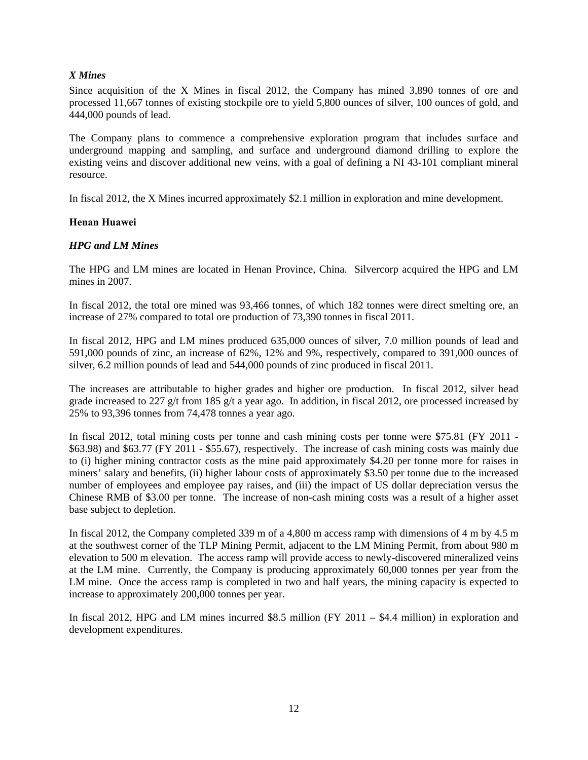*X Mines*

Since acquisition of the X Mines in fiscal 2012, the Company has mined 3,890 tonnes of ore and processed 11,667 tonnes of existing stockpile ore to yield 5,800 ounces of silver, 100 ounces of gold, and 444,000 pounds of lead.

The Company plans to commence a comprehensive exploration program that includes surface and underground mapping and sampling, and surface and underground diamond drilling to explore the existing veins and discover additional new veins, with a goal of defining a NI 43-101 compliant mineral resource.

In fiscal 2012, the X Mines incurred approximately $2.1 million in exploration and mine development.

**Henan Huawei**

*HPG and LM Mines*

The HPG and LM mines are located in Henan Province, China. Silvercorp acquired the HPG and LM mines in 2007.

In fiscal 2012, the total ore mined was 93,466 tonnes, of which 182 tonnes were direct smelting ore, an increase of 27% compared to total ore production of 73,390 tonnes in fiscal 2011.

In fiscal 2012, HPG and LM mines produced 635,000 ounces of silver, 7.0 million pounds of lead and 591,000 pounds of zinc, an increase of 62%, 12% and 9%, respectively, compared to 391,000 ounces of silver, 6.2 million pounds of lead and 544,000 pounds of zinc produced in fiscal 2011.

The increases are attributable to higher grades and higher ore production. In fiscal 2012, silver head grade increased to 227 g/t from 185 g/t a year ago. In addition, in fiscal 2012, ore processed increased by 25% to 93,396 tonnes from 74,478 tonnes a year ago.

In fiscal 2012, total mining costs per tonne and cash mining costs per tonne were $75.81 (FY 2011 - $63.98) and $63.77 (FY 2011 - $55.67), respectively. The increase of cash mining costs was mainly due to (i) higher mining contractor costs as the mine paid approximately $4.20 per tonne more for raises in miners' salary and benefits, (ii) higher labour costs of approximately $3.50 per tonne due to the increased number of employees and employee pay raises, and (iii) the impact of US dollar depreciation versus the Chinese RMB of $3.00 per tonne. The increase of non-cash mining costs was a result of a higher asset base subject to depletion.

In fiscal 2012, the Company completed 339 m of a 4,800 m access ramp with dimensions of 4 m by 4.5 m at the southwest corner of the TLP Mining Permit, adjacent to the LM Mining Permit, from about 980 m elevation to 500 m elevation. The access ramp will provide access to newly-discovered mineralized veins at the LM mine. Currently, the Company is producing approximately 60,000 tonnes per year from the LM mine. Once the access ramp is completed in two and half years, the mining capacity is expected to increase to approximately 200,000 tonnes per year.

In fiscal 2012, HPG and LM mines incurred $8.5 million (FY 2011 – $4.4 million) in exploration and development expenditures.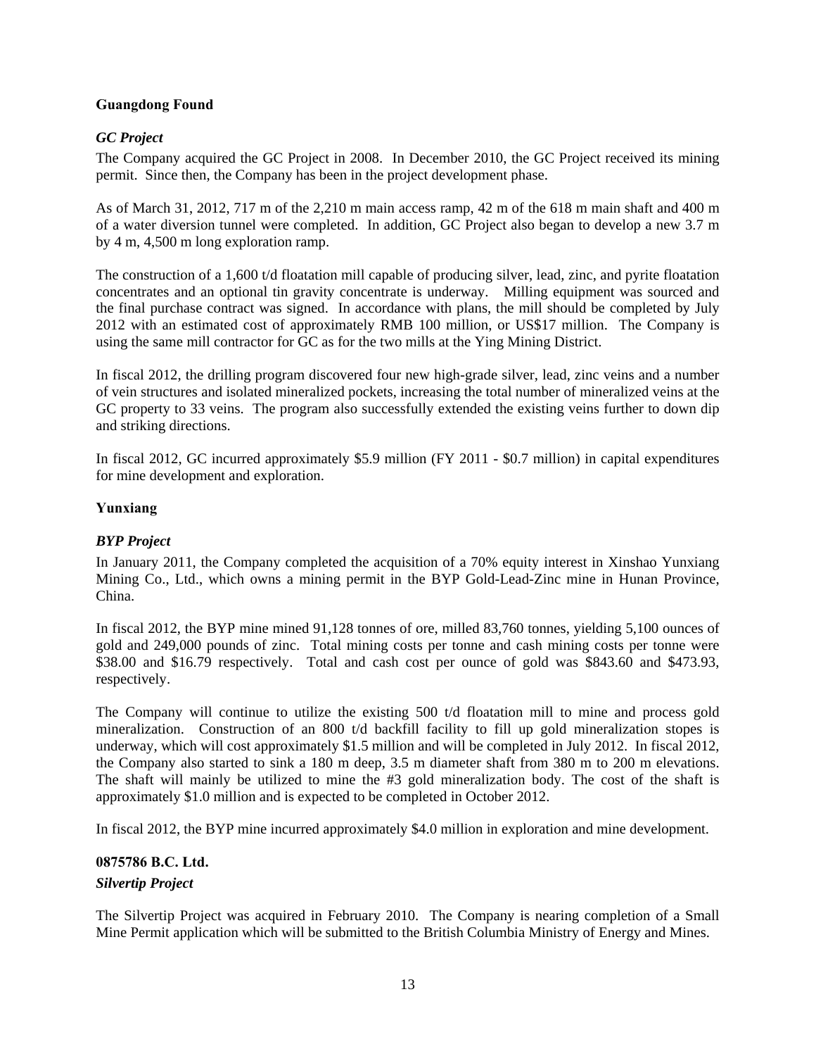**Guangdong Found**

***GC Project***

The Company acquired the GC Project in 2008. In December 2010, the GC Project received its mining permit. Since then, the Company has been in the project development phase.

As of March 31, 2012, 717 m of the 2,210 m main access ramp, 42 m of the 618 m main shaft and 400 m of a water diversion tunnel were completed. In addition, GC Project also began to develop a new 3.7 m by 4 m, 4,500 m long exploration ramp.

The construction of a 1,600 t/d floatation mill capable of producing silver, lead, zinc, and pyrite floatation concentrates and an optional tin gravity concentrate is underway. Milling equipment was sourced and the final purchase contract was signed. In accordance with plans, the mill should be completed by July 2012 with an estimated cost of approximately RMB 100 million, or US$17 million. The Company is using the same mill contractor for GC as for the two mills at the Ying Mining District.

In fiscal 2012, the drilling program discovered four new high-grade silver, lead, zinc veins and a number of vein structures and isolated mineralized pockets, increasing the total number of mineralized veins at the GC property to 33 veins. The program also successfully extended the existing veins further to down dip and striking directions.

In fiscal 2012, GC incurred approximately $5.9 million (FY 2011 - $0.7 million) in capital expenditures for mine development and exploration.

**Yunxiang**

***BYP Project***

In January 2011, the Company completed the acquisition of a 70% equity interest in Xinshao Yunxiang Mining Co., Ltd., which owns a mining permit in the BYP Gold-Lead-Zinc mine in Hunan Province, China.

In fiscal 2012, the BYP mine mined 91,128 tonnes of ore, milled 83,760 tonnes, yielding 5,100 ounces of gold and 249,000 pounds of zinc. Total mining costs per tonne and cash mining costs per tonne were $38.00 and $16.79 respectively. Total and cash cost per ounce of gold was $843.60 and $473.93, respectively.

The Company will continue to utilize the existing 500 t/d floatation mill to mine and process gold mineralization. Construction of an 800 t/d backfill facility to fill up gold mineralization stopes is underway, which will cost approximately $1.5 million and will be completed in July 2012. In fiscal 2012, the Company also started to sink a 180 m deep, 3.5 m diameter shaft from 380 m to 200 m elevations. The shaft will mainly be utilized to mine the #3 gold mineralization body. The cost of the shaft is approximately $1.0 million and is expected to be completed in October 2012.

In fiscal 2012, the BYP mine incurred approximately $4.0 million in exploration and mine development.

**0875786 B.C. Ltd.**

***Silvertip Project***

The Silvertip Project was acquired in February 2010. The Company is nearing completion of a Small Mine Permit application which will be submitted to the British Columbia Ministry of Energy and Mines.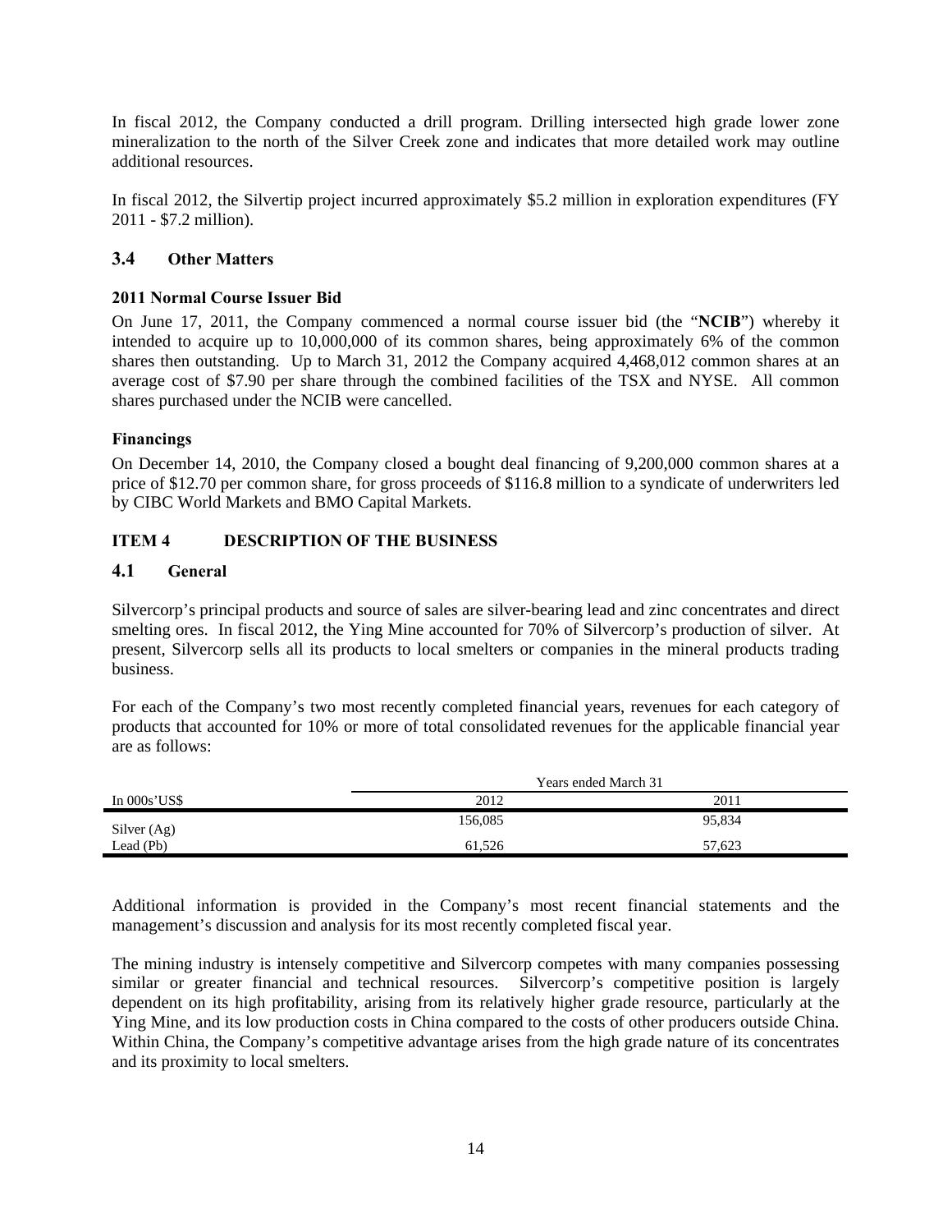In fiscal 2012, the Company conducted a drill program. Drilling intersected high grade lower zone mineralization to the north of the Silver Creek zone and indicates that more detailed work may outline additional resources.

In fiscal 2012, the Silvertip project incurred approximately $5.2 million in exploration expenditures (FY 2011 - $7.2 million).

## 3.4 Other Matters

### 2011 Normal Course Issuer Bid

On June 17, 2011, the Company commenced a normal course issuer bid (the "**NCIB**") whereby it intended to acquire up to 10,000,000 of its common shares, being approximately 6% of the common shares then outstanding. Up to March 31, 2012 the Company acquired 4,468,012 common shares at an average cost of $7.90 per share through the combined facilities of the TSX and NYSE. All common shares purchased under the NCIB were cancelled.

### Financings

On December 14, 2010, the Company closed a bought deal financing of 9,200,000 common shares at a price of $12.70 per common share, for gross proceeds of $116.8 million to a syndicate of underwriters led by CIBC World Markets and BMO Capital Markets.

# ITEM 4 DESCRIPTION OF THE BUSINESS

## 4.1 General

Silvercorp's principal products and source of sales are silver-bearing lead and zinc concentrates and direct smelting ores. In fiscal 2012, the Ying Mine accounted for 70% of Silvercorp's production of silver. At present, Silvercorp sells all its products to local smelters or companies in the mineral products trading business.

For each of the Company's two most recently completed financial years, revenues for each category of products that accounted for 10% or more of total consolidated revenues for the applicable financial year are as follows:

| | Years ended March 31 | |
|---|---|---|
| In 000s'US$ | 2012 | 2011 |
| Silver (Ag) | 156,085 | 95,834 |
| Lead (Pb) | 61,526 | 57,623 |

Additional information is provided in the Company's most recent financial statements and the management's discussion and analysis for its most recently completed fiscal year.

The mining industry is intensely competitive and Silvercorp competes with many companies possessing similar or greater financial and technical resources. Silvercorp's competitive position is largely dependent on its high profitability, arising from its relatively higher grade resource, particularly at the Ying Mine, and its low production costs in China compared to the costs of other producers outside China. Within China, the Company's competitive advantage arises from the high grade nature of its concentrates and its proximity to local smelters.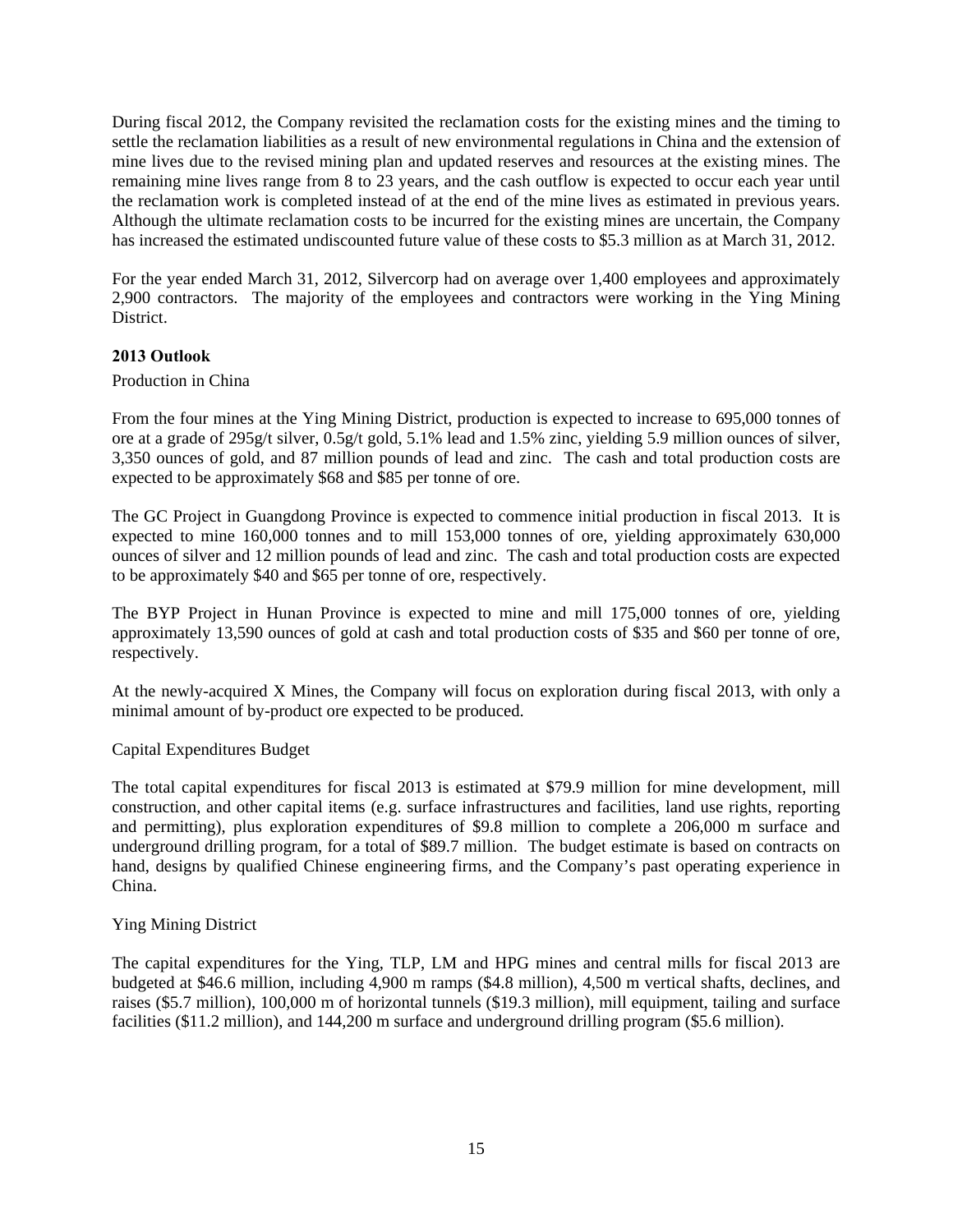During fiscal 2012, the Company revisited the reclamation costs for the existing mines and the timing to settle the reclamation liabilities as a result of new environmental regulations in China and the extension of mine lives due to the revised mining plan and updated reserves and resources at the existing mines. The remaining mine lives range from 8 to 23 years, and the cash outflow is expected to occur each year until the reclamation work is completed instead of at the end of the mine lives as estimated in previous years. Although the ultimate reclamation costs to be incurred for the existing mines are uncertain, the Company has increased the estimated undiscounted future value of these costs to $5.3 million as at March 31, 2012.

For the year ended March 31, 2012, Silvercorp had on average over 1,400 employees and approximately 2,900 contractors. The majority of the employees and contractors were working in the Ying Mining District.

### 2013 Outlook

Production in China

From the four mines at the Ying Mining District, production is expected to increase to 695,000 tonnes of ore at a grade of 295g/t silver, 0.5g/t gold, 5.1% lead and 1.5% zinc, yielding 5.9 million ounces of silver, 3,350 ounces of gold, and 87 million pounds of lead and zinc. The cash and total production costs are expected to be approximately $68 and $85 per tonne of ore.

The GC Project in Guangdong Province is expected to commence initial production in fiscal 2013. It is expected to mine 160,000 tonnes and to mill 153,000 tonnes of ore, yielding approximately 630,000 ounces of silver and 12 million pounds of lead and zinc. The cash and total production costs are expected to be approximately $40 and $65 per tonne of ore, respectively.

The BYP Project in Hunan Province is expected to mine and mill 175,000 tonnes of ore, yielding approximately 13,590 ounces of gold at cash and total production costs of $35 and $60 per tonne of ore, respectively.

At the newly-acquired X Mines, the Company will focus on exploration during fiscal 2013, with only a minimal amount of by-product ore expected to be produced.

Capital Expenditures Budget

The total capital expenditures for fiscal 2013 is estimated at $79.9 million for mine development, mill construction, and other capital items (e.g. surface infrastructures and facilities, land use rights, reporting and permitting), plus exploration expenditures of $9.8 million to complete a 206,000 m surface and underground drilling program, for a total of $89.7 million. The budget estimate is based on contracts on hand, designs by qualified Chinese engineering firms, and the Company's past operating experience in China.

Ying Mining District

The capital expenditures for the Ying, TLP, LM and HPG mines and central mills for fiscal 2013 are budgeted at $46.6 million, including 4,900 m ramps ($4.8 million), 4,500 m vertical shafts, declines, and raises ($5.7 million), 100,000 m of horizontal tunnels ($19.3 million), mill equipment, tailing and surface facilities ($11.2 million), and 144,200 m surface and underground drilling program ($5.6 million).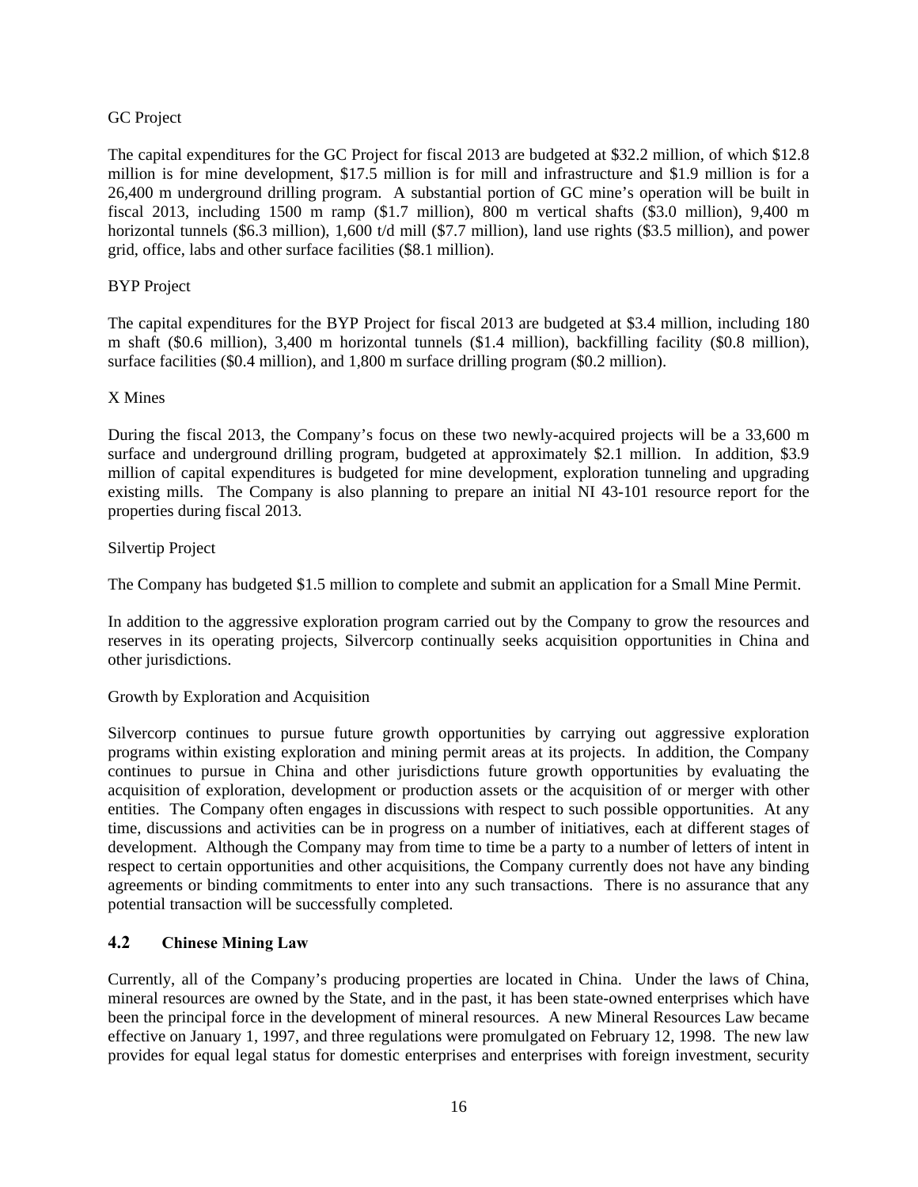GC Project

The capital expenditures for the GC Project for fiscal 2013 are budgeted at $32.2 million, of which $12.8 million is for mine development, $17.5 million is for mill and infrastructure and $1.9 million is for a 26,400 m underground drilling program. A substantial portion of GC mine's operation will be built in fiscal 2013, including 1500 m ramp ($1.7 million), 800 m vertical shafts ($3.0 million), 9,400 m horizontal tunnels ($6.3 million), 1,600 t/d mill ($7.7 million), land use rights ($3.5 million), and power grid, office, labs and other surface facilities ($8.1 million).

BYP Project

The capital expenditures for the BYP Project for fiscal 2013 are budgeted at $3.4 million, including 180 m shaft ($0.6 million), 3,400 m horizontal tunnels ($1.4 million), backfilling facility ($0.8 million), surface facilities ($0.4 million), and 1,800 m surface drilling program ($0.2 million).

X Mines

During the fiscal 2013, the Company's focus on these two newly-acquired projects will be a 33,600 m surface and underground drilling program, budgeted at approximately $2.1 million. In addition, $3.9 million of capital expenditures is budgeted for mine development, exploration tunneling and upgrading existing mills. The Company is also planning to prepare an initial NI 43-101 resource report for the properties during fiscal 2013.

Silvertip Project

The Company has budgeted $1.5 million to complete and submit an application for a Small Mine Permit.

In addition to the aggressive exploration program carried out by the Company to grow the resources and reserves in its operating projects, Silvercorp continually seeks acquisition opportunities in China and other jurisdictions.

Growth by Exploration and Acquisition

Silvercorp continues to pursue future growth opportunities by carrying out aggressive exploration programs within existing exploration and mining permit areas at its projects. In addition, the Company continues to pursue in China and other jurisdictions future growth opportunities by evaluating the acquisition of exploration, development or production assets or the acquisition of or merger with other entities. The Company often engages in discussions with respect to such possible opportunities. At any time, discussions and activities can be in progress on a number of initiatives, each at different stages of development. Although the Company may from time to time be a party to a number of letters of intent in respect to certain opportunities and other acquisitions, the Company currently does not have any binding agreements or binding commitments to enter into any such transactions. There is no assurance that any potential transaction will be successfully completed.

## 4.2 Chinese Mining Law

Currently, all of the Company's producing properties are located in China. Under the laws of China, mineral resources are owned by the State, and in the past, it has been state-owned enterprises which have been the principal force in the development of mineral resources. A new Mineral Resources Law became effective on January 1, 1997, and three regulations were promulgated on February 12, 1998. The new law provides for equal legal status for domestic enterprises and enterprises with foreign investment, security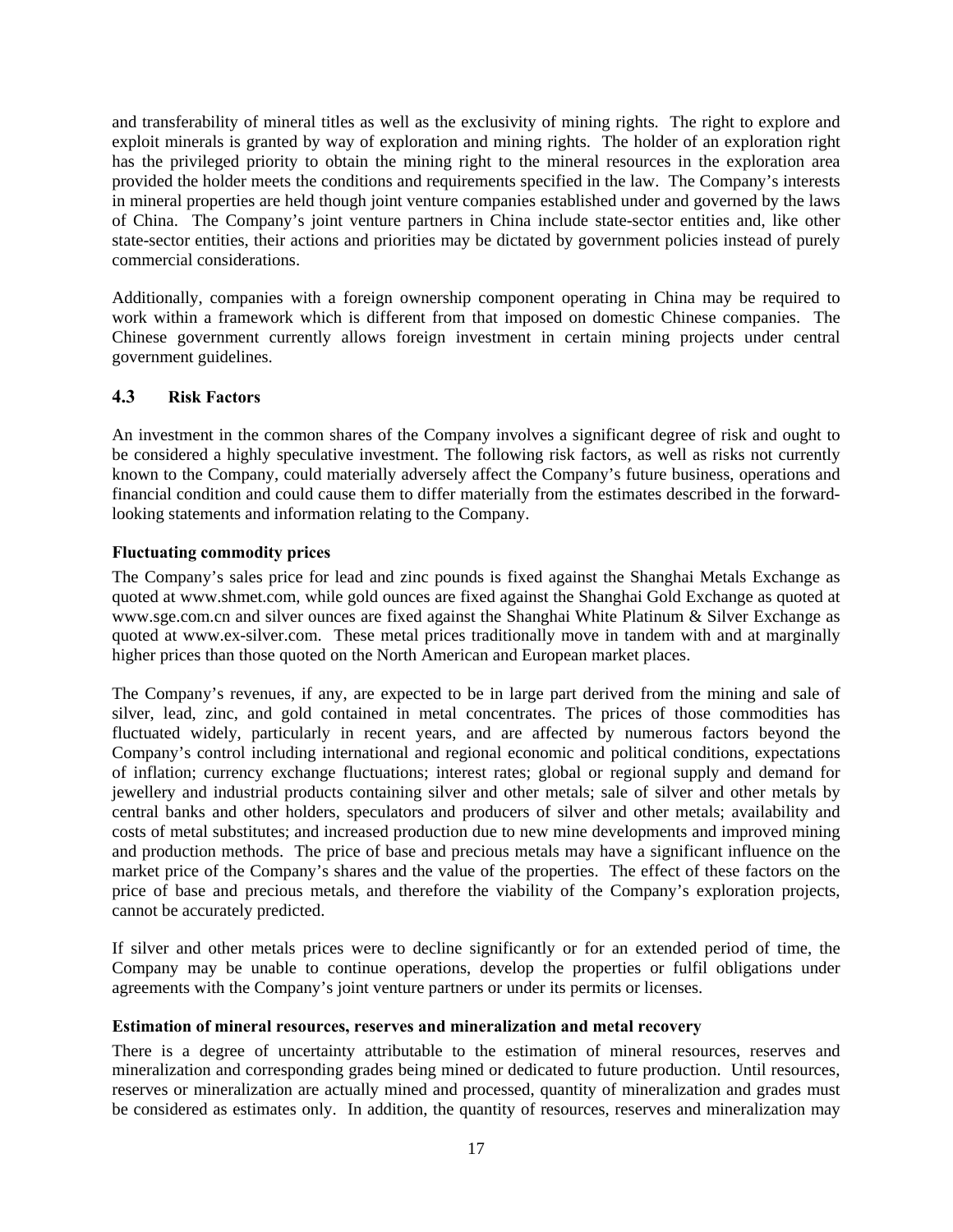and transferability of mineral titles as well as the exclusivity of mining rights. The right to explore and exploit minerals is granted by way of exploration and mining rights. The holder of an exploration right has the privileged priority to obtain the mining right to the mineral resources in the exploration area provided the holder meets the conditions and requirements specified in the law. The Company's interests in mineral properties are held though joint venture companies established under and governed by the laws of China. The Company's joint venture partners in China include state-sector entities and, like other state-sector entities, their actions and priorities may be dictated by government policies instead of purely commercial considerations.

Additionally, companies with a foreign ownership component operating in China may be required to work within a framework which is different from that imposed on domestic Chinese companies. The Chinese government currently allows foreign investment in certain mining projects under central government guidelines.

## 4.3 Risk Factors

An investment in the common shares of the Company involves a significant degree of risk and ought to be considered a highly speculative investment. The following risk factors, as well as risks not currently known to the Company, could materially adversely affect the Company's future business, operations and financial condition and could cause them to differ materially from the estimates described in the forward-looking statements and information relating to the Company.

### Fluctuating commodity prices

The Company's sales price for lead and zinc pounds is fixed against the Shanghai Metals Exchange as quoted at www.shmet.com, while gold ounces are fixed against the Shanghai Gold Exchange as quoted at www.sge.com.cn and silver ounces are fixed against the Shanghai White Platinum & Silver Exchange as quoted at www.ex-silver.com. These metal prices traditionally move in tandem with and at marginally higher prices than those quoted on the North American and European market places.

The Company's revenues, if any, are expected to be in large part derived from the mining and sale of silver, lead, zinc, and gold contained in metal concentrates. The prices of those commodities has fluctuated widely, particularly in recent years, and are affected by numerous factors beyond the Company's control including international and regional economic and political conditions, expectations of inflation; currency exchange fluctuations; interest rates; global or regional supply and demand for jewellery and industrial products containing silver and other metals; sale of silver and other metals by central banks and other holders, speculators and producers of silver and other metals; availability and costs of metal substitutes; and increased production due to new mine developments and improved mining and production methods. The price of base and precious metals may have a significant influence on the market price of the Company's shares and the value of the properties. The effect of these factors on the price of base and precious metals, and therefore the viability of the Company's exploration projects, cannot be accurately predicted.

If silver and other metals prices were to decline significantly or for an extended period of time, the Company may be unable to continue operations, develop the properties or fulfil obligations under agreements with the Company's joint venture partners or under its permits or licenses.

### Estimation of mineral resources, reserves and mineralization and metal recovery

There is a degree of uncertainty attributable to the estimation of mineral resources, reserves and mineralization and corresponding grades being mined or dedicated to future production. Until resources, reserves or mineralization are actually mined and processed, quantity of mineralization and grades must be considered as estimates only. In addition, the quantity of resources, reserves and mineralization may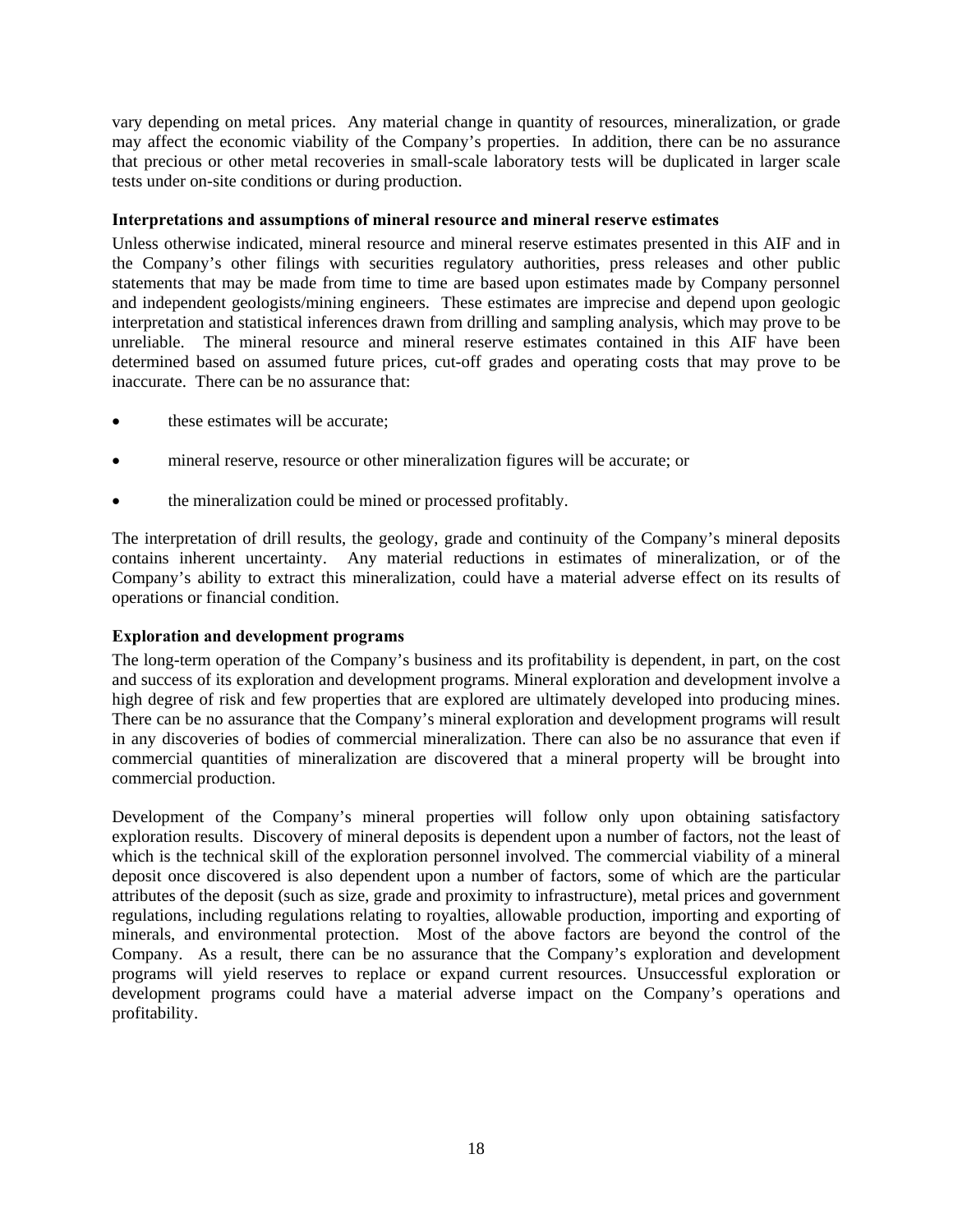vary depending on metal prices. Any material change in quantity of resources, mineralization, or grade may affect the economic viability of the Company's properties. In addition, there can be no assurance that precious or other metal recoveries in small-scale laboratory tests will be duplicated in larger scale tests under on-site conditions or during production.

**Interpretations and assumptions of mineral resource and mineral reserve estimates**

Unless otherwise indicated, mineral resource and mineral reserve estimates presented in this AIF and in the Company's other filings with securities regulatory authorities, press releases and other public statements that may be made from time to time are based upon estimates made by Company personnel and independent geologists/mining engineers. These estimates are imprecise and depend upon geologic interpretation and statistical inferences drawn from drilling and sampling analysis, which may prove to be unreliable. The mineral resource and mineral reserve estimates contained in this AIF have been determined based on assumed future prices, cut-off grades and operating costs that may prove to be inaccurate. There can be no assurance that:

- these estimates will be accurate;
- mineral reserve, resource or other mineralization figures will be accurate; or
- the mineralization could be mined or processed profitably.

The interpretation of drill results, the geology, grade and continuity of the Company's mineral deposits contains inherent uncertainty. Any material reductions in estimates of mineralization, or of the Company's ability to extract this mineralization, could have a material adverse effect on its results of operations or financial condition.

**Exploration and development programs**

The long-term operation of the Company's business and its profitability is dependent, in part, on the cost and success of its exploration and development programs. Mineral exploration and development involve a high degree of risk and few properties that are explored are ultimately developed into producing mines. There can be no assurance that the Company's mineral exploration and development programs will result in any discoveries of bodies of commercial mineralization. There can also be no assurance that even if commercial quantities of mineralization are discovered that a mineral property will be brought into commercial production.

Development of the Company's mineral properties will follow only upon obtaining satisfactory exploration results. Discovery of mineral deposits is dependent upon a number of factors, not the least of which is the technical skill of the exploration personnel involved. The commercial viability of a mineral deposit once discovered is also dependent upon a number of factors, some of which are the particular attributes of the deposit (such as size, grade and proximity to infrastructure), metal prices and government regulations, including regulations relating to royalties, allowable production, importing and exporting of minerals, and environmental protection. Most of the above factors are beyond the control of the Company. As a result, there can be no assurance that the Company's exploration and development programs will yield reserves to replace or expand current resources. Unsuccessful exploration or development programs could have a material adverse impact on the Company's operations and profitability.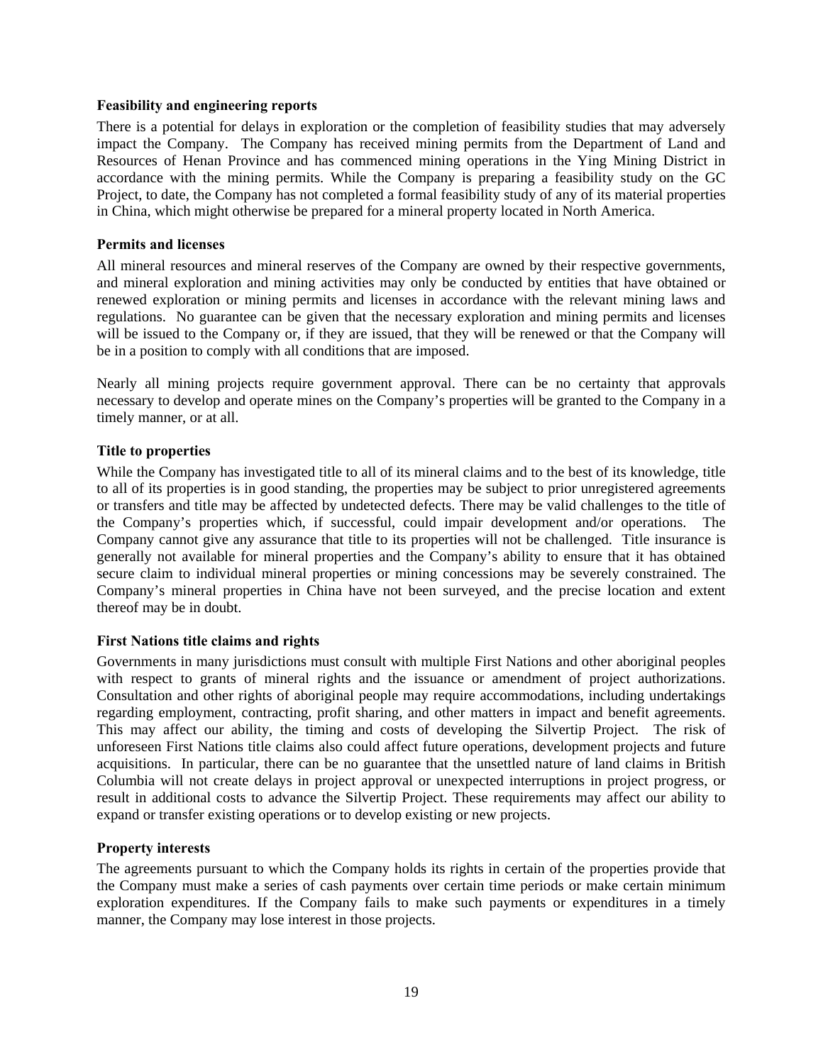**Feasibility and engineering reports**

There is a potential for delays in exploration or the completion of feasibility studies that may adversely impact the Company. The Company has received mining permits from the Department of Land and Resources of Henan Province and has commenced mining operations in the Ying Mining District in accordance with the mining permits. While the Company is preparing a feasibility study on the GC Project, to date, the Company has not completed a formal feasibility study of any of its material properties in China, which might otherwise be prepared for a mineral property located in North America.

**Permits and licenses**

All mineral resources and mineral reserves of the Company are owned by their respective governments, and mineral exploration and mining activities may only be conducted by entities that have obtained or renewed exploration or mining permits and licenses in accordance with the relevant mining laws and regulations. No guarantee can be given that the necessary exploration and mining permits and licenses will be issued to the Company or, if they are issued, that they will be renewed or that the Company will be in a position to comply with all conditions that are imposed.

Nearly all mining projects require government approval. There can be no certainty that approvals necessary to develop and operate mines on the Company's properties will be granted to the Company in a timely manner, or at all.

**Title to properties**

While the Company has investigated title to all of its mineral claims and to the best of its knowledge, title to all of its properties is in good standing, the properties may be subject to prior unregistered agreements or transfers and title may be affected by undetected defects. There may be valid challenges to the title of the Company's properties which, if successful, could impair development and/or operations. The Company cannot give any assurance that title to its properties will not be challenged. Title insurance is generally not available for mineral properties and the Company's ability to ensure that it has obtained secure claim to individual mineral properties or mining concessions may be severely constrained. The Company's mineral properties in China have not been surveyed, and the precise location and extent thereof may be in doubt.

**First Nations title claims and rights**

Governments in many jurisdictions must consult with multiple First Nations and other aboriginal peoples with respect to grants of mineral rights and the issuance or amendment of project authorizations. Consultation and other rights of aboriginal people may require accommodations, including undertakings regarding employment, contracting, profit sharing, and other matters in impact and benefit agreements. This may affect our ability, the timing and costs of developing the Silvertip Project. The risk of unforeseen First Nations title claims also could affect future operations, development projects and future acquisitions. In particular, there can be no guarantee that the unsettled nature of land claims in British Columbia will not create delays in project approval or unexpected interruptions in project progress, or result in additional costs to advance the Silvertip Project. These requirements may affect our ability to expand or transfer existing operations or to develop existing or new projects.

**Property interests**

The agreements pursuant to which the Company holds its rights in certain of the properties provide that the Company must make a series of cash payments over certain time periods or make certain minimum exploration expenditures. If the Company fails to make such payments or expenditures in a timely manner, the Company may lose interest in those projects.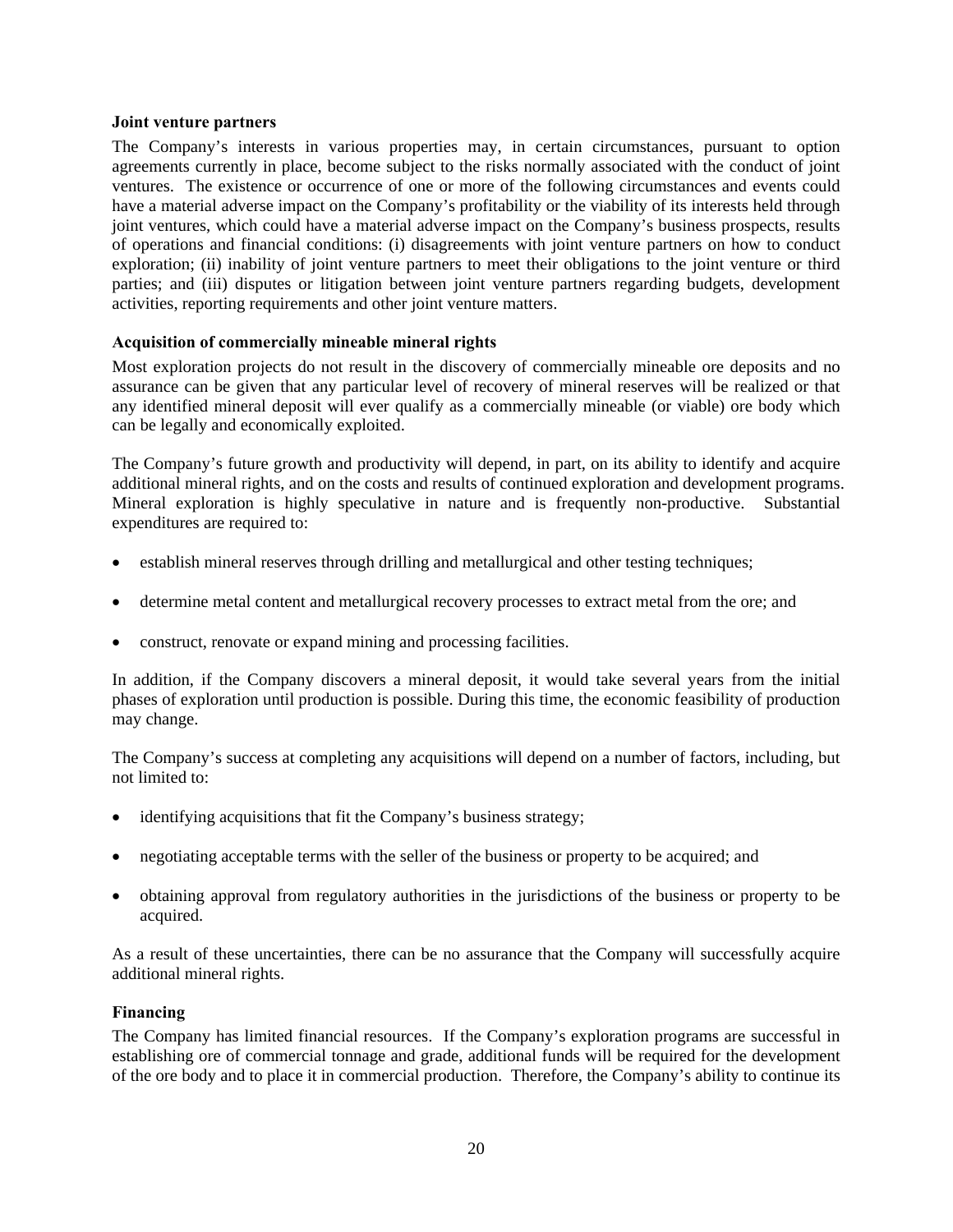**Joint venture partners**

The Company's interests in various properties may, in certain circumstances, pursuant to option agreements currently in place, become subject to the risks normally associated with the conduct of joint ventures. The existence or occurrence of one or more of the following circumstances and events could have a material adverse impact on the Company's profitability or the viability of its interests held through joint ventures, which could have a material adverse impact on the Company's business prospects, results of operations and financial conditions: (i) disagreements with joint venture partners on how to conduct exploration; (ii) inability of joint venture partners to meet their obligations to the joint venture or third parties; and (iii) disputes or litigation between joint venture partners regarding budgets, development activities, reporting requirements and other joint venture matters.

**Acquisition of commercially mineable mineral rights**

Most exploration projects do not result in the discovery of commercially mineable ore deposits and no assurance can be given that any particular level of recovery of mineral reserves will be realized or that any identified mineral deposit will ever qualify as a commercially mineable (or viable) ore body which can be legally and economically exploited.

The Company's future growth and productivity will depend, in part, on its ability to identify and acquire additional mineral rights, and on the costs and results of continued exploration and development programs. Mineral exploration is highly speculative in nature and is frequently non-productive. Substantial expenditures are required to:

- establish mineral reserves through drilling and metallurgical and other testing techniques;
- determine metal content and metallurgical recovery processes to extract metal from the ore; and
- construct, renovate or expand mining and processing facilities.

In addition, if the Company discovers a mineral deposit, it would take several years from the initial phases of exploration until production is possible. During this time, the economic feasibility of production may change.

The Company's success at completing any acquisitions will depend on a number of factors, including, but not limited to:

- identifying acquisitions that fit the Company's business strategy;
- negotiating acceptable terms with the seller of the business or property to be acquired; and
- obtaining approval from regulatory authorities in the jurisdictions of the business or property to be acquired.

As a result of these uncertainties, there can be no assurance that the Company will successfully acquire additional mineral rights.

**Financing**

The Company has limited financial resources. If the Company's exploration programs are successful in establishing ore of commercial tonnage and grade, additional funds will be required for the development of the ore body and to place it in commercial production. Therefore, the Company's ability to continue its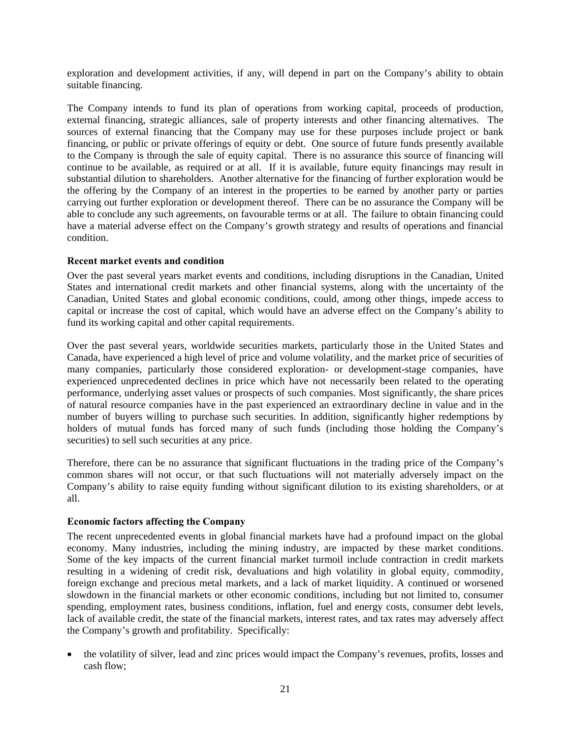exploration and development activities, if any, will depend in part on the Company's ability to obtain suitable financing.

The Company intends to fund its plan of operations from working capital, proceeds of production, external financing, strategic alliances, sale of property interests and other financing alternatives. The sources of external financing that the Company may use for these purposes include project or bank financing, or public or private offerings of equity or debt. One source of future funds presently available to the Company is through the sale of equity capital. There is no assurance this source of financing will continue to be available, as required or at all. If it is available, future equity financings may result in substantial dilution to shareholders. Another alternative for the financing of further exploration would be the offering by the Company of an interest in the properties to be earned by another party or parties carrying out further exploration or development thereof. There can be no assurance the Company will be able to conclude any such agreements, on favourable terms or at all. The failure to obtain financing could have a material adverse effect on the Company's growth strategy and results of operations and financial condition.

**Recent market events and condition**

Over the past several years market events and conditions, including disruptions in the Canadian, United States and international credit markets and other financial systems, along with the uncertainty of the Canadian, United States and global economic conditions, could, among other things, impede access to capital or increase the cost of capital, which would have an adverse effect on the Company's ability to fund its working capital and other capital requirements.

Over the past several years, worldwide securities markets, particularly those in the United States and Canada, have experienced a high level of price and volume volatility, and the market price of securities of many companies, particularly those considered exploration- or development-stage companies, have experienced unprecedented declines in price which have not necessarily been related to the operating performance, underlying asset values or prospects of such companies. Most significantly, the share prices of natural resource companies have in the past experienced an extraordinary decline in value and in the number of buyers willing to purchase such securities. In addition, significantly higher redemptions by holders of mutual funds has forced many of such funds (including those holding the Company's securities) to sell such securities at any price.

Therefore, there can be no assurance that significant fluctuations in the trading price of the Company's common shares will not occur, or that such fluctuations will not materially adversely impact on the Company's ability to raise equity funding without significant dilution to its existing shareholders, or at all.

**Economic factors affecting the Company**

The recent unprecedented events in global financial markets have had a profound impact on the global economy. Many industries, including the mining industry, are impacted by these market conditions. Some of the key impacts of the current financial market turmoil include contraction in credit markets resulting in a widening of credit risk, devaluations and high volatility in global equity, commodity, foreign exchange and precious metal markets, and a lack of market liquidity. A continued or worsened slowdown in the financial markets or other economic conditions, including but not limited to, consumer spending, employment rates, business conditions, inflation, fuel and energy costs, consumer debt levels, lack of available credit, the state of the financial markets, interest rates, and tax rates may adversely affect the Company's growth and profitability. Specifically:

- the volatility of silver, lead and zinc prices would impact the Company's revenues, profits, losses and cash flow;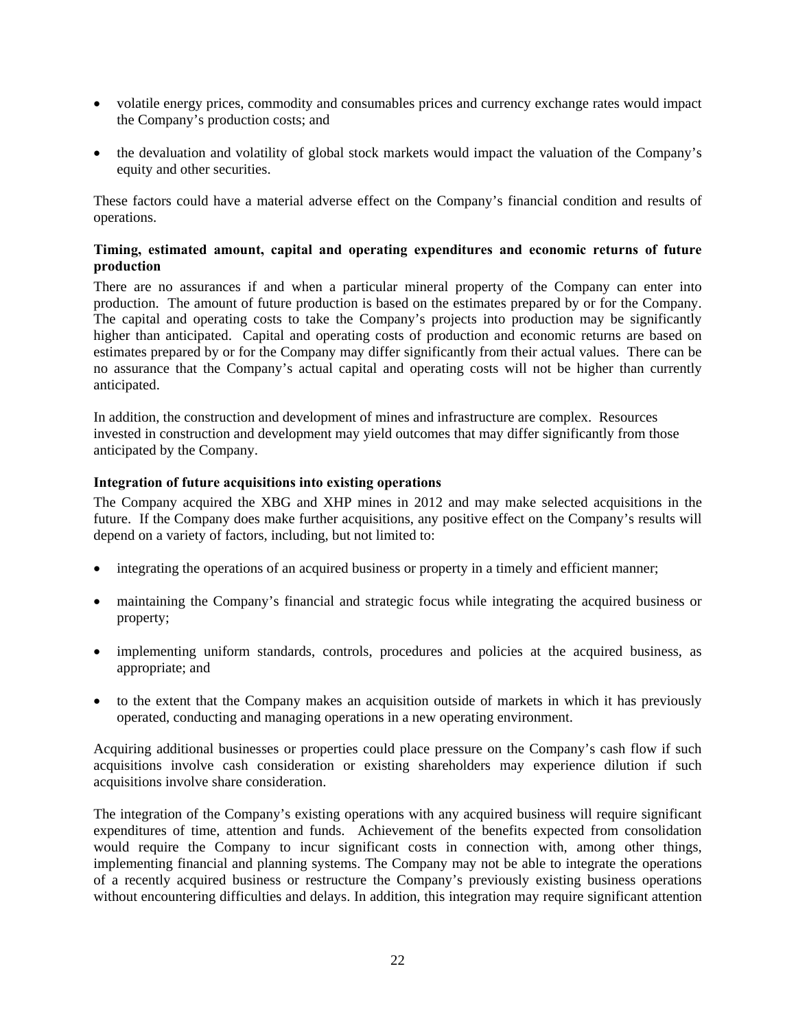- volatile energy prices, commodity and consumables prices and currency exchange rates would impact the Company's production costs; and
- the devaluation and volatility of global stock markets would impact the valuation of the Company's equity and other securities.

These factors could have a material adverse effect on the Company's financial condition and results of operations.

**Timing, estimated amount, capital and operating expenditures and economic returns of future production**

There are no assurances if and when a particular mineral property of the Company can enter into production. The amount of future production is based on the estimates prepared by or for the Company. The capital and operating costs to take the Company's projects into production may be significantly higher than anticipated. Capital and operating costs of production and economic returns are based on estimates prepared by or for the Company may differ significantly from their actual values. There can be no assurance that the Company's actual capital and operating costs will not be higher than currently anticipated.

In addition, the construction and development of mines and infrastructure are complex. Resources invested in construction and development may yield outcomes that may differ significantly from those anticipated by the Company.

**Integration of future acquisitions into existing operations**

The Company acquired the XBG and XHP mines in 2012 and may make selected acquisitions in the future. If the Company does make further acquisitions, any positive effect on the Company's results will depend on a variety of factors, including, but not limited to:

- integrating the operations of an acquired business or property in a timely and efficient manner;
- maintaining the Company's financial and strategic focus while integrating the acquired business or property;
- implementing uniform standards, controls, procedures and policies at the acquired business, as appropriate; and
- to the extent that the Company makes an acquisition outside of markets in which it has previously operated, conducting and managing operations in a new operating environment.

Acquiring additional businesses or properties could place pressure on the Company's cash flow if such acquisitions involve cash consideration or existing shareholders may experience dilution if such acquisitions involve share consideration.

The integration of the Company's existing operations with any acquired business will require significant expenditures of time, attention and funds. Achievement of the benefits expected from consolidation would require the Company to incur significant costs in connection with, among other things, implementing financial and planning systems. The Company may not be able to integrate the operations of a recently acquired business or restructure the Company's previously existing business operations without encountering difficulties and delays. In addition, this integration may require significant attention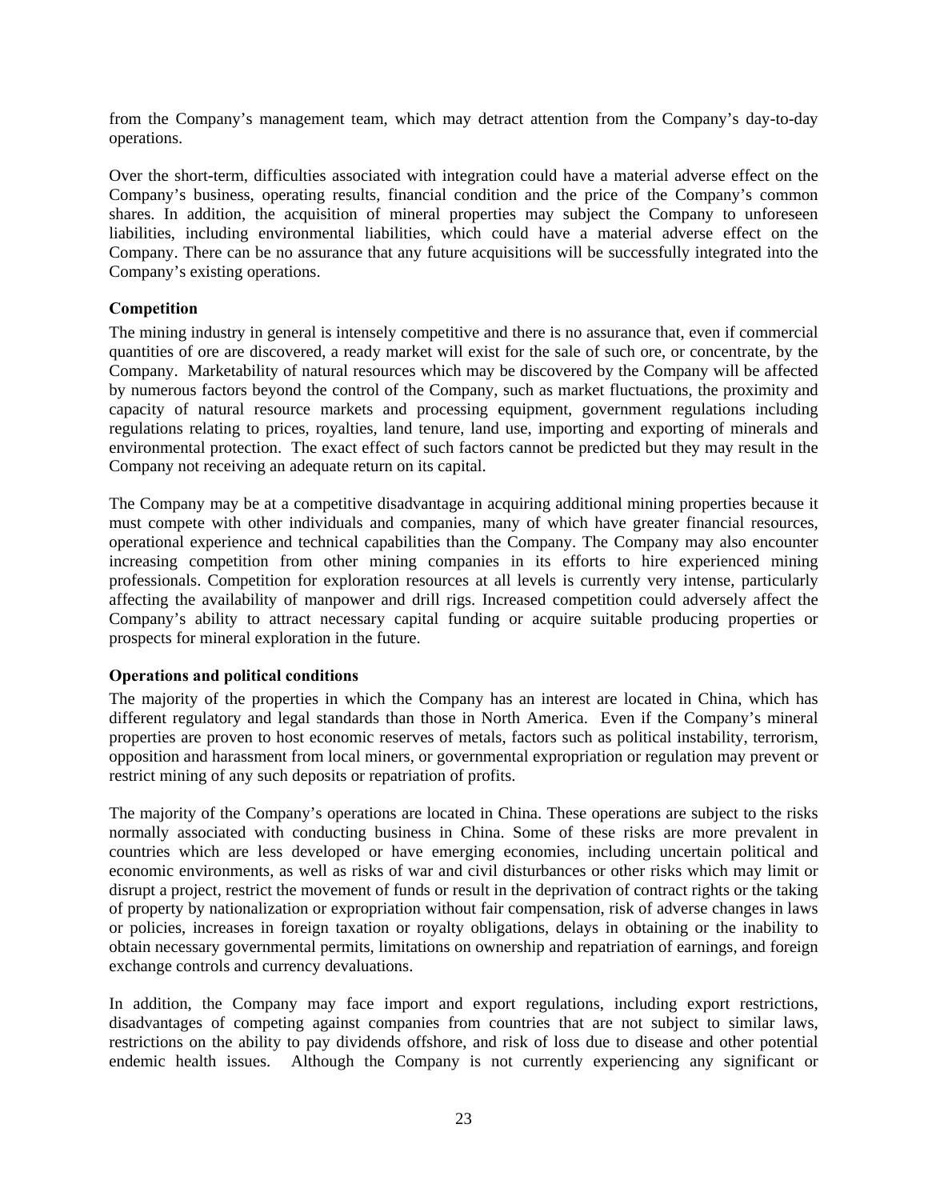from the Company's management team, which may detract attention from the Company's day-to-day operations.

Over the short-term, difficulties associated with integration could have a material adverse effect on the Company's business, operating results, financial condition and the price of the Company's common shares. In addition, the acquisition of mineral properties may subject the Company to unforeseen liabilities, including environmental liabilities, which could have a material adverse effect on the Company. There can be no assurance that any future acquisitions will be successfully integrated into the Company's existing operations.

**Competition**

The mining industry in general is intensely competitive and there is no assurance that, even if commercial quantities of ore are discovered, a ready market will exist for the sale of such ore, or concentrate, by the Company. Marketability of natural resources which may be discovered by the Company will be affected by numerous factors beyond the control of the Company, such as market fluctuations, the proximity and capacity of natural resource markets and processing equipment, government regulations including regulations relating to prices, royalties, land tenure, land use, importing and exporting of minerals and environmental protection. The exact effect of such factors cannot be predicted but they may result in the Company not receiving an adequate return on its capital.

The Company may be at a competitive disadvantage in acquiring additional mining properties because it must compete with other individuals and companies, many of which have greater financial resources, operational experience and technical capabilities than the Company. The Company may also encounter increasing competition from other mining companies in its efforts to hire experienced mining professionals. Competition for exploration resources at all levels is currently very intense, particularly affecting the availability of manpower and drill rigs. Increased competition could adversely affect the Company's ability to attract necessary capital funding or acquire suitable producing properties or prospects for mineral exploration in the future.

**Operations and political conditions**

The majority of the properties in which the Company has an interest are located in China, which has different regulatory and legal standards than those in North America. Even if the Company's mineral properties are proven to host economic reserves of metals, factors such as political instability, terrorism, opposition and harassment from local miners, or governmental expropriation or regulation may prevent or restrict mining of any such deposits or repatriation of profits.

The majority of the Company's operations are located in China. These operations are subject to the risks normally associated with conducting business in China. Some of these risks are more prevalent in countries which are less developed or have emerging economies, including uncertain political and economic environments, as well as risks of war and civil disturbances or other risks which may limit or disrupt a project, restrict the movement of funds or result in the deprivation of contract rights or the taking of property by nationalization or expropriation without fair compensation, risk of adverse changes in laws or policies, increases in foreign taxation or royalty obligations, delays in obtaining or the inability to obtain necessary governmental permits, limitations on ownership and repatriation of earnings, and foreign exchange controls and currency devaluations.

In addition, the Company may face import and export regulations, including export restrictions, disadvantages of competing against companies from countries that are not subject to similar laws, restrictions on the ability to pay dividends offshore, and risk of loss due to disease and other potential endemic health issues. Although the Company is not currently experiencing any significant or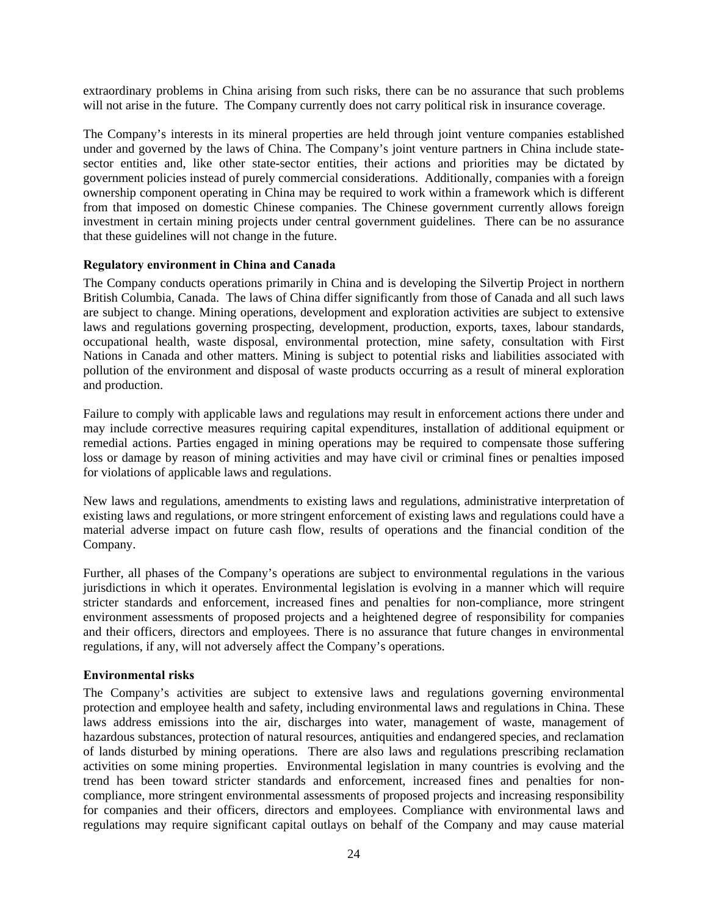extraordinary problems in China arising from such risks, there can be no assurance that such problems will not arise in the future. The Company currently does not carry political risk in insurance coverage.

The Company's interests in its mineral properties are held through joint venture companies established under and governed by the laws of China. The Company's joint venture partners in China include state-sector entities and, like other state-sector entities, their actions and priorities may be dictated by government policies instead of purely commercial considerations. Additionally, companies with a foreign ownership component operating in China may be required to work within a framework which is different from that imposed on domestic Chinese companies. The Chinese government currently allows foreign investment in certain mining projects under central government guidelines. There can be no assurance that these guidelines will not change in the future.

**Regulatory environment in China and Canada**

The Company conducts operations primarily in China and is developing the Silvertip Project in northern British Columbia, Canada. The laws of China differ significantly from those of Canada and all such laws are subject to change. Mining operations, development and exploration activities are subject to extensive laws and regulations governing prospecting, development, production, exports, taxes, labour standards, occupational health, waste disposal, environmental protection, mine safety, consultation with First Nations in Canada and other matters. Mining is subject to potential risks and liabilities associated with pollution of the environment and disposal of waste products occurring as a result of mineral exploration and production.

Failure to comply with applicable laws and regulations may result in enforcement actions there under and may include corrective measures requiring capital expenditures, installation of additional equipment or remedial actions. Parties engaged in mining operations may be required to compensate those suffering loss or damage by reason of mining activities and may have civil or criminal fines or penalties imposed for violations of applicable laws and regulations.

New laws and regulations, amendments to existing laws and regulations, administrative interpretation of existing laws and regulations, or more stringent enforcement of existing laws and regulations could have a material adverse impact on future cash flow, results of operations and the financial condition of the Company.

Further, all phases of the Company's operations are subject to environmental regulations in the various jurisdictions in which it operates. Environmental legislation is evolving in a manner which will require stricter standards and enforcement, increased fines and penalties for non-compliance, more stringent environment assessments of proposed projects and a heightened degree of responsibility for companies and their officers, directors and employees. There is no assurance that future changes in environmental regulations, if any, will not adversely affect the Company's operations.

**Environmental risks**

The Company's activities are subject to extensive laws and regulations governing environmental protection and employee health and safety, including environmental laws and regulations in China. These laws address emissions into the air, discharges into water, management of waste, management of hazardous substances, protection of natural resources, antiquities and endangered species, and reclamation of lands disturbed by mining operations. There are also laws and regulations prescribing reclamation activities on some mining properties. Environmental legislation in many countries is evolving and the trend has been toward stricter standards and enforcement, increased fines and penalties for non-compliance, more stringent environmental assessments of proposed projects and increasing responsibility for companies and their officers, directors and employees. Compliance with environmental laws and regulations may require significant capital outlays on behalf of the Company and may cause material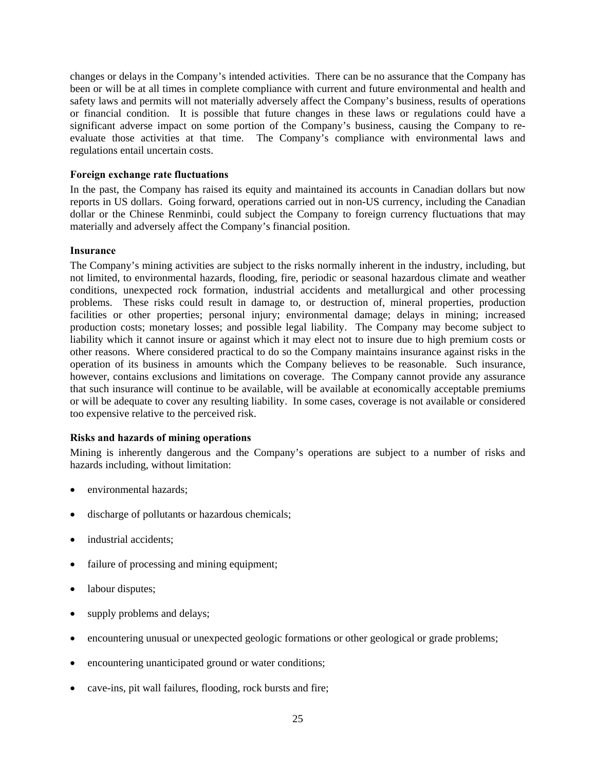changes or delays in the Company's intended activities. There can be no assurance that the Company has been or will be at all times in complete compliance with current and future environmental and health and safety laws and permits will not materially adversely affect the Company's business, results of operations or financial condition. It is possible that future changes in these laws or regulations could have a significant adverse impact on some portion of the Company's business, causing the Company to re-evaluate those activities at that time. The Company's compliance with environmental laws and regulations entail uncertain costs.

**Foreign exchange rate fluctuations**

In the past, the Company has raised its equity and maintained its accounts in Canadian dollars but now reports in US dollars. Going forward, operations carried out in non-US currency, including the Canadian dollar or the Chinese Renminbi, could subject the Company to foreign currency fluctuations that may materially and adversely affect the Company's financial position.

**Insurance**

The Company's mining activities are subject to the risks normally inherent in the industry, including, but not limited, to environmental hazards, flooding, fire, periodic or seasonal hazardous climate and weather conditions, unexpected rock formation, industrial accidents and metallurgical and other processing problems. These risks could result in damage to, or destruction of, mineral properties, production facilities or other properties; personal injury; environmental damage; delays in mining; increased production costs; monetary losses; and possible legal liability. The Company may become subject to liability which it cannot insure or against which it may elect not to insure due to high premium costs or other reasons. Where considered practical to do so the Company maintains insurance against risks in the operation of its business in amounts which the Company believes to be reasonable. Such insurance, however, contains exclusions and limitations on coverage. The Company cannot provide any assurance that such insurance will continue to be available, will be available at economically acceptable premiums or will be adequate to cover any resulting liability. In some cases, coverage is not available or considered too expensive relative to the perceived risk.

**Risks and hazards of mining operations**

Mining is inherently dangerous and the Company's operations are subject to a number of risks and hazards including, without limitation:

- environmental hazards;
- discharge of pollutants or hazardous chemicals;
- industrial accidents;
- failure of processing and mining equipment;
- labour disputes;
- supply problems and delays;
- encountering unusual or unexpected geologic formations or other geological or grade problems;
- encountering unanticipated ground or water conditions;
- cave-ins, pit wall failures, flooding, rock bursts and fire;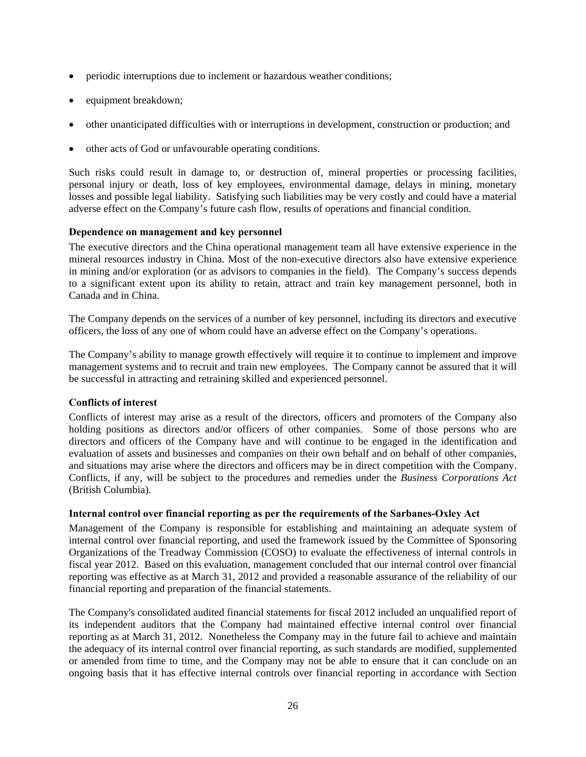- periodic interruptions due to inclement or hazardous weather conditions;
- equipment breakdown;
- other unanticipated difficulties with or interruptions in development, construction or production; and
- other acts of God or unfavourable operating conditions.

Such risks could result in damage to, or destruction of, mineral properties or processing facilities, personal injury or death, loss of key employees, environmental damage, delays in mining, monetary losses and possible legal liability. Satisfying such liabilities may be very costly and could have a material adverse effect on the Company's future cash flow, results of operations and financial condition.

**Dependence on management and key personnel**

The executive directors and the China operational management team all have extensive experience in the mineral resources industry in China. Most of the non-executive directors also have extensive experience in mining and/or exploration (or as advisors to companies in the field). The Company's success depends to a significant extent upon its ability to retain, attract and train key management personnel, both in Canada and in China.

The Company depends on the services of a number of key personnel, including its directors and executive officers, the loss of any one of whom could have an adverse effect on the Company's operations.

The Company's ability to manage growth effectively will require it to continue to implement and improve management systems and to recruit and train new employees. The Company cannot be assured that it will be successful in attracting and retraining skilled and experienced personnel.

**Conflicts of interest**

Conflicts of interest may arise as a result of the directors, officers and promoters of the Company also holding positions as directors and/or officers of other companies. Some of those persons who are directors and officers of the Company have and will continue to be engaged in the identification and evaluation of assets and businesses and companies on their own behalf and on behalf of other companies, and situations may arise where the directors and officers may be in direct competition with the Company. Conflicts, if any, will be subject to the procedures and remedies under the *Business Corporations Act* (British Columbia).

**Internal control over financial reporting as per the requirements of the Sarbanes-Oxley Act**

Management of the Company is responsible for establishing and maintaining an adequate system of internal control over financial reporting, and used the framework issued by the Committee of Sponsoring Organizations of the Treadway Commission (COSO) to evaluate the effectiveness of internal controls in fiscal year 2012. Based on this evaluation, management concluded that our internal control over financial reporting was effective as at March 31, 2012 and provided a reasonable assurance of the reliability of our financial reporting and preparation of the financial statements.

The Company's consolidated audited financial statements for fiscal 2012 included an unqualified report of its independent auditors that the Company had maintained effective internal control over financial reporting as at March 31, 2012. Nonetheless the Company may in the future fail to achieve and maintain the adequacy of its internal control over financial reporting, as such standards are modified, supplemented or amended from time to time, and the Company may not be able to ensure that it can conclude on an ongoing basis that it has effective internal controls over financial reporting in accordance with Section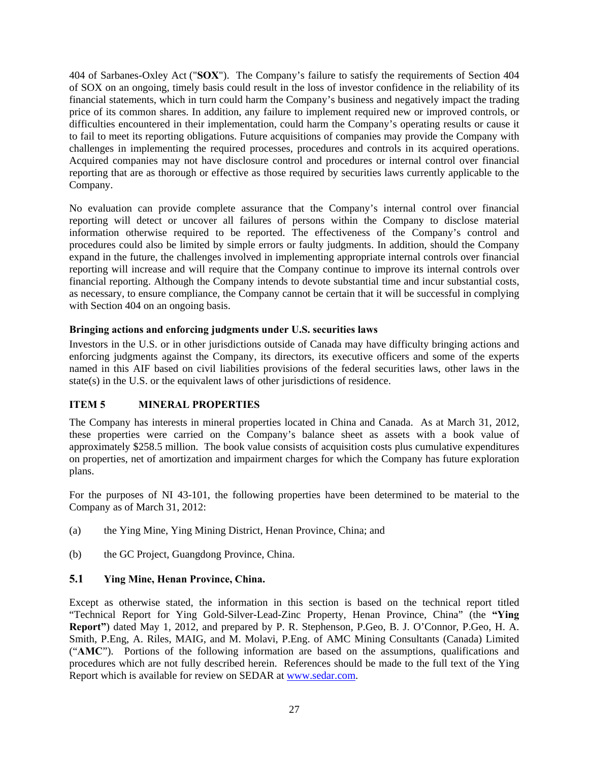404 of Sarbanes-Oxley Act ("**SOX**"). The Company's failure to satisfy the requirements of Section 404 of SOX on an ongoing, timely basis could result in the loss of investor confidence in the reliability of its financial statements, which in turn could harm the Company's business and negatively impact the trading price of its common shares. In addition, any failure to implement required new or improved controls, or difficulties encountered in their implementation, could harm the Company's operating results or cause it to fail to meet its reporting obligations. Future acquisitions of companies may provide the Company with challenges in implementing the required processes, procedures and controls in its acquired operations. Acquired companies may not have disclosure control and procedures or internal control over financial reporting that are as thorough or effective as those required by securities laws currently applicable to the Company.

No evaluation can provide complete assurance that the Company's internal control over financial reporting will detect or uncover all failures of persons within the Company to disclose material information otherwise required to be reported. The effectiveness of the Company's control and procedures could also be limited by simple errors or faulty judgments. In addition, should the Company expand in the future, the challenges involved in implementing appropriate internal controls over financial reporting will increase and will require that the Company continue to improve its internal controls over financial reporting. Although the Company intends to devote substantial time and incur substantial costs, as necessary, to ensure compliance, the Company cannot be certain that it will be successful in complying with Section 404 on an ongoing basis.

**Bringing actions and enforcing judgments under U.S. securities laws**

Investors in the U.S. or in other jurisdictions outside of Canada may have difficulty bringing actions and enforcing judgments against the Company, its directors, its executive officers and some of the experts named in this AIF based on civil liabilities provisions of the federal securities laws, other laws in the state(s) in the U.S. or the equivalent laws of other jurisdictions of residence.

## ITEM 5 MINERAL PROPERTIES

The Company has interests in mineral properties located in China and Canada. As at March 31, 2012, these properties were carried on the Company's balance sheet as assets with a book value of approximately $258.5 million. The book value consists of acquisition costs plus cumulative expenditures on properties, net of amortization and impairment charges for which the Company has future exploration plans.

For the purposes of NI 43-101, the following properties have been determined to be material to the Company as of March 31, 2012:

(a) the Ying Mine, Ying Mining District, Henan Province, China; and

(b) the GC Project, Guangdong Province, China.

### 5.1 Ying Mine, Henan Province, China.

Except as otherwise stated, the information in this section is based on the technical report titled "Technical Report for Ying Gold-Silver-Lead-Zinc Property, Henan Province, China" (the **"Ying Report"**) dated May 1, 2012, and prepared by P. R. Stephenson, P.Geo, B. J. O'Connor, P.Geo, H. A. Smith, P.Eng, A. Riles, MAIG, and M. Molavi, P.Eng. of AMC Mining Consultants (Canada) Limited ("**AMC**"). Portions of the following information are based on the assumptions, qualifications and procedures which are not fully described herein. References should be made to the full text of the Ying Report which is available for review on SEDAR at www.sedar.com.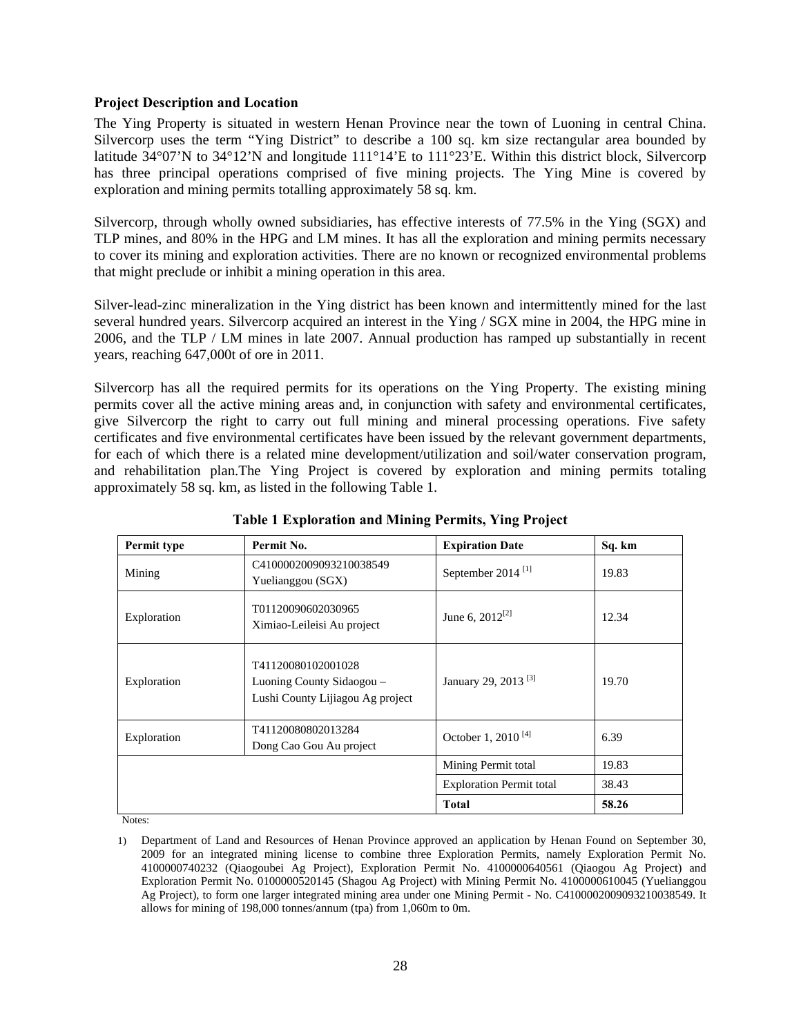**Project Description and Location**

The Ying Property is situated in western Henan Province near the town of Luoning in central China. Silvercorp uses the term "Ying District" to describe a 100 sq. km size rectangular area bounded by latitude 34°07'N to 34°12'N and longitude 111°14'E to 111°23'E. Within this district block, Silvercorp has three principal operations comprised of five mining projects. The Ying Mine is covered by exploration and mining permits totalling approximately 58 sq. km.

Silvercorp, through wholly owned subsidiaries, has effective interests of 77.5% in the Ying (SGX) and TLP mines, and 80% in the HPG and LM mines. It has all the exploration and mining permits necessary to cover its mining and exploration activities. There are no known or recognized environmental problems that might preclude or inhibit a mining operation in this area.

Silver-lead-zinc mineralization in the Ying district has been known and intermittently mined for the last several hundred years. Silvercorp acquired an interest in the Ying / SGX mine in 2004, the HPG mine in 2006, and the TLP / LM mines in late 2007. Annual production has ramped up substantially in recent years, reaching 647,000t of ore in 2011.

Silvercorp has all the required permits for its operations on the Ying Property. The existing mining permits cover all the active mining areas and, in conjunction with safety and environmental certificates, give Silvercorp the right to carry out full mining and mineral processing operations. Five safety certificates and five environmental certificates have been issued by the relevant government departments, for each of which there is a related mine development/utilization and soil/water conservation program, and rehabilitation plan.The Ying Project is covered by exploration and mining permits totaling approximately 58 sq. km, as listed in the following Table 1.

**Table 1 Exploration and Mining Permits, Ying Project**

| Permit type | Permit No. | Expiration Date | Sq. km |
|---|---|---|---|
| Mining | C4100002009093210038549 Yuelianggou (SGX) | September 2014 [1] | 19.83 |
| Exploration | T01120090602030965 Ximiao-Leileisi Au project | June 6, 2012[2] | 12.34 |
| Exploration | T41120080102001028 Luoning County Sidaogou – Lushi County Lijiagou Ag project | January 29, 2013 [3] | 19.70 |
| Exploration | T41120080802013284 Dong Cao Gou Au project | October 1, 2010 [4] | 6.39 |
| | | Mining Permit total | 19.83 |
| | | Exploration Permit total | 38.43 |
| | | **Total** | **58.26** |

Notes:

1) Department of Land and Resources of Henan Province approved an application by Henan Found on September 30, 2009 for an integrated mining license to combine three Exploration Permits, namely Exploration Permit No. 4100000740232 (Qiaogoubei Ag Project), Exploration Permit No. 4100000640561 (Qiaogou Ag Project) and Exploration Permit No. 0100000520145 (Shagou Ag Project) with Mining Permit No. 4100000610045 (Yuelianggou Ag Project), to form one larger integrated mining area under one Mining Permit - No. C4100002009093210038549. It allows for mining of 198,000 tonnes/annum (tpa) from 1,060m to 0m.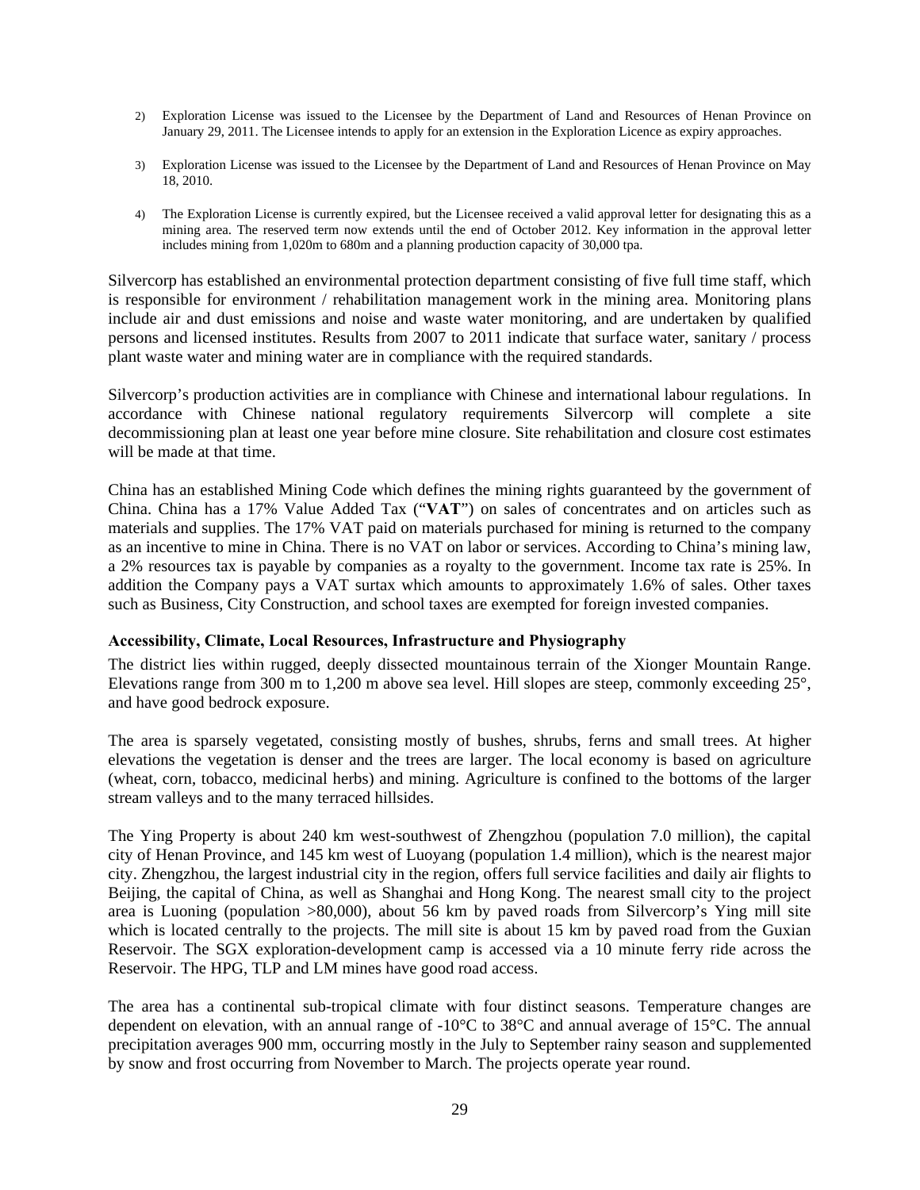2) Exploration License was issued to the Licensee by the Department of Land and Resources of Henan Province on January 29, 2011. The Licensee intends to apply for an extension in the Exploration Licence as expiry approaches.

3) Exploration License was issued to the Licensee by the Department of Land and Resources of Henan Province on May 18, 2010.

4) The Exploration License is currently expired, but the Licensee received a valid approval letter for designating this as a mining area. The reserved term now extends until the end of October 2012. Key information in the approval letter includes mining from 1,020m to 680m and a planning production capacity of 30,000 tpa.

Silvercorp has established an environmental protection department consisting of five full time staff, which is responsible for environment / rehabilitation management work in the mining area. Monitoring plans include air and dust emissions and noise and waste water monitoring, and are undertaken by qualified persons and licensed institutes. Results from 2007 to 2011 indicate that surface water, sanitary / process plant waste water and mining water are in compliance with the required standards.

Silvercorp's production activities are in compliance with Chinese and international labour regulations. In accordance with Chinese national regulatory requirements Silvercorp will complete a site decommissioning plan at least one year before mine closure. Site rehabilitation and closure cost estimates will be made at that time.

China has an established Mining Code which defines the mining rights guaranteed by the government of China. China has a 17% Value Added Tax ("**VAT**") on sales of concentrates and on articles such as materials and supplies. The 17% VAT paid on materials purchased for mining is returned to the company as an incentive to mine in China. There is no VAT on labor or services. According to China's mining law, a 2% resources tax is payable by companies as a royalty to the government. Income tax rate is 25%. In addition the Company pays a VAT surtax which amounts to approximately 1.6% of sales. Other taxes such as Business, City Construction, and school taxes are exempted for foreign invested companies.

**Accessibility, Climate, Local Resources, Infrastructure and Physiography**

The district lies within rugged, deeply dissected mountainous terrain of the Xionger Mountain Range. Elevations range from 300 m to 1,200 m above sea level. Hill slopes are steep, commonly exceeding 25°, and have good bedrock exposure.

The area is sparsely vegetated, consisting mostly of bushes, shrubs, ferns and small trees. At higher elevations the vegetation is denser and the trees are larger. The local economy is based on agriculture (wheat, corn, tobacco, medicinal herbs) and mining. Agriculture is confined to the bottoms of the larger stream valleys and to the many terraced hillsides.

The Ying Property is about 240 km west-southwest of Zhengzhou (population 7.0 million), the capital city of Henan Province, and 145 km west of Luoyang (population 1.4 million), which is the nearest major city. Zhengzhou, the largest industrial city in the region, offers full service facilities and daily air flights to Beijing, the capital of China, as well as Shanghai and Hong Kong. The nearest small city to the project area is Luoning (population >80,000), about 56 km by paved roads from Silvercorp's Ying mill site which is located centrally to the projects. The mill site is about 15 km by paved road from the Guxian Reservoir. The SGX exploration-development camp is accessed via a 10 minute ferry ride across the Reservoir. The HPG, TLP and LM mines have good road access.

The area has a continental sub-tropical climate with four distinct seasons. Temperature changes are dependent on elevation, with an annual range of -10°C to 38°C and annual average of 15°C. The annual precipitation averages 900 mm, occurring mostly in the July to September rainy season and supplemented by snow and frost occurring from November to March. The projects operate year round.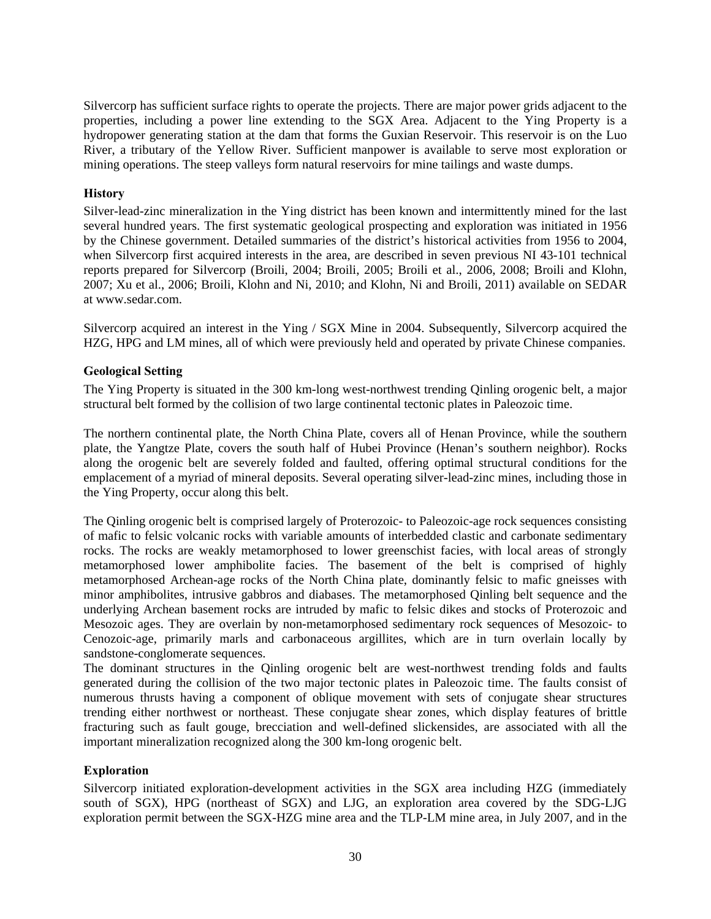Silvercorp has sufficient surface rights to operate the projects. There are major power grids adjacent to the properties, including a power line extending to the SGX Area. Adjacent to the Ying Property is a hydropower generating station at the dam that forms the Guxian Reservoir. This reservoir is on the Luo River, a tributary of the Yellow River. Sufficient manpower is available to serve most exploration or mining operations. The steep valleys form natural reservoirs for mine tailings and waste dumps.

### History

Silver-lead-zinc mineralization in the Ying district has been known and intermittently mined for the last several hundred years. The first systematic geological prospecting and exploration was initiated in 1956 by the Chinese government. Detailed summaries of the district's historical activities from 1956 to 2004, when Silvercorp first acquired interests in the area, are described in seven previous NI 43-101 technical reports prepared for Silvercorp (Broili, 2004; Broili, 2005; Broili et al., 2006, 2008; Broili and Klohn, 2007; Xu et al., 2006; Broili, Klohn and Ni, 2010; and Klohn, Ni and Broili, 2011) available on SEDAR at www.sedar.com.

Silvercorp acquired an interest in the Ying / SGX Mine in 2004. Subsequently, Silvercorp acquired the HZG, HPG and LM mines, all of which were previously held and operated by private Chinese companies.

### Geological Setting

The Ying Property is situated in the 300 km-long west-northwest trending Qinling orogenic belt, a major structural belt formed by the collision of two large continental tectonic plates in Paleozoic time.

The northern continental plate, the North China Plate, covers all of Henan Province, while the southern plate, the Yangtze Plate, covers the south half of Hubei Province (Henan's southern neighbor). Rocks along the orogenic belt are severely folded and faulted, offering optimal structural conditions for the emplacement of a myriad of mineral deposits. Several operating silver-lead-zinc mines, including those in the Ying Property, occur along this belt.

The Qinling orogenic belt is comprised largely of Proterozoic- to Paleozoic-age rock sequences consisting of mafic to felsic volcanic rocks with variable amounts of interbedded clastic and carbonate sedimentary rocks. The rocks are weakly metamorphosed to lower greenschist facies, with local areas of strongly metamorphosed lower amphibolite facies. The basement of the belt is comprised of highly metamorphosed Archean-age rocks of the North China plate, dominantly felsic to mafic gneisses with minor amphibolites, intrusive gabbros and diabases. The metamorphosed Qinling belt sequence and the underlying Archean basement rocks are intruded by mafic to felsic dikes and stocks of Proterozoic and Mesozoic ages. They are overlain by non-metamorphosed sedimentary rock sequences of Mesozoic- to Cenozoic-age, primarily marls and carbonaceous argillites, which are in turn overlain locally by sandstone-conglomerate sequences.

The dominant structures in the Qinling orogenic belt are west-northwest trending folds and faults generated during the collision of the two major tectonic plates in Paleozoic time. The faults consist of numerous thrusts having a component of oblique movement with sets of conjugate shear structures trending either northwest or northeast. These conjugate shear zones, which display features of brittle fracturing such as fault gouge, brecciation and well-defined slickensides, are associated with all the important mineralization recognized along the 300 km-long orogenic belt.

### Exploration

Silvercorp initiated exploration-development activities in the SGX area including HZG (immediately south of SGX), HPG (northeast of SGX) and LJG, an exploration area covered by the SDG-LJG exploration permit between the SGX-HZG mine area and the TLP-LM mine area, in July 2007, and in the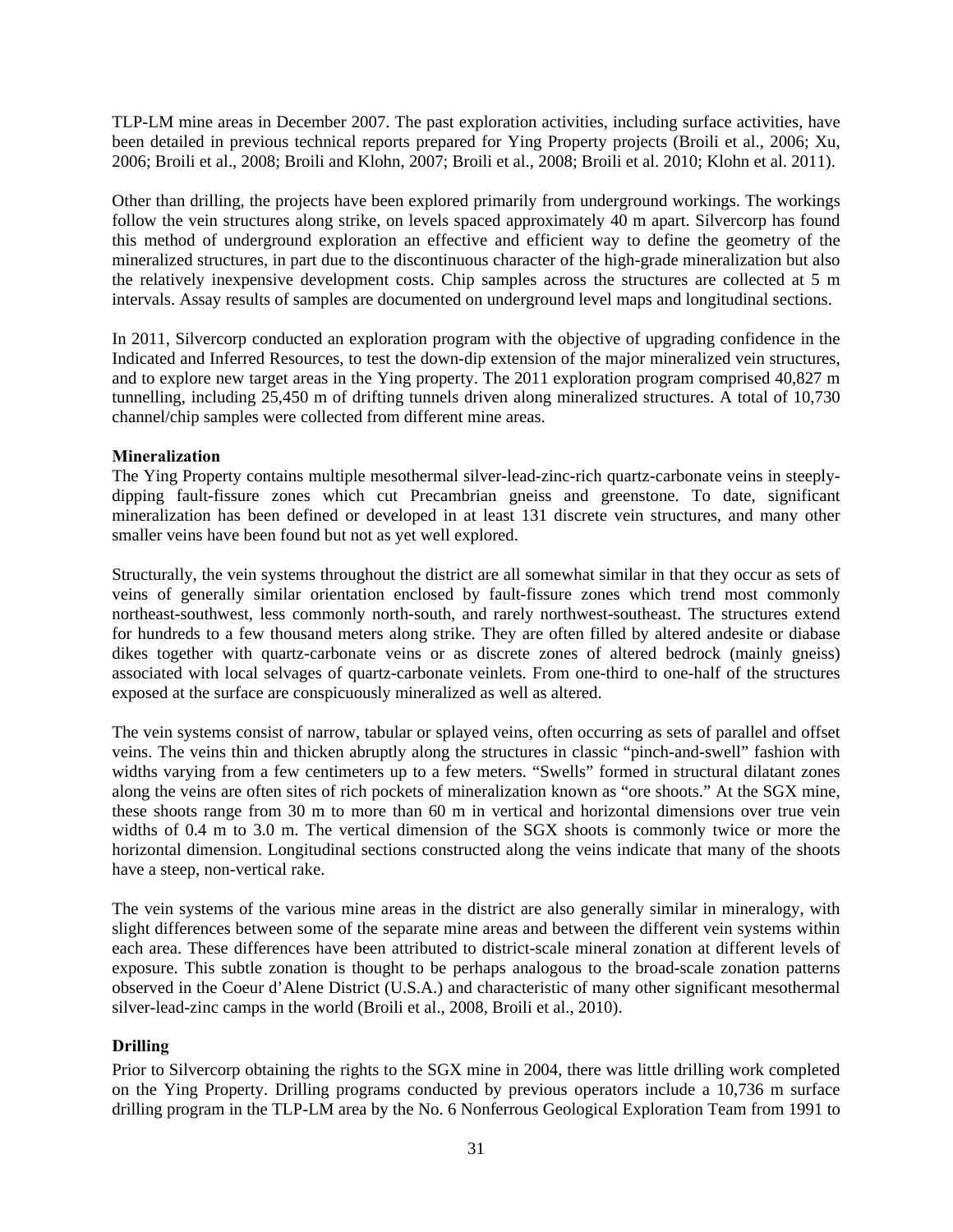TLP-LM mine areas in December 2007. The past exploration activities, including surface activities, have been detailed in previous technical reports prepared for Ying Property projects (Broili et al., 2006; Xu, 2006; Broili et al., 2008; Broili and Klohn, 2007; Broili et al., 2008; Broili et al. 2010; Klohn et al. 2011).

Other than drilling, the projects have been explored primarily from underground workings. The workings follow the vein structures along strike, on levels spaced approximately 40 m apart. Silvercorp has found this method of underground exploration an effective and efficient way to define the geometry of the mineralized structures, in part due to the discontinuous character of the high-grade mineralization but also the relatively inexpensive development costs. Chip samples across the structures are collected at 5 m intervals. Assay results of samples are documented on underground level maps and longitudinal sections.

In 2011, Silvercorp conducted an exploration program with the objective of upgrading confidence in the Indicated and Inferred Resources, to test the down-dip extension of the major mineralized vein structures, and to explore new target areas in the Ying property. The 2011 exploration program comprised 40,827 m tunnelling, including 25,450 m of drifting tunnels driven along mineralized structures. A total of 10,730 channel/chip samples were collected from different mine areas.

**Mineralization**

The Ying Property contains multiple mesothermal silver-lead-zinc-rich quartz-carbonate veins in steeply-dipping fault-fissure zones which cut Precambrian gneiss and greenstone. To date, significant mineralization has been defined or developed in at least 131 discrete vein structures, and many other smaller veins have been found but not as yet well explored.

Structurally, the vein systems throughout the district are all somewhat similar in that they occur as sets of veins of generally similar orientation enclosed by fault-fissure zones which trend most commonly northeast-southwest, less commonly north-south, and rarely northwest-southeast. The structures extend for hundreds to a few thousand meters along strike. They are often filled by altered andesite or diabase dikes together with quartz-carbonate veins or as discrete zones of altered bedrock (mainly gneiss) associated with local selvages of quartz-carbonate veinlets. From one-third to one-half of the structures exposed at the surface are conspicuously mineralized as well as altered.

The vein systems consist of narrow, tabular or splayed veins, often occurring as sets of parallel and offset veins. The veins thin and thicken abruptly along the structures in classic "pinch-and-swell" fashion with widths varying from a few centimeters up to a few meters. "Swells" formed in structural dilatant zones along the veins are often sites of rich pockets of mineralization known as "ore shoots." At the SGX mine, these shoots range from 30 m to more than 60 m in vertical and horizontal dimensions over true vein widths of 0.4 m to 3.0 m. The vertical dimension of the SGX shoots is commonly twice or more the horizontal dimension. Longitudinal sections constructed along the veins indicate that many of the shoots have a steep, non-vertical rake.

The vein systems of the various mine areas in the district are also generally similar in mineralogy, with slight differences between some of the separate mine areas and between the different vein systems within each area. These differences have been attributed to district-scale mineral zonation at different levels of exposure. This subtle zonation is thought to be perhaps analogous to the broad-scale zonation patterns observed in the Coeur d'Alene District (U.S.A.) and characteristic of many other significant mesothermal silver-lead-zinc camps in the world (Broili et al., 2008, Broili et al., 2010).

**Drilling**

Prior to Silvercorp obtaining the rights to the SGX mine in 2004, there was little drilling work completed on the Ying Property. Drilling programs conducted by previous operators include a 10,736 m surface drilling program in the TLP-LM area by the No. 6 Nonferrous Geological Exploration Team from 1991 to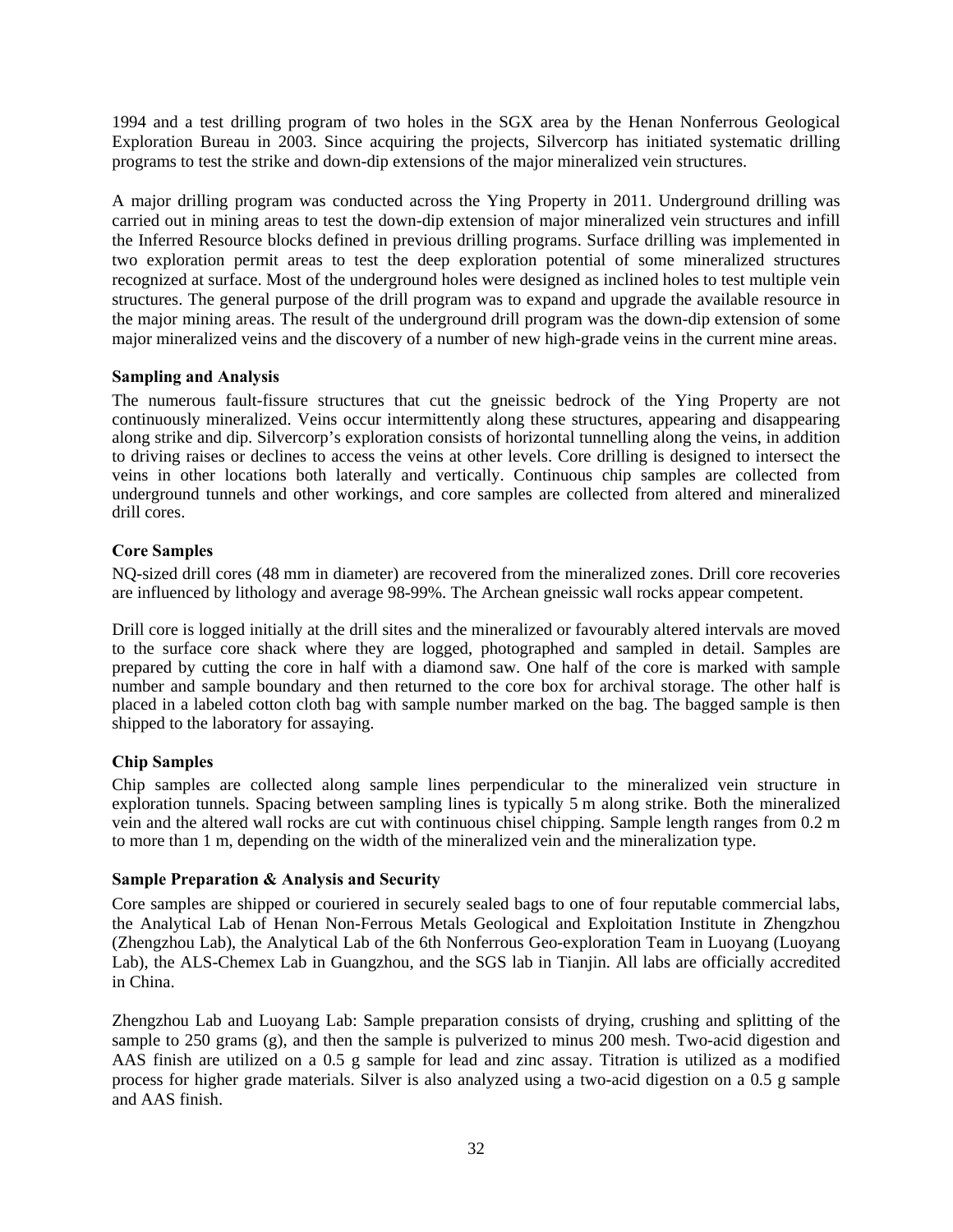1994 and a test drilling program of two holes in the SGX area by the Henan Nonferrous Geological Exploration Bureau in 2003. Since acquiring the projects, Silvercorp has initiated systematic drilling programs to test the strike and down-dip extensions of the major mineralized vein structures.

A major drilling program was conducted across the Ying Property in 2011. Underground drilling was carried out in mining areas to test the down-dip extension of major mineralized vein structures and infill the Inferred Resource blocks defined in previous drilling programs. Surface drilling was implemented in two exploration permit areas to test the deep exploration potential of some mineralized structures recognized at surface. Most of the underground holes were designed as inclined holes to test multiple vein structures. The general purpose of the drill program was to expand and upgrade the available resource in the major mining areas. The result of the underground drill program was the down-dip extension of some major mineralized veins and the discovery of a number of new high-grade veins in the current mine areas.

### Sampling and Analysis

The numerous fault-fissure structures that cut the gneissic bedrock of the Ying Property are not continuously mineralized. Veins occur intermittently along these structures, appearing and disappearing along strike and dip. Silvercorp's exploration consists of horizontal tunnelling along the veins, in addition to driving raises or declines to access the veins at other levels. Core drilling is designed to intersect the veins in other locations both laterally and vertically. Continuous chip samples are collected from underground tunnels and other workings, and core samples are collected from altered and mineralized drill cores.

### Core Samples

NQ-sized drill cores (48 mm in diameter) are recovered from the mineralized zones. Drill core recoveries are influenced by lithology and average 98-99%. The Archean gneissic wall rocks appear competent.

Drill core is logged initially at the drill sites and the mineralized or favourably altered intervals are moved to the surface core shack where they are logged, photographed and sampled in detail. Samples are prepared by cutting the core in half with a diamond saw. One half of the core is marked with sample number and sample boundary and then returned to the core box for archival storage. The other half is placed in a labeled cotton cloth bag with sample number marked on the bag. The bagged sample is then shipped to the laboratory for assaying.

### Chip Samples

Chip samples are collected along sample lines perpendicular to the mineralized vein structure in exploration tunnels. Spacing between sampling lines is typically 5 m along strike. Both the mineralized vein and the altered wall rocks are cut with continuous chisel chipping. Sample length ranges from 0.2 m to more than 1 m, depending on the width of the mineralized vein and the mineralization type.

### Sample Preparation & Analysis and Security

Core samples are shipped or couriered in securely sealed bags to one of four reputable commercial labs, the Analytical Lab of Henan Non-Ferrous Metals Geological and Exploitation Institute in Zhengzhou (Zhengzhou Lab), the Analytical Lab of the 6th Nonferrous Geo-exploration Team in Luoyang (Luoyang Lab), the ALS-Chemex Lab in Guangzhou, and the SGS lab in Tianjin. All labs are officially accredited in China.

Zhengzhou Lab and Luoyang Lab: Sample preparation consists of drying, crushing and splitting of the sample to 250 grams (g), and then the sample is pulverized to minus 200 mesh. Two-acid digestion and AAS finish are utilized on a 0.5 g sample for lead and zinc assay. Titration is utilized as a modified process for higher grade materials. Silver is also analyzed using a two-acid digestion on a 0.5 g sample and AAS finish.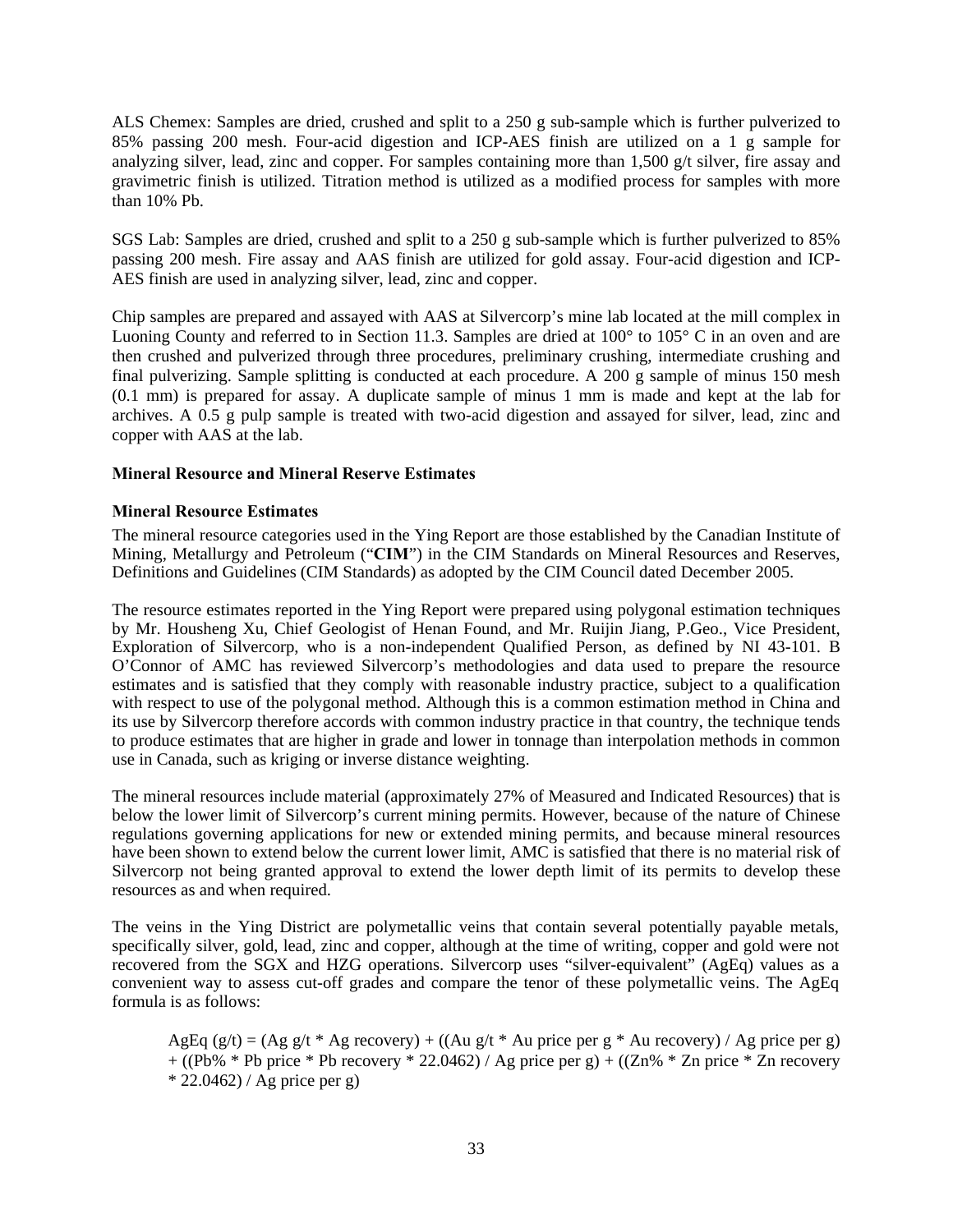ALS Chemex: Samples are dried, crushed and split to a 250 g sub-sample which is further pulverized to 85% passing 200 mesh. Four-acid digestion and ICP-AES finish are utilized on a 1 g sample for analyzing silver, lead, zinc and copper. For samples containing more than 1,500 g/t silver, fire assay and gravimetric finish is utilized. Titration method is utilized as a modified process for samples with more than 10% Pb.

SGS Lab: Samples are dried, crushed and split to a 250 g sub-sample which is further pulverized to 85% passing 200 mesh. Fire assay and AAS finish are utilized for gold assay. Four-acid digestion and ICP-AES finish are used in analyzing silver, lead, zinc and copper.

Chip samples are prepared and assayed with AAS at Silvercorp's mine lab located at the mill complex in Luoning County and referred to in Section 11.3. Samples are dried at 100° to 105° C in an oven and are then crushed and pulverized through three procedures, preliminary crushing, intermediate crushing and final pulverizing. Sample splitting is conducted at each procedure. A 200 g sample of minus 150 mesh (0.1 mm) is prepared for assay. A duplicate sample of minus 1 mm is made and kept at the lab for archives. A 0.5 g pulp sample is treated with two-acid digestion and assayed for silver, lead, zinc and copper with AAS at the lab.

## Mineral Resource and Mineral Reserve Estimates

### Mineral Resource Estimates

The mineral resource categories used in the Ying Report are those established by the Canadian Institute of Mining, Metallurgy and Petroleum ("**CIM**") in the CIM Standards on Mineral Resources and Reserves, Definitions and Guidelines (CIM Standards) as adopted by the CIM Council dated December 2005.

The resource estimates reported in the Ying Report were prepared using polygonal estimation techniques by Mr. Housheng Xu, Chief Geologist of Henan Found, and Mr. Ruijin Jiang, P.Geo., Vice President, Exploration of Silvercorp, who is a non-independent Qualified Person, as defined by NI 43-101. B O'Connor of AMC has reviewed Silvercorp's methodologies and data used to prepare the resource estimates and is satisfied that they comply with reasonable industry practice, subject to a qualification with respect to use of the polygonal method. Although this is a common estimation method in China and its use by Silvercorp therefore accords with common industry practice in that country, the technique tends to produce estimates that are higher in grade and lower in tonnage than interpolation methods in common use in Canada, such as kriging or inverse distance weighting.

The mineral resources include material (approximately 27% of Measured and Indicated Resources) that is below the lower limit of Silvercorp's current mining permits. However, because of the nature of Chinese regulations governing applications for new or extended mining permits, and because mineral resources have been shown to extend below the current lower limit, AMC is satisfied that there is no material risk of Silvercorp not being granted approval to extend the lower depth limit of its permits to develop these resources as and when required.

The veins in the Ying District are polymetallic veins that contain several potentially payable metals, specifically silver, gold, lead, zinc and copper, although at the time of writing, copper and gold were not recovered from the SGX and HZG operations. Silvercorp uses "silver-equivalent" (AgEq) values as a convenient way to assess cut-off grades and compare the tenor of these polymetallic veins. The AgEq formula is as follows:

> AgEq (g/t) = (Ag g/t * Ag recovery) + ((Au g/t * Au price per g * Au recovery) / Ag price per g) + ((Pb% * Pb price * Pb recovery * 22.0462) / Ag price per g) + ((Zn% * Zn price * Zn recovery * 22.0462) / Ag price per g)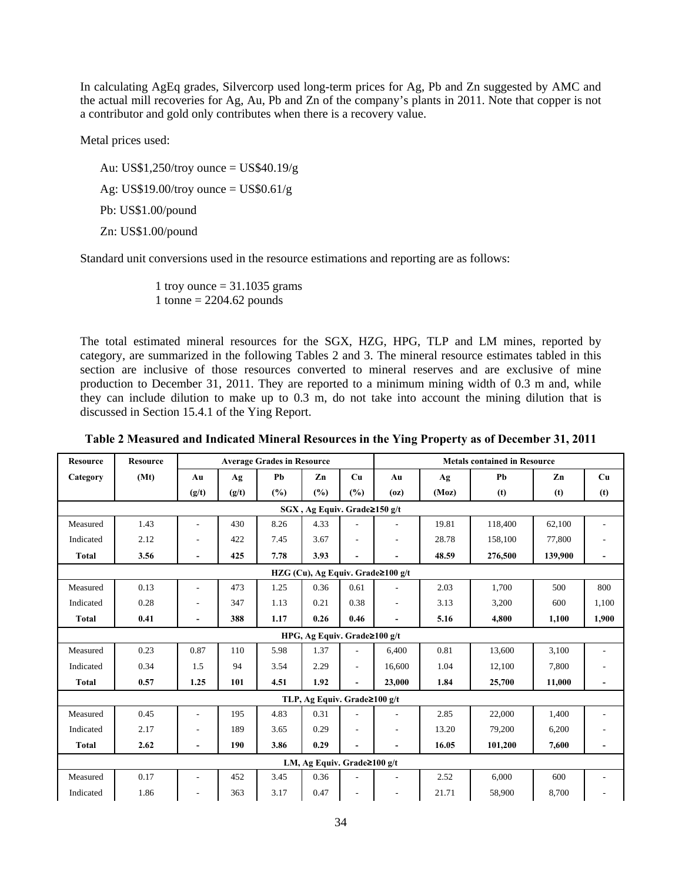In calculating AgEq grades, Silvercorp used long-term prices for Ag, Pb and Zn suggested by AMC and the actual mill recoveries for Ag, Au, Pb and Zn of the company's plants in 2011. Note that copper is not a contributor and gold only contributes when there is a recovery value.

Metal prices used:

Au: US$1,250/troy ounce = US$40.19/g

Ag: US$19.00/troy ounce = US$0.61/g

Pb: US$1.00/pound

Zn: US$1.00/pound

Standard unit conversions used in the resource estimations and reporting are as follows:

1 troy ounce = 31.1035 grams
1 tonne = 2204.62 pounds

The total estimated mineral resources for the SGX, HZG, HPG, TLP and LM mines, reported by category, are summarized in the following Tables 2 and 3. The mineral resource estimates tabled in this section are inclusive of those resources converted to mineral reserves and are exclusive of mine production to December 31, 2011. They are reported to a minimum mining width of 0.3 m and, while they can include dilution to make up to 0.3 m, do not take into account the mining dilution that is discussed in Section 15.4.1 of the Ying Report.

**Table 2 Measured and Indicated Mineral Resources in the Ying Property as of December 31, 2011**

| Resource Category | Resource (Mt) | Average Grades in Resource | | | | | Metals contained in Resource | | | | |
|---|---|---|---|---|---|---|---|---|---|---|---|
| | | Au (g/t) | Ag (g/t) | Pb (%) | Zn (%) | Cu (%) | Au (oz) | Ag (Moz) | Pb (t) | Zn (t) | Cu (t) |
| **SGX , Ag Equiv. Grade≥150 g/t** | | | | | | | | | | | |
| Measured | 1.43 | - | 430 | 8.26 | 4.33 | - | - | 19.81 | 118,400 | 62,100 | - |
| Indicated | 2.12 | - | 422 | 7.45 | 3.67 | - | - | 28.78 | 158,100 | 77,800 | - |
| **Total** | **3.56** | **-** | **425** | **7.78** | **3.93** | **-** | **-** | **48.59** | **276,500** | **139,900** | **-** |
| **HZG (Cu), Ag Equiv. Grade≥100 g/t** | | | | | | | | | | | |
| Measured | 0.13 | - | 473 | 1.25 | 0.36 | 0.61 | - | 2.03 | 1,700 | 500 | 800 |
| Indicated | 0.28 | - | 347 | 1.13 | 0.21 | 0.38 | - | 3.13 | 3,200 | 600 | 1,100 |
| **Total** | **0.41** | **-** | **388** | **1.17** | **0.26** | **0.46** | **-** | **5.16** | **4,800** | **1,100** | **1,900** |
| **HPG, Ag Equiv. Grade≥100 g/t** | | | | | | | | | | | |
| Measured | 0.23 | 0.87 | 110 | 5.98 | 1.37 | - | 6,400 | 0.81 | 13,600 | 3,100 | - |
| Indicated | 0.34 | 1.5 | 94 | 3.54 | 2.29 | - | 16,600 | 1.04 | 12,100 | 7,800 | - |
| **Total** | **0.57** | **1.25** | **101** | **4.51** | **1.92** | **-** | **23,000** | **1.84** | **25,700** | **11,000** | **-** |
| **TLP, Ag Equiv. Grade≥100 g/t** | | | | | | | | | | | |
| Measured | 0.45 | - | 195 | 4.83 | 0.31 | - | - | 2.85 | 22,000 | 1,400 | - |
| Indicated | 2.17 | - | 189 | 3.65 | 0.29 | - | - | 13.20 | 79,200 | 6,200 | - |
| **Total** | **2.62** | **-** | **190** | **3.86** | **0.29** | **-** | **-** | **16.05** | **101,200** | **7,600** | **-** |
| **LM, Ag Equiv. Grade≥100 g/t** | | | | | | | | | | | |
| Measured | 0.17 | - | 452 | 3.45 | 0.36 | - | - | 2.52 | 6,000 | 600 | - |
| Indicated | 1.86 | - | 363 | 3.17 | 0.47 | - | - | 21.71 | 58,900 | 8,700 | - |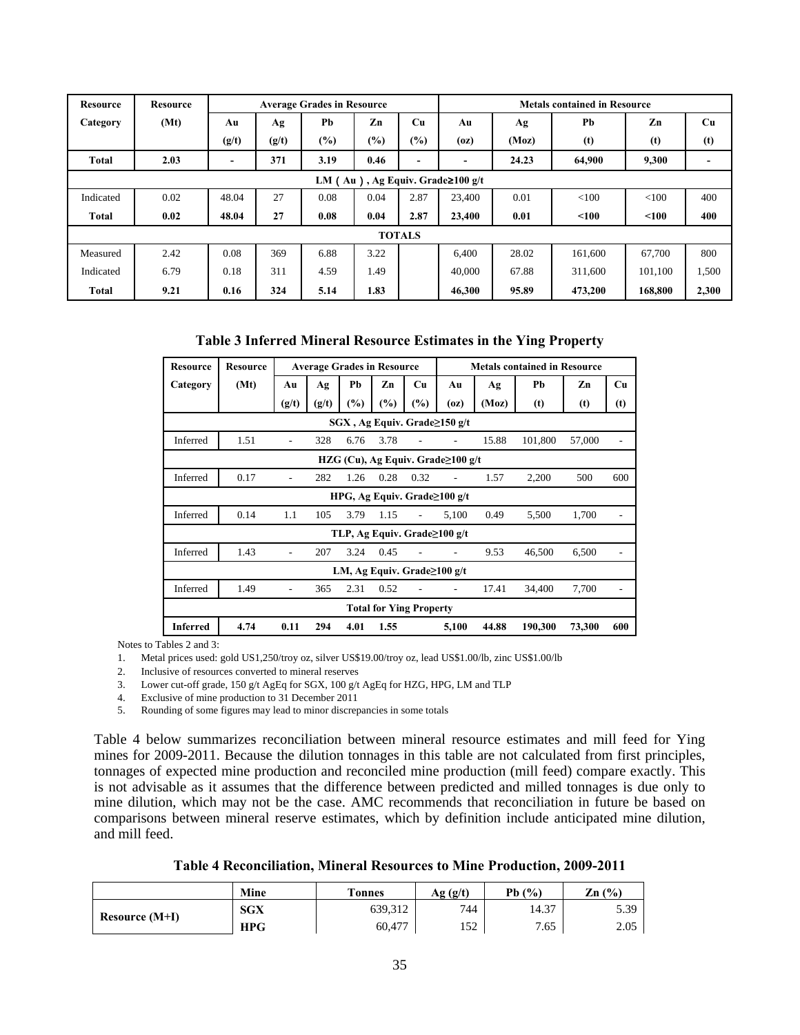| Resource | Resource | Average Grades in Resource | | | | | Metals contained in Resource | | | | |
|---|---|---|---|---|---|---|---|---|---|---|---|
| Category | (Mt) | Au | Ag | Pb | Zn | Cu | Au | Ag | Pb | Zn | Cu |
| | | (g/t) | (g/t) | (%) | (%) | (%) | (oz) | (Moz) | (t) | (t) | (t) |
| **Total** | **2.03** | **-** | **371** | **3.19** | **0.46** | **-** | **-** | **24.23** | **64,900** | **9,300** | **-** |
| | | | | | LM ( Au ) , Ag Equiv. Grade≥100 g/t | | | | | | |
| Indicated | 0.02 | 48.04 | 27 | 0.08 | 0.04 | 2.87 | 23,400 | 0.01 | <100 | <100 | 400 |
| **Total** | **0.02** | **48.04** | **27** | **0.08** | **0.04** | **2.87** | **23,400** | **0.01** | **<100** | **<100** | **400** |
| | | | | | **TOTALS** | | | | | | |
| Measured | 2.42 | 0.08 | 369 | 6.88 | 3.22 | | 6,400 | 28.02 | 161,600 | 67,700 | 800 |
| Indicated | 6.79 | 0.18 | 311 | 4.59 | 1.49 | | 40,000 | 67.88 | 311,600 | 101,100 | 1,500 |
| **Total** | **9.21** | **0.16** | **324** | **5.14** | **1.83** | | **46,300** | **95.89** | **473,200** | **168,800** | **2,300** |

**Table 3 Inferred Mineral Resource Estimates in the Ying Property**

| Resource | Resource | Average Grades in Resource | | | | | Metals contained in Resource | | | | |
|---|---|---|---|---|---|---|---|---|---|---|---|
| Category | (Mt) | Au | Ag | Pb | Zn | Cu | Au | Ag | Pb | Zn | Cu |
| | | (g/t) | (g/t) | (%) | (%) | (%) | (oz) | (Moz) | (t) | (t) | (t) |
| | | | | | SGX , Ag Equiv. Grade≥150 g/t | | | | | | |
| Inferred | 1.51 | - | 328 | 6.76 | 3.78 | - | - | 15.88 | 101,800 | 57,000 | - |
| | | | | | HZG (Cu), Ag Equiv. Grade≥100 g/t | | | | | | |
| Inferred | 0.17 | - | 282 | 1.26 | 0.28 | 0.32 | - | 1.57 | 2,200 | 500 | 600 |
| | | | | | HPG, Ag Equiv. Grade≥100 g/t | | | | | | |
| Inferred | 0.14 | 1.1 | 105 | 3.79 | 1.15 | - | 5,100 | 0.49 | 5,500 | 1,700 | - |
| | | | | | TLP, Ag Equiv. Grade≥100 g/t | | | | | | |
| Inferred | 1.43 | - | 207 | 3.24 | 0.45 | - | - | 9.53 | 46,500 | 6,500 | - |
| | | | | | LM, Ag Equiv. Grade≥100 g/t | | | | | | |
| Inferred | 1.49 | - | 365 | 2.31 | 0.52 | - | - | 17.41 | 34,400 | 7,700 | - |
| | | | | | **Total for Ying Property** | | | | | | |
| **Inferred** | **4.74** | **0.11** | **294** | **4.01** | **1.55** | | **5,100** | **44.88** | **190,300** | **73,300** | **600** |

Notes to Tables 2 and 3:

1. Metal prices used: gold US1,250/troy oz, silver US$19.00/troy oz, lead US$1.00/lb, zinc US$1.00/lb
2. Inclusive of resources converted to mineral reserves
3. Lower cut-off grade, 150 g/t AgEq for SGX, 100 g/t AgEq for HZG, HPG, LM and TLP
4. Exclusive of mine production to 31 December 2011
5. Rounding of some figures may lead to minor discrepancies in some totals

Table 4 below summarizes reconciliation between mineral resource estimates and mill feed for Ying mines for 2009-2011. Because the dilution tonnages in this table are not calculated from first principles, tonnages of expected mine production and reconciled mine production (mill feed) compare exactly. This is not advisable as it assumes that the difference between predicted and milled tonnages is due only to mine dilution, which may not be the case. AMC recommends that reconciliation in future be based on comparisons between mineral reserve estimates, which by definition include anticipated mine dilution, and mill feed.

**Table 4 Reconciliation, Mineral Resources to Mine Production, 2009-2011**

| | Mine | Tonnes | Ag (g/t) | Pb (%) | Zn (%) |
|---|---|---|---|---|---|
| **Resource (M+I)** | **SGX** | 639,312 | 744 | 14.37 | 5.39 |
| | **HPG** | 60,477 | 152 | 7.65 | 2.05 |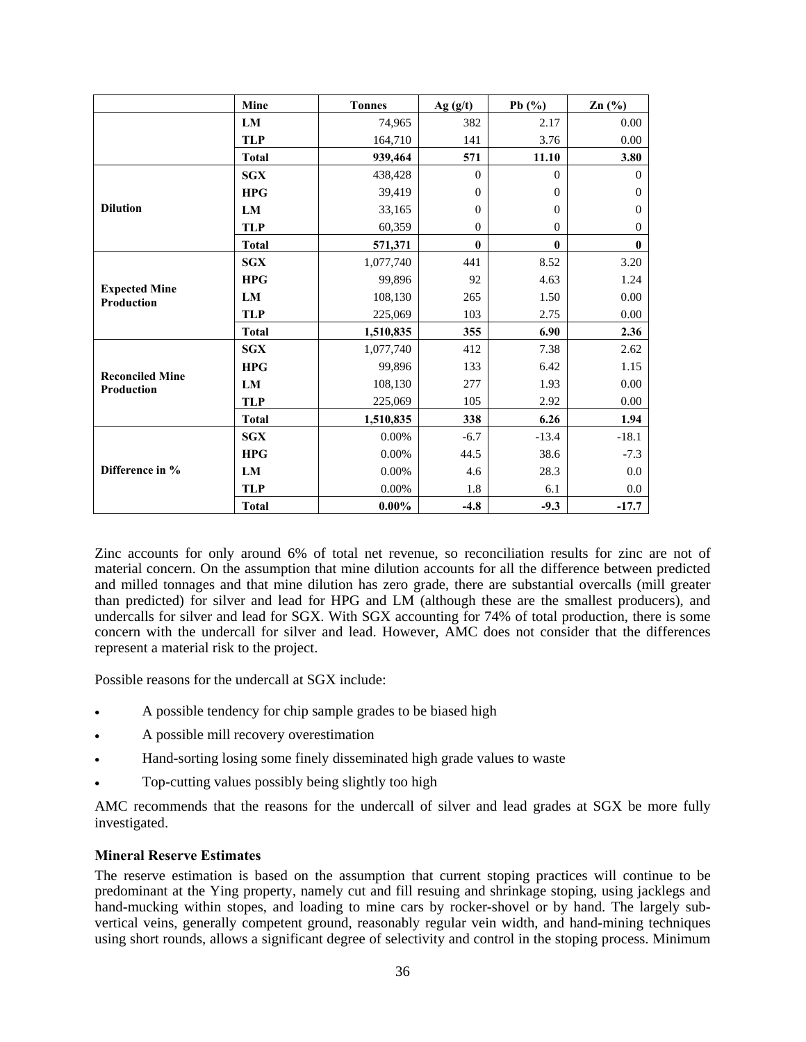| | Mine | Tonnes | Ag (g/t) | Pb (%) | Zn (%) |
|---|---|---|---|---|---|
| | **LM** | 74,965 | 382 | 2.17 | 0.00 |
| | **TLP** | 164,710 | 141 | 3.76 | 0.00 |
| | **Total** | **939,464** | **571** | **11.10** | **3.80** |
| **Dilution** | **SGX** | 438,428 | 0 | 0 | 0 |
| | **HPG** | 39,419 | 0 | 0 | 0 |
| | **LM** | 33,165 | 0 | 0 | 0 |
| | **TLP** | 60,359 | 0 | 0 | 0 |
| | **Total** | **571,371** | **0** | **0** | **0** |
| **Expected Mine Production** | **SGX** | 1,077,740 | 441 | 8.52 | 3.20 |
| | **HPG** | 99,896 | 92 | 4.63 | 1.24 |
| | **LM** | 108,130 | 265 | 1.50 | 0.00 |
| | **TLP** | 225,069 | 103 | 2.75 | 0.00 |
| | **Total** | **1,510,835** | **355** | **6.90** | **2.36** |
| **Reconciled Mine Production** | **SGX** | 1,077,740 | 412 | 7.38 | 2.62 |
| | **HPG** | 99,896 | 133 | 6.42 | 1.15 |
| | **LM** | 108,130 | 277 | 1.93 | 0.00 |
| | **TLP** | 225,069 | 105 | 2.92 | 0.00 |
| | **Total** | **1,510,835** | **338** | **6.26** | **1.94** |
| **Difference in %** | **SGX** | 0.00% | -6.7 | -13.4 | -18.1 |
| | **HPG** | 0.00% | 44.5 | 38.6 | -7.3 |
| | **LM** | 0.00% | 4.6 | 28.3 | 0.0 |
| | **TLP** | 0.00% | 1.8 | 6.1 | 0.0 |
| | **Total** | **0.00%** | **-4.8** | **-9.3** | **-17.7** |

Zinc accounts for only around 6% of total net revenue, so reconciliation results for zinc are not of material concern. On the assumption that mine dilution accounts for all the difference between predicted and milled tonnages and that mine dilution has zero grade, there are substantial overcalls (mill greater than predicted) for silver and lead for HPG and LM (although these are the smallest producers), and undercalls for silver and lead for SGX. With SGX accounting for 74% of total production, there is some concern with the undercall for silver and lead. However, AMC does not consider that the differences represent a material risk to the project.

Possible reasons for the undercall at SGX include:

- A possible tendency for chip sample grades to be biased high
- A possible mill recovery overestimation
- Hand-sorting losing some finely disseminated high grade values to waste
- Top-cutting values possibly being slightly too high

AMC recommends that the reasons for the undercall of silver and lead grades at SGX be more fully investigated.

### Mineral Reserve Estimates

The reserve estimation is based on the assumption that current stoping practices will continue to be predominant at the Ying property, namely cut and fill resuing and shrinkage stoping, using jacklegs and hand-mucking within stopes, and loading to mine cars by rocker-shovel or by hand. The largely sub-vertical veins, generally competent ground, reasonably regular vein width, and hand-mining techniques using short rounds, allows a significant degree of selectivity and control in the stoping process. Minimum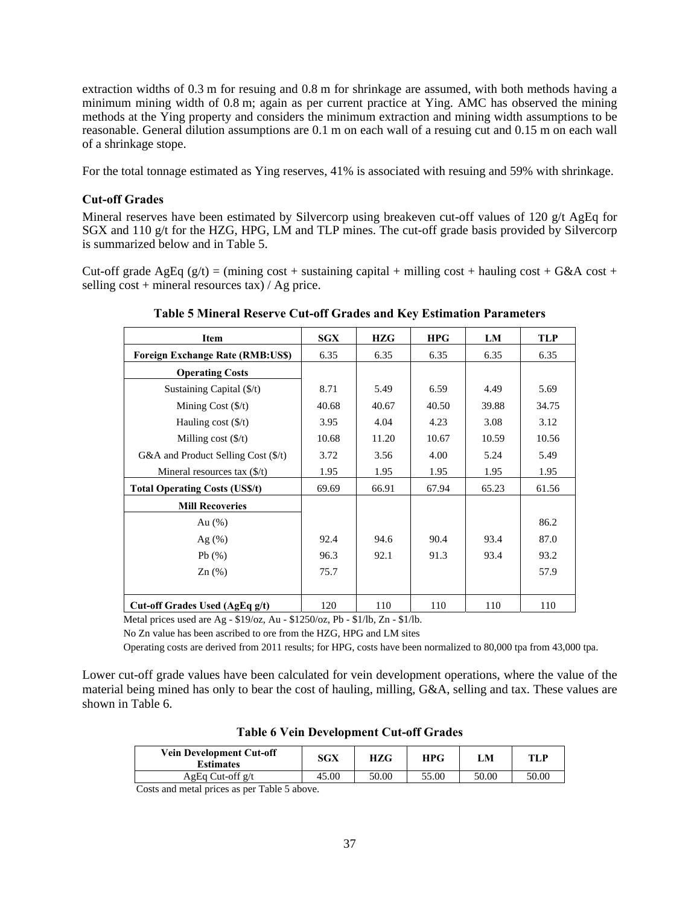extraction widths of 0.3 m for resuing and 0.8 m for shrinkage are assumed, with both methods having a minimum mining width of 0.8 m; again as per current practice at Ying. AMC has observed the mining methods at the Ying property and considers the minimum extraction and mining width assumptions to be reasonable. General dilution assumptions are 0.1 m on each wall of a resuing cut and 0.15 m on each wall of a shrinkage stope.

For the total tonnage estimated as Ying reserves, 41% is associated with resuing and 59% with shrinkage.

### Cut-off Grades

Mineral reserves have been estimated by Silvercorp using breakeven cut-off values of 120 g/t AgEq for SGX and 110 g/t for the HZG, HPG, LM and TLP mines. The cut-off grade basis provided by Silvercorp is summarized below and in Table 5.

Cut-off grade AgEq (g/t) = (mining cost + sustaining capital + milling cost + hauling cost + G&A cost + selling cost + mineral resources tax) / Ag price.

**Table 5 Mineral Reserve Cut-off Grades and Key Estimation Parameters**

| Item | SGX | HZG | HPG | LM | TLP |
|---|---|---|---|---|---|
| **Foreign Exchange Rate (RMB:US$)** | 6.35 | 6.35 | 6.35 | 6.35 | 6.35 |
| **Operating Costs** | | | | | |
| Sustaining Capital ($/t) | 8.71 | 5.49 | 6.59 | 4.49 | 5.69 |
| Mining Cost ($/t) | 40.68 | 40.67 | 40.50 | 39.88 | 34.75 |
| Hauling cost ($/t) | 3.95 | 4.04 | 4.23 | 3.08 | 3.12 |
| Milling cost ($/t) | 10.68 | 11.20 | 10.67 | 10.59 | 10.56 |
| G&A and Product Selling Cost ($/t) | 3.72 | 3.56 | 4.00 | 5.24 | 5.49 |
| Mineral resources tax ($/t) | 1.95 | 1.95 | 1.95 | 1.95 | 1.95 |
| **Total Operating Costs (US$/t)** | 69.69 | 66.91 | 67.94 | 65.23 | 61.56 |
| **Mill Recoveries** | | | | | |
| Au (%) | | | | | 86.2 |
| Ag (%) | 92.4 | 94.6 | 90.4 | 93.4 | 87.0 |
| Pb (%) | 96.3 | 92.1 | 91.3 | 93.4 | 93.2 |
| Zn (%) | 75.7 | | | | 57.9 |
| **Cut-off Grades Used (AgEq g/t)** | 120 | 110 | 110 | 110 | 110 |

Metal prices used are Ag - $19/oz, Au - $1250/oz, Pb - $1/lb, Zn - $1/lb.

No Zn value has been ascribed to ore from the HZG, HPG and LM sites

Operating costs are derived from 2011 results; for HPG, costs have been normalized to 80,000 tpa from 43,000 tpa.

Lower cut-off grade values have been calculated for vein development operations, where the value of the material being mined has only to bear the cost of hauling, milling, G&A, selling and tax. These values are shown in Table 6.

**Table 6 Vein Development Cut-off Grades**

| Vein Development Cut-off Estimates | SGX | HZG | HPG | LM | TLP |
|---|---|---|---|---|---|
| AgEq Cut-off g/t | 45.00 | 50.00 | 55.00 | 50.00 | 50.00 |

Costs and metal prices as per Table 5 above.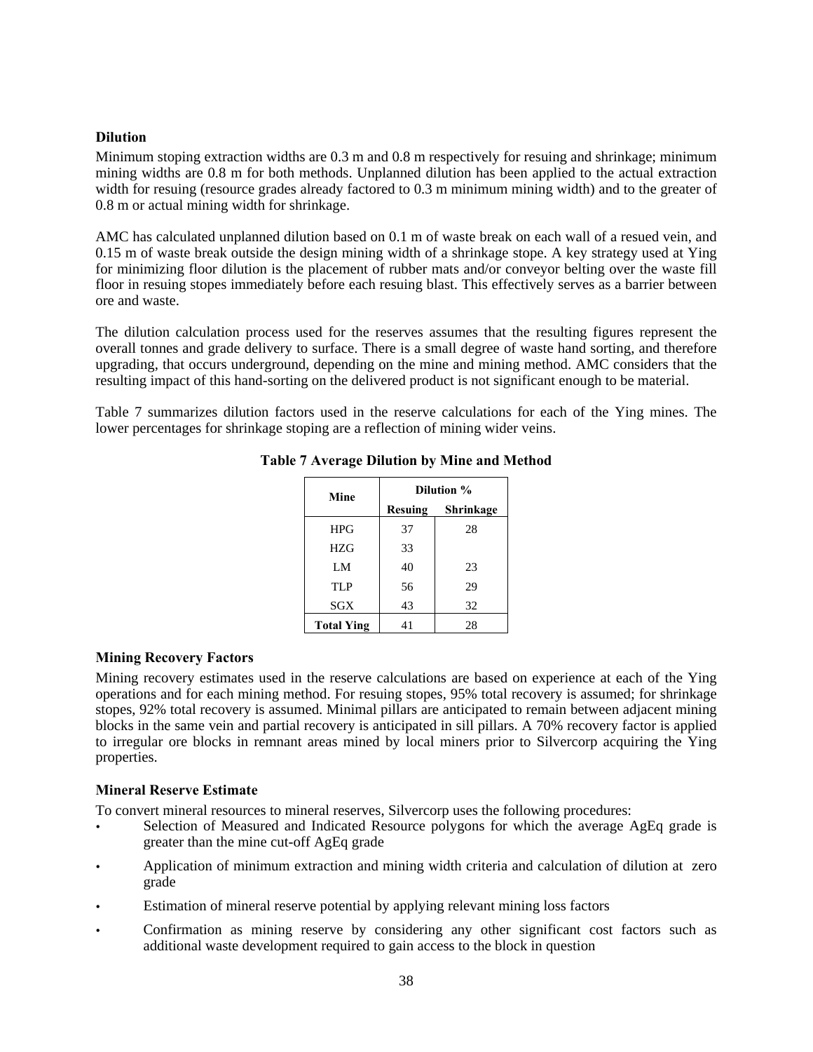### Dilution

Minimum stoping extraction widths are 0.3 m and 0.8 m respectively for resuing and shrinkage; minimum mining widths are 0.8 m for both methods. Unplanned dilution has been applied to the actual extraction width for resuing (resource grades already factored to 0.3 m minimum mining width) and to the greater of 0.8 m or actual mining width for shrinkage.

AMC has calculated unplanned dilution based on 0.1 m of waste break on each wall of a resued vein, and 0.15 m of waste break outside the design mining width of a shrinkage stope. A key strategy used at Ying for minimizing floor dilution is the placement of rubber mats and/or conveyor belting over the waste fill floor in resuing stopes immediately before each resuing blast. This effectively serves as a barrier between ore and waste.

The dilution calculation process used for the reserves assumes that the resulting figures represent the overall tonnes and grade delivery to surface. There is a small degree of waste hand sorting, and therefore upgrading, that occurs underground, depending on the mine and mining method. AMC considers that the resulting impact of this hand-sorting on the delivered product is not significant enough to be material.

Table 7 summarizes dilution factors used in the reserve calculations for each of the Ying mines. The lower percentages for shrinkage stoping are a reflection of mining wider veins.

**Table 7 Average Dilution by Mine and Method**

| Mine | Dilution % | |
|---|---|---|
| | Resuing | Shrinkage |
| HPG | 37 | 28 |
| HZG | 33 | |
| LM | 40 | 23 |
| TLP | 56 | 29 |
| SGX | 43 | 32 |
| **Total Ying** | 41 | 28 |

### Mining Recovery Factors

Mining recovery estimates used in the reserve calculations are based on experience at each of the Ying operations and for each mining method. For resuing stopes, 95% total recovery is assumed; for shrinkage stopes, 92% total recovery is assumed. Minimal pillars are anticipated to remain between adjacent mining blocks in the same vein and partial recovery is anticipated in sill pillars. A 70% recovery factor is applied to irregular ore blocks in remnant areas mined by local miners prior to Silvercorp acquiring the Ying properties.

### Mineral Reserve Estimate

To convert mineral resources to mineral reserves, Silvercorp uses the following procedures:

- Selection of Measured and Indicated Resource polygons for which the average AgEq grade is greater than the mine cut-off AgEq grade
- Application of minimum extraction and mining width criteria and calculation of dilution at zero grade
- Estimation of mineral reserve potential by applying relevant mining loss factors
- Confirmation as mining reserve by considering any other significant cost factors such as additional waste development required to gain access to the block in question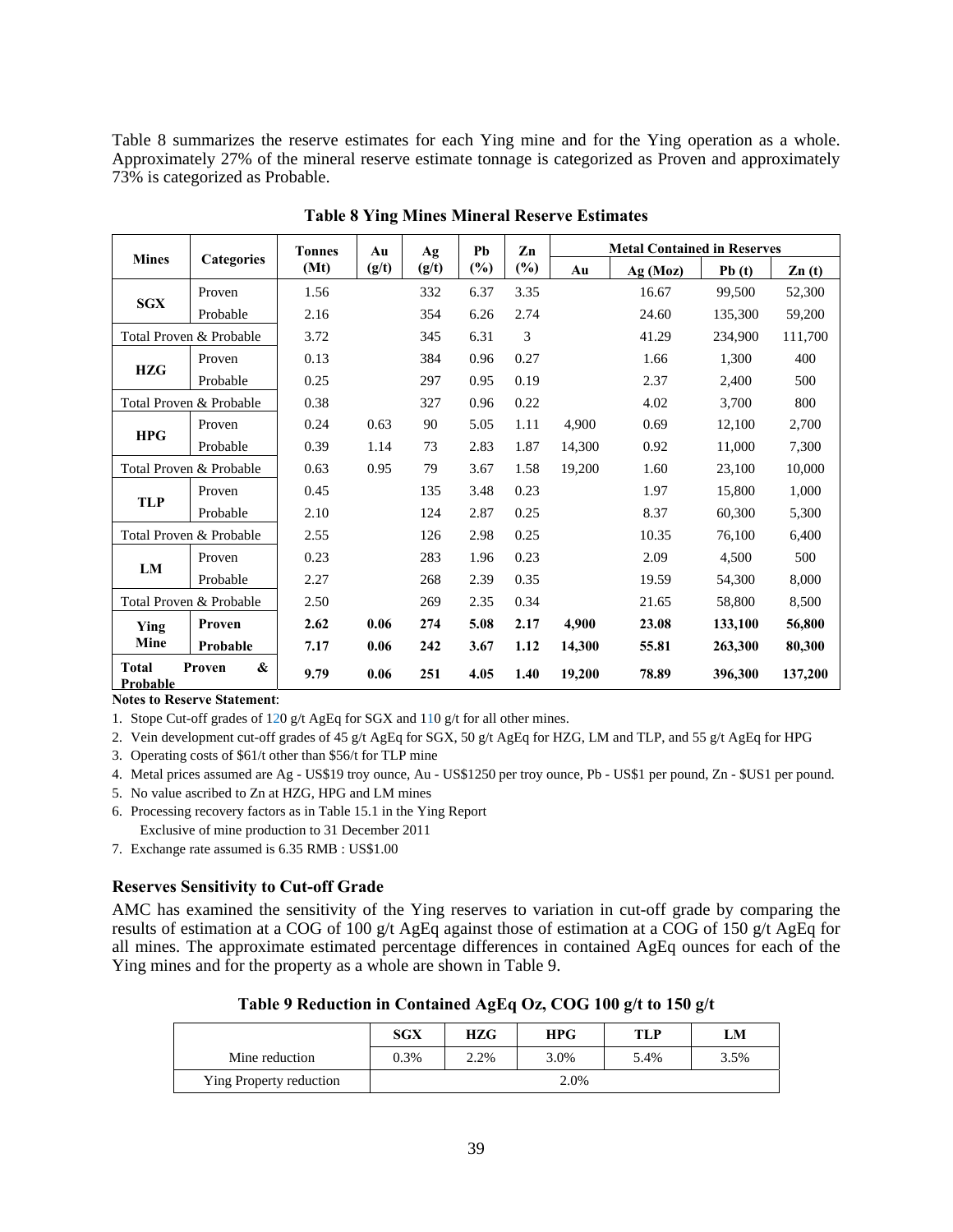Table 8 summarizes the reserve estimates for each Ying mine and for the Ying operation as a whole. Approximately 27% of the mineral reserve estimate tonnage is categorized as Proven and approximately 73% is categorized as Probable.

**Table 8 Ying Mines Mineral Reserve Estimates**

| Mines | Categories | Tonnes (Mt) | Au (g/t) | Ag (g/t) | Pb (%) | Zn (%) | Metal Contained in Reserves | | | |
|---|---|---|---|---|---|---|---|---|---|---|
| | | | | | | | Au | Ag (Moz) | Pb (t) | Zn (t) |
| SGX | Proven | 1.56 | | 332 | 6.37 | 3.35 | | 16.67 | 99,500 | 52,300 |
| | Probable | 2.16 | | 354 | 6.26 | 2.74 | | 24.60 | 135,300 | 59,200 |
| Total Proven & Probable | | 3.72 | | 345 | 6.31 | 3 | | 41.29 | 234,900 | 111,700 |
| HZG | Proven | 0.13 | | 384 | 0.96 | 0.27 | | 1.66 | 1,300 | 400 |
| | Probable | 0.25 | | 297 | 0.95 | 0.19 | | 2.37 | 2,400 | 500 |
| Total Proven & Probable | | 0.38 | | 327 | 0.96 | 0.22 | | 4.02 | 3,700 | 800 |
| HPG | Proven | 0.24 | 0.63 | 90 | 5.05 | 1.11 | 4,900 | 0.69 | 12,100 | 2,700 |
| | Probable | 0.39 | 1.14 | 73 | 2.83 | 1.87 | 14,300 | 0.92 | 11,000 | 7,300 |
| Total Proven & Probable | | 0.63 | 0.95 | 79 | 3.67 | 1.58 | 19,200 | 1.60 | 23,100 | 10,000 |
| TLP | Proven | 0.45 | | 135 | 3.48 | 0.23 | | 1.97 | 15,800 | 1,000 |
| | Probable | 2.10 | | 124 | 2.87 | 0.25 | | 8.37 | 60,300 | 5,300 |
| Total Proven & Probable | | 2.55 | | 126 | 2.98 | 0.25 | | 10.35 | 76,100 | 6,400 |
| LM | Proven | 0.23 | | 283 | 1.96 | 0.23 | | 2.09 | 4,500 | 500 |
| | Probable | 2.27 | | 268 | 2.39 | 0.35 | | 19.59 | 54,300 | 8,000 |
| Total Proven & Probable | | 2.50 | | 269 | 2.35 | 0.34 | | 21.65 | 58,800 | 8,500 |
| **Ying Mine** | **Proven** | **2.62** | **0.06** | **274** | **5.08** | **2.17** | **4,900** | **23.08** | **133,100** | **56,800** |
| | **Probable** | **7.17** | **0.06** | **242** | **3.67** | **1.12** | **14,300** | **55.81** | **263,300** | **80,300** |
| **Total Proven & Probable** | | **9.79** | **0.06** | **251** | **4.05** | **1.40** | **19,200** | **78.89** | **396,300** | **137,200** |

**Notes to Reserve Statement**:

1. Stope Cut-off grades of 120 g/t AgEq for SGX and 110 g/t for all other mines.
2. Vein development cut-off grades of 45 g/t AgEq for SGX, 50 g/t AgEq for HZG, LM and TLP, and 55 g/t AgEq for HPG
3. Operating costs of $61/t other than $56/t for TLP mine
4. Metal prices assumed are Ag - US$19 troy ounce, Au - US$1250 per troy ounce, Pb - US$1 per pound, Zn - $US1 per pound.
5. No value ascribed to Zn at HZG, HPG and LM mines
6. Processing recovery factors as in Table 15.1 in the Ying Report
   Exclusive of mine production to 31 December 2011
7. Exchange rate assumed is 6.35 RMB : US$1.00

### Reserves Sensitivity to Cut-off Grade

AMC has examined the sensitivity of the Ying reserves to variation in cut-off grade by comparing the results of estimation at a COG of 100 g/t AgEq against those of estimation at a COG of 150 g/t AgEq for all mines. The approximate estimated percentage differences in contained AgEq ounces for each of the Ying mines and for the property as a whole are shown in Table 9.

**Table 9 Reduction in Contained AgEq Oz, COG 100 g/t to 150 g/t**

| | SGX | HZG | HPG | TLP | LM |
|---|---|---|---|---|---|
| Mine reduction | 0.3% | 2.2% | 3.0% | 5.4% | 3.5% |
| Ying Property reduction | 2.0% | | | | |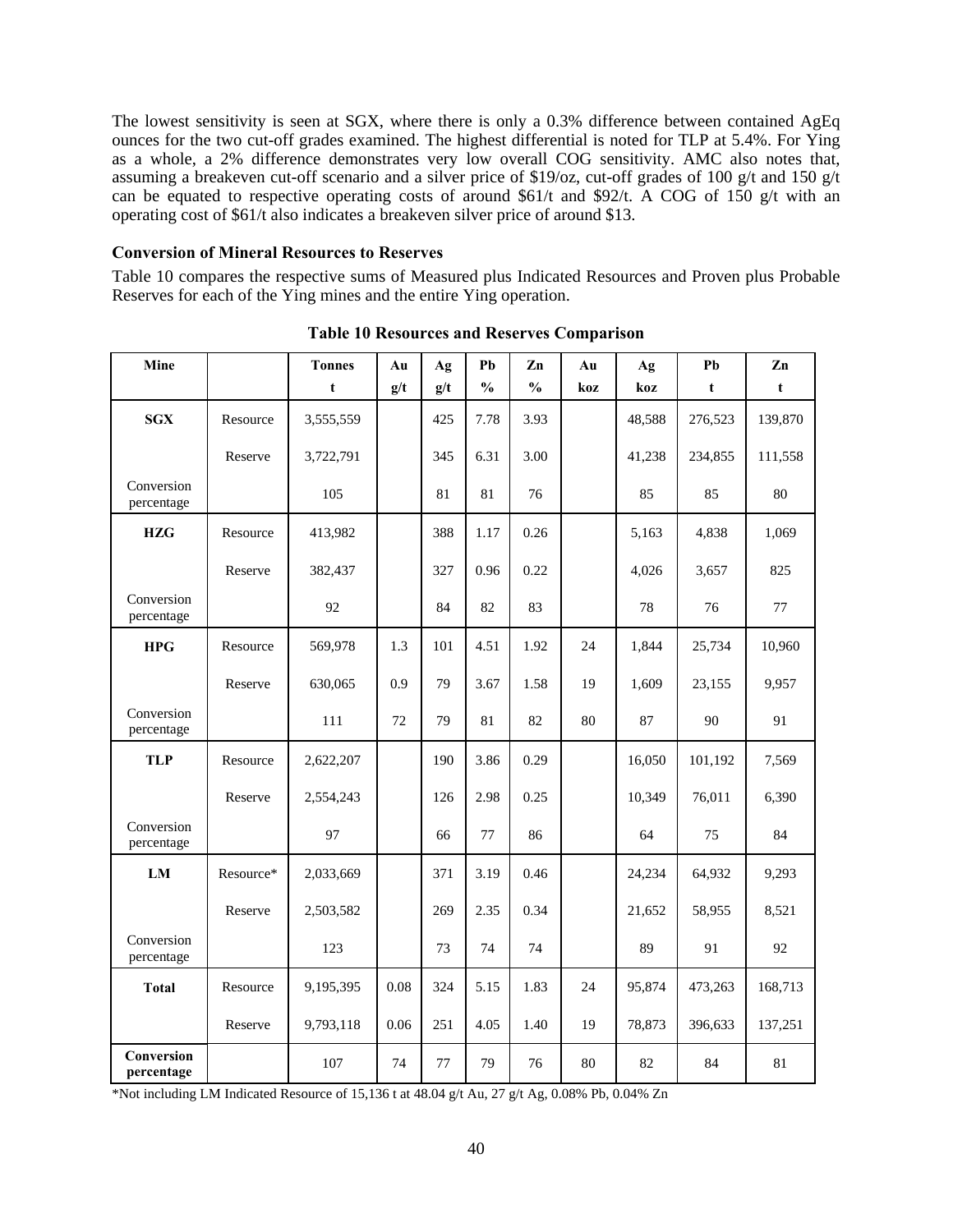The lowest sensitivity is seen at SGX, where there is only a 0.3% difference between contained AgEq ounces for the two cut-off grades examined. The highest differential is noted for TLP at 5.4%. For Ying as a whole, a 2% difference demonstrates very low overall COG sensitivity. AMC also notes that, assuming a breakeven cut-off scenario and a silver price of $19/oz, cut-off grades of 100 g/t and 150 g/t can be equated to respective operating costs of around $61/t and $92/t. A COG of 150 g/t with an operating cost of $61/t also indicates a breakeven silver price of around $13.

### Conversion of Mineral Resources to Reserves

Table 10 compares the respective sums of Measured plus Indicated Resources and Proven plus Probable Reserves for each of the Ying mines and the entire Ying operation.

**Table 10 Resources and Reserves Comparison**

| Mine | | Tonnes t | Au g/t | Ag g/t | Pb % | Zn % | Au koz | Ag koz | Pb t | Zn t |
|---|---|---|---|---|---|---|---|---|---|---|
| **SGX** | Resource | 3,555,559 | | 425 | 7.78 | 3.93 | | 48,588 | 276,523 | 139,870 |
| | Reserve | 3,722,791 | | 345 | 6.31 | 3.00 | | 41,238 | 234,855 | 111,558 |
| Conversion percentage | | 105 | | 81 | 81 | 76 | | 85 | 85 | 80 |
| **HZG** | Resource | 413,982 | | 388 | 1.17 | 0.26 | | 5,163 | 4,838 | 1,069 |
| | Reserve | 382,437 | | 327 | 0.96 | 0.22 | | 4,026 | 3,657 | 825 |
| Conversion percentage | | 92 | | 84 | 82 | 83 | | 78 | 76 | 77 |
| **HPG** | Resource | 569,978 | 1.3 | 101 | 4.51 | 1.92 | 24 | 1,844 | 25,734 | 10,960 |
| | Reserve | 630,065 | 0.9 | 79 | 3.67 | 1.58 | 19 | 1,609 | 23,155 | 9,957 |
| Conversion percentage | | 111 | 72 | 79 | 81 | 82 | 80 | 87 | 90 | 91 |
| **TLP** | Resource | 2,622,207 | | 190 | 3.86 | 0.29 | | 16,050 | 101,192 | 7,569 |
| | Reserve | 2,554,243 | | 126 | 2.98 | 0.25 | | 10,349 | 76,011 | 6,390 |
| Conversion percentage | | 97 | | 66 | 77 | 86 | | 64 | 75 | 84 |
| **LM** | Resource* | 2,033,669 | | 371 | 3.19 | 0.46 | | 24,234 | 64,932 | 9,293 |
| | Reserve | 2,503,582 | | 269 | 2.35 | 0.34 | | 21,652 | 58,955 | 8,521 |
| Conversion percentage | | 123 | | 73 | 74 | 74 | | 89 | 91 | 92 |
| **Total** | Resource | 9,195,395 | 0.08 | 324 | 5.15 | 1.83 | 24 | 95,874 | 473,263 | 168,713 |
| | Reserve | 9,793,118 | 0.06 | 251 | 4.05 | 1.40 | 19 | 78,873 | 396,633 | 137,251 |
| **Conversion percentage** | | 107 | 74 | 77 | 79 | 76 | 80 | 82 | 84 | 81 |

*Not including LM Indicated Resource of 15,136 t at 48.04 g/t Au, 27 g/t Ag, 0.08% Pb, 0.04% Zn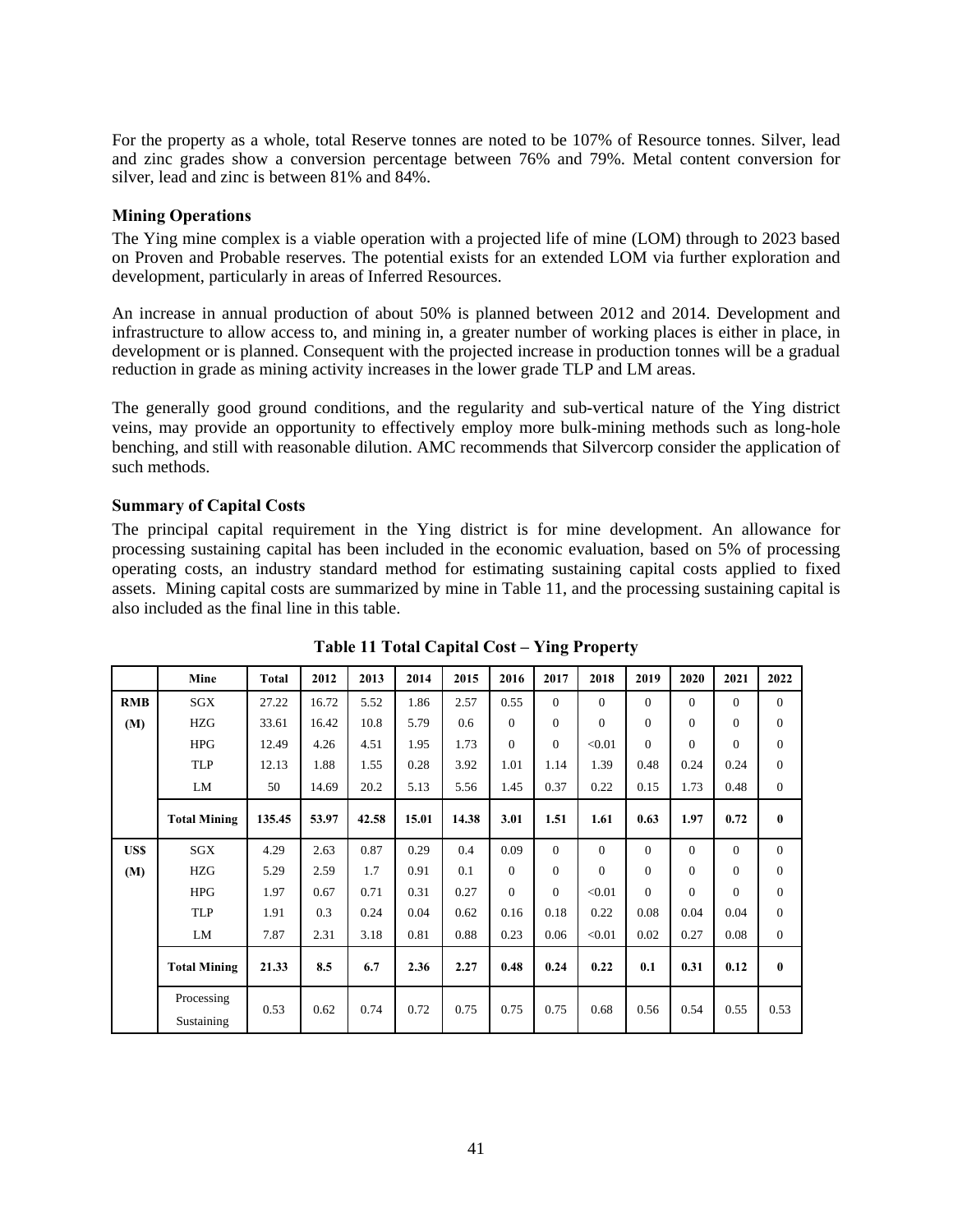For the property as a whole, total Reserve tonnes are noted to be 107% of Resource tonnes. Silver, lead and zinc grades show a conversion percentage between 76% and 79%. Metal content conversion for silver, lead and zinc is between 81% and 84%.

**Mining Operations**

The Ying mine complex is a viable operation with a projected life of mine (LOM) through to 2023 based on Proven and Probable reserves. The potential exists for an extended LOM via further exploration and development, particularly in areas of Inferred Resources.

An increase in annual production of about 50% is planned between 2012 and 2014. Development and infrastructure to allow access to, and mining in, a greater number of working places is either in place, in development or is planned. Consequent with the projected increase in production tonnes will be a gradual reduction in grade as mining activity increases in the lower grade TLP and LM areas.

The generally good ground conditions, and the regularity and sub-vertical nature of the Ying district veins, may provide an opportunity to effectively employ more bulk-mining methods such as long-hole benching, and still with reasonable dilution. AMC recommends that Silvercorp consider the application of such methods.

**Summary of Capital Costs**

The principal capital requirement in the Ying district is for mine development. An allowance for processing sustaining capital has been included in the economic evaluation, based on 5% of processing operating costs, an industry standard method for estimating sustaining capital costs applied to fixed assets. Mining capital costs are summarized by mine in Table 11, and the processing sustaining capital is also included as the final line in this table.

**Table 11 Total Capital Cost – Ying Property**

| | Mine | Total | 2012 | 2013 | 2014 | 2015 | 2016 | 2017 | 2018 | 2019 | 2020 | 2021 | 2022 |
|---|---|---|---|---|---|---|---|---|---|---|---|---|---|
| RMB (M) | SGX | 27.22 | 16.72 | 5.52 | 1.86 | 2.57 | 0.55 | 0 | 0 | 0 | 0 | 0 | 0 |
| | HZG | 33.61 | 16.42 | 10.8 | 5.79 | 0.6 | 0 | 0 | 0 | 0 | 0 | 0 | 0 |
| | HPG | 12.49 | 4.26 | 4.51 | 1.95 | 1.73 | 0 | 0 | <0.01 | 0 | 0 | 0 | 0 |
| | TLP | 12.13 | 1.88 | 1.55 | 0.28 | 3.92 | 1.01 | 1.14 | 1.39 | 0.48 | 0.24 | 0.24 | 0 |
| | LM | 50 | 14.69 | 20.2 | 5.13 | 5.56 | 1.45 | 0.37 | 0.22 | 0.15 | 1.73 | 0.48 | 0 |
| | **Total Mining** | **135.45** | **53.97** | **42.58** | **15.01** | **14.38** | **3.01** | **1.51** | **1.61** | **0.63** | **1.97** | **0.72** | **0** |
| US$ (M) | SGX | 4.29 | 2.63 | 0.87 | 0.29 | 0.4 | 0.09 | 0 | 0 | 0 | 0 | 0 | 0 |
| | HZG | 5.29 | 2.59 | 1.7 | 0.91 | 0.1 | 0 | 0 | 0 | 0 | 0 | 0 | 0 |
| | HPG | 1.97 | 0.67 | 0.71 | 0.31 | 0.27 | 0 | 0 | <0.01 | 0 | 0 | 0 | 0 |
| | TLP | 1.91 | 0.3 | 0.24 | 0.04 | 0.62 | 0.16 | 0.18 | 0.22 | 0.08 | 0.04 | 0.04 | 0 |
| | LM | 7.87 | 2.31 | 3.18 | 0.81 | 0.88 | 0.23 | 0.06 | <0.01 | 0.02 | 0.27 | 0.08 | 0 |
| | **Total Mining** | **21.33** | **8.5** | **6.7** | **2.36** | **2.27** | **0.48** | **0.24** | **0.22** | **0.1** | **0.31** | **0.12** | **0** |
| | Processing Sustaining | 0.53 | 0.62 | 0.74 | 0.72 | 0.75 | 0.75 | 0.75 | 0.68 | 0.56 | 0.54 | 0.55 | 0.53 |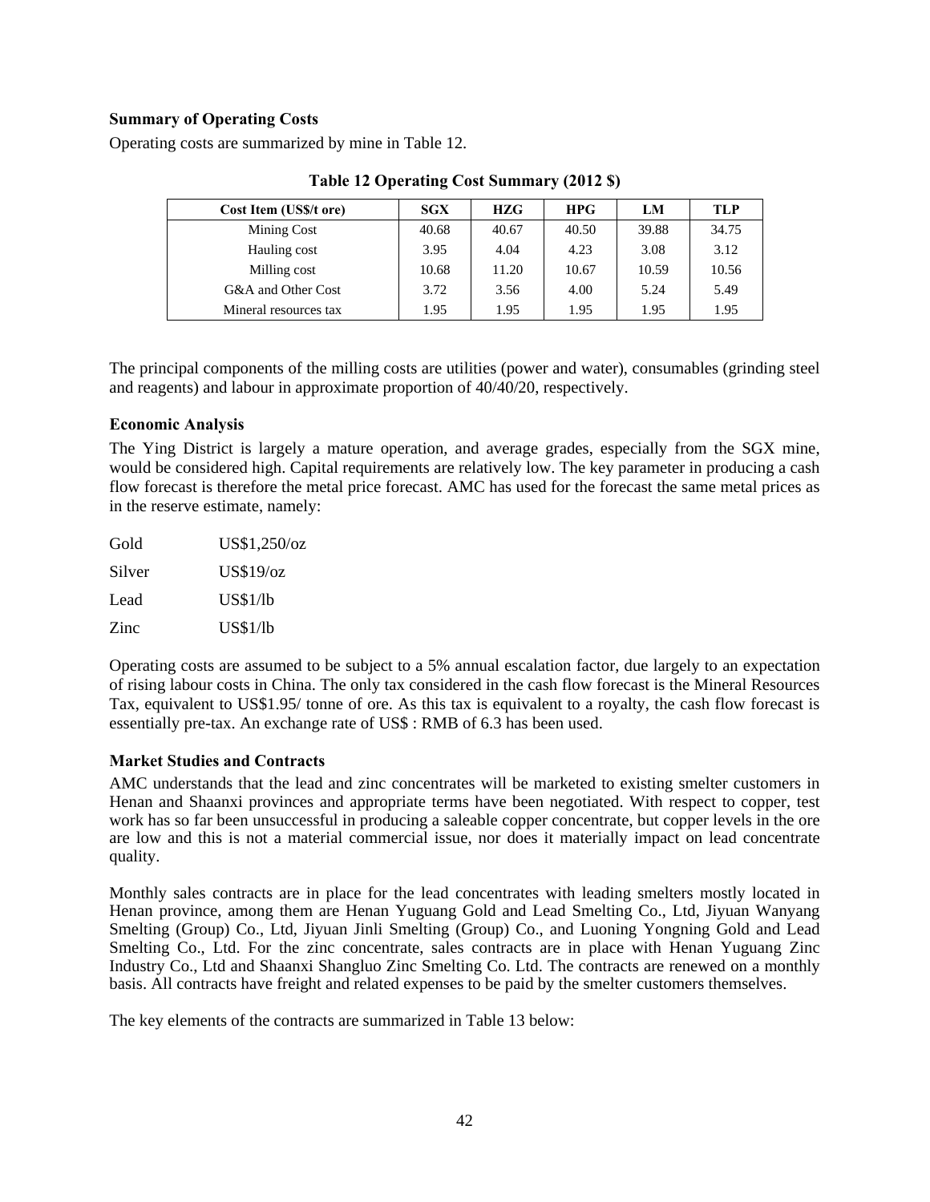### Summary of Operating Costs

Operating costs are summarized by mine in Table 12.

**Table 12 Operating Cost Summary (2012 $)**

| Cost Item (US$/t ore) | SGX | HZG | HPG | LM | TLP |
|---|---|---|---|---|---|
| Mining Cost | 40.68 | 40.67 | 40.50 | 39.88 | 34.75 |
| Hauling cost | 3.95 | 4.04 | 4.23 | 3.08 | 3.12 |
| Milling cost | 10.68 | 11.20 | 10.67 | 10.59 | 10.56 |
| G&A and Other Cost | 3.72 | 3.56 | 4.00 | 5.24 | 5.49 |
| Mineral resources tax | 1.95 | 1.95 | 1.95 | 1.95 | 1.95 |

The principal components of the milling costs are utilities (power and water), consumables (grinding steel and reagents) and labour in approximate proportion of 40/40/20, respectively.

### Economic Analysis

The Ying District is largely a mature operation, and average grades, especially from the SGX mine, would be considered high. Capital requirements are relatively low. The key parameter in producing a cash flow forecast is therefore the metal price forecast. AMC has used for the forecast the same metal prices as in the reserve estimate, namely:

| | |
|---|---|
| Gold | US$1,250/oz |
| Silver | US$19/oz |
| Lead | US$1/lb |
| Zinc | US$1/lb |

Operating costs are assumed to be subject to a 5% annual escalation factor, due largely to an expectation of rising labour costs in China. The only tax considered in the cash flow forecast is the Mineral Resources Tax, equivalent to US$1.95/ tonne of ore. As this tax is equivalent to a royalty, the cash flow forecast is essentially pre-tax. An exchange rate of US$ : RMB of 6.3 has been used.

### Market Studies and Contracts

AMC understands that the lead and zinc concentrates will be marketed to existing smelter customers in Henan and Shaanxi provinces and appropriate terms have been negotiated. With respect to copper, test work has so far been unsuccessful in producing a saleable copper concentrate, but copper levels in the ore are low and this is not a material commercial issue, nor does it materially impact on lead concentrate quality.

Monthly sales contracts are in place for the lead concentrates with leading smelters mostly located in Henan province, among them are Henan Yuguang Gold and Lead Smelting Co., Ltd, Jiyuan Wanyang Smelting (Group) Co., Ltd, Jiyuan Jinli Smelting (Group) Co., and Luoning Yongning Gold and Lead Smelting Co., Ltd. For the zinc concentrate, sales contracts are in place with Henan Yuguang Zinc Industry Co., Ltd and Shaanxi Shangluo Zinc Smelting Co. Ltd. The contracts are renewed on a monthly basis. All contracts have freight and related expenses to be paid by the smelter customers themselves.

The key elements of the contracts are summarized in Table 13 below: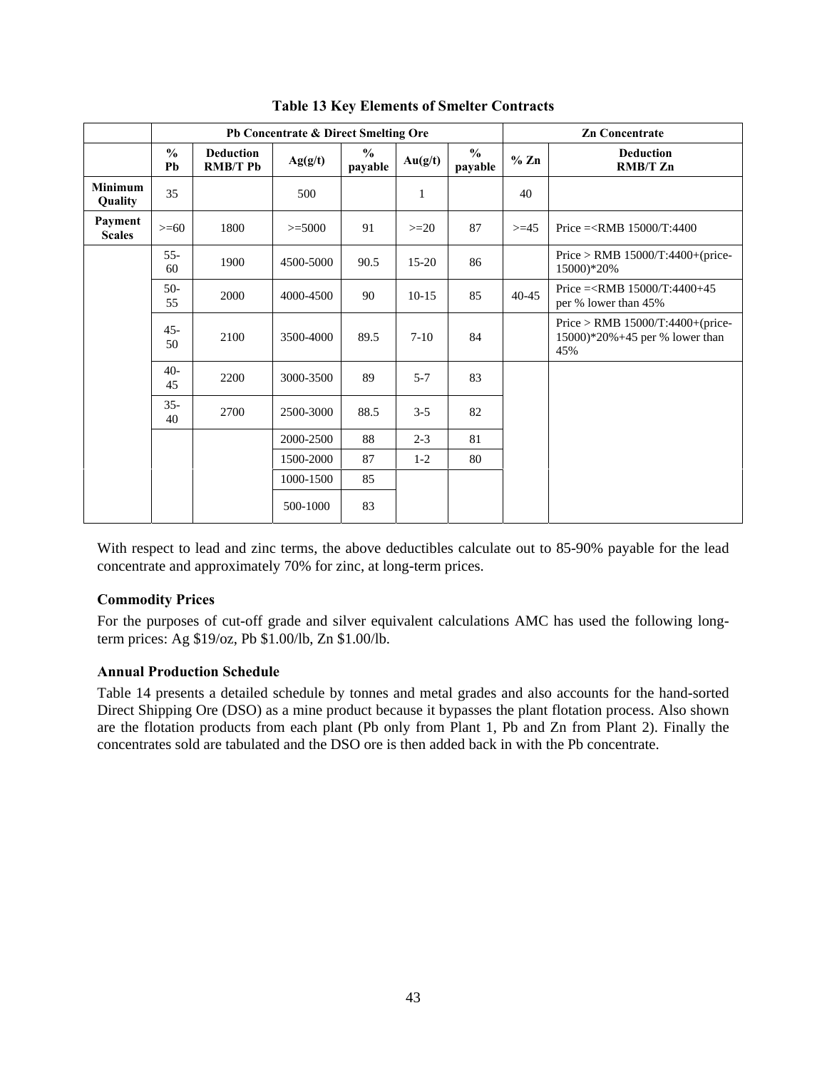**Table 13 Key Elements of Smelter Contracts**

| | Pb Concentrate & Direct Smelting Ore | | | | | | Zn Concentrate | |
|---|---|---|---|---|---|---|---|---|
| | % Pb | Deduction RMB/T Pb | Ag(g/t) | % payable | Au(g/t) | % payable | % Zn | Deduction RMB/T Zn |
| Minimum Quality | 35 | | 500 | | 1 | | 40 | |
| Payment Scales | >=60 | 1800 | >=5000 | 91 | >=20 | 87 | >=45 | Price =<RMB 15000/T:4400 |
| | 55-60 | 1900 | 4500-5000 | 90.5 | 15-20 | 86 | | Price > RMB 15000/T:4400+(price-15000)*20% |
| | 50-55 | 2000 | 4000-4500 | 90 | 10-15 | 85 | 40-45 | Price =<RMB 15000/T:4400+45 per % lower than 45% |
| | 45-50 | 2100 | 3500-4000 | 89.5 | 7-10 | 84 | | Price > RMB 15000/T:4400+(price-15000)*20%+45 per % lower than 45% |
| | 40-45 | 2200 | 3000-3500 | 89 | 5-7 | 83 | | |
| | 35-40 | 2700 | 2500-3000 | 88.5 | 3-5 | 82 | | |
| | | | 2000-2500 | 88 | 2-3 | 81 | | |
| | | | 1500-2000 | 87 | 1-2 | 80 | | |
| | | | 1000-1500 | 85 | | | | |
| | | | 500-1000 | 83 | | | | |

With respect to lead and zinc terms, the above deductibles calculate out to 85-90% payable for the lead concentrate and approximately 70% for zinc, at long-term prices.

### Commodity Prices

For the purposes of cut-off grade and silver equivalent calculations AMC has used the following long-term prices: Ag $19/oz, Pb $1.00/lb, Zn $1.00/lb.

### Annual Production Schedule

Table 14 presents a detailed schedule by tonnes and metal grades and also accounts for the hand-sorted Direct Shipping Ore (DSO) as a mine product because it bypasses the plant flotation process. Also shown are the flotation products from each plant (Pb only from Plant 1, Pb and Zn from Plant 2). Finally the concentrates sold are tabulated and the DSO ore is then added back in with the Pb concentrate.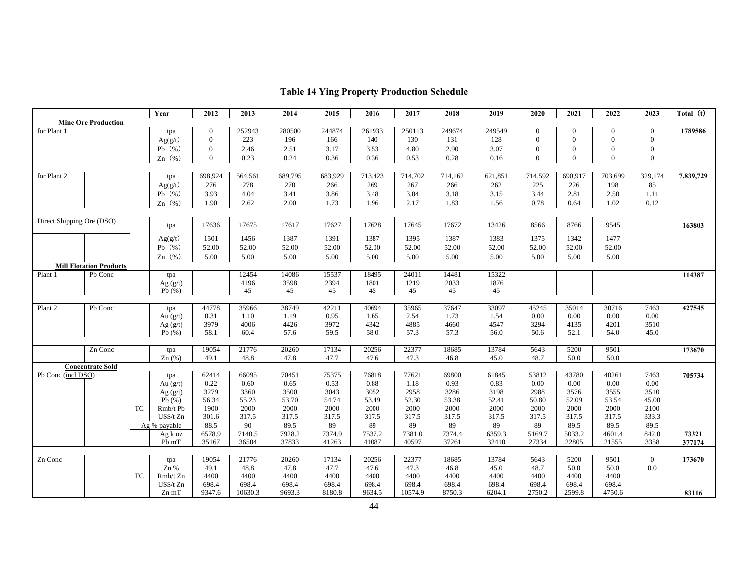# Table 14 Ying Property Production Schedule

| | | | Year | 2012 | 2013 | 2014 | 2015 | 2016 | 2017 | 2018 | 2019 | 2020 | 2021 | 2022 | 2023 | Total（t） |
|---|---|---|---|---|---|---|---|---|---|---|---|---|---|---|---|---|
| **Mine Ore Production** | | | | | | | | | | | | | | | | |
| for Plant 1 | | | tpa | 0 | 252943 | 280500 | 244874 | 261933 | 250113 | 249674 | 249549 | 0 | 0 | 0 | 0 | **1789586** |
| | | | Ag(g/t) | 0 | 223 | 196 | 166 | 140 | 130 | 131 | 128 | 0 | 0 | 0 | 0 | |
| | | | Pb（%） | 0 | 2.46 | 2.51 | 3.17 | 3.53 | 4.80 | 2.90 | 3.07 | 0 | 0 | 0 | 0 | |
| | | | Zn（%） | 0 | 0.23 | 0.24 | 0.36 | 0.36 | 0.53 | 0.28 | 0.16 | 0 | 0 | 0 | 0 | |
| | | | | | | | | | | | | | | | | |
| for Plant 2 | | | tpa | 698,924 | 564,561 | 689,795 | 683,929 | 713,423 | 714,702 | 714,162 | 621,851 | 714,592 | 690,917 | 703,699 | 329,174 | **7,839,729** |
| | | | Ag(g/t) | 276 | 278 | 270 | 266 | 269 | 267 | 266 | 262 | 225 | 226 | 198 | 85 | |
| | | | Pb（%） | 3.93 | 4.04 | 3.41 | 3.86 | 3.48 | 3.04 | 3.18 | 3.15 | 3.44 | 2.81 | 2.50 | 1.11 | |
| | | | Zn（%） | 1.90 | 2.62 | 2.00 | 1.73 | 1.96 | 2.17 | 1.83 | 1.56 | 0.78 | 0.64 | 1.02 | 0.12 | |
| | | | | | | | | | | | | | | | | |
| Direct Shipping Ore (DSO) | | | tpa | 17636 | 17675 | 17617 | 17627 | 17628 | 17645 | 17672 | 13426 | 8566 | 8766 | 9545 | | **163803** |
| | | | Ag(g/t) | 1501 | 1456 | 1387 | 1391 | 1387 | 1395 | 1387 | 1383 | 1375 | 1342 | 1477 | | |
| | | | Pb（%） | 52.00 | 52.00 | 52.00 | 52.00 | 52.00 | 52.00 | 52.00 | 52.00 | 52.00 | 52.00 | 52.00 | | |
| | | | Zn（%） | 5.00 | 5.00 | 5.00 | 5.00 | 5.00 | 5.00 | 5.00 | 5.00 | 5.00 | 5.00 | 5.00 | | |
| **Mill Flotation Products** | | | | | | | | | | | | | | | | |
| Plant 1 | Pb Conc | | tpa | | 12454 | 14086 | 15537 | 18495 | 24011 | 14481 | 15322 | | | | | **114387** |
| | | | Ag (g/t) | | 4196 | 3598 | 2394 | 1801 | 1219 | 2033 | 1876 | | | | | |
| | | | Pb (%) | | 45 | 45 | 45 | 45 | 45 | 45 | 45 | | | | | |
| | | | | | | | | | | | | | | | | |
| Plant 2 | Pb Conc | | tpa | 44778 | 35966 | 38749 | 42211 | 40694 | 35965 | 37647 | 33097 | 45245 | 35014 | 30716 | 7463 | **427545** |
| | | | Au (g/t) | 0.31 | 1.10 | 1.19 | 0.95 | 1.65 | 2.54 | 1.73 | 1.54 | 0.00 | 0.00 | 0.00 | 0.00 | |
| | | | Ag (g/t) | 3979 | 4006 | 4426 | 3972 | 4342 | 4885 | 4660 | 4547 | 3294 | 4135 | 4201 | 3510 | |
| | | | Pb (%) | 58.1 | 60.4 | 57.6 | 59.5 | 58.0 | 57.3 | 57.3 | 56.0 | 50.6 | 52.1 | 54.0 | 45.0 | |
| | | | | | | | | | | | | | | | | |
| | Zn Conc | | tpa | 19054 | 21776 | 20260 | 17134 | 20256 | 22377 | 18685 | 13784 | 5643 | 5200 | 9501 | | **173670** |
| | | | Zn (%) | 49.1 | 48.8 | 47.8 | 47.7 | 47.6 | 47.3 | 46.8 | 45.0 | 48.7 | 50.0 | 50.0 | | |
| **Concentrate Sold** | | | | | | | | | | | | | | | | |
| Pb Conc (incl DSO) | | | tpa | 62414 | 66095 | 70451 | 75375 | 76818 | 77621 | 69800 | 61845 | 53812 | 43780 | 40261 | 7463 | **705734** |
| | | | Au (g/t) | 0.22 | 0.60 | 0.65 | 0.53 | 0.88 | 1.18 | 0.93 | 0.83 | 0.00 | 0.00 | 0.00 | 0.00 | |
| | | | Ag (g/t) | 3279 | 3360 | 3500 | 3043 | 3052 | 2958 | 3286 | 3198 | 2988 | 3576 | 3555 | 3510 | |
| | | | Pb (%) | 56.34 | 55.23 | 53.70 | 54.74 | 53.49 | 52.30 | 53.38 | 52.41 | 50.80 | 52.09 | 53.54 | 45.00 | |
| | | TC | Rmb/t Pb | 1900 | 2000 | 2000 | 2000 | 2000 | 2000 | 2000 | 2000 | 2000 | 2000 | 2000 | 2100 | |
| | | | US$/t Zn | 301.6 | 317.5 | 317.5 | 317.5 | 317.5 | 317.5 | 317.5 | 317.5 | 317.5 | 317.5 | 317.5 | 333.3 | |
| | | Ag % payable | | 88.5 | 90 | 89.5 | 89 | 89 | 89 | 89 | 89 | 89 | 89.5 | 89.5 | 89.5 | |
| | | | Ag k oz | 6578.9 | 7140.5 | 7928.2 | 7374.9 | 7537.2 | 7381.0 | 7374.4 | 6359.3 | 5169.7 | 5033.2 | 4601.4 | 842.0 | **73321** |
| | | | Pb mT | 35167 | 36504 | 37833 | 41263 | 41087 | 40597 | 37261 | 32410 | 27334 | 22805 | 21555 | 3358 | **377174** |
| | | | | | | | | | | | | | | | | |
| Zn Conc | | | tpa | 19054 | 21776 | 20260 | 17134 | 20256 | 22377 | 18685 | 13784 | 5643 | 5200 | 9501 | 0 | **173670** |
| | | | Zn % | 49.1 | 48.8 | 47.8 | 47.7 | 47.6 | 47.3 | 46.8 | 45.0 | 48.7 | 50.0 | 50.0 | 0.0 | |
| | | TC | Rmb/t Zn | 4400 | 4400 | 4400 | 4400 | 4400 | 4400 | 4400 | 4400 | 4400 | 4400 | 4400 | | |
| | | | US$/t Zn | 698.4 | 698.4 | 698.4 | 698.4 | 698.4 | 698.4 | 698.4 | 698.4 | 698.4 | 698.4 | 698.4 | | |
| | | | Zn mT | 9347.6 | 10630.3 | 9693.3 | 8180.8 | 9634.5 | 10574.9 | 8750.3 | 6204.1 | 2750.2 | 2599.8 | 4750.6 | | **83116** |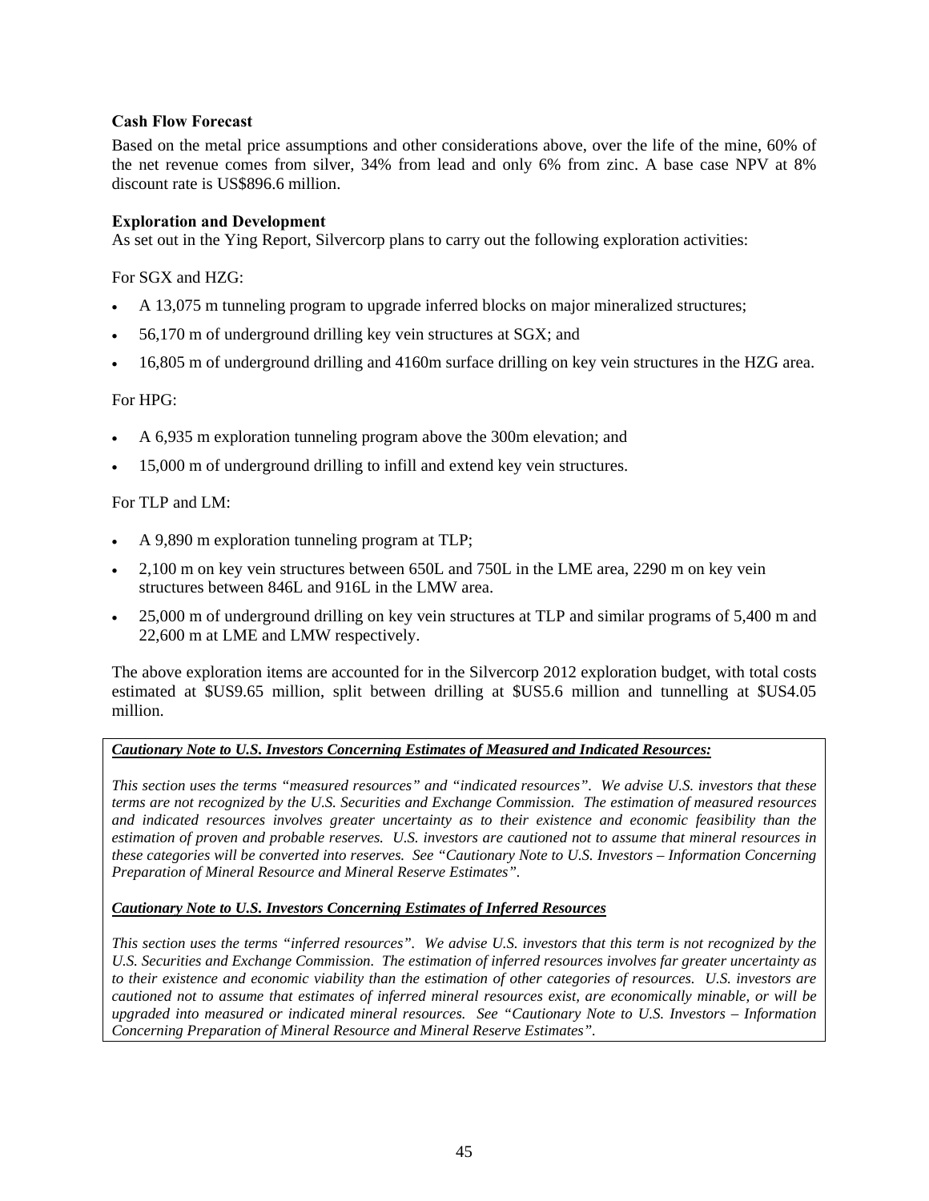**Cash Flow Forecast**

Based on the metal price assumptions and other considerations above, over the life of the mine, 60% of the net revenue comes from silver, 34% from lead and only 6% from zinc. A base case NPV at 8% discount rate is US$896.6 million.

**Exploration and Development**

As set out in the Ying Report, Silvercorp plans to carry out the following exploration activities:

For SGX and HZG:

- A 13,075 m tunneling program to upgrade inferred blocks on major mineralized structures;
- 56,170 m of underground drilling key vein structures at SGX; and
- 16,805 m of underground drilling and 4160m surface drilling on key vein structures in the HZG area.

For HPG:

- A 6,935 m exploration tunneling program above the 300m elevation; and
- 15,000 m of underground drilling to infill and extend key vein structures.

For TLP and LM:

- A 9,890 m exploration tunneling program at TLP;
- 2,100 m on key vein structures between 650L and 750L in the LME area, 2290 m on key vein structures between 846L and 916L in the LMW area.
- 25,000 m of underground drilling on key vein structures at TLP and similar programs of 5,400 m and 22,600 m at LME and LMW respectively.

The above exploration items are accounted for in the Silvercorp 2012 exploration budget, with total costs estimated at $US9.65 million, split between drilling at $US5.6 million and tunnelling at $US4.05 million.

***Cautionary Note to U.S. Investors Concerning Estimates of Measured and Indicated Resources:***

*This section uses the terms "measured resources" and "indicated resources". We advise U.S. investors that these terms are not recognized by the U.S. Securities and Exchange Commission. The estimation of measured resources and indicated resources involves greater uncertainty as to their existence and economic feasibility than the estimation of proven and probable reserves. U.S. investors are cautioned not to assume that mineral resources in these categories will be converted into reserves. See "Cautionary Note to U.S. Investors – Information Concerning Preparation of Mineral Resource and Mineral Reserve Estimates".*

***Cautionary Note to U.S. Investors Concerning Estimates of Inferred Resources***

*This section uses the terms "inferred resources". We advise U.S. investors that this term is not recognized by the U.S. Securities and Exchange Commission. The estimation of inferred resources involves far greater uncertainty as to their existence and economic viability than the estimation of other categories of resources. U.S. investors are cautioned not to assume that estimates of inferred mineral resources exist, are economically minable, or will be upgraded into measured or indicated mineral resources. See "Cautionary Note to U.S. Investors – Information Concerning Preparation of Mineral Resource and Mineral Reserve Estimates".*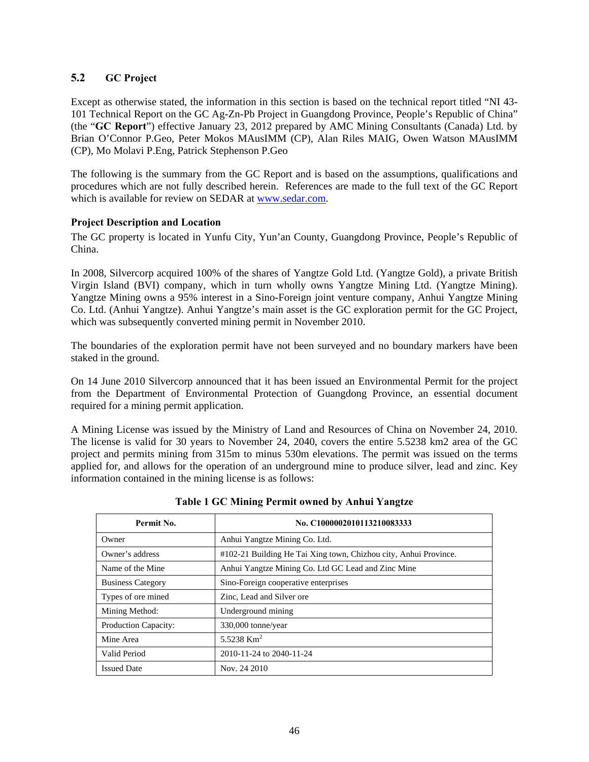## 5.2 GC Project

Except as otherwise stated, the information in this section is based on the technical report titled "NI 43-101 Technical Report on the GC Ag-Zn-Pb Project in Guangdong Province, People's Republic of China" (the "**GC Report**") effective January 23, 2012 prepared by AMC Mining Consultants (Canada) Ltd. by Brian O'Connor P.Geo, Peter Mokos MAusIMM (CP), Alan Riles MAIG, Owen Watson MAusIMM (CP), Mo Molavi P.Eng, Patrick Stephenson P.Geo

The following is the summary from the GC Report and is based on the assumptions, qualifications and procedures which are not fully described herein. References are made to the full text of the GC Report which is available for review on SEDAR at www.sedar.com.

**Project Description and Location**

The GC property is located in Yunfu City, Yun'an County, Guangdong Province, People's Republic of China.

In 2008, Silvercorp acquired 100% of the shares of Yangtze Gold Ltd. (Yangtze Gold), a private British Virgin Island (BVI) company, which in turn wholly owns Yangtze Mining Ltd. (Yangtze Mining). Yangtze Mining owns a 95% interest in a Sino-Foreign joint venture company, Anhui Yangtze Mining Co. Ltd. (Anhui Yangtze). Anhui Yangtze's main asset is the GC exploration permit for the GC Project, which was subsequently converted mining permit in November 2010.

The boundaries of the exploration permit have not been surveyed and no boundary markers have been staked in the ground.

On 14 June 2010 Silvercorp announced that it has been issued an Environmental Permit for the project from the Department of Environmental Protection of Guangdong Province, an essential document required for a mining permit application.

A Mining License was issued by the Ministry of Land and Resources of China on November 24, 2010. The license is valid for 30 years to November 24, 2040, covers the entire 5.5238 km2 area of the GC project and permits mining from 315m to minus 530m elevations. The permit was issued on the terms applied for, and allows for the operation of an underground mine to produce silver, lead and zinc. Key information contained in the mining license is as follows:

**Table 1 GC Mining Permit owned by Anhui Yangtze**

| Permit No. | No. C1000002010113210083333 |
|---|---|
| Owner | Anhui Yangtze Mining Co. Ltd. |
| Owner's address | #102-21 Building He Tai Xing town, Chizhou city, Anhui Province. |
| Name of the Mine | Anhui Yangtze Mining Co. Ltd GC Lead and Zinc Mine |
| Business Category | Sino-Foreign cooperative enterprises |
| Types of ore mined | Zinc, Lead and Silver ore |
| Mining Method: | Underground mining |
| Production Capacity: | 330,000 tonne/year |
| Mine Area | 5.5238 $Km^2$ |
| Valid Period | 2010-11-24 to 2040-11-24 |
| Issued Date | Nov. 24 2010 |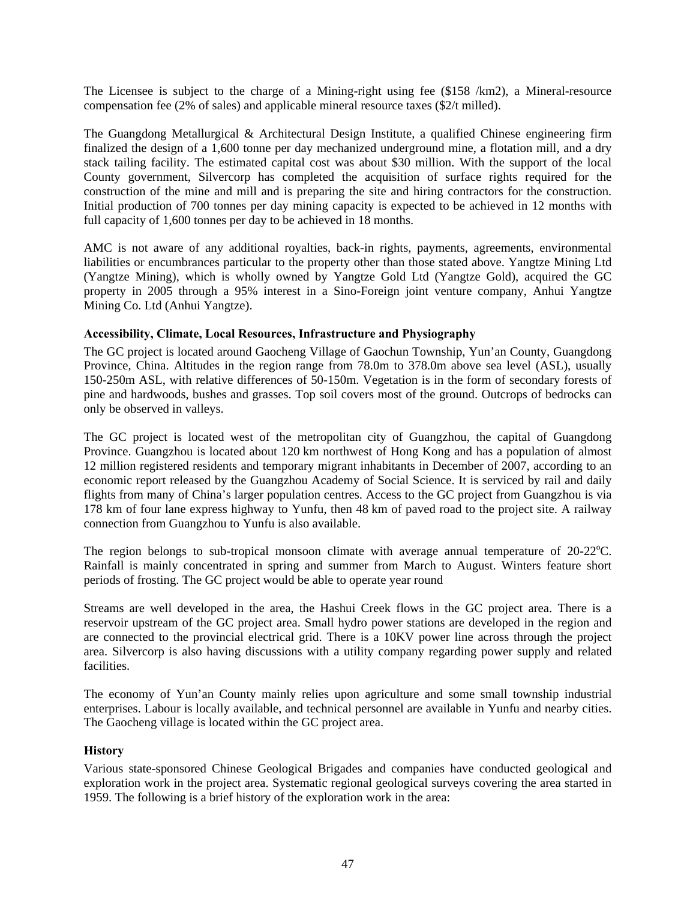The Licensee is subject to the charge of a Mining-right using fee ($158 /km2), a Mineral-resource compensation fee (2% of sales) and applicable mineral resource taxes ($2/t milled).

The Guangdong Metallurgical & Architectural Design Institute, a qualified Chinese engineering firm finalized the design of a 1,600 tonne per day mechanized underground mine, a flotation mill, and a dry stack tailing facility. The estimated capital cost was about $30 million. With the support of the local County government, Silvercorp has completed the acquisition of surface rights required for the construction of the mine and mill and is preparing the site and hiring contractors for the construction. Initial production of 700 tonnes per day mining capacity is expected to be achieved in 12 months with full capacity of 1,600 tonnes per day to be achieved in 18 months.

AMC is not aware of any additional royalties, back-in rights, payments, agreements, environmental liabilities or encumbrances particular to the property other than those stated above. Yangtze Mining Ltd (Yangtze Mining), which is wholly owned by Yangtze Gold Ltd (Yangtze Gold), acquired the GC property in 2005 through a 95% interest in a Sino-Foreign joint venture company, Anhui Yangtze Mining Co. Ltd (Anhui Yangtze).

### Accessibility, Climate, Local Resources, Infrastructure and Physiography

The GC project is located around Gaocheng Village of Gaochun Township, Yun'an County, Guangdong Province, China. Altitudes in the region range from 78.0m to 378.0m above sea level (ASL), usually 150-250m ASL, with relative differences of 50-150m. Vegetation is in the form of secondary forests of pine and hardwoods, bushes and grasses. Top soil covers most of the ground. Outcrops of bedrocks can only be observed in valleys.

The GC project is located west of the metropolitan city of Guangzhou, the capital of Guangdong Province. Guangzhou is located about 120 km northwest of Hong Kong and has a population of almost 12 million registered residents and temporary migrant inhabitants in December of 2007, according to an economic report released by the Guangzhou Academy of Social Science. It is serviced by rail and daily flights from many of China's larger population centres. Access to the GC project from Guangzhou is via 178 km of four lane express highway to Yunfu, then 48 km of paved road to the project site. A railway connection from Guangzhou to Yunfu is also available.

The region belongs to sub-tropical monsoon climate with average annual temperature of 20-22$^{o}$C. Rainfall is mainly concentrated in spring and summer from March to August. Winters feature short periods of frosting. The GC project would be able to operate year round

Streams are well developed in the area, the Hashui Creek flows in the GC project area. There is a reservoir upstream of the GC project area. Small hydro power stations are developed in the region and are connected to the provincial electrical grid. There is a 10KV power line across through the project area. Silvercorp is also having discussions with a utility company regarding power supply and related facilities.

The economy of Yun'an County mainly relies upon agriculture and some small township industrial enterprises. Labour is locally available, and technical personnel are available in Yunfu and nearby cities. The Gaocheng village is located within the GC project area.

### History

Various state-sponsored Chinese Geological Brigades and companies have conducted geological and exploration work in the project area. Systematic regional geological surveys covering the area started in 1959. The following is a brief history of the exploration work in the area: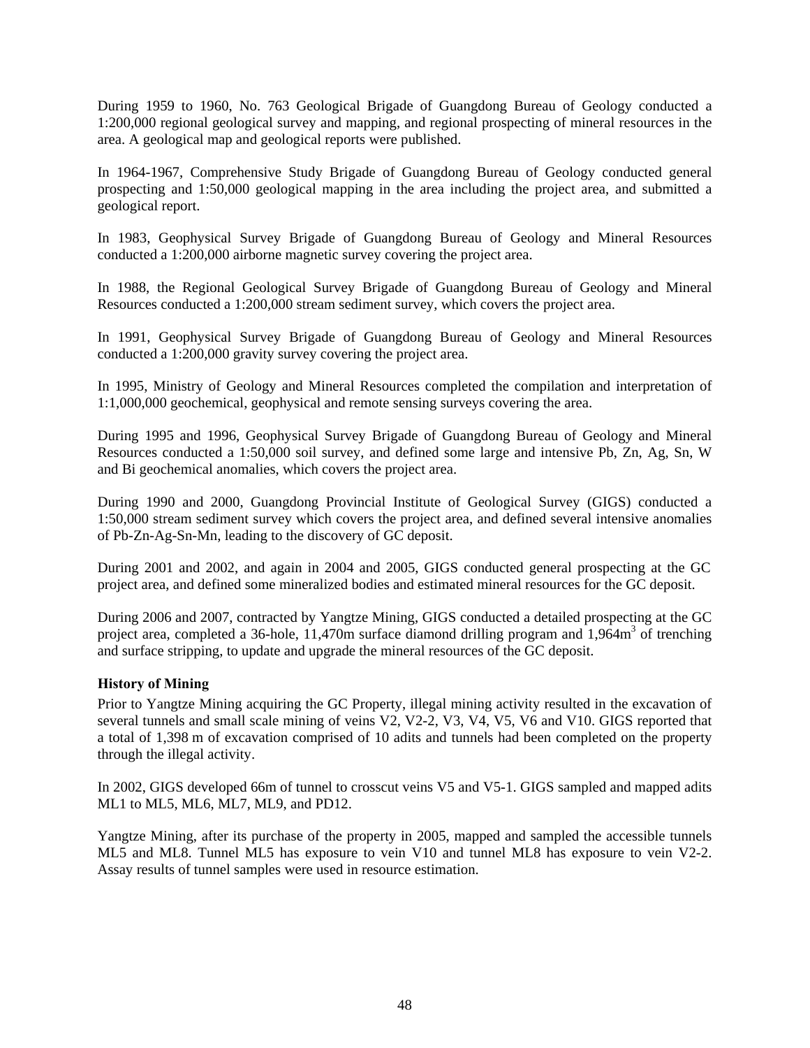During 1959 to 1960, No. 763 Geological Brigade of Guangdong Bureau of Geology conducted a 1:200,000 regional geological survey and mapping, and regional prospecting of mineral resources in the area. A geological map and geological reports were published.

In 1964-1967, Comprehensive Study Brigade of Guangdong Bureau of Geology conducted general prospecting and 1:50,000 geological mapping in the area including the project area, and submitted a geological report.

In 1983, Geophysical Survey Brigade of Guangdong Bureau of Geology and Mineral Resources conducted a 1:200,000 airborne magnetic survey covering the project area.

In 1988, the Regional Geological Survey Brigade of Guangdong Bureau of Geology and Mineral Resources conducted a 1:200,000 stream sediment survey, which covers the project area.

In 1991, Geophysical Survey Brigade of Guangdong Bureau of Geology and Mineral Resources conducted a 1:200,000 gravity survey covering the project area.

In 1995, Ministry of Geology and Mineral Resources completed the compilation and interpretation of 1:1,000,000 geochemical, geophysical and remote sensing surveys covering the area.

During 1995 and 1996, Geophysical Survey Brigade of Guangdong Bureau of Geology and Mineral Resources conducted a 1:50,000 soil survey, and defined some large and intensive Pb, Zn, Ag, Sn, W and Bi geochemical anomalies, which covers the project area.

During 1990 and 2000, Guangdong Provincial Institute of Geological Survey (GIGS) conducted a 1:50,000 stream sediment survey which covers the project area, and defined several intensive anomalies of Pb-Zn-Ag-Sn-Mn, leading to the discovery of GC deposit.

During 2001 and 2002, and again in 2004 and 2005, GIGS conducted general prospecting at the GC project area, and defined some mineralized bodies and estimated mineral resources for the GC deposit.

During 2006 and 2007, contracted by Yangtze Mining, GIGS conducted a detailed prospecting at the GC project area, completed a 36-hole, 11,470m surface diamond drilling program and 1,964m$^3$ of trenching and surface stripping, to update and upgrade the mineral resources of the GC deposit.

**History of Mining**

Prior to Yangtze Mining acquiring the GC Property, illegal mining activity resulted in the excavation of several tunnels and small scale mining of veins V2, V2-2, V3, V4, V5, V6 and V10. GIGS reported that a total of 1,398 m of excavation comprised of 10 adits and tunnels had been completed on the property through the illegal activity.

In 2002, GIGS developed 66m of tunnel to crosscut veins V5 and V5-1. GIGS sampled and mapped adits ML1 to ML5, ML6, ML7, ML9, and PD12.

Yangtze Mining, after its purchase of the property in 2005, mapped and sampled the accessible tunnels ML5 and ML8. Tunnel ML5 has exposure to vein V10 and tunnel ML8 has exposure to vein V2-2. Assay results of tunnel samples were used in resource estimation.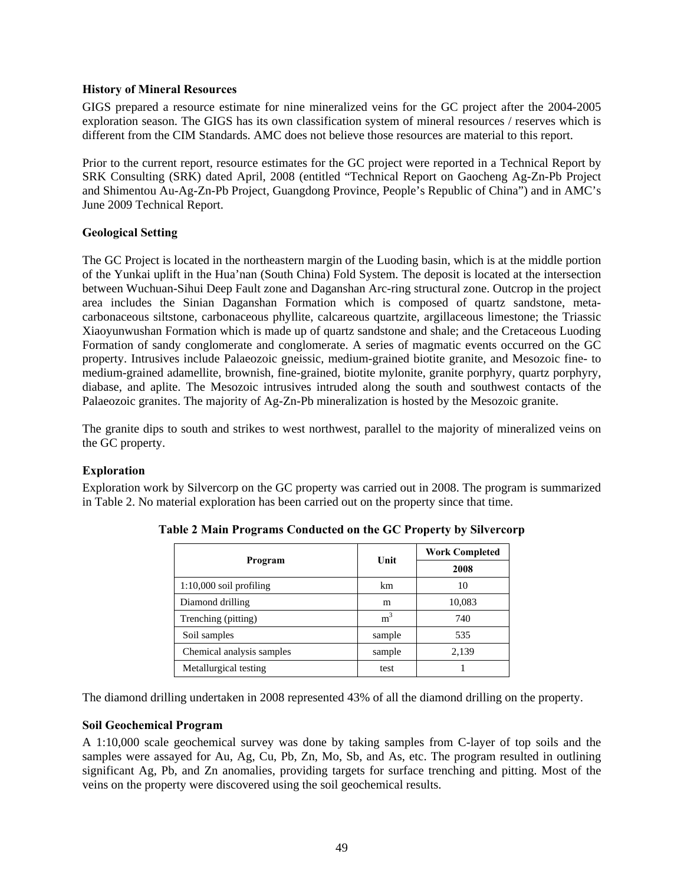### History of Mineral Resources

GIGS prepared a resource estimate for nine mineralized veins for the GC project after the 2004-2005 exploration season. The GIGS has its own classification system of mineral resources / reserves which is different from the CIM Standards. AMC does not believe those resources are material to this report.

Prior to the current report, resource estimates for the GC project were reported in a Technical Report by SRK Consulting (SRK) dated April, 2008 (entitled "Technical Report on Gaocheng Ag-Zn-Pb Project and Shimentou Au-Ag-Zn-Pb Project, Guangdong Province, People's Republic of China") and in AMC's June 2009 Technical Report.

### Geological Setting

The GC Project is located in the northeastern margin of the Luoding basin, which is at the middle portion of the Yunkai uplift in the Hua'nan (South China) Fold System. The deposit is located at the intersection between Wuchuan-Sihui Deep Fault zone and Daganshan Arc-ring structural zone. Outcrop in the project area includes the Sinian Daganshan Formation which is composed of quartz sandstone, meta-carbonaceous siltstone, carbonaceous phyllite, calcareous quartzite, argillaceous limestone; the Triassic Xiaoyunwushan Formation which is made up of quartz sandstone and shale; and the Cretaceous Luoding Formation of sandy conglomerate and conglomerate. A series of magmatic events occurred on the GC property. Intrusives include Palaeozoic gneissic, medium-grained biotite granite, and Mesozoic fine- to medium-grained adamellite, brownish, fine-grained, biotite mylonite, granite porphyry, quartz porphyry, diabase, and aplite. The Mesozoic intrusives intruded along the south and southwest contacts of the Palaeozoic granites. The majority of Ag-Zn-Pb mineralization is hosted by the Mesozoic granite.

The granite dips to south and strikes to west northwest, parallel to the majority of mineralized veins on the GC property.

### Exploration

Exploration work by Silvercorp on the GC property was carried out in 2008. The program is summarized in Table 2. No material exploration has been carried out on the property since that time.

**Table 2 Main Programs Conducted on the GC Property by Silvercorp**

| Program | Unit | Work Completed |
|---|---|---|
| | | 2008 |
| 1:10,000 soil profiling | km | 10 |
| Diamond drilling | m | 10,083 |
| Trenching (pitting) | $m^3$ | 740 |
| Soil samples | sample | 535 |
| Chemical analysis samples | sample | 2,139 |
| Metallurgical testing | test | 1 |

The diamond drilling undertaken in 2008 represented 43% of all the diamond drilling on the property.

### Soil Geochemical Program

A 1:10,000 scale geochemical survey was done by taking samples from C-layer of top soils and the samples were assayed for Au, Ag, Cu, Pb, Zn, Mo, Sb, and As, etc. The program resulted in outlining significant Ag, Pb, and Zn anomalies, providing targets for surface trenching and pitting. Most of the veins on the property were discovered using the soil geochemical results.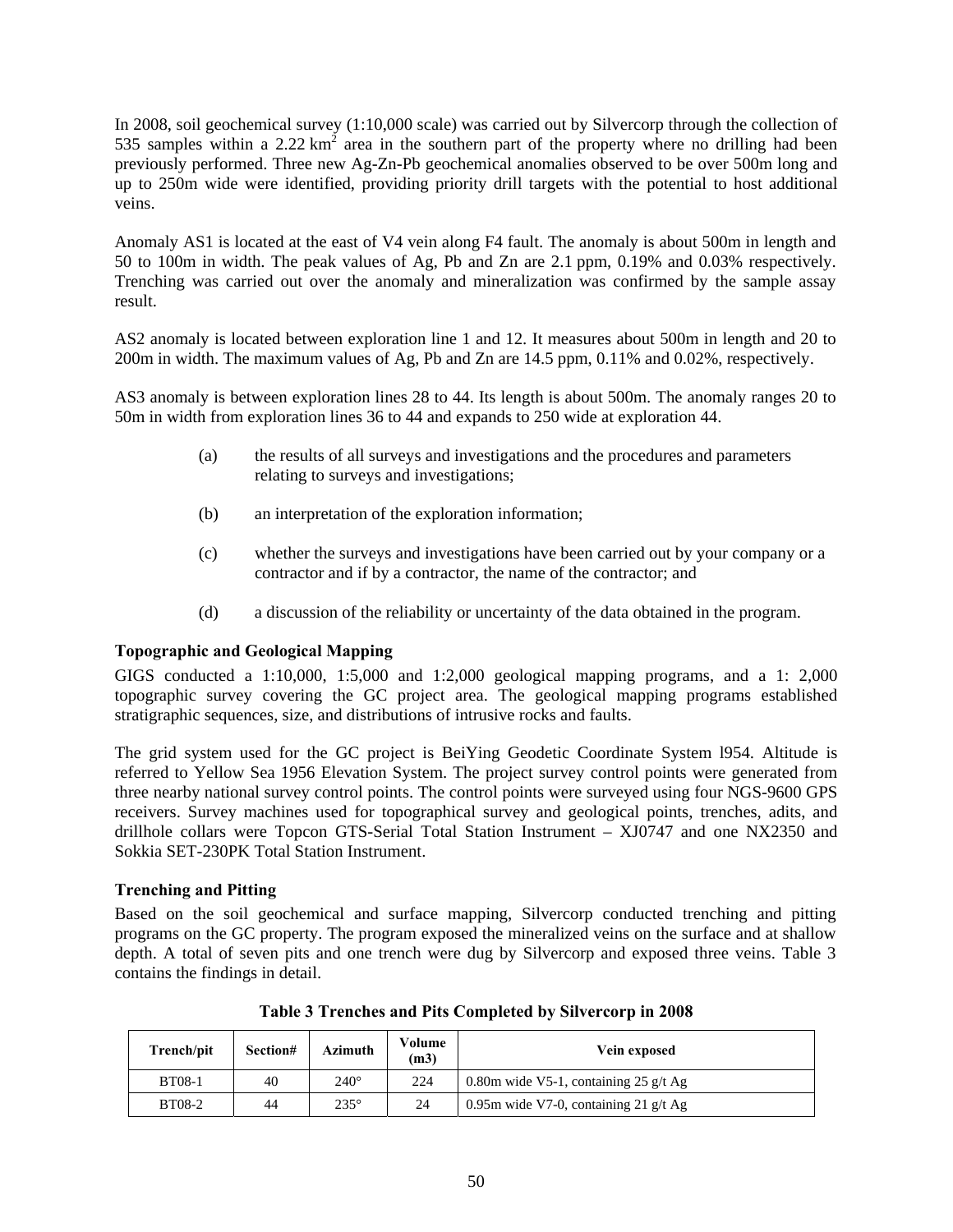In 2008, soil geochemical survey (1:10,000 scale) was carried out by Silvercorp through the collection of 535 samples within a 2.22 $km^2$ area in the southern part of the property where no drilling had been previously performed. Three new Ag-Zn-Pb geochemical anomalies observed to be over 500m long and up to 250m wide were identified, providing priority drill targets with the potential to host additional veins.

Anomaly AS1 is located at the east of V4 vein along F4 fault. The anomaly is about 500m in length and 50 to 100m in width. The peak values of Ag, Pb and Zn are 2.1 ppm, 0.19% and 0.03% respectively. Trenching was carried out over the anomaly and mineralization was confirmed by the sample assay result.

AS2 anomaly is located between exploration line 1 and 12. It measures about 500m in length and 20 to 200m in width. The maximum values of Ag, Pb and Zn are 14.5 ppm, 0.11% and 0.02%, respectively.

AS3 anomaly is between exploration lines 28 to 44. Its length is about 500m. The anomaly ranges 20 to 50m in width from exploration lines 36 to 44 and expands to 250 wide at exploration 44.

(a) the results of all surveys and investigations and the procedures and parameters relating to surveys and investigations;

(b) an interpretation of the exploration information;

(c) whether the surveys and investigations have been carried out by your company or a contractor and if by a contractor, the name of the contractor; and

(d) a discussion of the reliability or uncertainty of the data obtained in the program.

### Topographic and Geological Mapping

GIGS conducted a 1:10,000, 1:5,000 and 1:2,000 geological mapping programs, and a 1: 2,000 topographic survey covering the GC project area. The geological mapping programs established stratigraphic sequences, size, and distributions of intrusive rocks and faults.

The grid system used for the GC project is BeiYing Geodetic Coordinate System l954. Altitude is referred to Yellow Sea 1956 Elevation System. The project survey control points were generated from three nearby national survey control points. The control points were surveyed using four NGS-9600 GPS receivers. Survey machines used for topographical survey and geological points, trenches, adits, and drillhole collars were Topcon GTS-Serial Total Station Instrument – XJ0747 and one NX2350 and Sokkia SET-230PK Total Station Instrument.

### Trenching and Pitting

Based on the soil geochemical and surface mapping, Silvercorp conducted trenching and pitting programs on the GC property. The program exposed the mineralized veins on the surface and at shallow depth. A total of seven pits and one trench were dug by Silvercorp and exposed three veins. Table 3 contains the findings in detail.

**Table 3 Trenches and Pits Completed by Silvercorp in 2008**

| Trench/pit | Section# | Azimuth | Volume (m3) | Vein exposed |
|---|---|---|---|---|
| BT08-1 | 40 | 240° | 224 | 0.80m wide V5-1, containing 25 g/t Ag |
| BT08-2 | 44 | 235° | 24 | 0.95m wide V7-0, containing 21 g/t Ag |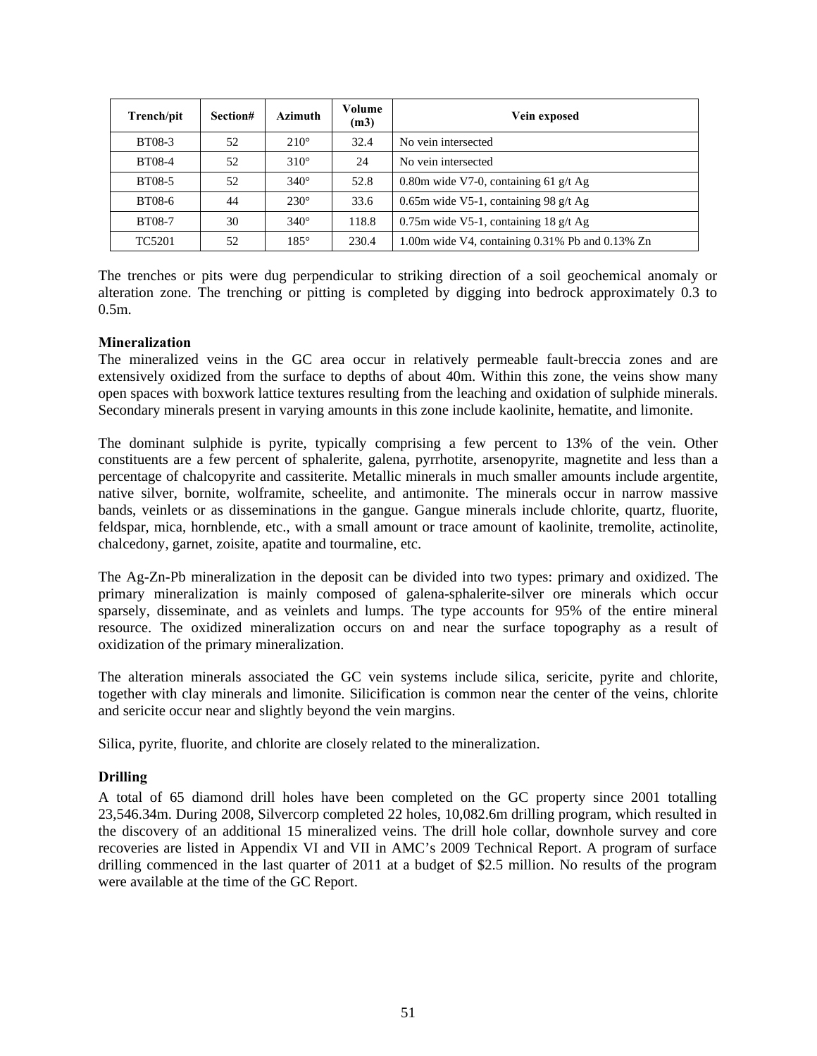| Trench/pit | Section# | Azimuth | Volume (m3) | Vein exposed |
|---|---|---|---|---|
| BT08-3 | 52 | 210° | 32.4 | No vein intersected |
| BT08-4 | 52 | 310° | 24 | No vein intersected |
| BT08-5 | 52 | 340° | 52.8 | 0.80m wide V7-0, containing 61 g/t Ag |
| BT08-6 | 44 | 230° | 33.6 | 0.65m wide V5-1, containing 98 g/t Ag |
| BT08-7 | 30 | 340° | 118.8 | 0.75m wide V5-1, containing 18 g/t Ag |
| TC5201 | 52 | 185° | 230.4 | 1.00m wide V4, containing 0.31% Pb and 0.13% Zn |

The trenches or pits were dug perpendicular to striking direction of a soil geochemical anomaly or alteration zone. The trenching or pitting is completed by digging into bedrock approximately 0.3 to 0.5m.

**Mineralization**

The mineralized veins in the GC area occur in relatively permeable fault-breccia zones and are extensively oxidized from the surface to depths of about 40m. Within this zone, the veins show many open spaces with boxwork lattice textures resulting from the leaching and oxidation of sulphide minerals. Secondary minerals present in varying amounts in this zone include kaolinite, hematite, and limonite.

The dominant sulphide is pyrite, typically comprising a few percent to 13% of the vein. Other constituents are a few percent of sphalerite, galena, pyrrhotite, arsenopyrite, magnetite and less than a percentage of chalcopyrite and cassiterite. Metallic minerals in much smaller amounts include argentite, native silver, bornite, wolframite, scheelite, and antimonite. The minerals occur in narrow massive bands, veinlets or as disseminations in the gangue. Gangue minerals include chlorite, quartz, fluorite, feldspar, mica, hornblende, etc., with a small amount or trace amount of kaolinite, tremolite, actinolite, chalcedony, garnet, zoisite, apatite and tourmaline, etc.

The Ag-Zn-Pb mineralization in the deposit can be divided into two types: primary and oxidized. The primary mineralization is mainly composed of galena-sphalerite-silver ore minerals which occur sparsely, disseminate, and as veinlets and lumps. The type accounts for 95% of the entire mineral resource. The oxidized mineralization occurs on and near the surface topography as a result of oxidization of the primary mineralization.

The alteration minerals associated the GC vein systems include silica, sericite, pyrite and chlorite, together with clay minerals and limonite. Silicification is common near the center of the veins, chlorite and sericite occur near and slightly beyond the vein margins.

Silica, pyrite, fluorite, and chlorite are closely related to the mineralization.

**Drilling**

A total of 65 diamond drill holes have been completed on the GC property since 2001 totalling 23,546.34m. During 2008, Silvercorp completed 22 holes, 10,082.6m drilling program, which resulted in the discovery of an additional 15 mineralized veins. The drill hole collar, downhole survey and core recoveries are listed in Appendix VI and VII in AMC's 2009 Technical Report. A program of surface drilling commenced in the last quarter of 2011 at a budget of $2.5 million. No results of the program were available at the time of the GC Report.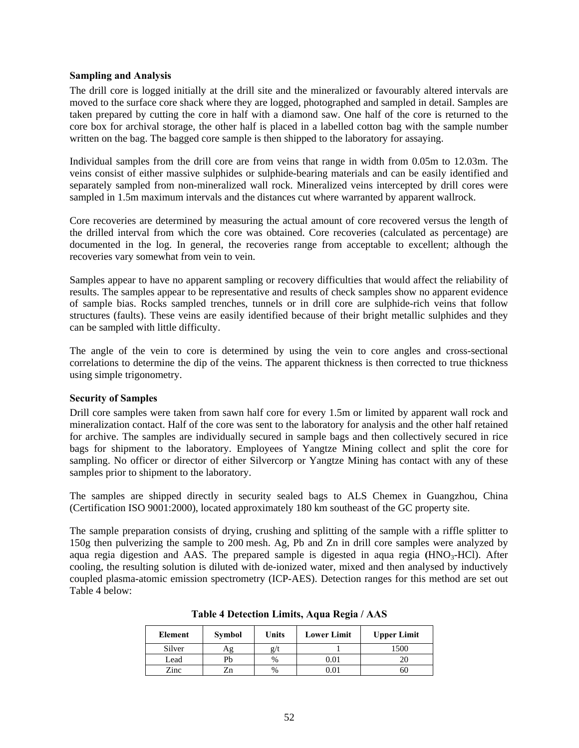**Sampling and Analysis**

The drill core is logged initially at the drill site and the mineralized or favourably altered intervals are moved to the surface core shack where they are logged, photographed and sampled in detail. Samples are taken prepared by cutting the core in half with a diamond saw. One half of the core is returned to the core box for archival storage, the other half is placed in a labelled cotton bag with the sample number written on the bag. The bagged core sample is then shipped to the laboratory for assaying.

Individual samples from the drill core are from veins that range in width from 0.05m to 12.03m. The veins consist of either massive sulphides or sulphide-bearing materials and can be easily identified and separately sampled from non-mineralized wall rock. Mineralized veins intercepted by drill cores were sampled in 1.5m maximum intervals and the distances cut where warranted by apparent wallrock.

Core recoveries are determined by measuring the actual amount of core recovered versus the length of the drilled interval from which the core was obtained. Core recoveries (calculated as percentage) are documented in the log. In general, the recoveries range from acceptable to excellent; although the recoveries vary somewhat from vein to vein.

Samples appear to have no apparent sampling or recovery difficulties that would affect the reliability of results. The samples appear to be representative and results of check samples show no apparent evidence of sample bias. Rocks sampled trenches, tunnels or in drill core are sulphide-rich veins that follow structures (faults). These veins are easily identified because of their bright metallic sulphides and they can be sampled with little difficulty.

The angle of the vein to core is determined by using the vein to core angles and cross-sectional correlations to determine the dip of the veins. The apparent thickness is then corrected to true thickness using simple trigonometry.

**Security of Samples**

Drill core samples were taken from sawn half core for every 1.5m or limited by apparent wall rock and mineralization contact. Half of the core was sent to the laboratory for analysis and the other half retained for archive. The samples are individually secured in sample bags and then collectively secured in rice bags for shipment to the laboratory. Employees of Yangtze Mining collect and split the core for sampling. No officer or director of either Silvercorp or Yangtze Mining has contact with any of these samples prior to shipment to the laboratory.

The samples are shipped directly in security sealed bags to ALS Chemex in Guangzhou, China (Certification ISO 9001:2000), located approximately 180 km southeast of the GC property site.

The sample preparation consists of drying, crushing and splitting of the sample with a riffle splitter to 150g then pulverizing the sample to 200 mesh. Ag, Pb and Zn in drill core samples were analyzed by aqua regia digestion and AAS. The prepared sample is digested in aqua regia ($HNO_3$-HCl). After cooling, the resulting solution is diluted with de-ionized water, mixed and then analysed by inductively coupled plasma-atomic emission spectrometry (ICP-AES). Detection ranges for this method are set out Table 4 below:

**Table 4 Detection Limits, Aqua Regia / AAS**

| Element | Symbol | Units | Lower Limit | Upper Limit |
|---|---|---|---|---|
| Silver | Ag | g/t | 1 | 1500 |
| Lead | Pb | % | 0.01 | 20 |
| Zinc | Zn | % | 0.01 | 60 |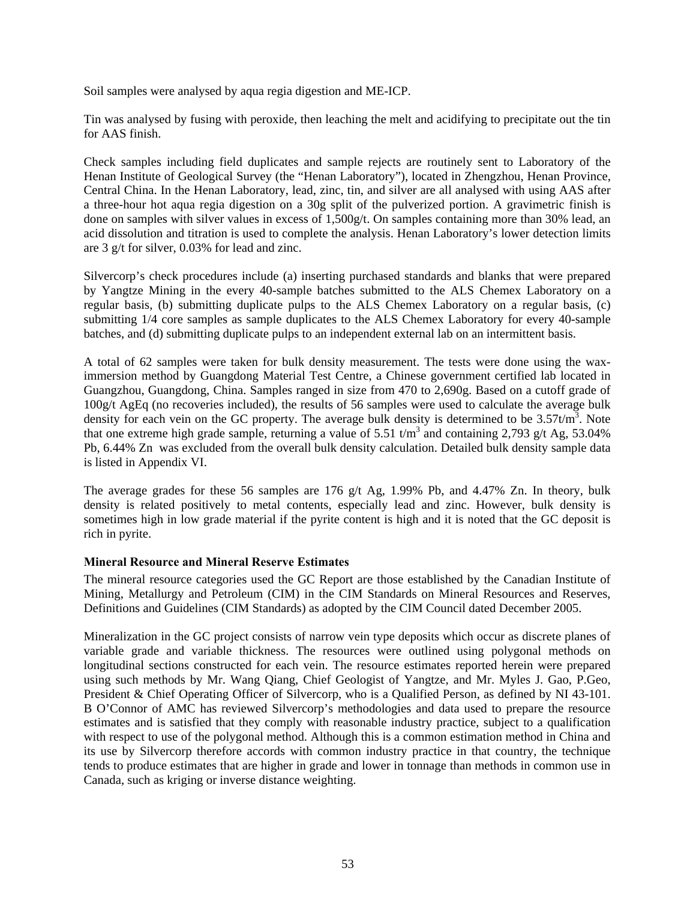Soil samples were analysed by aqua regia digestion and ME-ICP.

Tin was analysed by fusing with peroxide, then leaching the melt and acidifying to precipitate out the tin for AAS finish.

Check samples including field duplicates and sample rejects are routinely sent to Laboratory of the Henan Institute of Geological Survey (the "Henan Laboratory"), located in Zhengzhou, Henan Province, Central China. In the Henan Laboratory, lead, zinc, tin, and silver are all analysed with using AAS after a three-hour hot aqua regia digestion on a 30g split of the pulverized portion. A gravimetric finish is done on samples with silver values in excess of 1,500g/t. On samples containing more than 30% lead, an acid dissolution and titration is used to complete the analysis. Henan Laboratory's lower detection limits are 3 g/t for silver, 0.03% for lead and zinc.

Silvercorp's check procedures include (a) inserting purchased standards and blanks that were prepared by Yangtze Mining in the every 40-sample batches submitted to the ALS Chemex Laboratory on a regular basis, (b) submitting duplicate pulps to the ALS Chemex Laboratory on a regular basis, (c) submitting 1/4 core samples as sample duplicates to the ALS Chemex Laboratory for every 40-sample batches, and (d) submitting duplicate pulps to an independent external lab on an intermittent basis.

A total of 62 samples were taken for bulk density measurement. The tests were done using the wax-immersion method by Guangdong Material Test Centre, a Chinese government certified lab located in Guangzhou, Guangdong, China. Samples ranged in size from 470 to 2,690g. Based on a cutoff grade of 100g/t AgEq (no recoveries included), the results of 56 samples were used to calculate the average bulk density for each vein on the GC property. The average bulk density is determined to be 3.57t/m$^3$. Note that one extreme high grade sample, returning a value of 5.51 t/m$^3$ and containing 2,793 g/t Ag, 53.04% Pb, 6.44% Zn was excluded from the overall bulk density calculation. Detailed bulk density sample data is listed in Appendix VI.

The average grades for these 56 samples are 176 g/t Ag, 1.99% Pb, and 4.47% Zn. In theory, bulk density is related positively to metal contents, especially lead and zinc. However, bulk density is sometimes high in low grade material if the pyrite content is high and it is noted that the GC deposit is rich in pyrite.

**Mineral Resource and Mineral Reserve Estimates**

The mineral resource categories used the GC Report are those established by the Canadian Institute of Mining, Metallurgy and Petroleum (CIM) in the CIM Standards on Mineral Resources and Reserves, Definitions and Guidelines (CIM Standards) as adopted by the CIM Council dated December 2005.

Mineralization in the GC project consists of narrow vein type deposits which occur as discrete planes of variable grade and variable thickness. The resources were outlined using polygonal methods on longitudinal sections constructed for each vein. The resource estimates reported herein were prepared using such methods by Mr. Wang Qiang, Chief Geologist of Yangtze, and Mr. Myles J. Gao, P.Geo, President & Chief Operating Officer of Silvercorp, who is a Qualified Person, as defined by NI 43-101. B O'Connor of AMC has reviewed Silvercorp's methodologies and data used to prepare the resource estimates and is satisfied that they comply with reasonable industry practice, subject to a qualification with respect to use of the polygonal method. Although this is a common estimation method in China and its use by Silvercorp therefore accords with common industry practice in that country, the technique tends to produce estimates that are higher in grade and lower in tonnage than methods in common use in Canada, such as kriging or inverse distance weighting.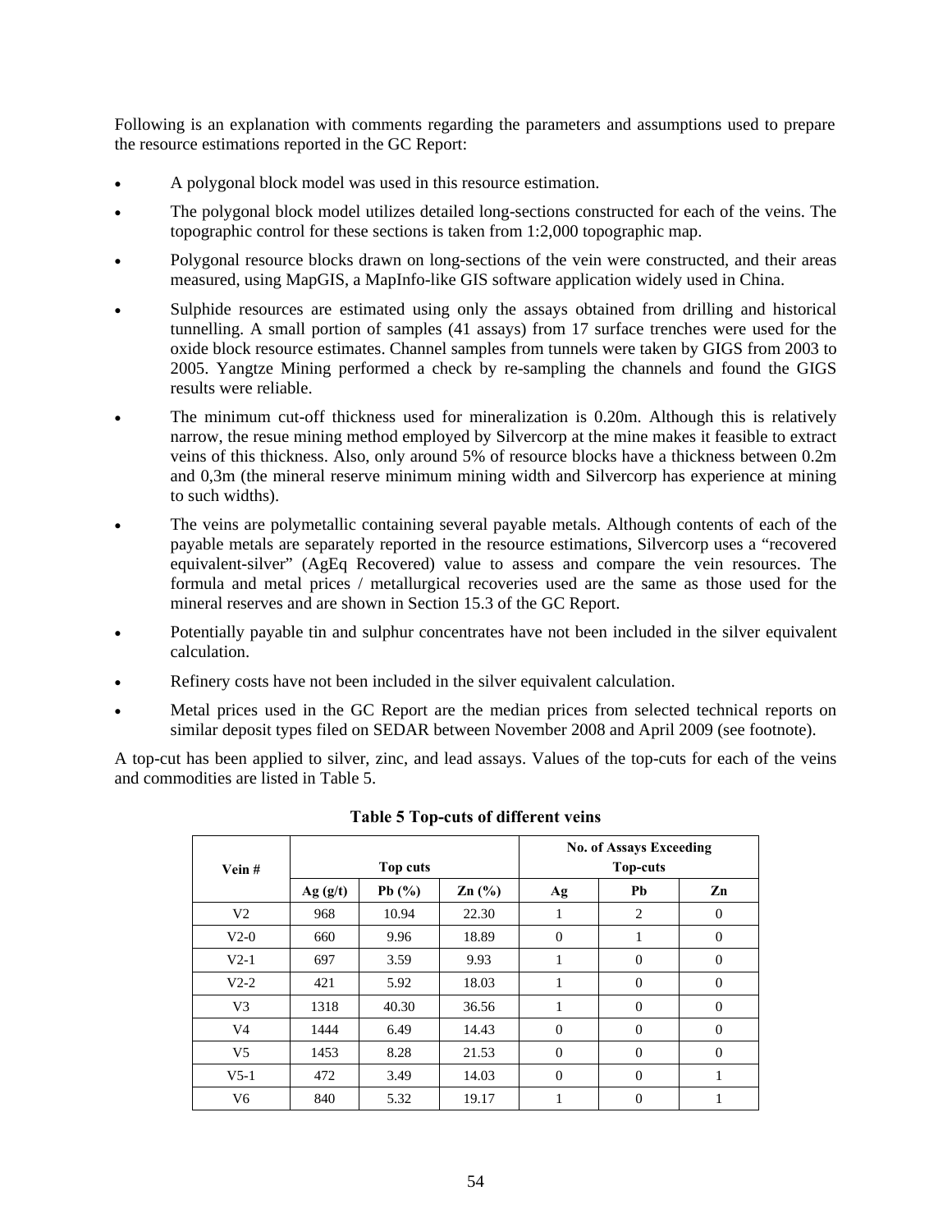Following is an explanation with comments regarding the parameters and assumptions used to prepare the resource estimations reported in the GC Report:

- A polygonal block model was used in this resource estimation.
- The polygonal block model utilizes detailed long-sections constructed for each of the veins. The topographic control for these sections is taken from 1:2,000 topographic map.
- Polygonal resource blocks drawn on long-sections of the vein were constructed, and their areas measured, using MapGIS, a MapInfo-like GIS software application widely used in China.
- Sulphide resources are estimated using only the assays obtained from drilling and historical tunnelling. A small portion of samples (41 assays) from 17 surface trenches were used for the oxide block resource estimates. Channel samples from tunnels were taken by GIGS from 2003 to 2005. Yangtze Mining performed a check by re-sampling the channels and found the GIGS results were reliable.
- The minimum cut-off thickness used for mineralization is 0.20m. Although this is relatively narrow, the resue mining method employed by Silvercorp at the mine makes it feasible to extract veins of this thickness. Also, only around 5% of resource blocks have a thickness between 0.2m and 0,3m (the mineral reserve minimum mining width and Silvercorp has experience at mining to such widths).
- The veins are polymetallic containing several payable metals. Although contents of each of the payable metals are separately reported in the resource estimations, Silvercorp uses a "recovered equivalent-silver" (AgEq Recovered) value to assess and compare the vein resources. The formula and metal prices / metallurgical recoveries used are the same as those used for the mineral reserves and are shown in Section 15.3 of the GC Report.
- Potentially payable tin and sulphur concentrates have not been included in the silver equivalent calculation.
- Refinery costs have not been included in the silver equivalent calculation.
- Metal prices used in the GC Report are the median prices from selected technical reports on similar deposit types filed on SEDAR between November 2008 and April 2009 (see footnote).

A top-cut has been applied to silver, zinc, and lead assays. Values of the top-cuts for each of the veins and commodities are listed in Table 5.

**Table 5 Top-cuts of different veins**

| Vein # | Top cuts | | | No. of Assays Exceeding Top-cuts | | |
|---|---|---|---|---|---|---|
| | Ag (g/t) | Pb (%) | Zn (%) | Ag | Pb | Zn |
| V2 | 968 | 10.94 | 22.30 | 1 | 2 | 0 |
| V2-0 | 660 | 9.96 | 18.89 | 0 | 1 | 0 |
| V2-1 | 697 | 3.59 | 9.93 | 1 | 0 | 0 |
| V2-2 | 421 | 5.92 | 18.03 | 1 | 0 | 0 |
| V3 | 1318 | 40.30 | 36.56 | 1 | 0 | 0 |
| V4 | 1444 | 6.49 | 14.43 | 0 | 0 | 0 |
| V5 | 1453 | 8.28 | 21.53 | 0 | 0 | 0 |
| V5-1 | 472 | 3.49 | 14.03 | 0 | 0 | 1 |
| V6 | 840 | 5.32 | 19.17 | 1 | 0 | 1 |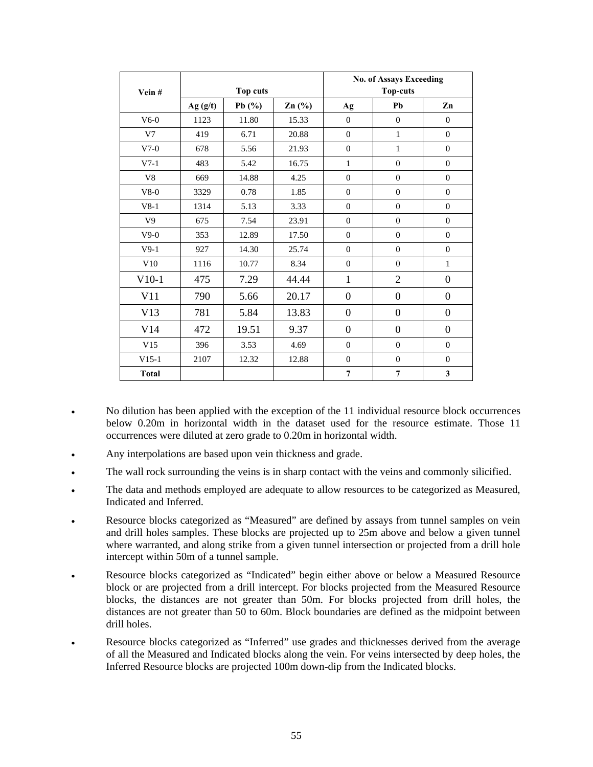| Vein # | Top cuts | | | No. of Assays Exceeding Top-cuts | | |
|---|---|---|---|---|---|---|
| | Ag (g/t) | Pb (%) | Zn (%) | Ag | Pb | Zn |
| V6-0 | 1123 | 11.80 | 15.33 | 0 | 0 | 0 |
| V7 | 419 | 6.71 | 20.88 | 0 | 1 | 0 |
| V7-0 | 678 | 5.56 | 21.93 | 0 | 1 | 0 |
| V7-1 | 483 | 5.42 | 16.75 | 1 | 0 | 0 |
| V8 | 669 | 14.88 | 4.25 | 0 | 0 | 0 |
| V8-0 | 3329 | 0.78 | 1.85 | 0 | 0 | 0 |
| V8-1 | 1314 | 5.13 | 3.33 | 0 | 0 | 0 |
| V9 | 675 | 7.54 | 23.91 | 0 | 0 | 0 |
| V9-0 | 353 | 12.89 | 17.50 | 0 | 0 | 0 |
| V9-1 | 927 | 14.30 | 25.74 | 0 | 0 | 0 |
| V10 | 1116 | 10.77 | 8.34 | 0 | 0 | 1 |
| V10-1 | 475 | 7.29 | 44.44 | 1 | 2 | 0 |
| V11 | 790 | 5.66 | 20.17 | 0 | 0 | 0 |
| V13 | 781 | 5.84 | 13.83 | 0 | 0 | 0 |
| V14 | 472 | 19.51 | 9.37 | 0 | 0 | 0 |
| V15 | 396 | 3.53 | 4.69 | 0 | 0 | 0 |
| V15-1 | 2107 | 12.32 | 12.88 | 0 | 0 | 0 |
| **Total** | | | | **7** | **7** | **3** |

- No dilution has been applied with the exception of the 11 individual resource block occurrences below 0.20m in horizontal width in the dataset used for the resource estimate. Those 11 occurrences were diluted at zero grade to 0.20m in horizontal width.
- Any interpolations are based upon vein thickness and grade.
- The wall rock surrounding the veins is in sharp contact with the veins and commonly silicified.
- The data and methods employed are adequate to allow resources to be categorized as Measured, Indicated and Inferred.
- Resource blocks categorized as "Measured" are defined by assays from tunnel samples on vein and drill holes samples. These blocks are projected up to 25m above and below a given tunnel where warranted, and along strike from a given tunnel intersection or projected from a drill hole intercept within 50m of a tunnel sample.
- Resource blocks categorized as "Indicated" begin either above or below a Measured Resource block or are projected from a drill intercept. For blocks projected from the Measured Resource blocks, the distances are not greater than 50m. For blocks projected from drill holes, the distances are not greater than 50 to 60m. Block boundaries are defined as the midpoint between drill holes.
- Resource blocks categorized as "Inferred" use grades and thicknesses derived from the average of all the Measured and Indicated blocks along the vein. For veins intersected by deep holes, the Inferred Resource blocks are projected 100m down-dip from the Indicated blocks.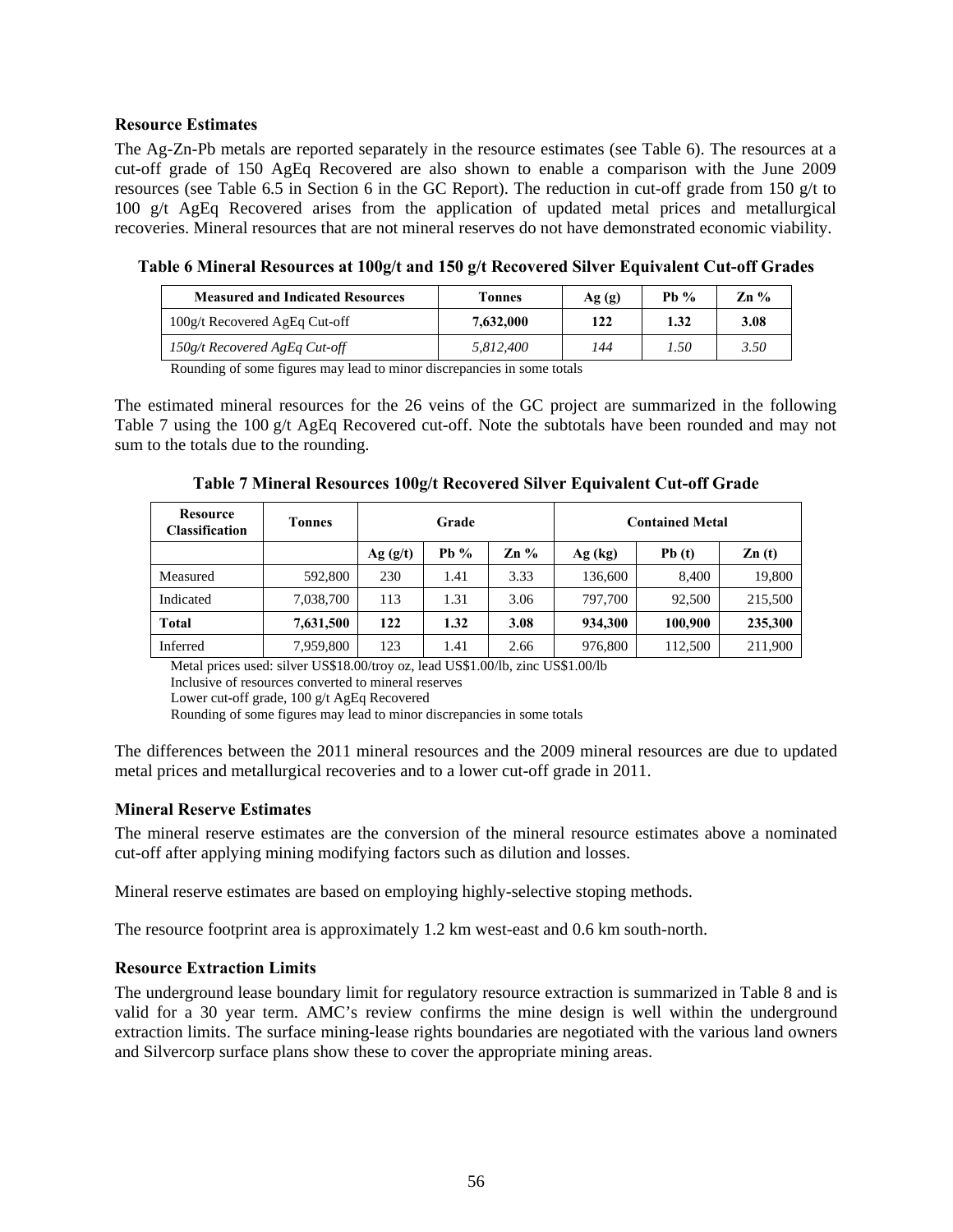### Resource Estimates

The Ag-Zn-Pb metals are reported separately in the resource estimates (see Table 6). The resources at a cut-off grade of 150 AgEq Recovered are also shown to enable a comparison with the June 2009 resources (see Table 6.5 in Section 6 in the GC Report). The reduction in cut-off grade from 150 g/t to 100 g/t AgEq Recovered arises from the application of updated metal prices and metallurgical recoveries. Mineral resources that are not mineral reserves do not have demonstrated economic viability.

**Table 6 Mineral Resources at 100g/t and 150 g/t Recovered Silver Equivalent Cut-off Grades**

| Measured and Indicated Resources | Tonnes | Ag (g) | Pb % | Zn % |
|---|---|---|---|---|
| 100g/t Recovered AgEq Cut-off | **7,632,000** | **122** | **1.32** | **3.08** |
| *150g/t Recovered AgEq Cut-off* | *5,812,400* | *144* | *1.50* | *3.50* |

Rounding of some figures may lead to minor discrepancies in some totals

The estimated mineral resources for the 26 veins of the GC project are summarized in the following Table 7 using the 100 g/t AgEq Recovered cut-off. Note the subtotals have been rounded and may not sum to the totals due to the rounding.

**Table 7 Mineral Resources 100g/t Recovered Silver Equivalent Cut-off Grade**

| Resource Classification | Tonnes | Grade | | | Contained Metal | | |
|---|---|---|---|---|---|---|---|
| | | Ag (g/t) | Pb % | Zn % | Ag (kg) | Pb (t) | Zn (t) |
| Measured | 592,800 | 230 | 1.41 | 3.33 | 136,600 | 8,400 | 19,800 |
| Indicated | 7,038,700 | 113 | 1.31 | 3.06 | 797,700 | 92,500 | 215,500 |
| **Total** | **7,631,500** | **122** | **1.32** | **3.08** | **934,300** | **100,900** | **235,300** |
| Inferred | 7,959,800 | 123 | 1.41 | 2.66 | 976,800 | 112,500 | 211,900 |

Metal prices used: silver US$18.00/troy oz, lead US$1.00/lb, zinc US$1.00/lb

Inclusive of resources converted to mineral reserves

Lower cut-off grade, 100 g/t AgEq Recovered

Rounding of some figures may lead to minor discrepancies in some totals

The differences between the 2011 mineral resources and the 2009 mineral resources are due to updated metal prices and metallurgical recoveries and to a lower cut-off grade in 2011.

### Mineral Reserve Estimates

The mineral reserve estimates are the conversion of the mineral resource estimates above a nominated cut-off after applying mining modifying factors such as dilution and losses.

Mineral reserve estimates are based on employing highly-selective stoping methods.

The resource footprint area is approximately 1.2 km west-east and 0.6 km south-north.

### Resource Extraction Limits

The underground lease boundary limit for regulatory resource extraction is summarized in Table 8 and is valid for a 30 year term. AMC's review confirms the mine design is well within the underground extraction limits. The surface mining-lease rights boundaries are negotiated with the various land owners and Silvercorp surface plans show these to cover the appropriate mining areas.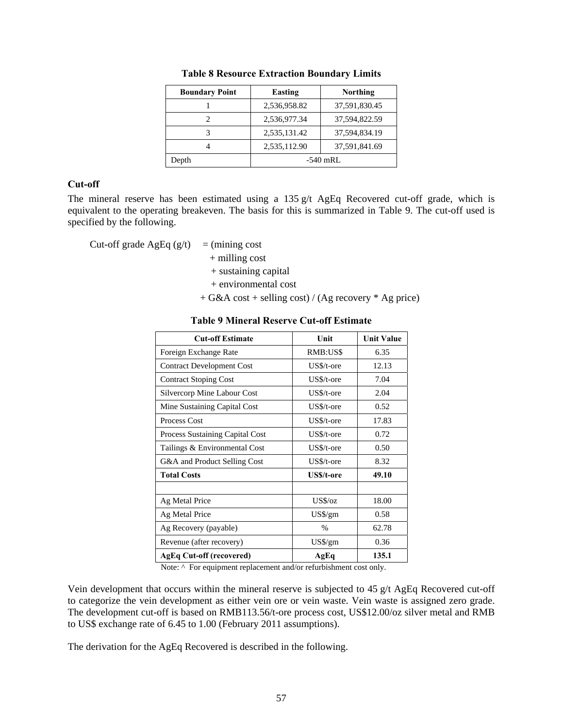**Table 8 Resource Extraction Boundary Limits**

| Boundary Point | Easting | Northing |
|---|---|---|
| 1 | 2,536,958.82 | 37,591,830.45 |
| 2 | 2,536,977.34 | 37,594,822.59 |
| 3 | 2,535,131.42 | 37,594,834.19 |
| 4 | 2,535,112.90 | 37,591,841.69 |
| Depth | -540 mRL | |

### Cut-off

The mineral reserve has been estimated using a 135 g/t AgEq Recovered cut-off grade, which is equivalent to the operating breakeven. The basis for this is summarized in Table 9. The cut-off used is specified by the following.

Cut-off grade AgEq (g/t) = (mining cost
+ milling cost
+ sustaining capital
+ environmental cost
+ G&A cost + selling cost) / (Ag recovery * Ag price)

**Table 9 Mineral Reserve Cut-off Estimate**

| Cut-off Estimate | Unit | Unit Value |
|---|---|---|
| Foreign Exchange Rate | RMB:US$ | 6.35 |
| Contract Development Cost | US$/t-ore | 12.13 |
| Contract Stoping Cost | US$/t-ore | 7.04 |
| Silvercorp Mine Labour Cost | US$/t-ore | 2.04 |
| Mine Sustaining Capital Cost | US$/t-ore | 0.52 |
| Process Cost | US$/t-ore | 17.83 |
| Process Sustaining Capital Cost | US$/t-ore | 0.72 |
| Tailings & Environmental Cost | US$/t-ore | 0.50 |
| G&A and Product Selling Cost | US$/t-ore | 8.32 |
| **Total Costs** | **US$/t-ore** | **49.10** |
| | | |
| Ag Metal Price | US$/oz | 18.00 |
| Ag Metal Price | US$/gm | 0.58 |
| Ag Recovery (payable) | % | 62.78 |
| Revenue (after recovery) | US$/gm | 0.36 |
| **AgEq Cut-off (recovered)** | **AgEq** | **135.1** |

Note: ^ For equipment replacement and/or refurbishment cost only.

Vein development that occurs within the mineral reserve is subjected to 45 g/t AgEq Recovered cut-off to categorize the vein development as either vein ore or vein waste. Vein waste is assigned zero grade. The development cut-off is based on RMB113.56/t-ore process cost, US$12.00/oz silver metal and RMB to US$ exchange rate of 6.45 to 1.00 (February 2011 assumptions).

The derivation for the AgEq Recovered is described in the following.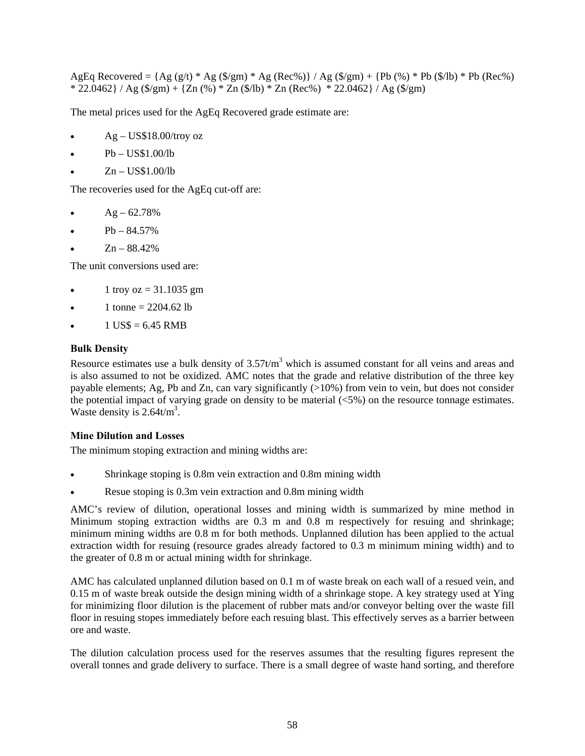AgEq Recovered = {Ag (g/t) * Ag ($/gm) * Ag (Rec%)} / Ag ($/gm) + {Pb (%) * Pb ($/lb) * Pb (Rec%) * 22.0462} / Ag ($/gm) + {Zn (%) * Zn ($/lb) * Zn (Rec%) * 22.0462} / Ag ($/gm)

The metal prices used for the AgEq Recovered grade estimate are:

- Ag – US$18.00/troy oz
- Pb – US$1.00/lb
- Zn – US$1.00/lb

The recoveries used for the AgEq cut-off are:

- Ag – 62.78%
- Pb – 84.57%
- Zn – 88.42%

The unit conversions used are:

- 1 troy oz = 31.1035 gm
- 1 tonne = 2204.62 lb
- 1 US$ = 6.45 RMB

**Bulk Density**

Resource estimates use a bulk density of 3.57t/m$^3$ which is assumed constant for all veins and areas and is also assumed to not be oxidized. AMC notes that the grade and relative distribution of the three key payable elements; Ag, Pb and Zn, can vary significantly (>10%) from vein to vein, but does not consider the potential impact of varying grade on density to be material (<5%) on the resource tonnage estimates. Waste density is 2.64t/m$^3$.

**Mine Dilution and Losses**

The minimum stoping extraction and mining widths are:

- Shrinkage stoping is 0.8m vein extraction and 0.8m mining width
- Resue stoping is 0.3m vein extraction and 0.8m mining width

AMC's review of dilution, operational losses and mining width is summarized by mine method in Minimum stoping extraction widths are 0.3 m and 0.8 m respectively for resuing and shrinkage; minimum mining widths are 0.8 m for both methods. Unplanned dilution has been applied to the actual extraction width for resuing (resource grades already factored to 0.3 m minimum mining width) and to the greater of 0.8 m or actual mining width for shrinkage.

AMC has calculated unplanned dilution based on 0.1 m of waste break on each wall of a resued vein, and 0.15 m of waste break outside the design mining width of a shrinkage stope. A key strategy used at Ying for minimizing floor dilution is the placement of rubber mats and/or conveyor belting over the waste fill floor in resuing stopes immediately before each resuing blast. This effectively serves as a barrier between ore and waste.

The dilution calculation process used for the reserves assumes that the resulting figures represent the overall tonnes and grade delivery to surface. There is a small degree of waste hand sorting, and therefore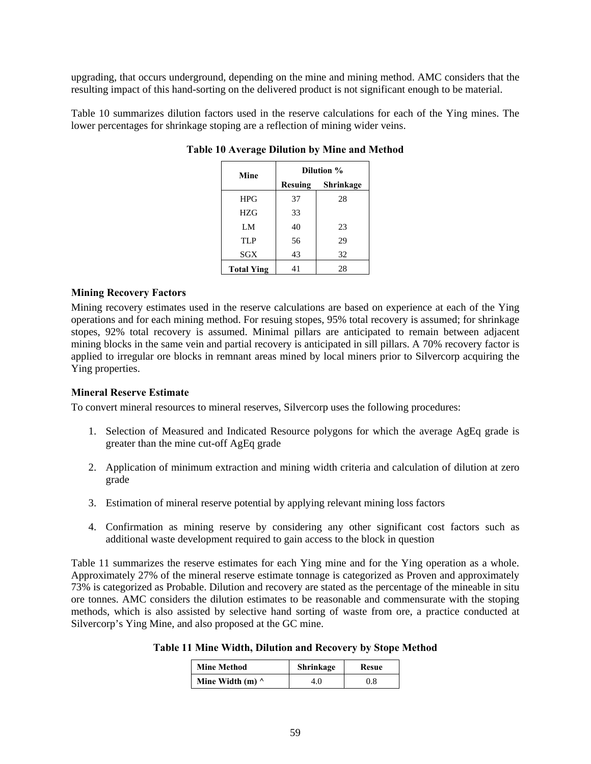upgrading, that occurs underground, depending on the mine and mining method. AMC considers that the resulting impact of this hand-sorting on the delivered product is not significant enough to be material.

Table 10 summarizes dilution factors used in the reserve calculations for each of the Ying mines. The lower percentages for shrinkage stoping are a reflection of mining wider veins.

**Table 10 Average Dilution by Mine and Method**

| Mine | Dilution % | |
|---|---|---|
| | Resuing | Shrinkage |
| HPG | 37 | 28 |
| HZG | 33 | |
| LM | 40 | 23 |
| TLP | 56 | 29 |
| SGX | 43 | 32 |
| **Total Ying** | 41 | 28 |

### Mining Recovery Factors

Mining recovery estimates used in the reserve calculations are based on experience at each of the Ying operations and for each mining method. For resuing stopes, 95% total recovery is assumed; for shrinkage stopes, 92% total recovery is assumed. Minimal pillars are anticipated to remain between adjacent mining blocks in the same vein and partial recovery is anticipated in sill pillars. A 70% recovery factor is applied to irregular ore blocks in remnant areas mined by local miners prior to Silvercorp acquiring the Ying properties.

### Mineral Reserve Estimate

To convert mineral resources to mineral reserves, Silvercorp uses the following procedures:

1. Selection of Measured and Indicated Resource polygons for which the average AgEq grade is greater than the mine cut-off AgEq grade
2. Application of minimum extraction and mining width criteria and calculation of dilution at zero grade
3. Estimation of mineral reserve potential by applying relevant mining loss factors
4. Confirmation as mining reserve by considering any other significant cost factors such as additional waste development required to gain access to the block in question

Table 11 summarizes the reserve estimates for each Ying mine and for the Ying operation as a whole. Approximately 27% of the mineral reserve estimate tonnage is categorized as Proven and approximately 73% is categorized as Probable. Dilution and recovery are stated as the percentage of the mineable in situ ore tonnes. AMC considers the dilution estimates to be reasonable and commensurate with the stoping methods, which is also assisted by selective hand sorting of waste from ore, a practice conducted at Silvercorp's Ying Mine, and also proposed at the GC mine.

**Table 11 Mine Width, Dilution and Recovery by Stope Method**

| Mine Method | Shrinkage | Resue |
|---|---|---|
| Mine Width (m) ^ | 4.0 | 0.8 |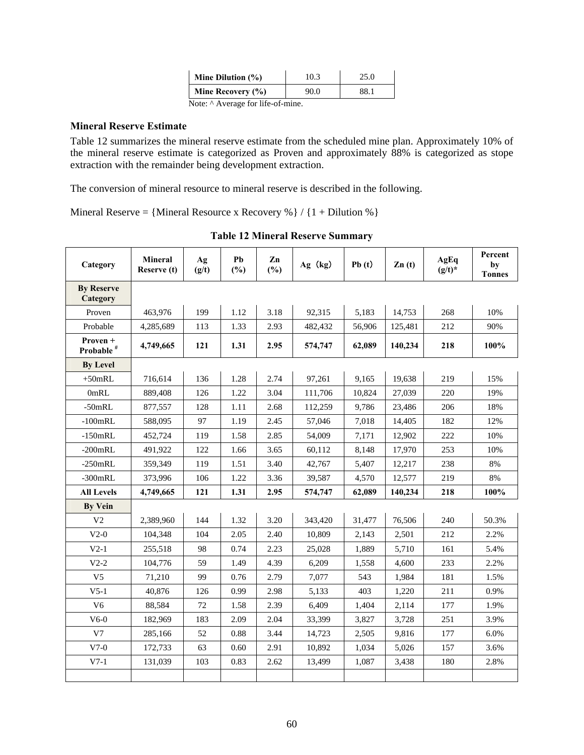| Mine Dilution (%) | 10.3 | 25.0 |
|---|---|---|
| Mine Recovery (%) | 90.0 | 88.1 |

Note: ^ Average for life-of-mine.

### Mineral Reserve Estimate

Table 12 summarizes the mineral reserve estimate from the scheduled mine plan. Approximately 10% of the mineral reserve estimate is categorized as Proven and approximately 88% is categorized as stope extraction with the remainder being development extraction.

The conversion of mineral resource to mineral reserve is described in the following.

Mineral Reserve = {Mineral Resource x Recovery %} / {1 + Dilution %}

**Table 12 Mineral Reserve Summary**

| Category | Mineral Reserve (t) | Ag (g/t) | Pb (%) | Zn (%) | Ag（kg） | Pb (t） | Zn (t) | AgEq (g/t)* | Percent by Tonnes |
|---|---|---|---|---|---|---|---|---|---|
| **By Reserve Category** | | | | | | | | | |
| Proven | 463,976 | 199 | 1.12 | 3.18 | 92,315 | 5,183 | 14,753 | 268 | 10% |
| Probable | 4,285,689 | 113 | 1.33 | 2.93 | 482,432 | 56,906 | 125,481 | 212 | 90% |
| **Proven + Probable #** | **4,749,665** | **121** | **1.31** | **2.95** | **574,747** | **62,089** | **140,234** | **218** | **100%** |
| **By Level** | | | | | | | | | |
| +50mRL | 716,614 | 136 | 1.28 | 2.74 | 97,261 | 9,165 | 19,638 | 219 | 15% |
| 0mRL | 889,408 | 126 | 1.22 | 3.04 | 111,706 | 10,824 | 27,039 | 220 | 19% |
| -50mRL | 877,557 | 128 | 1.11 | 2.68 | 112,259 | 9,786 | 23,486 | 206 | 18% |
| -100mRL | 588,095 | 97 | 1.19 | 2.45 | 57,046 | 7,018 | 14,405 | 182 | 12% |
| -150mRL | 452,724 | 119 | 1.58 | 2.85 | 54,009 | 7,171 | 12,902 | 222 | 10% |
| -200mRL | 491,922 | 122 | 1.66 | 3.65 | 60,112 | 8,148 | 17,970 | 253 | 10% |
| -250mRL | 359,349 | 119 | 1.51 | 3.40 | 42,767 | 5,407 | 12,217 | 238 | 8% |
| -300mRL | 373,996 | 106 | 1.22 | 3.36 | 39,587 | 4,570 | 12,577 | 219 | 8% |
| **All Levels** | **4,749,665** | **121** | **1.31** | **2.95** | **574,747** | **62,089** | **140,234** | **218** | **100%** |
| **By Vein** | | | | | | | | | |
| V2 | 2,389,960 | 144 | 1.32 | 3.20 | 343,420 | 31,477 | 76,506 | 240 | 50.3% |
| V2-0 | 104,348 | 104 | 2.05 | 2.40 | 10,809 | 2,143 | 2,501 | 212 | 2.2% |
| V2-1 | 255,518 | 98 | 0.74 | 2.23 | 25,028 | 1,889 | 5,710 | 161 | 5.4% |
| V2-2 | 104,776 | 59 | 1.49 | 4.39 | 6,209 | 1,558 | 4,600 | 233 | 2.2% |
| V5 | 71,210 | 99 | 0.76 | 2.79 | 7,077 | 543 | 1,984 | 181 | 1.5% |
| V5-1 | 40,876 | 126 | 0.99 | 2.98 | 5,133 | 403 | 1,220 | 211 | 0.9% |
| V6 | 88,584 | 72 | 1.58 | 2.39 | 6,409 | 1,404 | 2,114 | 177 | 1.9% |
| V6-0 | 182,969 | 183 | 2.09 | 2.04 | 33,399 | 3,827 | 3,728 | 251 | 3.9% |
| V7 | 285,166 | 52 | 0.88 | 3.44 | 14,723 | 2,505 | 9,816 | 177 | 6.0% |
| V7-0 | 172,733 | 63 | 0.60 | 2.91 | 10,892 | 1,034 | 5,026 | 157 | 3.6% |
| V7-1 | 131,039 | 103 | 0.83 | 2.62 | 13,499 | 1,087 | 3,438 | 180 | 2.8% |
| | | | | | | | | | |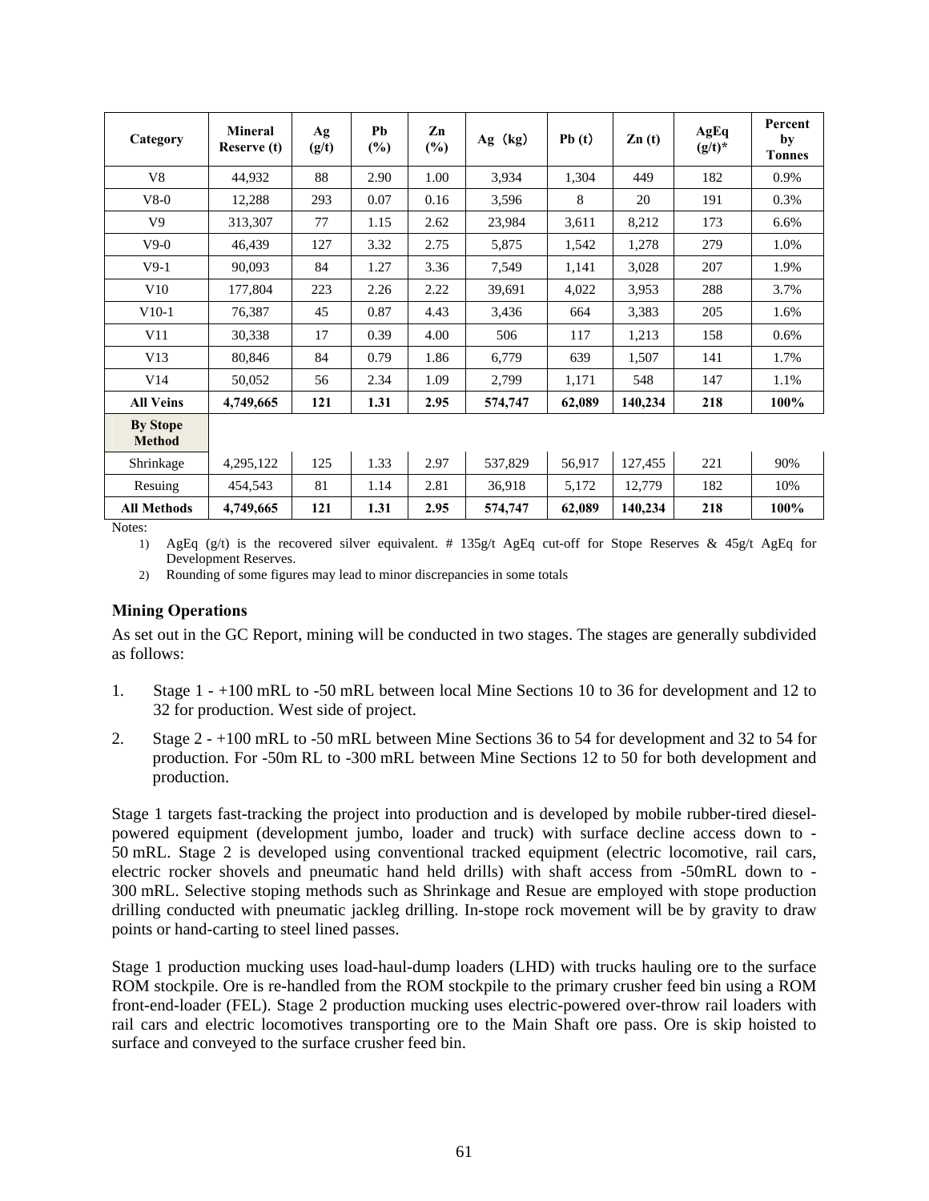| Category | Mineral Reserve (t) | Ag (g/t) | Pb (%) | Zn (%) | Ag（kg） | Pb (t) | Zn (t) | AgEq (g/t)* | Percent by Tonnes |
|---|---|---|---|---|---|---|---|---|---|
| V8 | 44,932 | 88 | 2.90 | 1.00 | 3,934 | 1,304 | 449 | 182 | 0.9% |
| V8-0 | 12,288 | 293 | 0.07 | 0.16 | 3,596 | 8 | 20 | 191 | 0.3% |
| V9 | 313,307 | 77 | 1.15 | 2.62 | 23,984 | 3,611 | 8,212 | 173 | 6.6% |
| V9-0 | 46,439 | 127 | 3.32 | 2.75 | 5,875 | 1,542 | 1,278 | 279 | 1.0% |
| V9-1 | 90,093 | 84 | 1.27 | 3.36 | 7,549 | 1,141 | 3,028 | 207 | 1.9% |
| V10 | 177,804 | 223 | 2.26 | 2.22 | 39,691 | 4,022 | 3,953 | 288 | 3.7% |
| V10-1 | 76,387 | 45 | 0.87 | 4.43 | 3,436 | 664 | 3,383 | 205 | 1.6% |
| V11 | 30,338 | 17 | 0.39 | 4.00 | 506 | 117 | 1,213 | 158 | 0.6% |
| V13 | 80,846 | 84 | 0.79 | 1.86 | 6,779 | 639 | 1,507 | 141 | 1.7% |
| V14 | 50,052 | 56 | 2.34 | 1.09 | 2,799 | 1,171 | 548 | 147 | 1.1% |
| **All Veins** | **4,749,665** | **121** | **1.31** | **2.95** | **574,747** | **62,089** | **140,234** | **218** | **100%** |
| **By Stope Method** | | | | | | | | | |
| Shrinkage | 4,295,122 | 125 | 1.33 | 2.97 | 537,829 | 56,917 | 127,455 | 221 | 90% |
| Resuing | 454,543 | 81 | 1.14 | 2.81 | 36,918 | 5,172 | 12,779 | 182 | 10% |
| **All Methods** | **4,749,665** | **121** | **1.31** | **2.95** | **574,747** | **62,089** | **140,234** | **218** | **100%** |

Notes:

1) AgEq (g/t) is the recovered silver equivalent. # 135g/t AgEq cut-off for Stope Reserves & 45g/t AgEq for Development Reserves.
2) Rounding of some figures may lead to minor discrepancies in some totals

### Mining Operations

As set out in the GC Report, mining will be conducted in two stages. The stages are generally subdivided as follows:

1. Stage 1 - +100 mRL to -50 mRL between local Mine Sections 10 to 36 for development and 12 to 32 for production. West side of project.
2. Stage 2 - +100 mRL to -50 mRL between Mine Sections 36 to 54 for development and 32 to 54 for production. For -50m RL to -300 mRL between Mine Sections 12 to 50 for both development and production.

Stage 1 targets fast-tracking the project into production and is developed by mobile rubber-tired diesel-powered equipment (development jumbo, loader and truck) with surface decline access down to -50 mRL. Stage 2 is developed using conventional tracked equipment (electric locomotive, rail cars, electric rocker shovels and pneumatic hand held drills) with shaft access from -50mRL down to -300 mRL. Selective stoping methods such as Shrinkage and Resue are employed with stope production drilling conducted with pneumatic jackleg drilling. In-stope rock movement will be by gravity to draw points or hand-carting to steel lined passes.

Stage 1 production mucking uses load-haul-dump loaders (LHD) with trucks hauling ore to the surface ROM stockpile. Ore is re-handled from the ROM stockpile to the primary crusher feed bin using a ROM front-end-loader (FEL). Stage 2 production mucking uses electric-powered over-throw rail loaders with rail cars and electric locomotives transporting ore to the Main Shaft ore pass. Ore is skip hoisted to surface and conveyed to the surface crusher feed bin.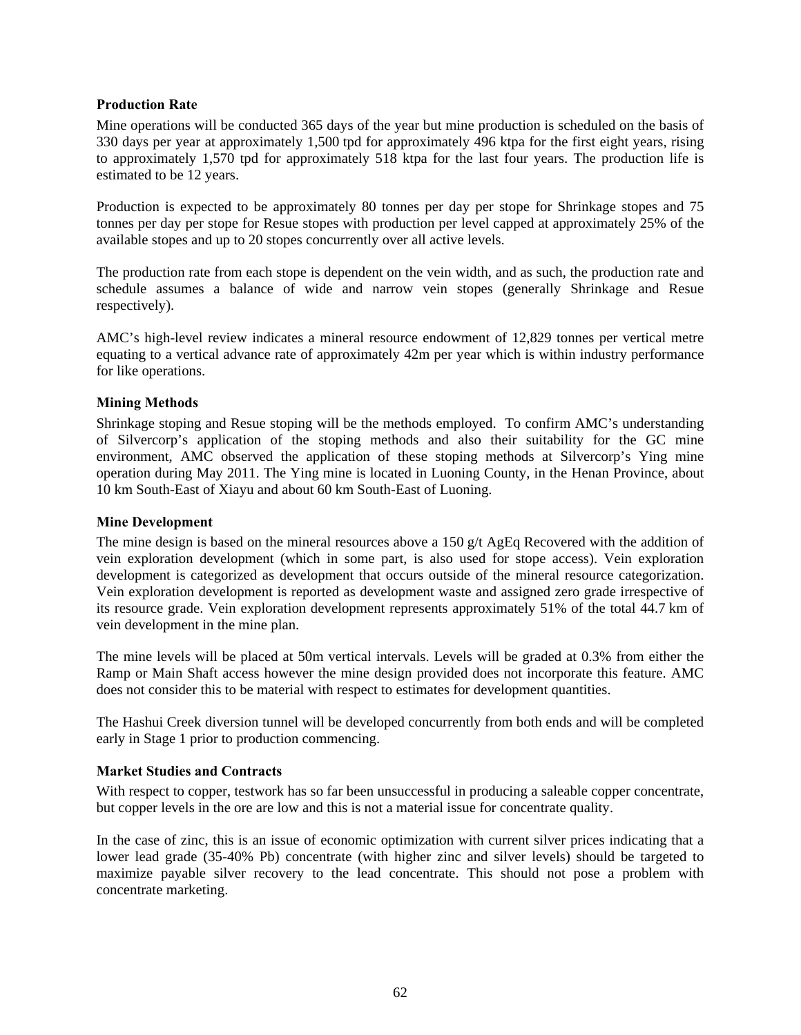**Production Rate**

Mine operations will be conducted 365 days of the year but mine production is scheduled on the basis of 330 days per year at approximately 1,500 tpd for approximately 496 ktpa for the first eight years, rising to approximately 1,570 tpd for approximately 518 ktpa for the last four years. The production life is estimated to be 12 years.

Production is expected to be approximately 80 tonnes per day per stope for Shrinkage stopes and 75 tonnes per day per stope for Resue stopes with production per level capped at approximately 25% of the available stopes and up to 20 stopes concurrently over all active levels.

The production rate from each stope is dependent on the vein width, and as such, the production rate and schedule assumes a balance of wide and narrow vein stopes (generally Shrinkage and Resue respectively).

AMC's high-level review indicates a mineral resource endowment of 12,829 tonnes per vertical metre equating to a vertical advance rate of approximately 42m per year which is within industry performance for like operations.

**Mining Methods**

Shrinkage stoping and Resue stoping will be the methods employed. To confirm AMC's understanding of Silvercorp's application of the stoping methods and also their suitability for the GC mine environment, AMC observed the application of these stoping methods at Silvercorp's Ying mine operation during May 2011. The Ying mine is located in Luoning County, in the Henan Province, about 10 km South-East of Xiayu and about 60 km South-East of Luoning.

**Mine Development**

The mine design is based on the mineral resources above a 150 g/t AgEq Recovered with the addition of vein exploration development (which in some part, is also used for stope access). Vein exploration development is categorized as development that occurs outside of the mineral resource categorization. Vein exploration development is reported as development waste and assigned zero grade irrespective of its resource grade. Vein exploration development represents approximately 51% of the total 44.7 km of vein development in the mine plan.

The mine levels will be placed at 50m vertical intervals. Levels will be graded at 0.3% from either the Ramp or Main Shaft access however the mine design provided does not incorporate this feature. AMC does not consider this to be material with respect to estimates for development quantities.

The Hashui Creek diversion tunnel will be developed concurrently from both ends and will be completed early in Stage 1 prior to production commencing.

**Market Studies and Contracts**

With respect to copper, testwork has so far been unsuccessful in producing a saleable copper concentrate, but copper levels in the ore are low and this is not a material issue for concentrate quality.

In the case of zinc, this is an issue of economic optimization with current silver prices indicating that a lower lead grade (35-40% Pb) concentrate (with higher zinc and silver levels) should be targeted to maximize payable silver recovery to the lead concentrate. This should not pose a problem with concentrate marketing.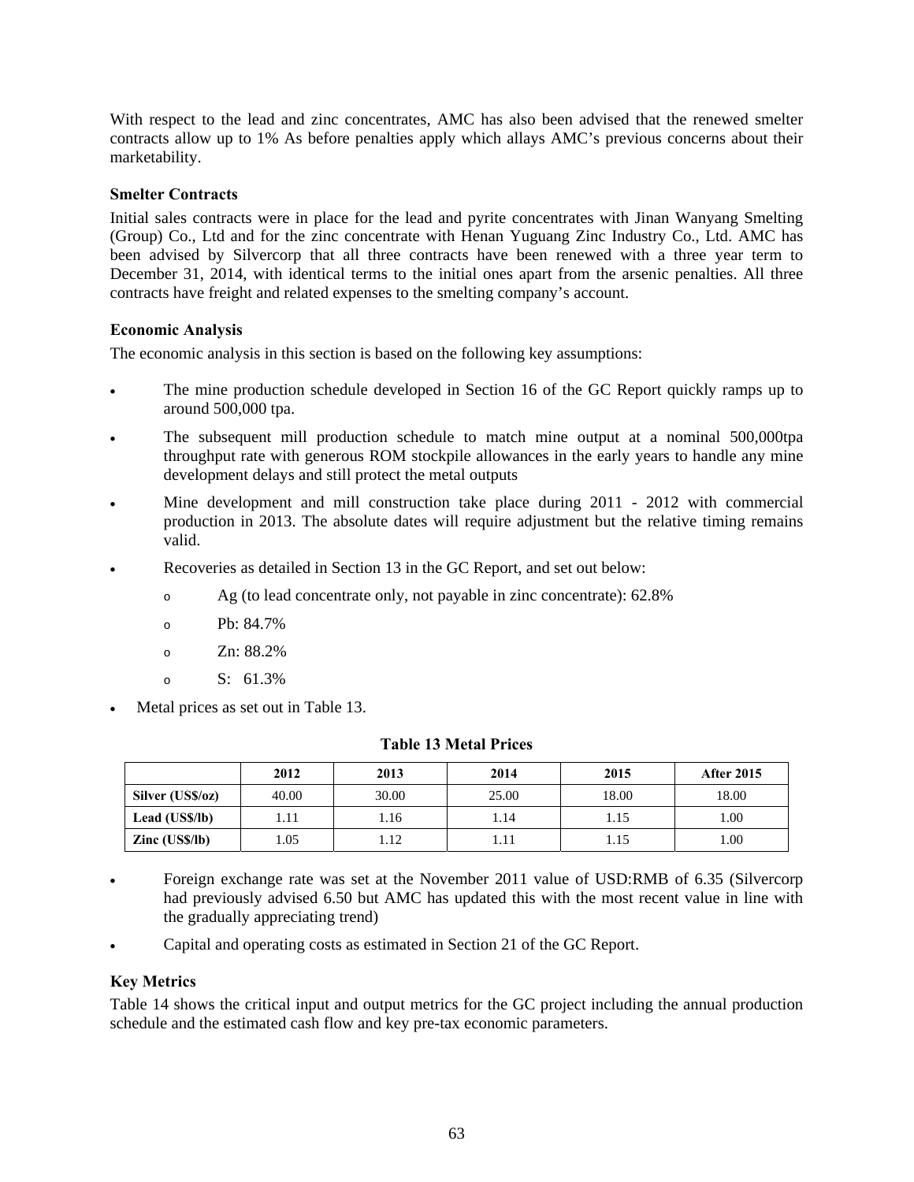With respect to the lead and zinc concentrates, AMC has also been advised that the renewed smelter contracts allow up to 1% As before penalties apply which allays AMC's previous concerns about their marketability.

### Smelter Contracts

Initial sales contracts were in place for the lead and pyrite concentrates with Jinan Wanyang Smelting (Group) Co., Ltd and for the zinc concentrate with Henan Yuguang Zinc Industry Co., Ltd. AMC has been advised by Silvercorp that all three contracts have been renewed with a three year term to December 31, 2014, with identical terms to the initial ones apart from the arsenic penalties. All three contracts have freight and related expenses to the smelting company's account.

### Economic Analysis

The economic analysis in this section is based on the following key assumptions:

- The mine production schedule developed in Section 16 of the GC Report quickly ramps up to around 500,000 tpa.
- The subsequent mill production schedule to match mine output at a nominal 500,000tpa throughput rate with generous ROM stockpile allowances in the early years to handle any mine development delays and still protect the metal outputs
- Mine development and mill construction take place during 2011 - 2012 with commercial production in 2013. The absolute dates will require adjustment but the relative timing remains valid.
- Recoveries as detailed in Section 13 in the GC Report, and set out below:
  - Ag (to lead concentrate only, not payable in zinc concentrate): 62.8%
  - Pb: 84.7%
  - Zn: 88.2%
  - S: 61.3%
- Metal prices as set out in Table 13.

**Table 13 Metal Prices**

| | 2012 | 2013 | 2014 | 2015 | After 2015 |
|---|---|---|---|---|---|
| **Silver (US$/oz)** | 40.00 | 30.00 | 25.00 | 18.00 | 18.00 |
| **Lead (US$/lb)** | 1.11 | 1.16 | 1.14 | 1.15 | 1.00 |
| **Zinc (US$/lb)** | 1.05 | 1.12 | 1.11 | 1.15 | 1.00 |

- Foreign exchange rate was set at the November 2011 value of USD:RMB of 6.35 (Silvercorp had previously advised 6.50 but AMC has updated this with the most recent value in line with the gradually appreciating trend)
- Capital and operating costs as estimated in Section 21 of the GC Report.

### Key Metrics

Table 14 shows the critical input and output metrics for the GC project including the annual production schedule and the estimated cash flow and key pre-tax economic parameters.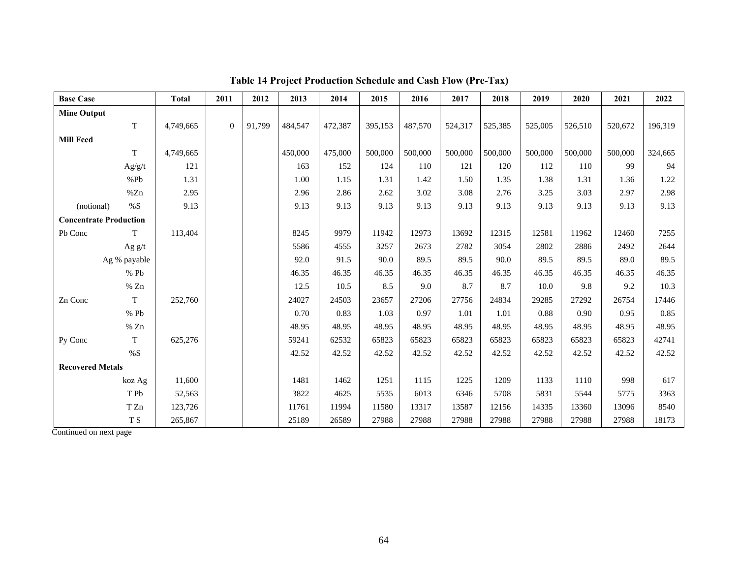**Table 14 Project Production Schedule and Cash Flow (Pre-Tax)**

| Base Case | | Total | 2011 | 2012 | 2013 | 2014 | 2015 | 2016 | 2017 | 2018 | 2019 | 2020 | 2021 | 2022 |
|---|---|---|---|---|---|---|---|---|---|---|---|---|---|---|
| **Mine Output** | | | | | | | | | | | | | | |
| | T | 4,749,665 | 0 | 91,799 | 484,547 | 472,387 | 395,153 | 487,570 | 524,317 | 525,385 | 525,005 | 526,510 | 520,672 | 196,319 |
| **Mill Feed** | | | | | | | | | | | | | | |
| | T | 4,749,665 | | | 450,000 | 475,000 | 500,000 | 500,000 | 500,000 | 500,000 | 500,000 | 500,000 | 500,000 | 324,665 |
| | Ag/g/t | 121 | | | 163 | 152 | 124 | 110 | 121 | 120 | 112 | 110 | 99 | 94 |
| | %Pb | 1.31 | | | 1.00 | 1.15 | 1.31 | 1.42 | 1.50 | 1.35 | 1.38 | 1.31 | 1.36 | 1.22 |
| | %Zn | 2.95 | | | 2.96 | 2.86 | 2.62 | 3.02 | 3.08 | 2.76 | 3.25 | 3.03 | 2.97 | 2.98 |
| (notional) | %S | 9.13 | | | 9.13 | 9.13 | 9.13 | 9.13 | 9.13 | 9.13 | 9.13 | 9.13 | 9.13 | 9.13 |
| **Concentrate Production** | | | | | | | | | | | | | | |
| Pb Conc | T | 113,404 | | | 8245 | 9979 | 11942 | 12973 | 13692 | 12315 | 12581 | 11962 | 12460 | 7255 |
| | Ag g/t | | | | 5586 | 4555 | 3257 | 2673 | 2782 | 3054 | 2802 | 2886 | 2492 | 2644 |
| | Ag % payable | | | | 92.0 | 91.5 | 90.0 | 89.5 | 89.5 | 90.0 | 89.5 | 89.5 | 89.0 | 89.5 |
| | % Pb | | | | 46.35 | 46.35 | 46.35 | 46.35 | 46.35 | 46.35 | 46.35 | 46.35 | 46.35 | 46.35 |
| | % Zn | | | | 12.5 | 10.5 | 8.5 | 9.0 | 8.7 | 8.7 | 10.0 | 9.8 | 9.2 | 10.3 |
| Zn Conc | T | 252,760 | | | 24027 | 24503 | 23657 | 27206 | 27756 | 24834 | 29285 | 27292 | 26754 | 17446 |
| | % Pb | | | | 0.70 | 0.83 | 1.03 | 0.97 | 1.01 | 1.01 | 0.88 | 0.90 | 0.95 | 0.85 |
| | % Zn | | | | 48.95 | 48.95 | 48.95 | 48.95 | 48.95 | 48.95 | 48.95 | 48.95 | 48.95 | 48.95 |
| Py Conc | T | 625,276 | | | 59241 | 62532 | 65823 | 65823 | 65823 | 65823 | 65823 | 65823 | 65823 | 42741 |
| | %S | | | | 42.52 | 42.52 | 42.52 | 42.52 | 42.52 | 42.52 | 42.52 | 42.52 | 42.52 | 42.52 |
| **Recovered Metals** | | | | | | | | | | | | | | |
| | koz Ag | 11,600 | | | 1481 | 1462 | 1251 | 1115 | 1225 | 1209 | 1133 | 1110 | 998 | 617 |
| | T Pb | 52,563 | | | 3822 | 4625 | 5535 | 6013 | 6346 | 5708 | 5831 | 5544 | 5775 | 3363 |
| | T Zn | 123,726 | | | 11761 | 11994 | 11580 | 13317 | 13587 | 12156 | 14335 | 13360 | 13096 | 8540 |
| | T S | 265,867 | | | 25189 | 26589 | 27988 | 27988 | 27988 | 27988 | 27988 | 27988 | 27988 | 18173 |

Continued on next page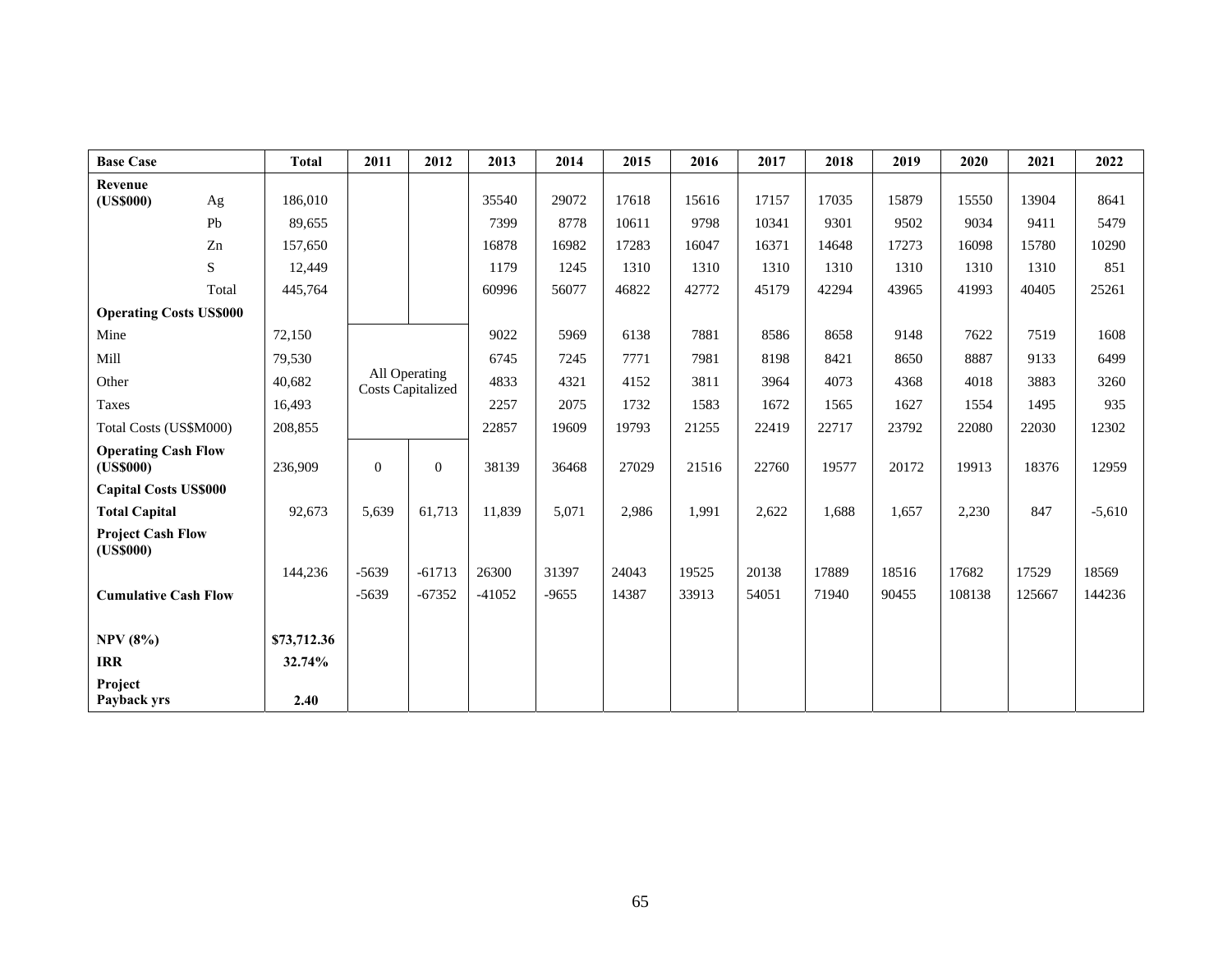| Base Case | | Total | 2011 | 2012 | 2013 | 2014 | 2015 | 2016 | 2017 | 2018 | 2019 | 2020 | 2021 | 2022 |
|---|---|---|---|---|---|---|---|---|---|---|---|---|---|---|
| **Revenue (US$000)** | Ag | 186,010 | | | 35540 | 29072 | 17618 | 15616 | 17157 | 17035 | 15879 | 15550 | 13904 | 8641 |
| | Pb | 89,655 | | | 7399 | 8778 | 10611 | 9798 | 10341 | 9301 | 9502 | 9034 | 9411 | 5479 |
| | Zn | 157,650 | | | 16878 | 16982 | 17283 | 16047 | 16371 | 14648 | 17273 | 16098 | 15780 | 10290 |
| | S | 12,449 | | | 1179 | 1245 | 1310 | 1310 | 1310 | 1310 | 1310 | 1310 | 1310 | 851 |
| | Total | 445,764 | | | 60996 | 56077 | 46822 | 42772 | 45179 | 42294 | 43965 | 41993 | 40405 | 25261 |
| **Operating Costs US$000** | | | | | | | | | | | | | | |
| Mine | | 72,150 | All Operating Costs Capitalized | | 9022 | 5969 | 6138 | 7881 | 8586 | 8658 | 9148 | 7622 | 7519 | 1608 |
| Mill | | 79,530 | | | 6745 | 7245 | 7771 | 7981 | 8198 | 8421 | 8650 | 8887 | 9133 | 6499 |
| Other | | 40,682 | | | 4833 | 4321 | 4152 | 3811 | 3964 | 4073 | 4368 | 4018 | 3883 | 3260 |
| Taxes | | 16,493 | | | 2257 | 2075 | 1732 | 1583 | 1672 | 1565 | 1627 | 1554 | 1495 | 935 |
| Total Costs (US$M000) | | 208,855 | | | 22857 | 19609 | 19793 | 21255 | 22419 | 22717 | 23792 | 22080 | 22030 | 12302 |
| **Operating Cash Flow (US$000)** | | 236,909 | 0 | 0 | 38139 | 36468 | 27029 | 21516 | 22760 | 19577 | 20172 | 19913 | 18376 | 12959 |
| **Capital Costs US$000** | | | | | | | | | | | | | | |
| **Total Capital** | | 92,673 | 5,639 | 61,713 | 11,839 | 5,071 | 2,986 | 1,991 | 2,622 | 1,688 | 1,657 | 2,230 | 847 | -5,610 |
| **Project Cash Flow (US$000)** | | 144,236 | -5639 | -61713 | 26300 | 31397 | 24043 | 19525 | 20138 | 17889 | 18516 | 17682 | 17529 | 18569 |
| **Cumulative Cash Flow** | | | -5639 | -67352 | -41052 | -9655 | 14387 | 33913 | 54051 | 71940 | 90455 | 108138 | 125667 | 144236 |
| **NPV (8%)** | | **$73,712.36** | | | | | | | | | | | | |
| **IRR** | | **32.74%** | | | | | | | | | | | | |
| **Project Payback yrs** | | **2.40** | | | | | | | | | | | | |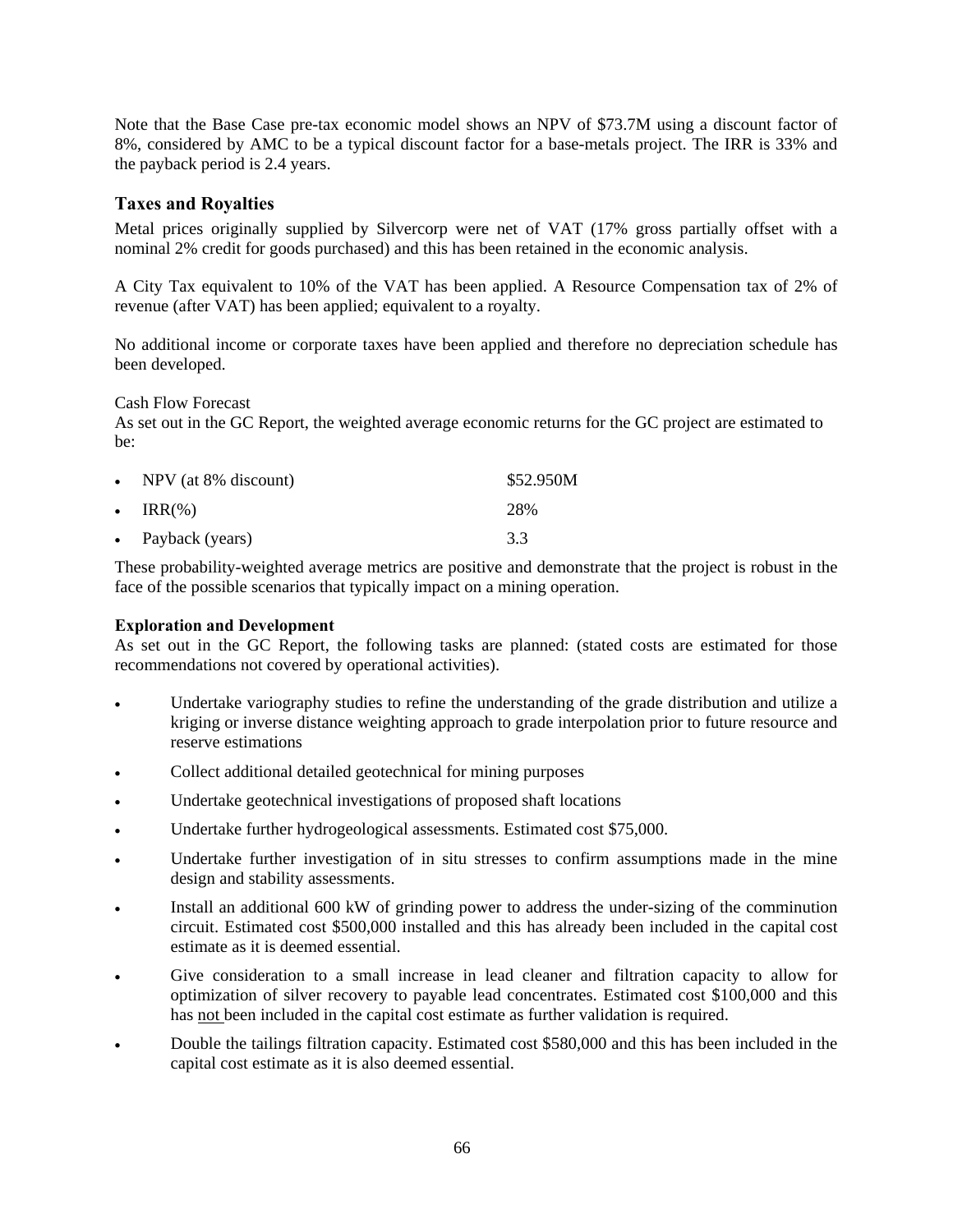Note that the Base Case pre-tax economic model shows an NPV of $73.7M using a discount factor of 8%, considered by AMC to be a typical discount factor for a base-metals project. The IRR is 33% and the payback period is 2.4 years.

## Taxes and Royalties

Metal prices originally supplied by Silvercorp were net of VAT (17% gross partially offset with a nominal 2% credit for goods purchased) and this has been retained in the economic analysis.

A City Tax equivalent to 10% of the VAT has been applied. A Resource Compensation tax of 2% of revenue (after VAT) has been applied; equivalent to a royalty.

No additional income or corporate taxes have been applied and therefore no depreciation schedule has been developed.

Cash Flow Forecast
As set out in the GC Report, the weighted average economic returns for the GC project are estimated to be:

| | |
|---|---|
| • NPV (at 8% discount) | $52.950M |
| • IRR(%) | 28% |
| • Payback (years) | 3.3 |

These probability-weighted average metrics are positive and demonstrate that the project is robust in the face of the possible scenarios that typically impact on a mining operation.

**Exploration and Development**
As set out in the GC Report, the following tasks are planned: (stated costs are estimated for those recommendations not covered by operational activities).

- Undertake variography studies to refine the understanding of the grade distribution and utilize a kriging or inverse distance weighting approach to grade interpolation prior to future resource and reserve estimations
- Collect additional detailed geotechnical for mining purposes
- Undertake geotechnical investigations of proposed shaft locations
- Undertake further hydrogeological assessments. Estimated cost $75,000.
- Undertake further investigation of in situ stresses to confirm assumptions made in the mine design and stability assessments.
- Install an additional 600 kW of grinding power to address the under-sizing of the comminution circuit. Estimated cost $500,000 installed and this has already been included in the capital cost estimate as it is deemed essential.
- Give consideration to a small increase in lead cleaner and filtration capacity to allow for optimization of silver recovery to payable lead concentrates. Estimated cost $100,000 and this has not been included in the capital cost estimate as further validation is required.
- Double the tailings filtration capacity. Estimated cost $580,000 and this has been included in the capital cost estimate as it is also deemed essential.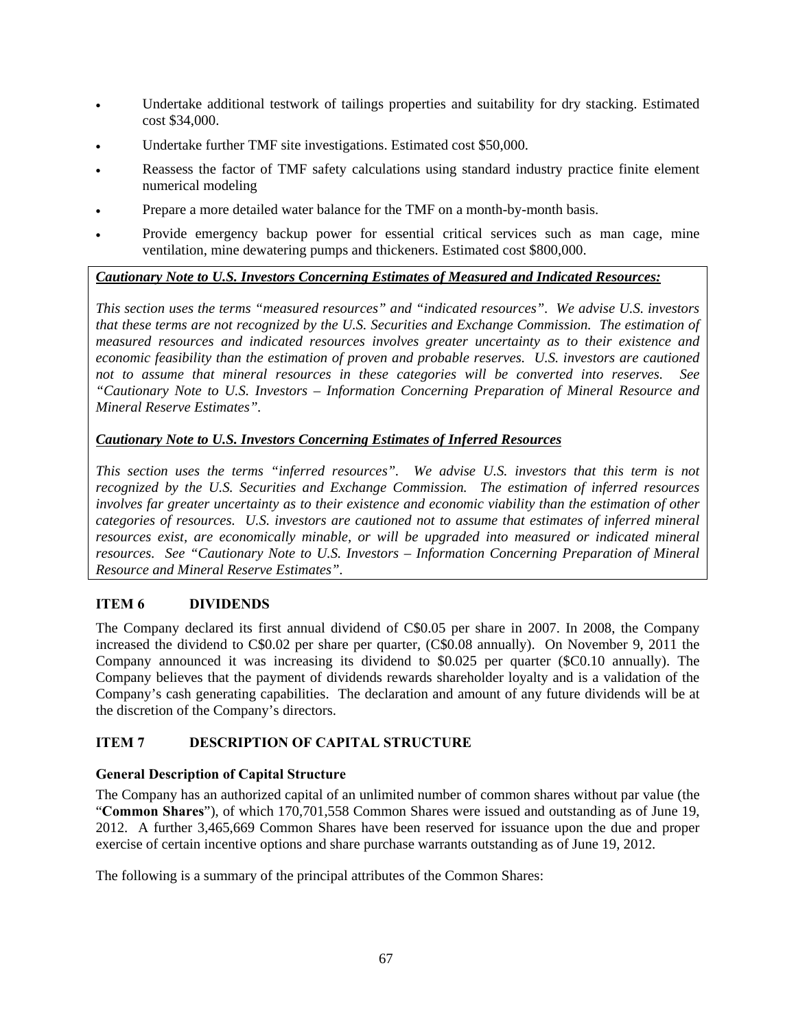- Undertake additional testwork of tailings properties and suitability for dry stacking. Estimated cost $34,000.
- Undertake further TMF site investigations. Estimated cost $50,000.
- Reassess the factor of TMF safety calculations using standard industry practice finite element numerical modeling
- Prepare a more detailed water balance for the TMF on a month-by-month basis.
- Provide emergency backup power for essential critical services such as man cage, mine ventilation, mine dewatering pumps and thickeners. Estimated cost $800,000.

***Cautionary Note to U.S. Investors Concerning Estimates of Measured and Indicated Resources:***

*This section uses the terms "measured resources" and "indicated resources". We advise U.S. investors that these terms are not recognized by the U.S. Securities and Exchange Commission. The estimation of measured resources and indicated resources involves greater uncertainty as to their existence and economic feasibility than the estimation of proven and probable reserves. U.S. investors are cautioned not to assume that mineral resources in these categories will be converted into reserves. See "Cautionary Note to U.S. Investors – Information Concerning Preparation of Mineral Resource and Mineral Reserve Estimates".*

***Cautionary Note to U.S. Investors Concerning Estimates of Inferred Resources***

*This section uses the terms "inferred resources". We advise U.S. investors that this term is not recognized by the U.S. Securities and Exchange Commission. The estimation of inferred resources involves far greater uncertainty as to their existence and economic viability than the estimation of other categories of resources. U.S. investors are cautioned not to assume that estimates of inferred mineral resources exist, are economically minable, or will be upgraded into measured or indicated mineral resources. See "Cautionary Note to U.S. Investors – Information Concerning Preparation of Mineral Resource and Mineral Reserve Estimates".*

## ITEM 6 DIVIDENDS

The Company declared its first annual dividend of C$0.05 per share in 2007. In 2008, the Company increased the dividend to C$0.02 per share per quarter, (C$0.08 annually). On November 9, 2011 the Company announced it was increasing its dividend to $0.025 per quarter ($C0.10 annually). The Company believes that the payment of dividends rewards shareholder loyalty and is a validation of the Company's cash generating capabilities. The declaration and amount of any future dividends will be at the discretion of the Company's directors.

## ITEM 7 DESCRIPTION OF CAPITAL STRUCTURE

### General Description of Capital Structure

The Company has an authorized capital of an unlimited number of common shares without par value (the "**Common Shares**"), of which 170,701,558 Common Shares were issued and outstanding as of June 19, 2012. A further 3,465,669 Common Shares have been reserved for issuance upon the due and proper exercise of certain incentive options and share purchase warrants outstanding as of June 19, 2012.

The following is a summary of the principal attributes of the Common Shares: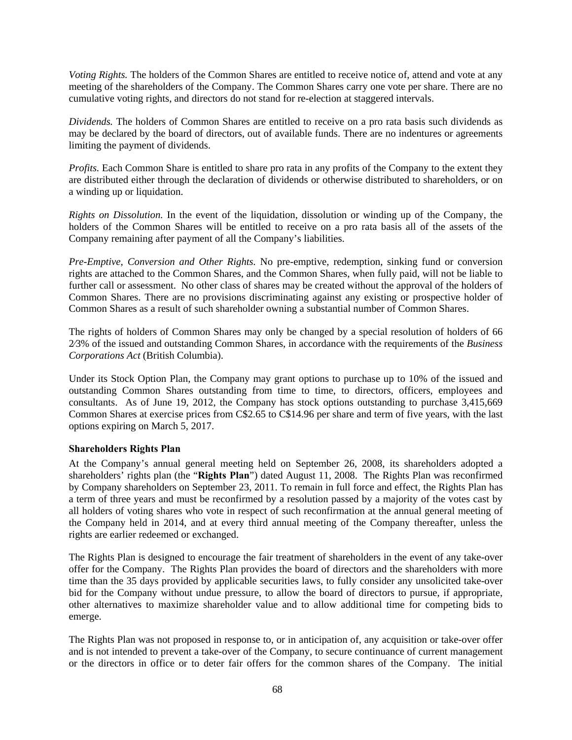*Voting Rights.* The holders of the Common Shares are entitled to receive notice of, attend and vote at any meeting of the shareholders of the Company. The Common Shares carry one vote per share. There are no cumulative voting rights, and directors do not stand for re-election at staggered intervals.

*Dividends.* The holders of Common Shares are entitled to receive on a pro rata basis such dividends as may be declared by the board of directors, out of available funds. There are no indentures or agreements limiting the payment of dividends.

*Profits.* Each Common Share is entitled to share pro rata in any profits of the Company to the extent they are distributed either through the declaration of dividends or otherwise distributed to shareholders, or on a winding up or liquidation.

*Rights on Dissolution.* In the event of the liquidation, dissolution or winding up of the Company, the holders of the Common Shares will be entitled to receive on a pro rata basis all of the assets of the Company remaining after payment of all the Company's liabilities.

*Pre-Emptive, Conversion and Other Rights.* No pre-emptive, redemption, sinking fund or conversion rights are attached to the Common Shares, and the Common Shares, when fully paid, will not be liable to further call or assessment. No other class of shares may be created without the approval of the holders of Common Shares. There are no provisions discriminating against any existing or prospective holder of Common Shares as a result of such shareholder owning a substantial number of Common Shares.

The rights of holders of Common Shares may only be changed by a special resolution of holders of 66 2⁄3% of the issued and outstanding Common Shares, in accordance with the requirements of the *Business Corporations Act* (British Columbia).

Under its Stock Option Plan, the Company may grant options to purchase up to 10% of the issued and outstanding Common Shares outstanding from time to time, to directors, officers, employees and consultants. As of June 19, 2012, the Company has stock options outstanding to purchase 3,415,669 Common Shares at exercise prices from C$2.65 to C$14.96 per share and term of five years, with the last options expiring on March 5, 2017.

**Shareholders Rights Plan**

At the Company's annual general meeting held on September 26, 2008, its shareholders adopted a shareholders' rights plan (the "**Rights Plan**") dated August 11, 2008. The Rights Plan was reconfirmed by Company shareholders on September 23, 2011. To remain in full force and effect, the Rights Plan has a term of three years and must be reconfirmed by a resolution passed by a majority of the votes cast by all holders of voting shares who vote in respect of such reconfirmation at the annual general meeting of the Company held in 2014, and at every third annual meeting of the Company thereafter, unless the rights are earlier redeemed or exchanged.

The Rights Plan is designed to encourage the fair treatment of shareholders in the event of any take-over offer for the Company. The Rights Plan provides the board of directors and the shareholders with more time than the 35 days provided by applicable securities laws, to fully consider any unsolicited take-over bid for the Company without undue pressure, to allow the board of directors to pursue, if appropriate, other alternatives to maximize shareholder value and to allow additional time for competing bids to emerge.

The Rights Plan was not proposed in response to, or in anticipation of, any acquisition or take-over offer and is not intended to prevent a take-over of the Company, to secure continuance of current management or the directors in office or to deter fair offers for the common shares of the Company. The initial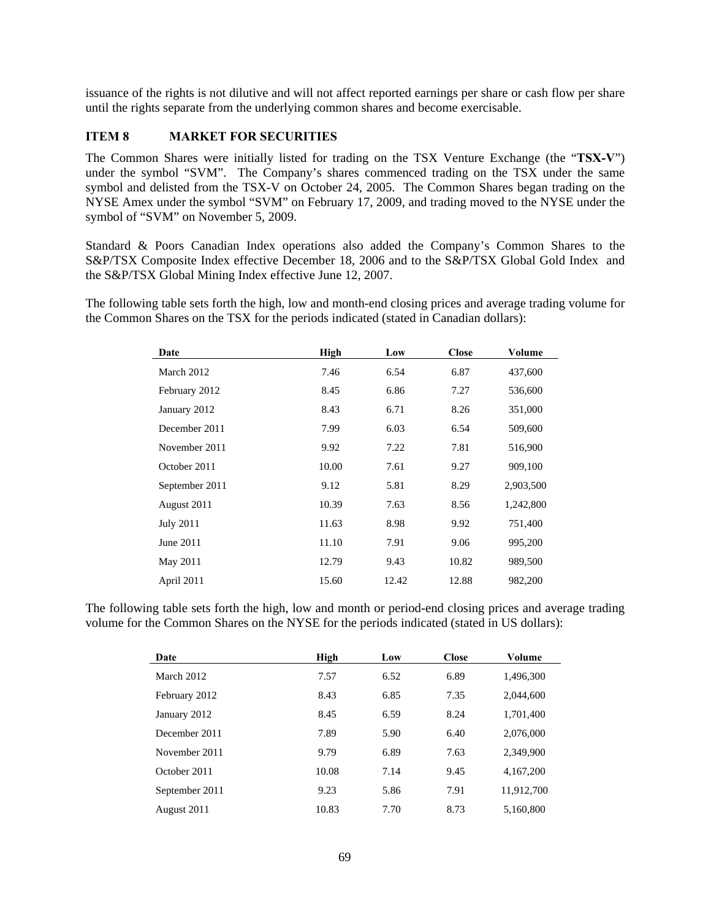issuance of the rights is not dilutive and will not affect reported earnings per share or cash flow per share until the rights separate from the underlying common shares and become exercisable.

## ITEM 8 MARKET FOR SECURITIES

The Common Shares were initially listed for trading on the TSX Venture Exchange (the "**TSX-V**") under the symbol "SVM". The Company's shares commenced trading on the TSX under the same symbol and delisted from the TSX-V on October 24, 2005. The Common Shares began trading on the NYSE Amex under the symbol "SVM" on February 17, 2009, and trading moved to the NYSE under the symbol of "SVM" on November 5, 2009.

Standard & Poors Canadian Index operations also added the Company's Common Shares to the S&P/TSX Composite Index effective December 18, 2006 and to the S&P/TSX Global Gold Index and the S&P/TSX Global Mining Index effective June 12, 2007.

The following table sets forth the high, low and month-end closing prices and average trading volume for the Common Shares on the TSX for the periods indicated (stated in Canadian dollars):

| Date | High | Low | Close | Volume |
|---|---|---|---|---|
| March 2012 | 7.46 | 6.54 | 6.87 | 437,600 |
| February 2012 | 8.45 | 6.86 | 7.27 | 536,600 |
| January 2012 | 8.43 | 6.71 | 8.26 | 351,000 |
| December 2011 | 7.99 | 6.03 | 6.54 | 509,600 |
| November 2011 | 9.92 | 7.22 | 7.81 | 516,900 |
| October 2011 | 10.00 | 7.61 | 9.27 | 909,100 |
| September 2011 | 9.12 | 5.81 | 8.29 | 2,903,500 |
| August 2011 | 10.39 | 7.63 | 8.56 | 1,242,800 |
| July 2011 | 11.63 | 8.98 | 9.92 | 751,400 |
| June 2011 | 11.10 | 7.91 | 9.06 | 995,200 |
| May 2011 | 12.79 | 9.43 | 10.82 | 989,500 |
| April 2011 | 15.60 | 12.42 | 12.88 | 982,200 |

The following table sets forth the high, low and month or period-end closing prices and average trading volume for the Common Shares on the NYSE for the periods indicated (stated in US dollars):

| Date | High | Low | Close | Volume |
|---|---|---|---|---|
| March 2012 | 7.57 | 6.52 | 6.89 | 1,496,300 |
| February 2012 | 8.43 | 6.85 | 7.35 | 2,044,600 |
| January 2012 | 8.45 | 6.59 | 8.24 | 1,701,400 |
| December 2011 | 7.89 | 5.90 | 6.40 | 2,076,000 |
| November 2011 | 9.79 | 6.89 | 7.63 | 2,349,900 |
| October 2011 | 10.08 | 7.14 | 9.45 | 4,167,200 |
| September 2011 | 9.23 | 5.86 | 7.91 | 11,912,700 |
| August 2011 | 10.83 | 7.70 | 8.73 | 5,160,800 |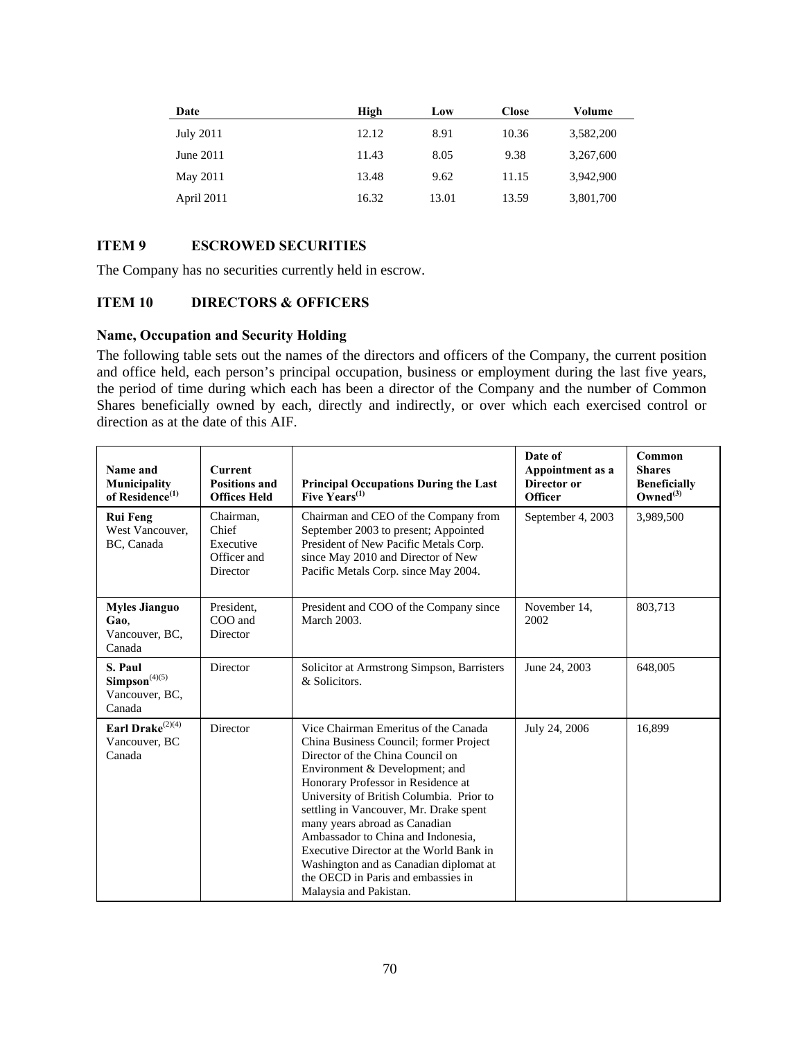| Date | High | Low | Close | Volume |
|---|---|---|---|---|
| July 2011 | 12.12 | 8.91 | 10.36 | 3,582,200 |
| June 2011 | 11.43 | 8.05 | 9.38 | 3,267,600 |
| May 2011 | 13.48 | 9.62 | 11.15 | 3,942,900 |
| April 2011 | 16.32 | 13.01 | 13.59 | 3,801,700 |

## ITEM 9 ESCROWED SECURITIES

The Company has no securities currently held in escrow.

## ITEM 10 DIRECTORS & OFFICERS

### Name, Occupation and Security Holding

The following table sets out the names of the directors and officers of the Company, the current position and office held, each person's principal occupation, business or employment during the last five years, the period of time during which each has been a director of the Company and the number of Common Shares beneficially owned by each, directly and indirectly, or over which each exercised control or direction as at the date of this AIF.

| Name and Municipality of Residence(1) | Current Positions and Offices Held | Principal Occupations During the Last Five Years(1) | Date of Appointment as a Director or Officer | Common Shares Beneficially Owned(3) |
|---|---|---|---|---|
| **Rui Feng** West Vancouver, BC, Canada | Chairman, Chief Executive Officer and Director | Chairman and CEO of the Company from September 2003 to present; Appointed President of New Pacific Metals Corp. since May 2010 and Director of New Pacific Metals Corp. since May 2004. | September 4, 2003 | 3,989,500 |
| **Myles Jianguo Gao**, Vancouver, BC, Canada | President, COO and Director | President and COO of the Company since March 2003. | November 14, 2002 | 803,713 |
| **S. Paul Simpson**(4)(5) Vancouver, BC, Canada | Director | Solicitor at Armstrong Simpson, Barristers & Solicitors. | June 24, 2003 | 648,005 |
| **Earl Drake**(2)(4) Vancouver, BC Canada | Director | Vice Chairman Emeritus of the Canada China Business Council; former Project Director of the China Council on Environment & Development; and Honorary Professor in Residence at University of British Columbia. Prior to settling in Vancouver, Mr. Drake spent many years abroad as Canadian Ambassador to China and Indonesia, Executive Director at the World Bank in Washington and as Canadian diplomat at the OECD in Paris and embassies in Malaysia and Pakistan. | July 24, 2006 | 16,899 |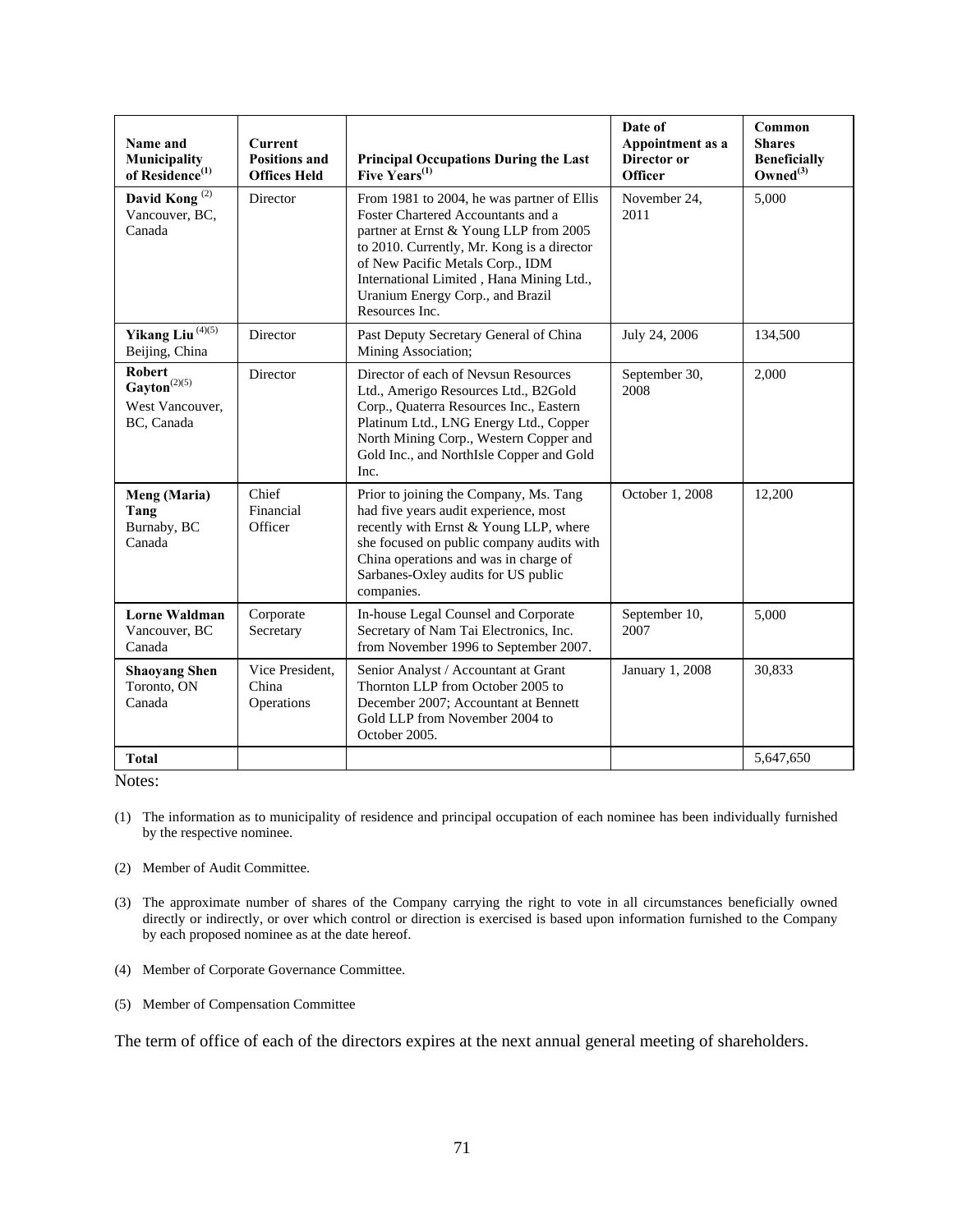| Name and Municipality of Residence[1] | Current Positions and Offices Held | Principal Occupations During the Last Five Years[1] | Date of Appointment as a Director or Officer | Common Shares Beneficially Owned[3] |
|---|---|---|---|---|
| **David Kong** [2] Vancouver, BC, Canada | Director | From 1981 to 2004, he was partner of Ellis Foster Chartered Accountants and a partner at Ernst & Young LLP from 2005 to 2010. Currently, Mr. Kong is a director of New Pacific Metals Corp., IDM International Limited , Hana Mining Ltd., Uranium Energy Corp., and Brazil Resources Inc. | November 24, 2011 | 5,000 |
| **Yikang Liu** [4][5] Beijing, China | Director | Past Deputy Secretary General of China Mining Association; | July 24, 2006 | 134,500 |
| **Robert Gayton**[2][5] West Vancouver, BC, Canada | Director | Director of each of Nevsun Resources Ltd., Amerigo Resources Ltd., B2Gold Corp., Quaterra Resources Inc., Eastern Platinum Ltd., LNG Energy Ltd., Copper North Mining Corp., Western Copper and Gold Inc., and NorthIsle Copper and Gold Inc. | September 30, 2008 | 2,000 |
| **Meng (Maria) Tang** Burnaby, BC Canada | Chief Financial Officer | Prior to joining the Company, Ms. Tang had five years audit experience, most recently with Ernst & Young LLP, where she focused on public company audits with China operations and was in charge of Sarbanes-Oxley audits for US public companies. | October 1, 2008 | 12,200 |
| **Lorne Waldman** Vancouver, BC Canada | Corporate Secretary | In-house Legal Counsel and Corporate Secretary of Nam Tai Electronics, Inc. from November 1996 to September 2007. | September 10, 2007 | 5,000 |
| **Shaoyang Shen** Toronto, ON Canada | Vice President, China Operations | Senior Analyst / Accountant at Grant Thornton LLP from October 2005 to December 2007; Accountant at Bennett Gold LLP from November 2004 to October 2005. | January 1, 2008 | 30,833 |
| **Total** | | | | 5,647,650 |

Notes:

(1) The information as to municipality of residence and principal occupation of each nominee has been individually furnished by the respective nominee.

(2) Member of Audit Committee.

(3) The approximate number of shares of the Company carrying the right to vote in all circumstances beneficially owned directly or indirectly, or over which control or direction is exercised is based upon information furnished to the Company by each proposed nominee as at the date hereof.

(4) Member of Corporate Governance Committee.

(5) Member of Compensation Committee

The term of office of each of the directors expires at the next annual general meeting of shareholders.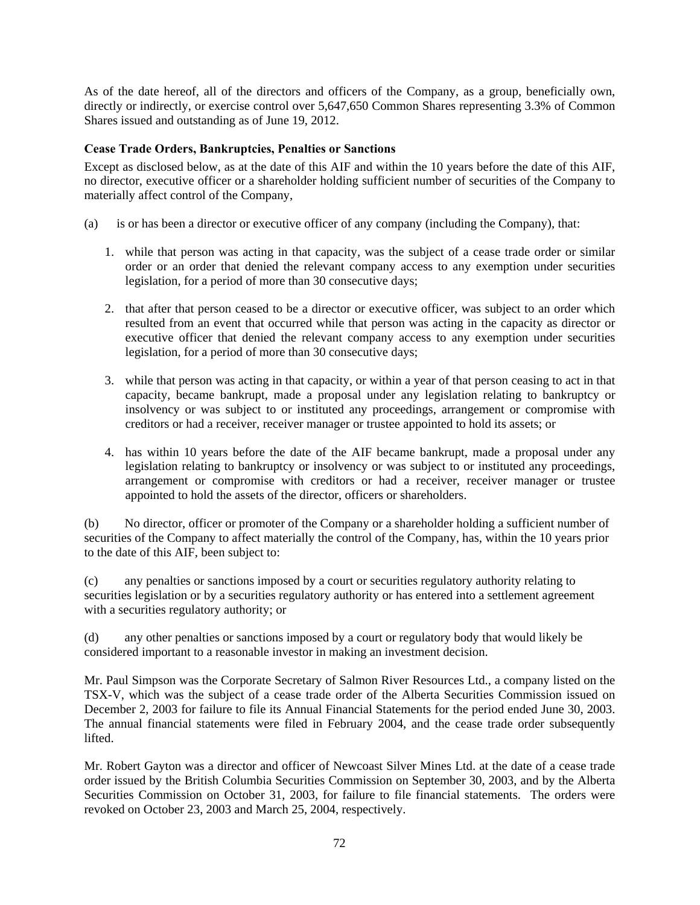As of the date hereof, all of the directors and officers of the Company, as a group, beneficially own, directly or indirectly, or exercise control over 5,647,650 Common Shares representing 3.3% of Common Shares issued and outstanding as of June 19, 2012.

**Cease Trade Orders, Bankruptcies, Penalties or Sanctions**

Except as disclosed below, as at the date of this AIF and within the 10 years before the date of this AIF, no director, executive officer or a shareholder holding sufficient number of securities of the Company to materially affect control of the Company,

(a) is or has been a director or executive officer of any company (including the Company), that:

1. while that person was acting in that capacity, was the subject of a cease trade order or similar order or an order that denied the relevant company access to any exemption under securities legislation, for a period of more than 30 consecutive days;

2. that after that person ceased to be a director or executive officer, was subject to an order which resulted from an event that occurred while that person was acting in the capacity as director or executive officer that denied the relevant company access to any exemption under securities legislation, for a period of more than 30 consecutive days;

3. while that person was acting in that capacity, or within a year of that person ceasing to act in that capacity, became bankrupt, made a proposal under any legislation relating to bankruptcy or insolvency or was subject to or instituted any proceedings, arrangement or compromise with creditors or had a receiver, receiver manager or trustee appointed to hold its assets; or

4. has within 10 years before the date of the AIF became bankrupt, made a proposal under any legislation relating to bankruptcy or insolvency or was subject to or instituted any proceedings, arrangement or compromise with creditors or had a receiver, receiver manager or trustee appointed to hold the assets of the director, officers or shareholders.

(b) No director, officer or promoter of the Company or a shareholder holding a sufficient number of securities of the Company to affect materially the control of the Company, has, within the 10 years prior to the date of this AIF, been subject to:

(c) any penalties or sanctions imposed by a court or securities regulatory authority relating to securities legislation or by a securities regulatory authority or has entered into a settlement agreement with a securities regulatory authority; or

(d) any other penalties or sanctions imposed by a court or regulatory body that would likely be considered important to a reasonable investor in making an investment decision.

Mr. Paul Simpson was the Corporate Secretary of Salmon River Resources Ltd., a company listed on the TSX-V, which was the subject of a cease trade order of the Alberta Securities Commission issued on December 2, 2003 for failure to file its Annual Financial Statements for the period ended June 30, 2003. The annual financial statements were filed in February 2004, and the cease trade order subsequently lifted.

Mr. Robert Gayton was a director and officer of Newcoast Silver Mines Ltd. at the date of a cease trade order issued by the British Columbia Securities Commission on September 30, 2003, and by the Alberta Securities Commission on October 31, 2003, for failure to file financial statements. The orders were revoked on October 23, 2003 and March 25, 2004, respectively.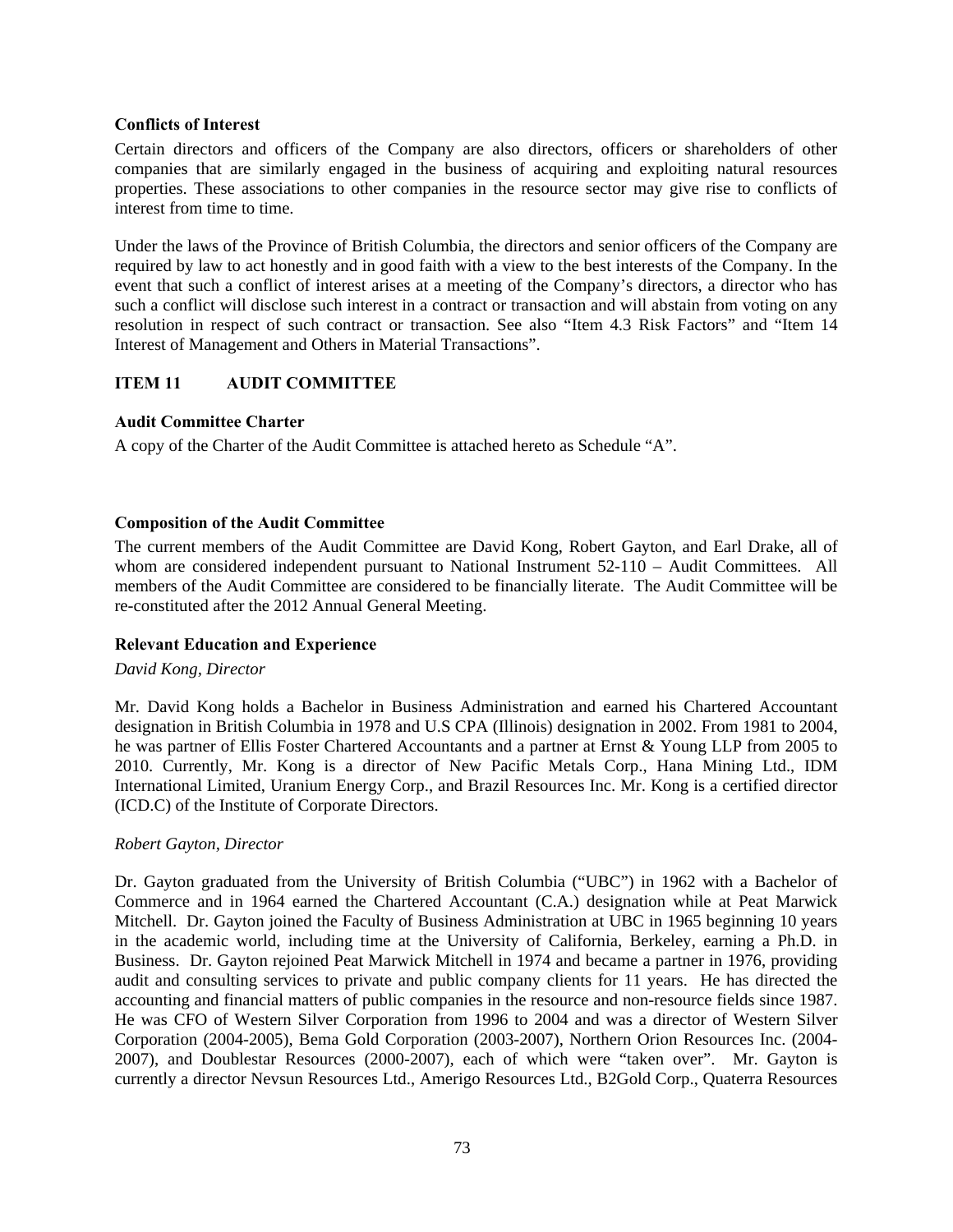**Conflicts of Interest**

Certain directors and officers of the Company are also directors, officers or shareholders of other companies that are similarly engaged in the business of acquiring and exploiting natural resources properties. These associations to other companies in the resource sector may give rise to conflicts of interest from time to time.

Under the laws of the Province of British Columbia, the directors and senior officers of the Company are required by law to act honestly and in good faith with a view to the best interests of the Company. In the event that such a conflict of interest arises at a meeting of the Company's directors, a director who has such a conflict will disclose such interest in a contract or transaction and will abstain from voting on any resolution in respect of such contract or transaction. See also "Item 4.3 Risk Factors" and "Item 14 Interest of Management and Others in Material Transactions".

## ITEM 11 AUDIT COMMITTEE

**Audit Committee Charter**

A copy of the Charter of the Audit Committee is attached hereto as Schedule "A".

**Composition of the Audit Committee**

The current members of the Audit Committee are David Kong, Robert Gayton, and Earl Drake, all of whom are considered independent pursuant to National Instrument 52-110 – Audit Committees. All members of the Audit Committee are considered to be financially literate. The Audit Committee will be re-constituted after the 2012 Annual General Meeting.

**Relevant Education and Experience**

*David Kong, Director*

Mr. David Kong holds a Bachelor in Business Administration and earned his Chartered Accountant designation in British Columbia in 1978 and U.S CPA (Illinois) designation in 2002. From 1981 to 2004, he was partner of Ellis Foster Chartered Accountants and a partner at Ernst & Young LLP from 2005 to 2010. Currently, Mr. Kong is a director of New Pacific Metals Corp., Hana Mining Ltd., IDM International Limited, Uranium Energy Corp., and Brazil Resources Inc. Mr. Kong is a certified director (ICD.C) of the Institute of Corporate Directors.

*Robert Gayton, Director*

Dr. Gayton graduated from the University of British Columbia ("UBC") in 1962 with a Bachelor of Commerce and in 1964 earned the Chartered Accountant (C.A.) designation while at Peat Marwick Mitchell. Dr. Gayton joined the Faculty of Business Administration at UBC in 1965 beginning 10 years in the academic world, including time at the University of California, Berkeley, earning a Ph.D. in Business. Dr. Gayton rejoined Peat Marwick Mitchell in 1974 and became a partner in 1976, providing audit and consulting services to private and public company clients for 11 years. He has directed the accounting and financial matters of public companies in the resource and non-resource fields since 1987. He was CFO of Western Silver Corporation from 1996 to 2004 and was a director of Western Silver Corporation (2004-2005), Bema Gold Corporation (2003-2007), Northern Orion Resources Inc. (2004-2007), and Doublestar Resources (2000-2007), each of which were "taken over". Mr. Gayton is currently a director Nevsun Resources Ltd., Amerigo Resources Ltd., B2Gold Corp., Quaterra Resources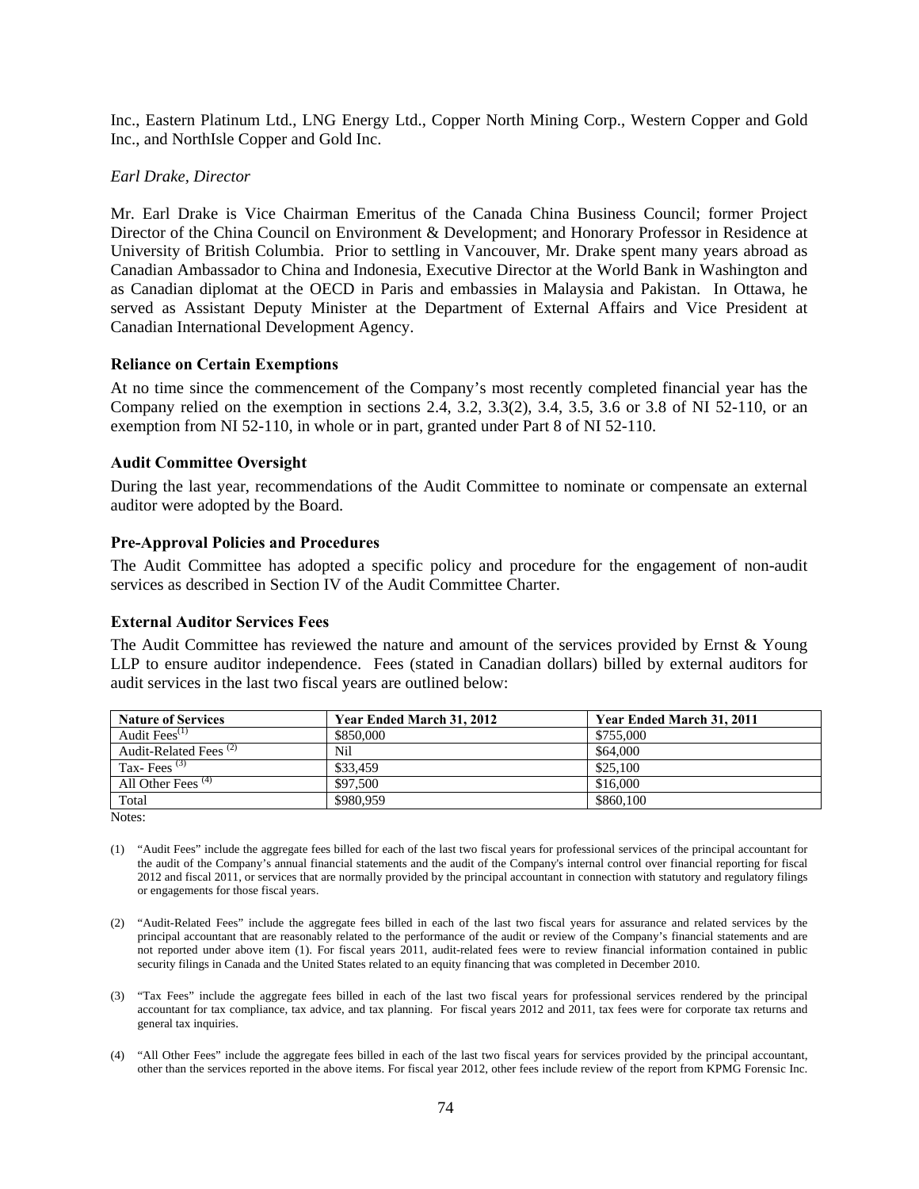Inc., Eastern Platinum Ltd., LNG Energy Ltd., Copper North Mining Corp., Western Copper and Gold Inc., and NorthIsle Copper and Gold Inc.

*Earl Drake, Director*

Mr. Earl Drake is Vice Chairman Emeritus of the Canada China Business Council; former Project Director of the China Council on Environment & Development; and Honorary Professor in Residence at University of British Columbia. Prior to settling in Vancouver, Mr. Drake spent many years abroad as Canadian Ambassador to China and Indonesia, Executive Director at the World Bank in Washington and as Canadian diplomat at the OECD in Paris and embassies in Malaysia and Pakistan. In Ottawa, he served as Assistant Deputy Minister at the Department of External Affairs and Vice President at Canadian International Development Agency.

### Reliance on Certain Exemptions

At no time since the commencement of the Company's most recently completed financial year has the Company relied on the exemption in sections 2.4, 3.2, 3.3(2), 3.4, 3.5, 3.6 or 3.8 of NI 52-110, or an exemption from NI 52-110, in whole or in part, granted under Part 8 of NI 52-110.

### Audit Committee Oversight

During the last year, recommendations of the Audit Committee to nominate or compensate an external auditor were adopted by the Board.

### Pre-Approval Policies and Procedures

The Audit Committee has adopted a specific policy and procedure for the engagement of non-audit services as described in Section IV of the Audit Committee Charter.

### External Auditor Services Fees

The Audit Committee has reviewed the nature and amount of the services provided by Ernst & Young LLP to ensure auditor independence. Fees (stated in Canadian dollars) billed by external auditors for audit services in the last two fiscal years are outlined below:

| Nature of Services | Year Ended March 31, 2012 | Year Ended March 31, 2011 |
|---|---|---|
| Audit Fees[(1)] | \$850,000 | \$755,000 |
| Audit-Related Fees [(2)] | Nil | \$64,000 |
| Tax- Fees [(3)] | \$33,459 | \$25,100 |
| All Other Fees [(4)] | \$97,500 | \$16,000 |
| Total | \$980,959 | \$860,100 |

Notes:

(1) "Audit Fees" include the aggregate fees billed for each of the last two fiscal years for professional services of the principal accountant for the audit of the Company's annual financial statements and the audit of the Company's internal control over financial reporting for fiscal 2012 and fiscal 2011, or services that are normally provided by the principal accountant in connection with statutory and regulatory filings or engagements for those fiscal years.

(2) "Audit-Related Fees" include the aggregate fees billed in each of the last two fiscal years for assurance and related services by the principal accountant that are reasonably related to the performance of the audit or review of the Company's financial statements and are not reported under above item (1). For fiscal years 2011, audit-related fees were to review financial information contained in public security filings in Canada and the United States related to an equity financing that was completed in December 2010.

(3) "Tax Fees" include the aggregate fees billed in each of the last two fiscal years for professional services rendered by the principal accountant for tax compliance, tax advice, and tax planning. For fiscal years 2012 and 2011, tax fees were for corporate tax returns and general tax inquiries.

(4) "All Other Fees" include the aggregate fees billed in each of the last two fiscal years for services provided by the principal accountant, other than the services reported in the above items. For fiscal year 2012, other fees include review of the report from KPMG Forensic Inc.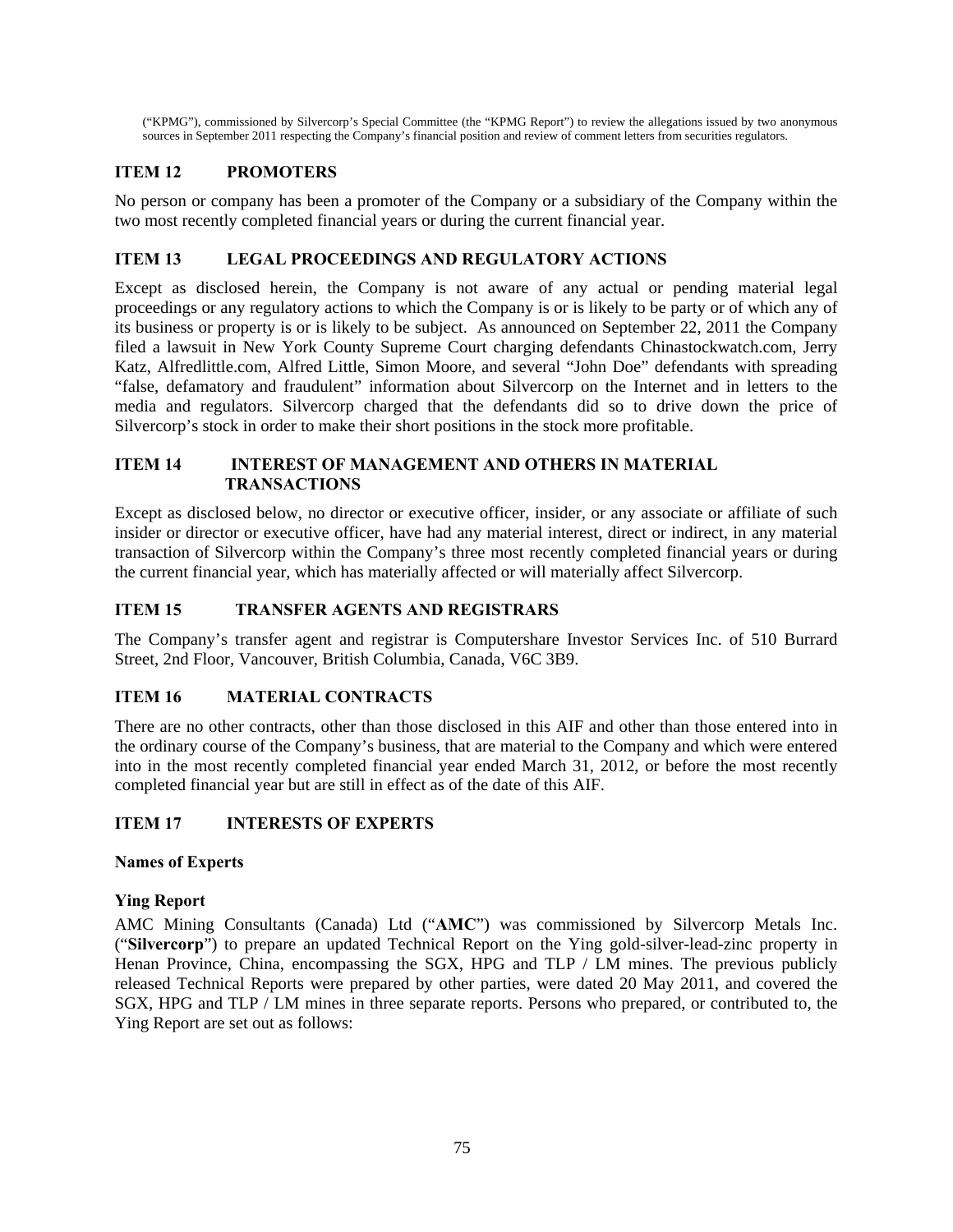("KPMG"), commissioned by Silvercorp's Special Committee (the "KPMG Report") to review the allegations issued by two anonymous sources in September 2011 respecting the Company's financial position and review of comment letters from securities regulators.

## ITEM 12 PROMOTERS

No person or company has been a promoter of the Company or a subsidiary of the Company within the two most recently completed financial years or during the current financial year.

## ITEM 13 LEGAL PROCEEDINGS AND REGULATORY ACTIONS

Except as disclosed herein, the Company is not aware of any actual or pending material legal proceedings or any regulatory actions to which the Company is or is likely to be party or of which any of its business or property is or is likely to be subject. As announced on September 22, 2011 the Company filed a lawsuit in New York County Supreme Court charging defendants Chinastockwatch.com, Jerry Katz, Alfredlittle.com, Alfred Little, Simon Moore, and several "John Doe" defendants with spreading "false, defamatory and fraudulent" information about Silvercorp on the Internet and in letters to the media and regulators. Silvercorp charged that the defendants did so to drive down the price of Silvercorp's stock in order to make their short positions in the stock more profitable.

## ITEM 14 INTEREST OF MANAGEMENT AND OTHERS IN MATERIAL TRANSACTIONS

Except as disclosed below, no director or executive officer, insider, or any associate or affiliate of such insider or director or executive officer, have had any material interest, direct or indirect, in any material transaction of Silvercorp within the Company's three most recently completed financial years or during the current financial year, which has materially affected or will materially affect Silvercorp.

## ITEM 15 TRANSFER AGENTS AND REGISTRARS

The Company's transfer agent and registrar is Computershare Investor Services Inc. of 510 Burrard Street, 2nd Floor, Vancouver, British Columbia, Canada, V6C 3B9.

## ITEM 16 MATERIAL CONTRACTS

There are no other contracts, other than those disclosed in this AIF and other than those entered into in the ordinary course of the Company's business, that are material to the Company and which were entered into in the most recently completed financial year ended March 31, 2012, or before the most recently completed financial year but are still in effect as of the date of this AIF.

## ITEM 17 INTERESTS OF EXPERTS

### Names of Experts

### Ying Report

AMC Mining Consultants (Canada) Ltd ("**AMC**") was commissioned by Silvercorp Metals Inc. ("**Silvercorp**") to prepare an updated Technical Report on the Ying gold-silver-lead-zinc property in Henan Province, China, encompassing the SGX, HPG and TLP / LM mines. The previous publicly released Technical Reports were prepared by other parties, were dated 20 May 2011, and covered the SGX, HPG and TLP / LM mines in three separate reports. Persons who prepared, or contributed to, the Ying Report are set out as follows: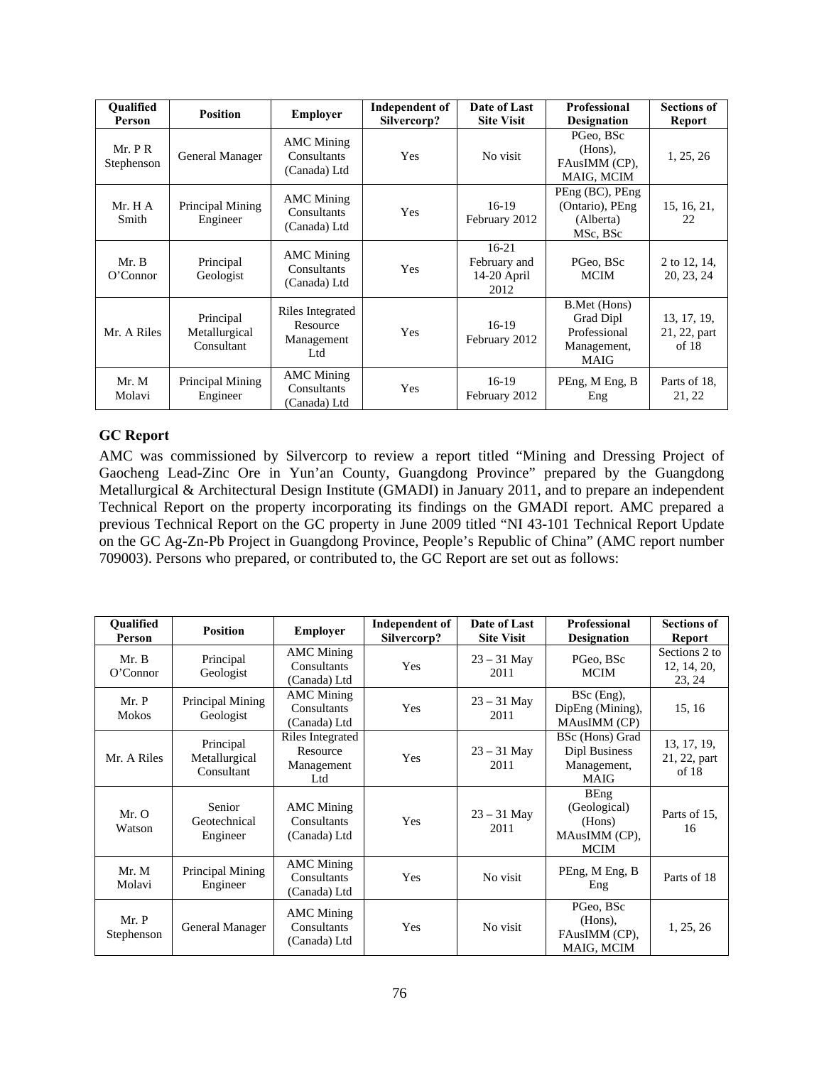| Qualified Person | Position | Employer | Independent of Silvercorp? | Date of Last Site Visit | Professional Designation | Sections of Report |
|---|---|---|---|---|---|---|
| Mr. P R Stephenson | General Manager | AMC Mining Consultants (Canada) Ltd | Yes | No visit | PGeo, BSc (Hons), FAusIMM (CP), MAIG, MCIM | 1, 25, 26 |
| Mr. H A Smith | Principal Mining Engineer | AMC Mining Consultants (Canada) Ltd | Yes | 16-19 February 2012 | PEng (BC), PEng (Ontario), PEng (Alberta) MSc, BSc | 15, 16, 21, 22 |
| Mr. B O'Connor | Principal Geologist | AMC Mining Consultants (Canada) Ltd | Yes | 16-21 February and 14-20 April 2012 | PGeo, BSc MCIM | 2 to 12, 14, 20, 23, 24 |
| Mr. A Riles | Principal Metallurgical Consultant | Riles Integrated Resource Management Ltd | Yes | 16-19 February 2012 | B.Met (Hons) Grad Dipl Professional Management, MAIG | 13, 17, 19, 21, 22, part of 18 |
| Mr. M Molavi | Principal Mining Engineer | AMC Mining Consultants (Canada) Ltd | Yes | 16-19 February 2012 | PEng, M Eng, B Eng | Parts of 18, 21, 22 |

### GC Report

AMC was commissioned by Silvercorp to review a report titled "Mining and Dressing Project of Gaocheng Lead-Zinc Ore in Yun'an County, Guangdong Province" prepared by the Guangdong Metallurgical & Architectural Design Institute (GMADI) in January 2011, and to prepare an independent Technical Report on the property incorporating its findings on the GMADI report. AMC prepared a previous Technical Report on the GC property in June 2009 titled "NI 43-101 Technical Report Update on the GC Ag-Zn-Pb Project in Guangdong Province, People's Republic of China" (AMC report number 709003). Persons who prepared, or contributed to, the GC Report are set out as follows:

| Qualified Person | Position | Employer | Independent of Silvercorp? | Date of Last Site Visit | Professional Designation | Sections of Report |
|---|---|---|---|---|---|---|
| Mr. B O'Connor | Principal Geologist | AMC Mining Consultants (Canada) Ltd | Yes | 23 – 31 May 2011 | PGeo, BSc MCIM | Sections 2 to 12, 14, 20, 23, 24 |
| Mr. P Mokos | Principal Mining Geologist | AMC Mining Consultants (Canada) Ltd | Yes | 23 – 31 May 2011 | BSc (Eng), DipEng (Mining), MAusIMM (CP) | 15, 16 |
| Mr. A Riles | Principal Metallurgical Consultant | Riles Integrated Resource Management Ltd | Yes | 23 – 31 May 2011 | BSc (Hons) Grad Dipl Business Management, MAIG | 13, 17, 19, 21, 22, part of 18 |
| Mr. O Watson | Senior Geotechnical Engineer | AMC Mining Consultants (Canada) Ltd | Yes | 23 – 31 May 2011 | BEng (Geological) (Hons) MAusIMM (CP), MCIM | Parts of 15, 16 |
| Mr. M Molavi | Principal Mining Engineer | AMC Mining Consultants (Canada) Ltd | Yes | No visit | PEng, M Eng, B Eng | Parts of 18 |
| Mr. P Stephenson | General Manager | AMC Mining Consultants (Canada) Ltd | Yes | No visit | PGeo, BSc (Hons), FAusIMM (CP), MAIG, MCIM | 1, 25, 26 |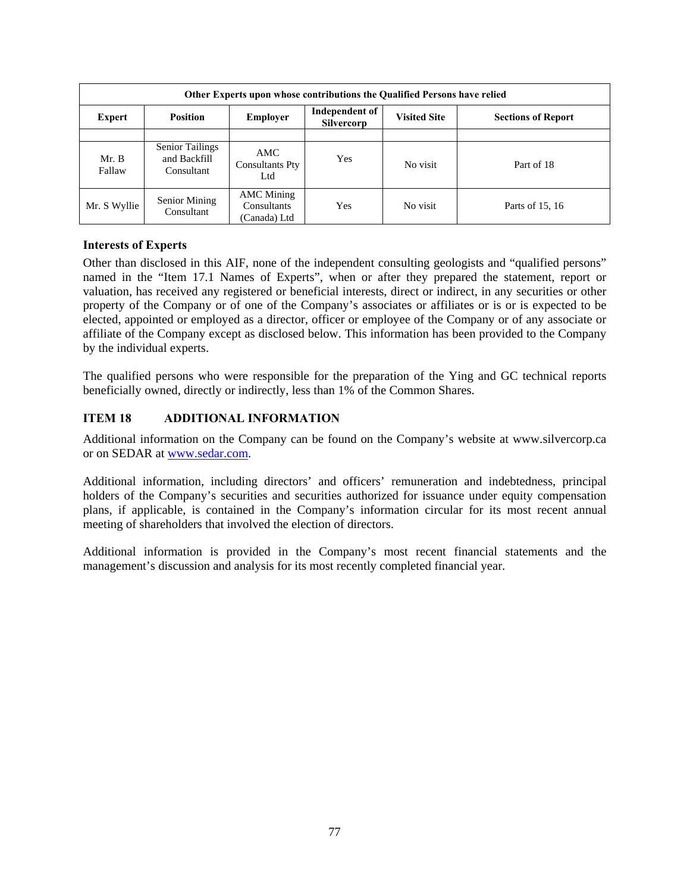| Other Experts upon whose contributions the Qualified Persons have relied | | | | | |
|---|---|---|---|---|---|
| **Expert** | **Position** | **Employer** | **Independent of Silvercorp** | **Visited Site** | **Sections of Report** |
| | | | | | |
| Mr. B Fallaw | Senior Tailings and Backfill Consultant | AMC Consultants Pty Ltd | Yes | No visit | Part of 18 |
| Mr. S Wyllie | Senior Mining Consultant | AMC Mining Consultants (Canada) Ltd | Yes | No visit | Parts of 15, 16 |

### Interests of Experts

Other than disclosed in this AIF, none of the independent consulting geologists and "qualified persons" named in the "Item 17.1 Names of Experts", when or after they prepared the statement, report or valuation, has received any registered or beneficial interests, direct or indirect, in any securities or other property of the Company or of one of the Company's associates or affiliates or is or is expected to be elected, appointed or employed as a director, officer or employee of the Company or of any associate or affiliate of the Company except as disclosed below. This information has been provided to the Company by the individual experts.

The qualified persons who were responsible for the preparation of the Ying and GC technical reports beneficially owned, directly or indirectly, less than 1% of the Common Shares.

## ITEM 18 ADDITIONAL INFORMATION

Additional information on the Company can be found on the Company's website at www.silvercorp.ca or on SEDAR at www.sedar.com.

Additional information, including directors' and officers' remuneration and indebtedness, principal holders of the Company's securities and securities authorized for issuance under equity compensation plans, if applicable, is contained in the Company's information circular for its most recent annual meeting of shareholders that involved the election of directors.

Additional information is provided in the Company's most recent financial statements and the management's discussion and analysis for its most recently completed financial year.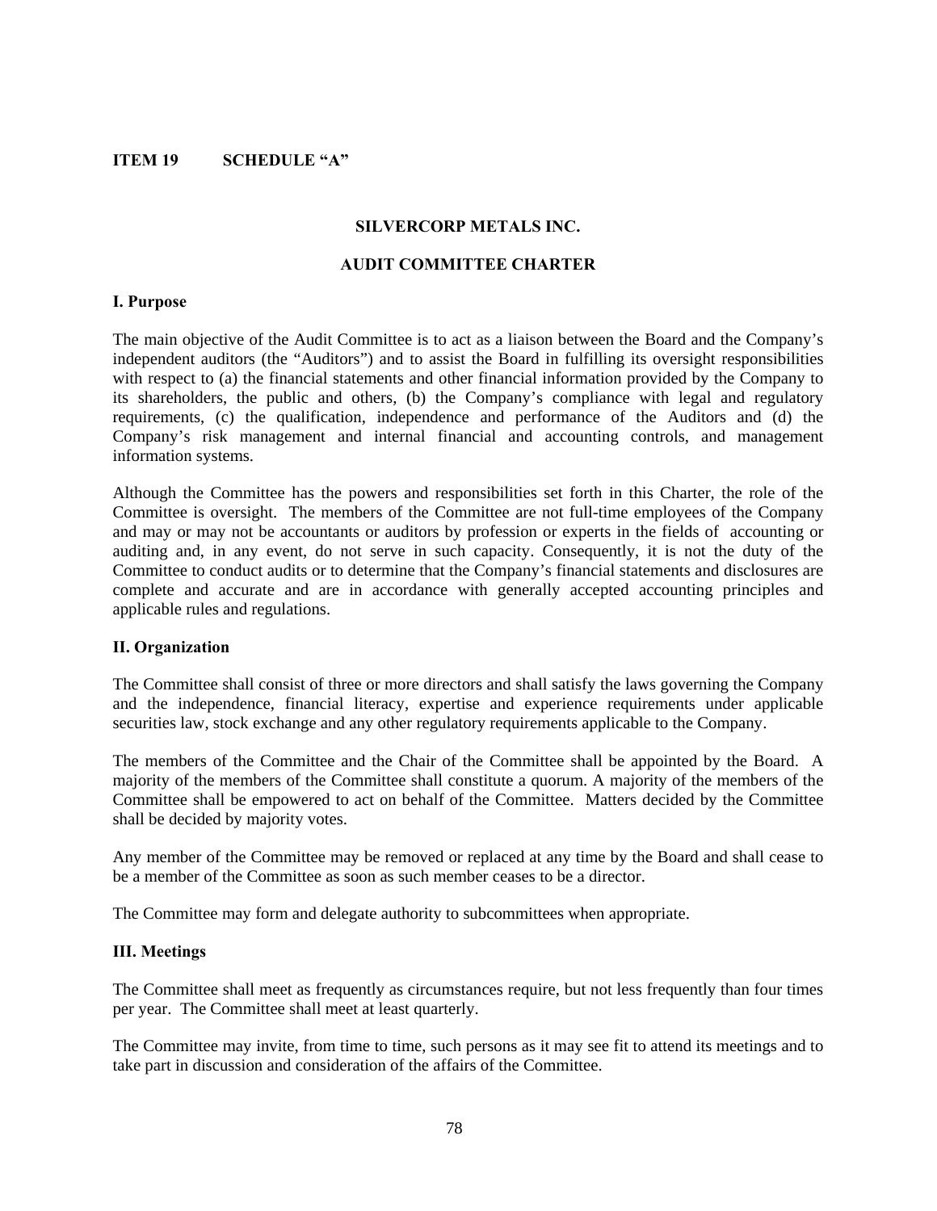**ITEM 19 SCHEDULE "A"**

## SILVERCORP METALS INC.

## AUDIT COMMITTEE CHARTER

### I. Purpose

The main objective of the Audit Committee is to act as a liaison between the Board and the Company's independent auditors (the "Auditors") and to assist the Board in fulfilling its oversight responsibilities with respect to (a) the financial statements and other financial information provided by the Company to its shareholders, the public and others, (b) the Company's compliance with legal and regulatory requirements, (c) the qualification, independence and performance of the Auditors and (d) the Company's risk management and internal financial and accounting controls, and management information systems.

Although the Committee has the powers and responsibilities set forth in this Charter, the role of the Committee is oversight. The members of the Committee are not full-time employees of the Company and may or may not be accountants or auditors by profession or experts in the fields of accounting or auditing and, in any event, do not serve in such capacity. Consequently, it is not the duty of the Committee to conduct audits or to determine that the Company's financial statements and disclosures are complete and accurate and are in accordance with generally accepted accounting principles and applicable rules and regulations.

### II. Organization

The Committee shall consist of three or more directors and shall satisfy the laws governing the Company and the independence, financial literacy, expertise and experience requirements under applicable securities law, stock exchange and any other regulatory requirements applicable to the Company.

The members of the Committee and the Chair of the Committee shall be appointed by the Board. A majority of the members of the Committee shall constitute a quorum. A majority of the members of the Committee shall be empowered to act on behalf of the Committee. Matters decided by the Committee shall be decided by majority votes.

Any member of the Committee may be removed or replaced at any time by the Board and shall cease to be a member of the Committee as soon as such member ceases to be a director.

The Committee may form and delegate authority to subcommittees when appropriate.

### III. Meetings

The Committee shall meet as frequently as circumstances require, but not less frequently than four times per year. The Committee shall meet at least quarterly.

The Committee may invite, from time to time, such persons as it may see fit to attend its meetings and to take part in discussion and consideration of the affairs of the Committee.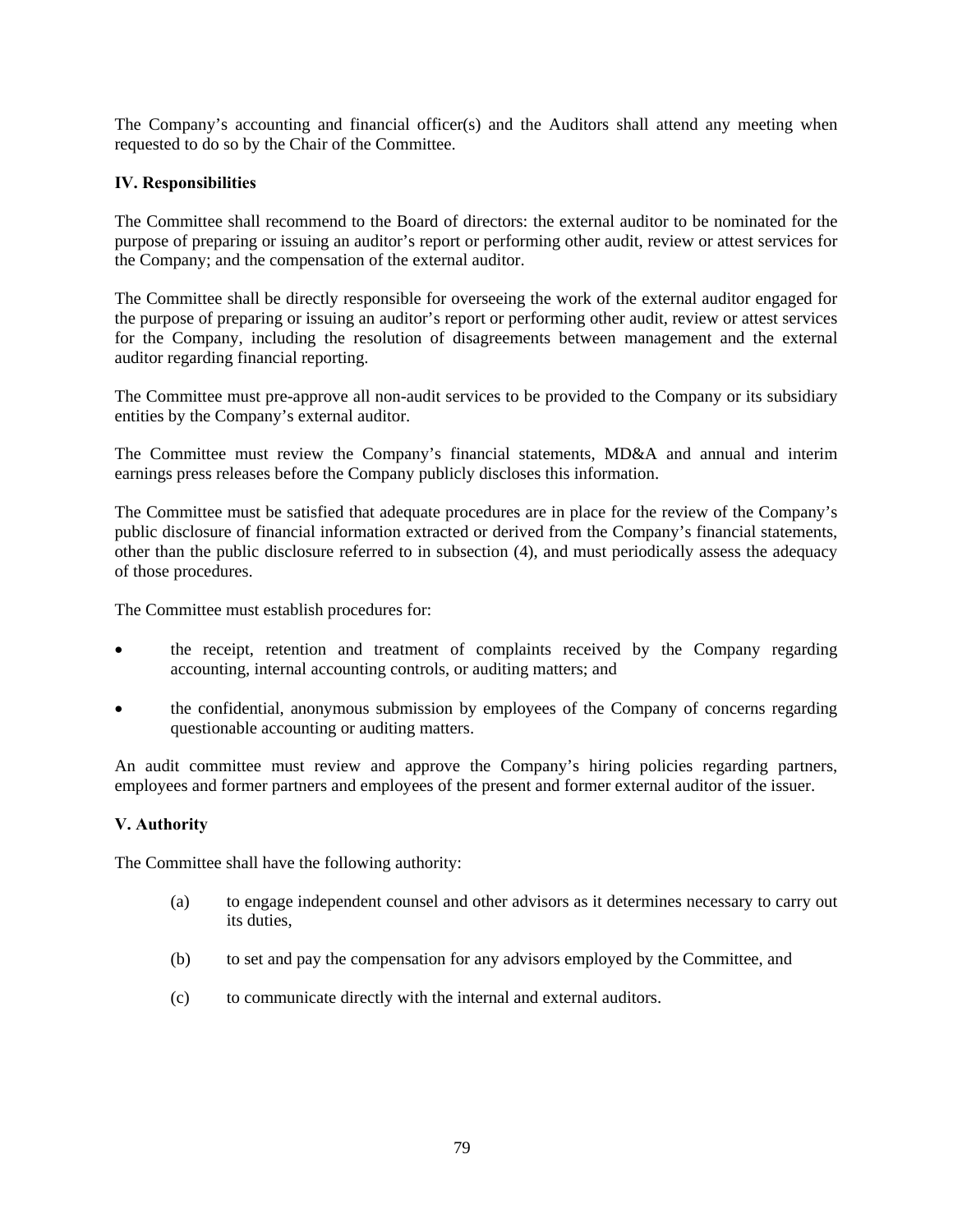The Company's accounting and financial officer(s) and the Auditors shall attend any meeting when requested to do so by the Chair of the Committee.

### IV. Responsibilities

The Committee shall recommend to the Board of directors: the external auditor to be nominated for the purpose of preparing or issuing an auditor's report or performing other audit, review or attest services for the Company; and the compensation of the external auditor.

The Committee shall be directly responsible for overseeing the work of the external auditor engaged for the purpose of preparing or issuing an auditor's report or performing other audit, review or attest services for the Company, including the resolution of disagreements between management and the external auditor regarding financial reporting.

The Committee must pre-approve all non-audit services to be provided to the Company or its subsidiary entities by the Company's external auditor.

The Committee must review the Company's financial statements, MD&A and annual and interim earnings press releases before the Company publicly discloses this information.

The Committee must be satisfied that adequate procedures are in place for the review of the Company's public disclosure of financial information extracted or derived from the Company's financial statements, other than the public disclosure referred to in subsection (4), and must periodically assess the adequacy of those procedures.

The Committee must establish procedures for:

- the receipt, retention and treatment of complaints received by the Company regarding accounting, internal accounting controls, or auditing matters; and
- the confidential, anonymous submission by employees of the Company of concerns regarding questionable accounting or auditing matters.

An audit committee must review and approve the Company's hiring policies regarding partners, employees and former partners and employees of the present and former external auditor of the issuer.

### V. Authority

The Committee shall have the following authority:

(a) to engage independent counsel and other advisors as it determines necessary to carry out its duties,

(b) to set and pay the compensation for any advisors employed by the Committee, and

(c) to communicate directly with the internal and external auditors.